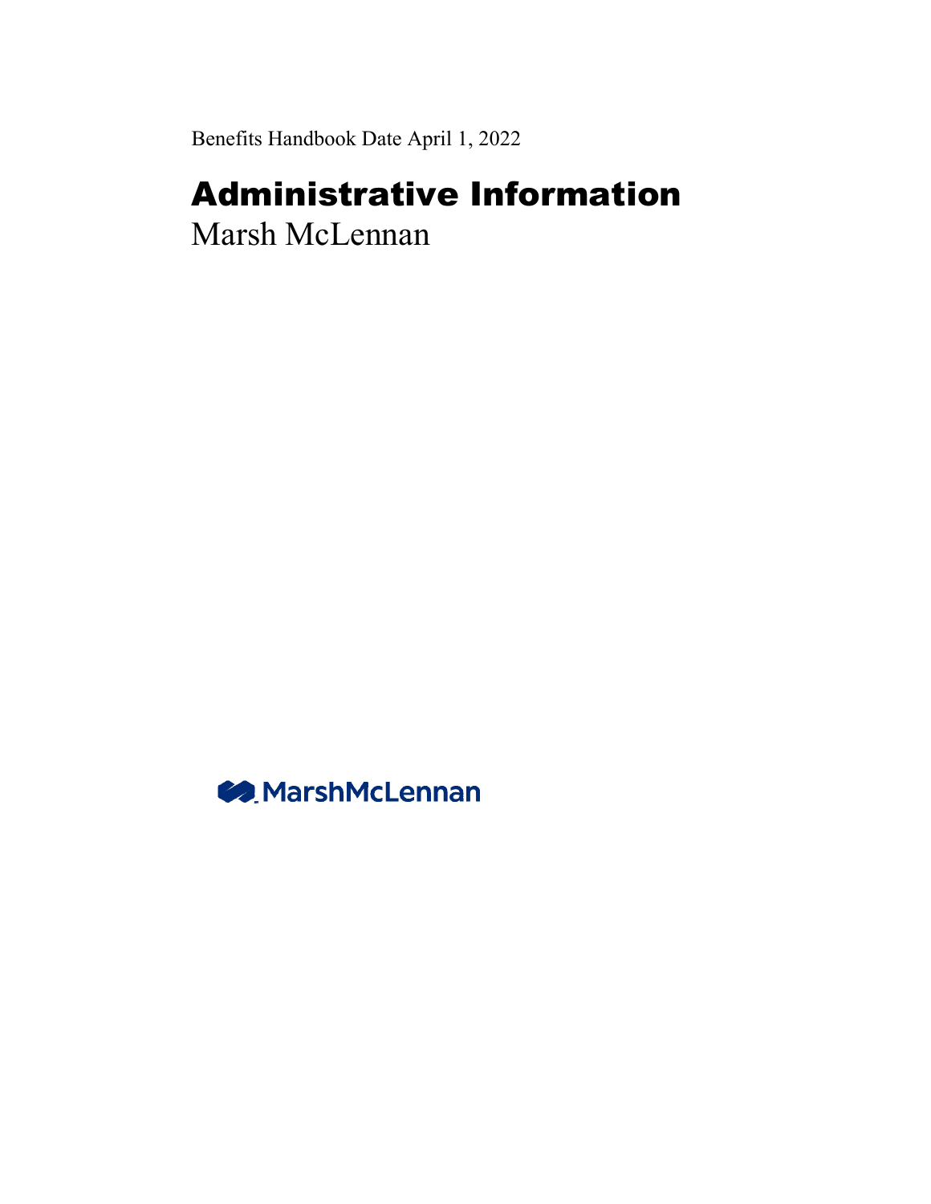Benefits Handbook Date April 1, 2022

# Administrative Information

Marsh McLennan

MarshMcLennan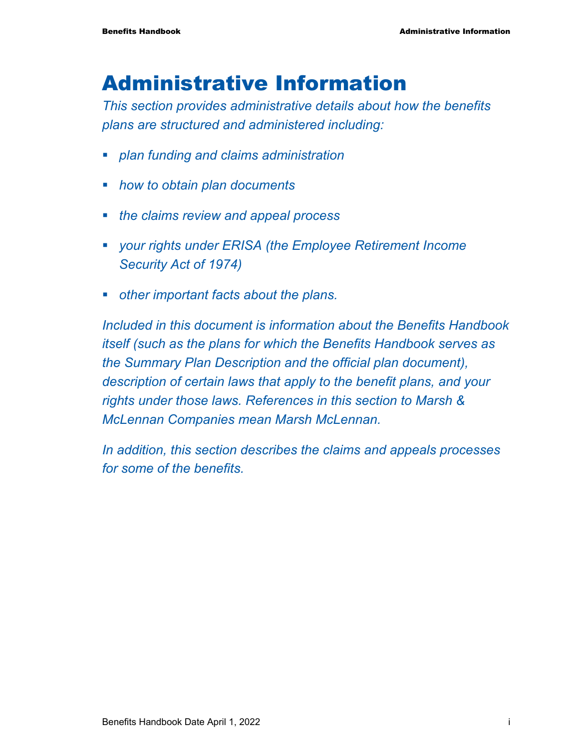# Administrative Information

*This section provides administrative details about how the benefits plans are structured and administered including:*

- *plan funding and claims administration*
- *how to obtain plan documents*
- *the claims review and appeal process*
- *your rights under ERISA (the Employee Retirement Income Security Act of 1974)*
- *other important facts about the plans.*

*Included in this document is information about the Benefits Handbook itself (such as the plans for which the Benefits Handbook serves as the Summary Plan Description and the official plan document), description of certain laws that apply to the benefit plans, and your rights under those laws. References in this section to Marsh & McLennan Companies mean Marsh McLennan.*

*In addition, this section describes the claims and appeals processes for some of the benefits.*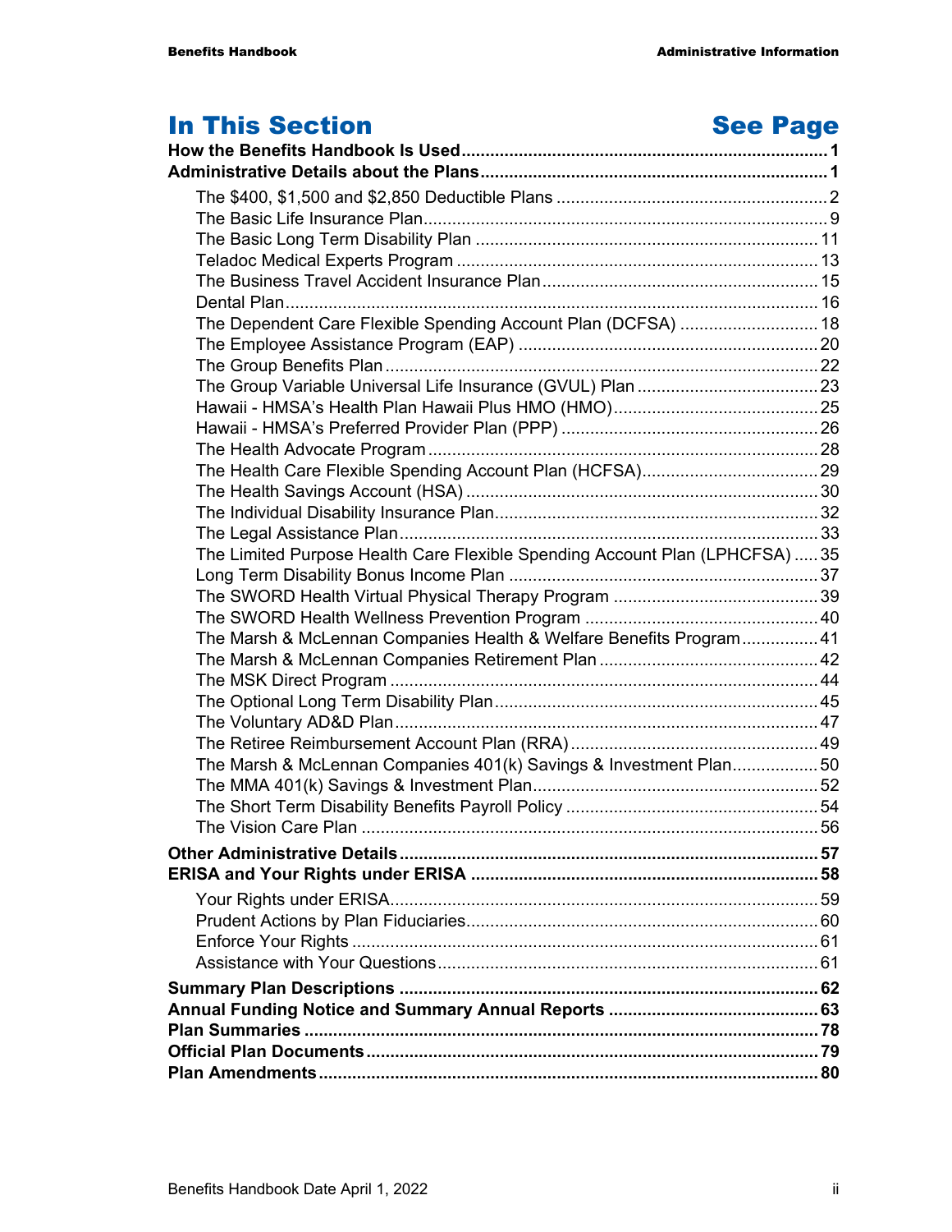| In This Section | See Page |
|---|---|
| **How the Benefits Handbook Is Used** | **1** |
| **Administrative Details about the Plans** | **1** |
| The $400, $1,500 and $2,850 Deductible Plans | 2 |
| The Basic Life Insurance Plan | 9 |
| The Basic Long Term Disability Plan | 11 |
| Teladoc Medical Experts Program | 13 |
| The Business Travel Accident Insurance Plan | 15 |
| Dental Plan | 16 |
| The Dependent Care Flexible Spending Account Plan (DCFSA) | 18 |
| The Employee Assistance Program (EAP) | 20 |
| The Group Benefits Plan | 22 |
| The Group Variable Universal Life Insurance (GVUL) Plan | 23 |
| Hawaii - HMSA's Health Plan Hawaii Plus HMO (HMO) | 25 |
| Hawaii - HMSA's Preferred Provider Plan (PPP) | 26 |
| The Health Advocate Program | 28 |
| The Health Care Flexible Spending Account Plan (HCFSA) | 29 |
| The Health Savings Account (HSA) | 30 |
| The Individual Disability Insurance Plan | 32 |
| The Legal Assistance Plan | 33 |
| The Limited Purpose Health Care Flexible Spending Account Plan (LPHCFSA) | 35 |
| Long Term Disability Bonus Income Plan | 37 |
| The SWORD Health Virtual Physical Therapy Program | 39 |
| The SWORD Health Wellness Prevention Program | 40 |
| The Marsh & McLennan Companies Health & Welfare Benefits Program | 41 |
| The Marsh & McLennan Companies Retirement Plan | 42 |
| The MSK Direct Program | 44 |
| The Optional Long Term Disability Plan | 45 |
| The Voluntary AD&D Plan | 47 |
| The Retiree Reimbursement Account Plan (RRA) | 49 |
| The Marsh & McLennan Companies 401(k) Savings & Investment Plan | 50 |
| The MMA 401(k) Savings & Investment Plan | 52 |
| The Short Term Disability Benefits Payroll Policy | 54 |
| The Vision Care Plan | 56 |
| **Other Administrative Details** | **57** |
| **ERISA and Your Rights under ERISA** | **58** |
| Your Rights under ERISA | 59 |
| Prudent Actions by Plan Fiduciaries | 60 |
| Enforce Your Rights | 61 |
| Assistance with Your Questions | 61 |
| **Summary Plan Descriptions** | **62** |
| **Annual Funding Notice and Summary Annual Reports** | **63** |
| **Plan Summaries** | **78** |
| **Official Plan Documents** | **79** |
| **Plan Amendments** | **80** |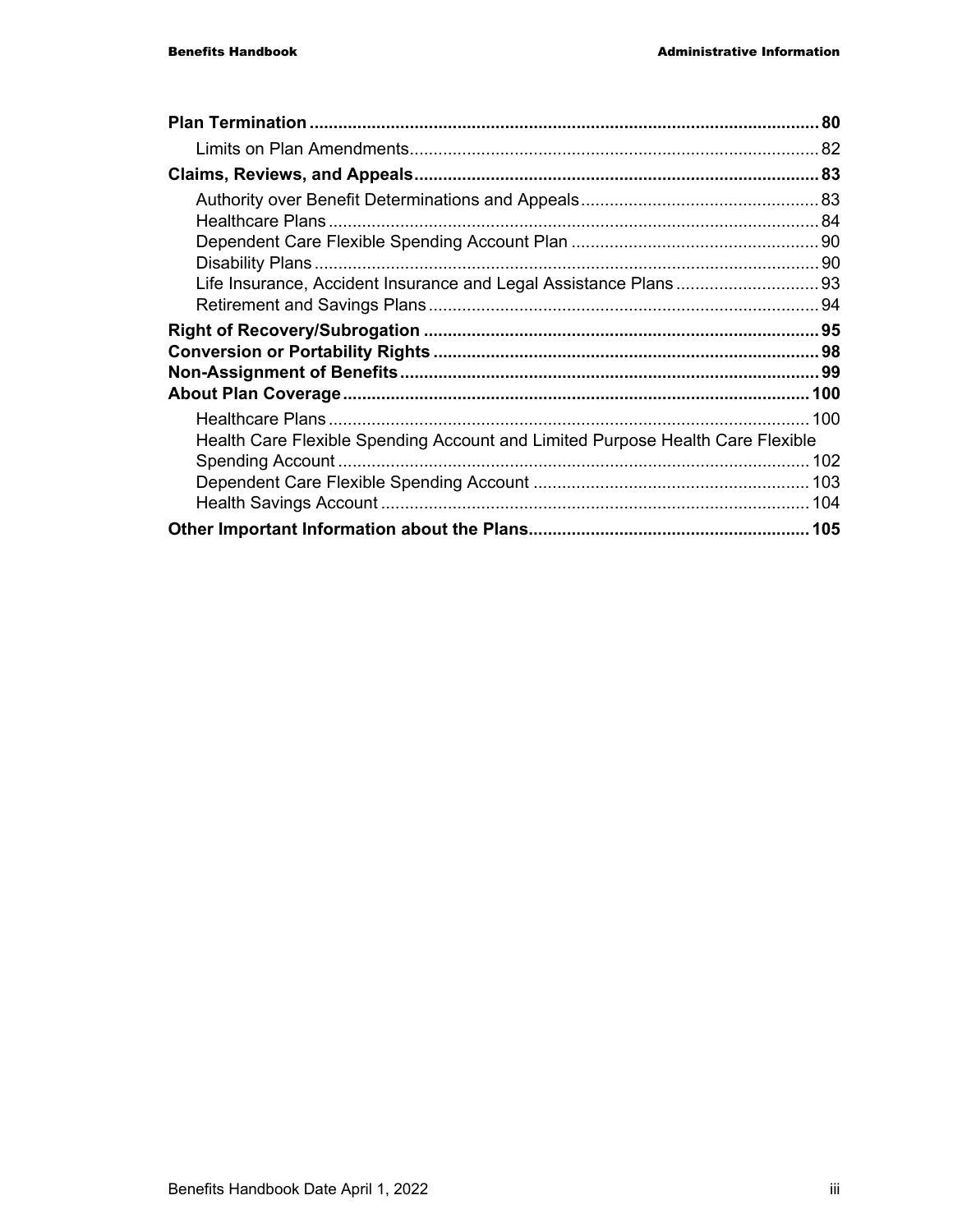**Plan Termination** .......... **80**

Limits on Plan Amendments .......... 82

**Claims, Reviews, and Appeals** .......... **83**

Authority over Benefit Determinations and Appeals .......... 83
Healthcare Plans .......... 84
Dependent Care Flexible Spending Account Plan .......... 90
Disability Plans .......... 90
Life Insurance, Accident Insurance and Legal Assistance Plans .......... 93
Retirement and Savings Plans .......... 94

**Right of Recovery/Subrogation** .......... **95**
**Conversion or Portability Rights** .......... **98**
**Non-Assignment of Benefits** .......... **99**
**About Plan Coverage** .......... **100**

Healthcare Plans .......... 100
Health Care Flexible Spending Account and Limited Purpose Health Care Flexible Spending Account .......... 102
Dependent Care Flexible Spending Account .......... 103
Health Savings Account .......... 104

**Other Important Information about the Plans** .......... **105**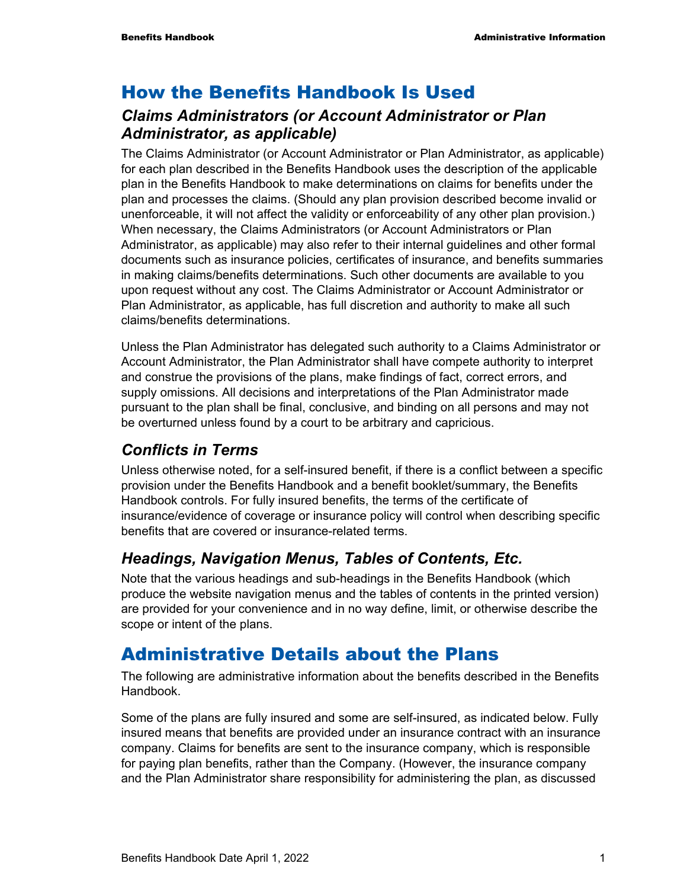# How the Benefits Handbook Is Used

## *Claims Administrators (or Account Administrator or Plan Administrator, as applicable)*

The Claims Administrator (or Account Administrator or Plan Administrator, as applicable) for each plan described in the Benefits Handbook uses the description of the applicable plan in the Benefits Handbook to make determinations on claims for benefits under the plan and processes the claims. (Should any plan provision described become invalid or unenforceable, it will not affect the validity or enforceability of any other plan provision.) When necessary, the Claims Administrators (or Account Administrators or Plan Administrator, as applicable) may also refer to their internal guidelines and other formal documents such as insurance policies, certificates of insurance, and benefits summaries in making claims/benefits determinations. Such other documents are available to you upon request without any cost. The Claims Administrator or Account Administrator or Plan Administrator, as applicable, has full discretion and authority to make all such claims/benefits determinations.

Unless the Plan Administrator has delegated such authority to a Claims Administrator or Account Administrator, the Plan Administrator shall have compete authority to interpret and construe the provisions of the plans, make findings of fact, correct errors, and supply omissions. All decisions and interpretations of the Plan Administrator made pursuant to the plan shall be final, conclusive, and binding on all persons and may not be overturned unless found by a court to be arbitrary and capricious.

## *Conflicts in Terms*

Unless otherwise noted, for a self-insured benefit, if there is a conflict between a specific provision under the Benefits Handbook and a benefit booklet/summary, the Benefits Handbook controls. For fully insured benefits, the terms of the certificate of insurance/evidence of coverage or insurance policy will control when describing specific benefits that are covered or insurance-related terms.

## *Headings, Navigation Menus, Tables of Contents, Etc.*

Note that the various headings and sub-headings in the Benefits Handbook (which produce the website navigation menus and the tables of contents in the printed version) are provided for your convenience and in no way define, limit, or otherwise describe the scope or intent of the plans.

# Administrative Details about the Plans

The following are administrative information about the benefits described in the Benefits Handbook.

Some of the plans are fully insured and some are self-insured, as indicated below. Fully insured means that benefits are provided under an insurance contract with an insurance company. Claims for benefits are sent to the insurance company, which is responsible for paying plan benefits, rather than the Company. (However, the insurance company and the Plan Administrator share responsibility for administering the plan, as discussed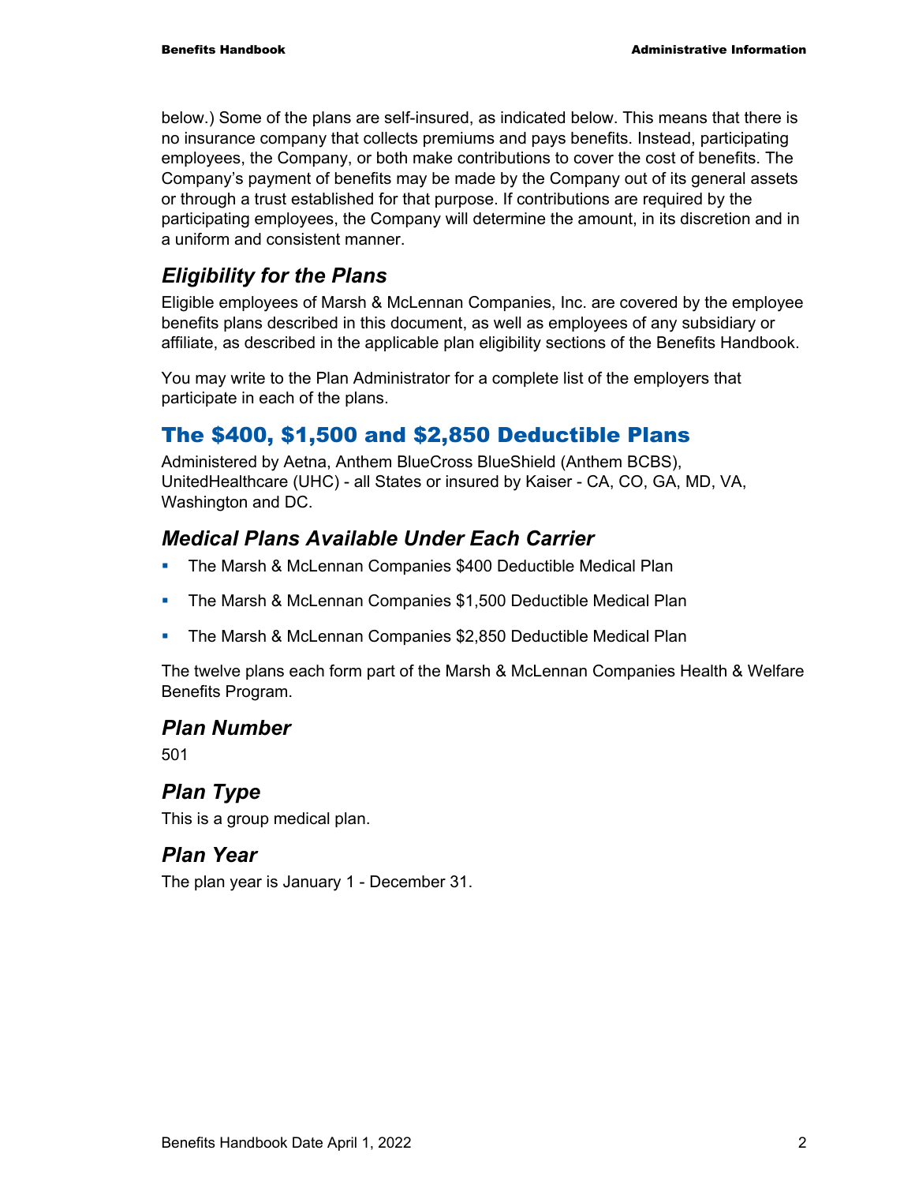below.) Some of the plans are self-insured, as indicated below. This means that there is no insurance company that collects premiums and pays benefits. Instead, participating employees, the Company, or both make contributions to cover the cost of benefits. The Company's payment of benefits may be made by the Company out of its general assets or through a trust established for that purpose. If contributions are required by the participating employees, the Company will determine the amount, in its discretion and in a uniform and consistent manner.

### *Eligibility for the Plans*

Eligible employees of Marsh & McLennan Companies, Inc. are covered by the employee benefits plans described in this document, as well as employees of any subsidiary or affiliate, as described in the applicable plan eligibility sections of the Benefits Handbook.

You may write to the Plan Administrator for a complete list of the employers that participate in each of the plans.

## The $400, $1,500 and $2,850 Deductible Plans

Administered by Aetna, Anthem BlueCross BlueShield (Anthem BCBS), UnitedHealthcare (UHC) - all States or insured by Kaiser - CA, CO, GA, MD, VA, Washington and DC.

### *Medical Plans Available Under Each Carrier*

- The Marsh & McLennan Companies $400 Deductible Medical Plan
- The Marsh & McLennan Companies $1,500 Deductible Medical Plan
- The Marsh & McLennan Companies $2,850 Deductible Medical Plan

The twelve plans each form part of the Marsh & McLennan Companies Health & Welfare Benefits Program.

### *Plan Number*

501

### *Plan Type*

This is a group medical plan.

### *Plan Year*

The plan year is January 1 - December 31.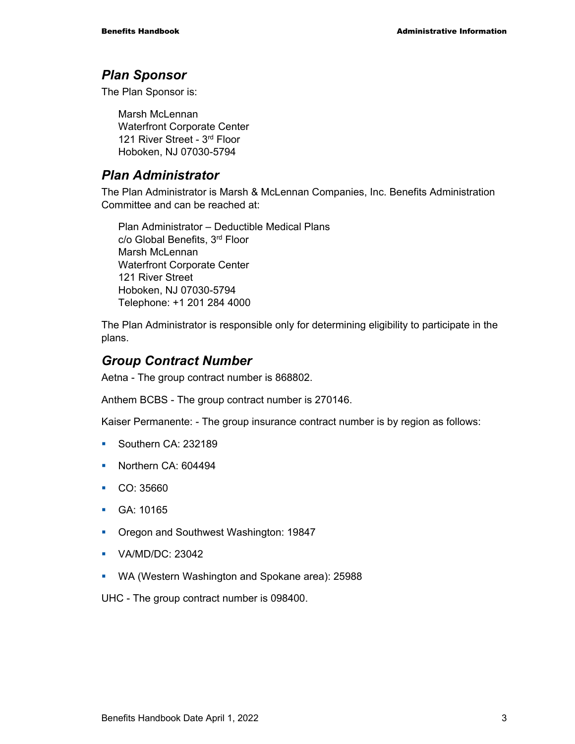## *Plan Sponsor*

The Plan Sponsor is:

Marsh McLennan
Waterfront Corporate Center
121 River Street - 3rd Floor
Hoboken, NJ 07030-5794

## *Plan Administrator*

The Plan Administrator is Marsh & McLennan Companies, Inc. Benefits Administration Committee and can be reached at:

Plan Administrator – Deductible Medical Plans
c/o Global Benefits, 3rd Floor
Marsh McLennan
Waterfront Corporate Center
121 River Street
Hoboken, NJ 07030-5794
Telephone: +1 201 284 4000

The Plan Administrator is responsible only for determining eligibility to participate in the plans.

## *Group Contract Number*

Aetna - The group contract number is 868802.

Anthem BCBS - The group contract number is 270146.

Kaiser Permanente: - The group insurance contract number is by region as follows:

- Southern CA: 232189
- Northern CA: 604494
- CO: 35660
- GA: 10165
- Oregon and Southwest Washington: 19847
- VA/MD/DC: 23042
- WA (Western Washington and Spokane area): 25988

UHC - The group contract number is 098400.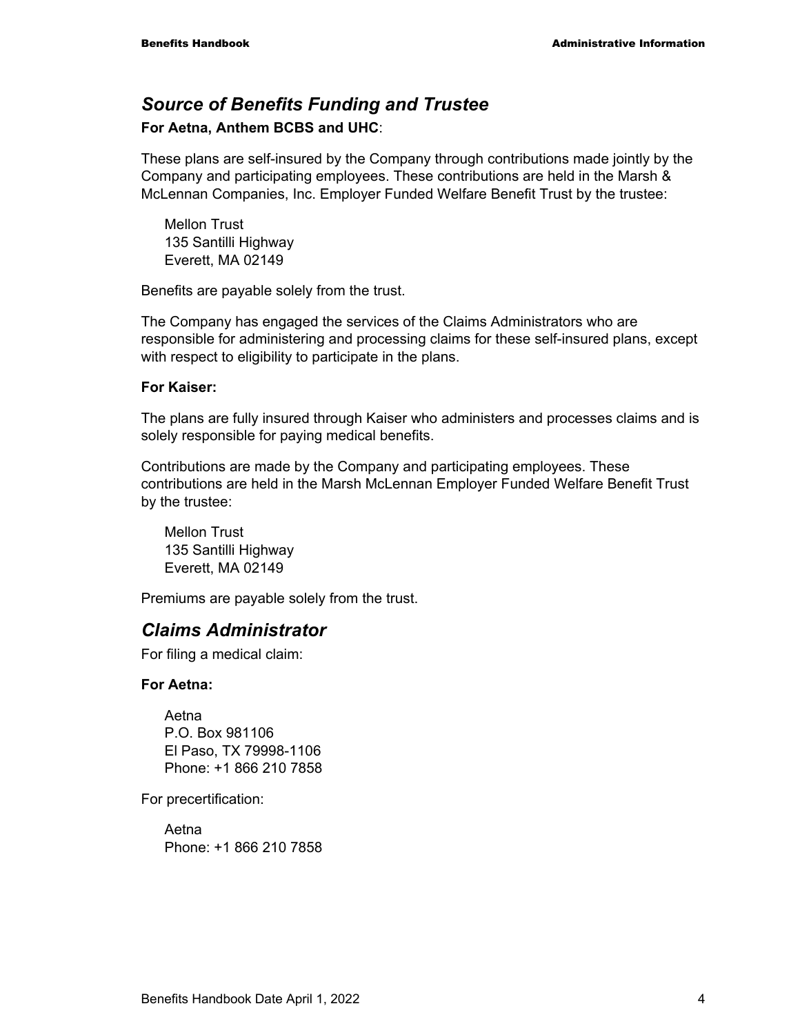## *Source of Benefits Funding and Trustee*

**For Aetna, Anthem BCBS and UHC**:

These plans are self-insured by the Company through contributions made jointly by the Company and participating employees. These contributions are held in the Marsh & McLennan Companies, Inc. Employer Funded Welfare Benefit Trust by the trustee:

Mellon Trust
135 Santilli Highway
Everett, MA 02149

Benefits are payable solely from the trust.

The Company has engaged the services of the Claims Administrators who are responsible for administering and processing claims for these self-insured plans, except with respect to eligibility to participate in the plans.

**For Kaiser:**

The plans are fully insured through Kaiser who administers and processes claims and is solely responsible for paying medical benefits.

Contributions are made by the Company and participating employees. These contributions are held in the Marsh McLennan Employer Funded Welfare Benefit Trust by the trustee:

Mellon Trust
135 Santilli Highway
Everett, MA 02149

Premiums are payable solely from the trust.

## *Claims Administrator*

For filing a medical claim:

**For Aetna:**

Aetna
P.O. Box 981106
El Paso, TX 79998-1106
Phone: +1 866 210 7858

For precertification:

Aetna
Phone: +1 866 210 7858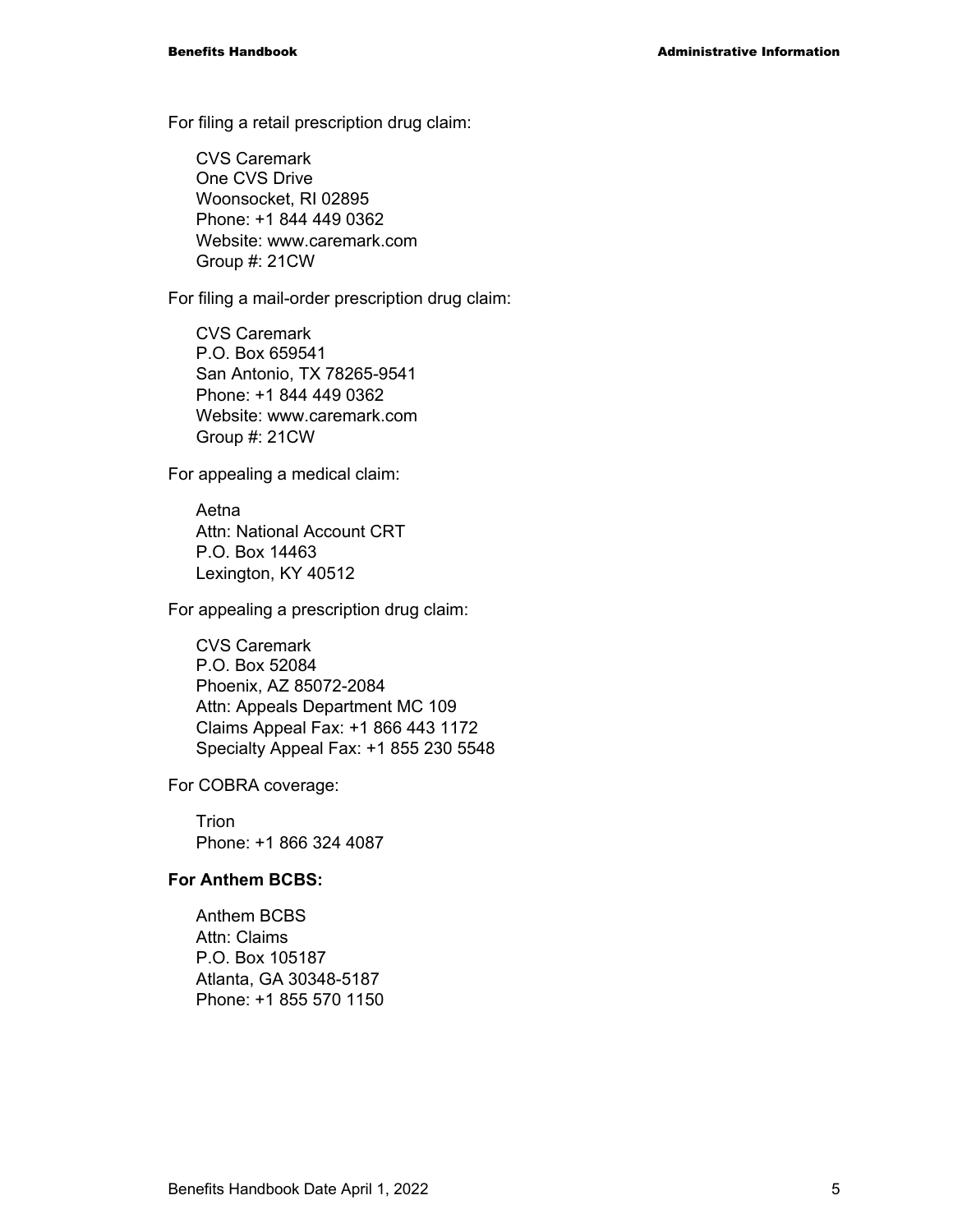For filing a retail prescription drug claim:

CVS Caremark
One CVS Drive
Woonsocket, RI 02895
Phone: +1 844 449 0362
Website: www.caremark.com
Group #: 21CW

For filing a mail-order prescription drug claim:

CVS Caremark
P.O. Box 659541
San Antonio, TX 78265-9541
Phone: +1 844 449 0362
Website: www.caremark.com
Group #: 21CW

For appealing a medical claim:

Aetna
Attn: National Account CRT
P.O. Box 14463
Lexington, KY 40512

For appealing a prescription drug claim:

CVS Caremark
P.O. Box 52084
Phoenix, AZ 85072-2084
Attn: Appeals Department MC 109
Claims Appeal Fax: +1 866 443 1172
Specialty Appeal Fax: +1 855 230 5548

For COBRA coverage:

Trion
Phone: +1 866 324 4087

**For Anthem BCBS:**

Anthem BCBS
Attn: Claims
P.O. Box 105187
Atlanta, GA 30348-5187
Phone: +1 855 570 1150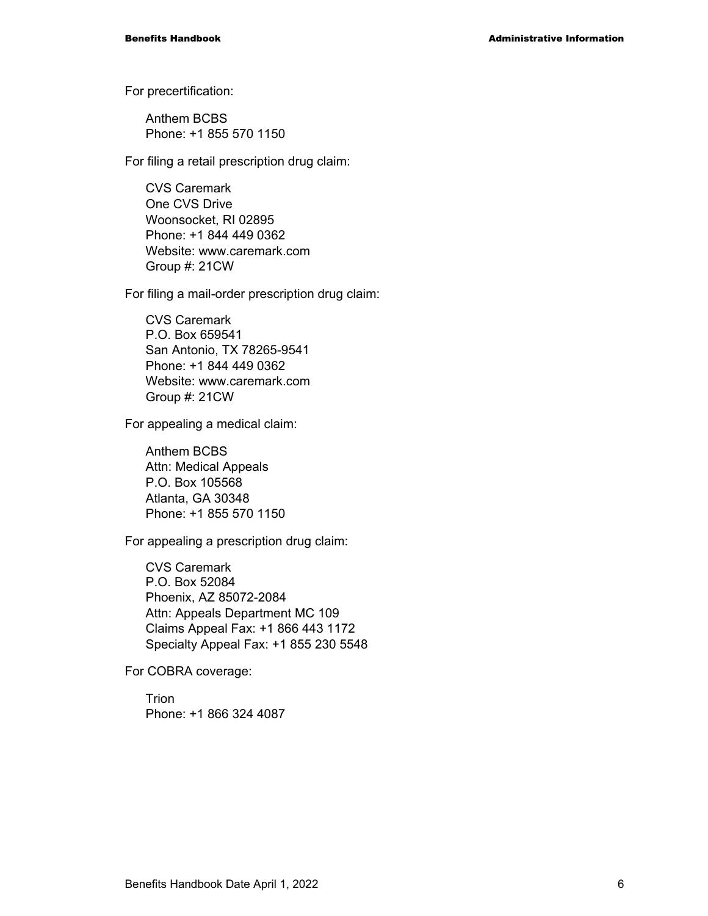For precertification:

Anthem BCBS
Phone: +1 855 570 1150

For filing a retail prescription drug claim:

CVS Caremark
One CVS Drive
Woonsocket, RI 02895
Phone: +1 844 449 0362
Website: www.caremark.com
Group #: 21CW

For filing a mail-order prescription drug claim:

CVS Caremark
P.O. Box 659541
San Antonio, TX 78265-9541
Phone: +1 844 449 0362
Website: www.caremark.com
Group #: 21CW

For appealing a medical claim:

Anthem BCBS
Attn: Medical Appeals
P.O. Box 105568
Atlanta, GA 30348
Phone: +1 855 570 1150

For appealing a prescription drug claim:

CVS Caremark
P.O. Box 52084
Phoenix, AZ 85072-2084
Attn: Appeals Department MC 109
Claims Appeal Fax: +1 866 443 1172
Specialty Appeal Fax: +1 855 230 5548

For COBRA coverage:

Trion
Phone: +1 866 324 4087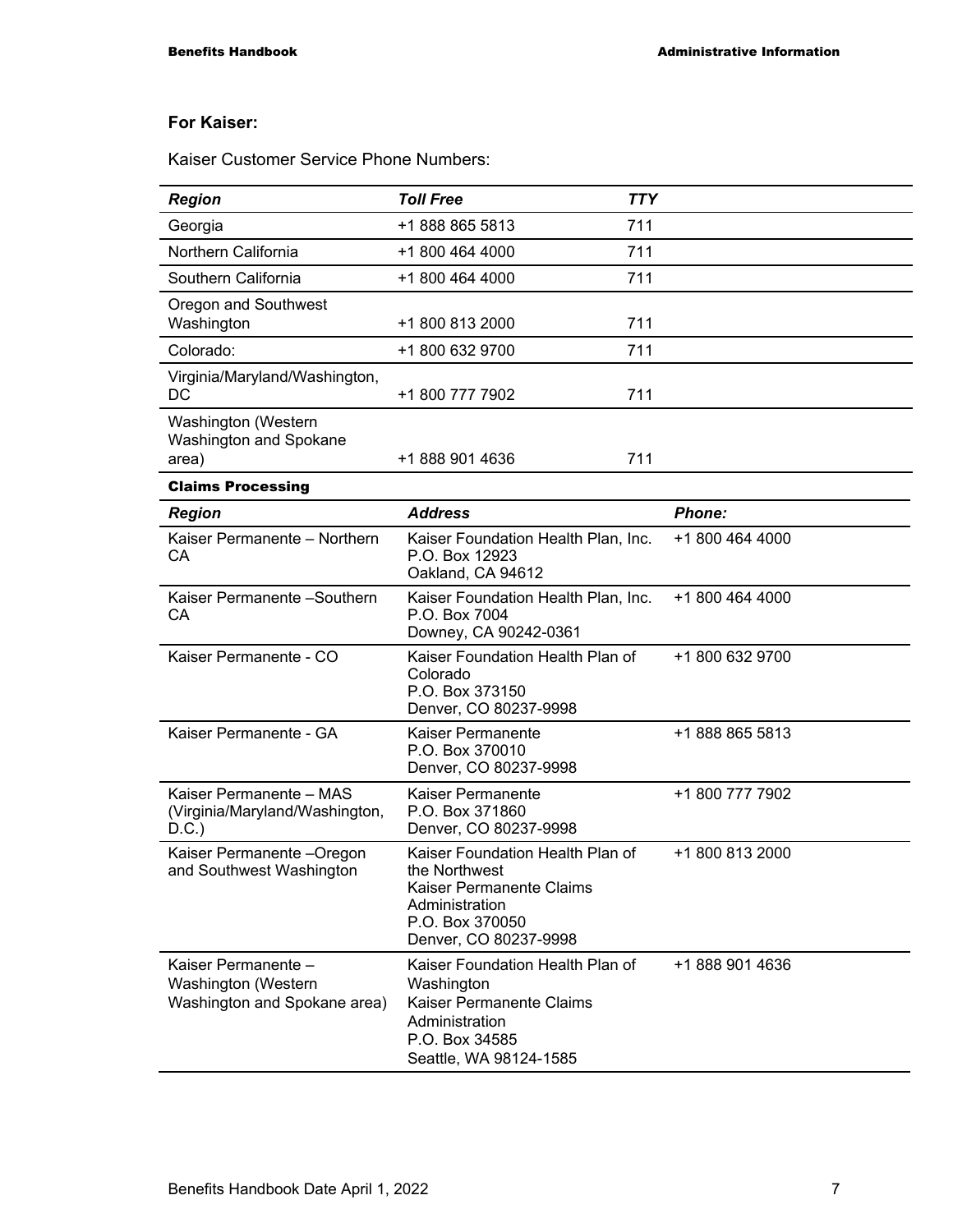**For Kaiser:**

Kaiser Customer Service Phone Numbers:

| *Region* | *Toll Free* | *TTY* |
|---|---|---|
| Georgia | +1 888 865 5813 | 711 |
| Northern California | +1 800 464 4000 | 711 |
| Southern California | +1 800 464 4000 | 711 |
| Oregon and Southwest Washington | +1 800 813 2000 | 711 |
| Colorado: | +1 800 632 9700 | 711 |
| Virginia/Maryland/Washington, DC | +1 800 777 7902 | 711 |
| Washington (Western Washington and Spokane area) | +1 888 901 4636 | 711 |

**Claims Processing**

| *Region* | *Address* | *Phone:* |
|---|---|---|
| Kaiser Permanente – Northern CA | Kaiser Foundation Health Plan, Inc.<br>P.O. Box 12923<br>Oakland, CA 94612 | +1 800 464 4000 |
| Kaiser Permanente –Southern CA | Kaiser Foundation Health Plan, Inc.<br>P.O. Box 7004<br>Downey, CA 90242-0361 | +1 800 464 4000 |
| Kaiser Permanente - CO | Kaiser Foundation Health Plan of Colorado<br>P.O. Box 373150<br>Denver, CO 80237-9998 | +1 800 632 9700 |
| Kaiser Permanente - GA | Kaiser Permanente<br>P.O. Box 370010<br>Denver, CO 80237-9998 | +1 888 865 5813 |
| Kaiser Permanente – MAS (Virginia/Maryland/Washington, D.C.) | Kaiser Permanente<br>P.O. Box 371860<br>Denver, CO 80237-9998 | +1 800 777 7902 |
| Kaiser Permanente –Oregon and Southwest Washington | Kaiser Foundation Health Plan of the Northwest<br>Kaiser Permanente Claims Administration<br>P.O. Box 370050<br>Denver, CO 80237-9998 | +1 800 813 2000 |
| Kaiser Permanente – Washington (Western Washington and Spokane area) | Kaiser Foundation Health Plan of Washington<br>Kaiser Permanente Claims Administration<br>P.O. Box 34585<br>Seattle, WA 98124-1585 | +1 888 901 4636 |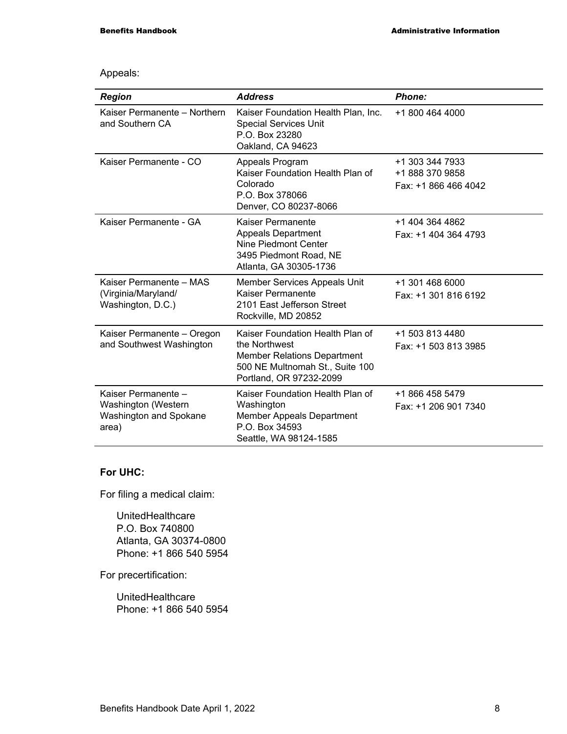Appeals:

| *Region* | *Address* | *Phone:* |
|---|---|---|
| Kaiser Permanente – Northern and Southern CA | Kaiser Foundation Health Plan, Inc.<br>Special Services Unit<br>P.O. Box 23280<br>Oakland, CA 94623 | +1 800 464 4000 |
| Kaiser Permanente - CO | Appeals Program<br>Kaiser Foundation Health Plan of Colorado<br>P.O. Box 378066<br>Denver, CO 80237-8066 | +1 303 344 7933<br>+1 888 370 9858<br>Fax: +1 866 466 4042 |
| Kaiser Permanente - GA | Kaiser Permanente<br>Appeals Department<br>Nine Piedmont Center<br>3495 Piedmont Road, NE<br>Atlanta, GA 30305-1736 | +1 404 364 4862<br>Fax: +1 404 364 4793 |
| Kaiser Permanente – MAS (Virginia/Maryland/ Washington, D.C.) | Member Services Appeals Unit<br>Kaiser Permanente<br>2101 East Jefferson Street<br>Rockville, MD 20852 | +1 301 468 6000<br>Fax: +1 301 816 6192 |
| Kaiser Permanente – Oregon and Southwest Washington | Kaiser Foundation Health Plan of the Northwest<br>Member Relations Department<br>500 NE Multnomah St., Suite 100<br>Portland, OR 97232-2099 | +1 503 813 4480<br>Fax: +1 503 813 3985 |
| Kaiser Permanente – Washington (Western Washington and Spokane area) | Kaiser Foundation Health Plan of Washington<br>Member Appeals Department<br>P.O. Box 34593<br>Seattle, WA 98124-1585 | +1 866 458 5479<br>Fax: +1 206 901 7340 |

**For UHC:**

For filing a medical claim:

UnitedHealthcare
P.O. Box 740800
Atlanta, GA 30374-0800
Phone: +1 866 540 5954

For precertification:

UnitedHealthcare
Phone: +1 866 540 5954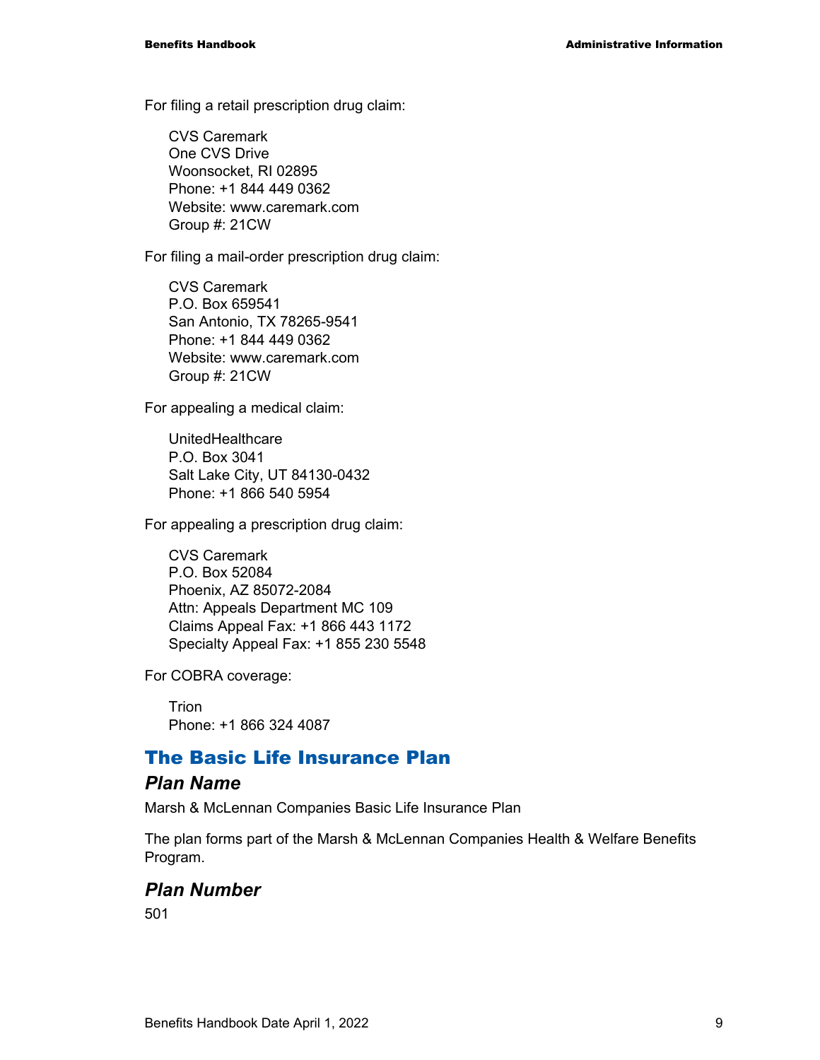For filing a retail prescription drug claim:

CVS Caremark
One CVS Drive
Woonsocket, RI 02895
Phone: +1 844 449 0362
Website: www.caremark.com
Group #: 21CW

For filing a mail-order prescription drug claim:

CVS Caremark
P.O. Box 659541
San Antonio, TX 78265-9541
Phone: +1 844 449 0362
Website: www.caremark.com
Group #: 21CW

For appealing a medical claim:

UnitedHealthcare
P.O. Box 3041
Salt Lake City, UT 84130-0432
Phone: +1 866 540 5954

For appealing a prescription drug claim:

CVS Caremark
P.O. Box 52084
Phoenix, AZ 85072-2084
Attn: Appeals Department MC 109
Claims Appeal Fax: +1 866 443 1172
Specialty Appeal Fax: +1 855 230 5548

For COBRA coverage:

Trion
Phone: +1 866 324 4087

## The Basic Life Insurance Plan

### *Plan Name*

Marsh & McLennan Companies Basic Life Insurance Plan

The plan forms part of the Marsh & McLennan Companies Health & Welfare Benefits Program.

### *Plan Number*

501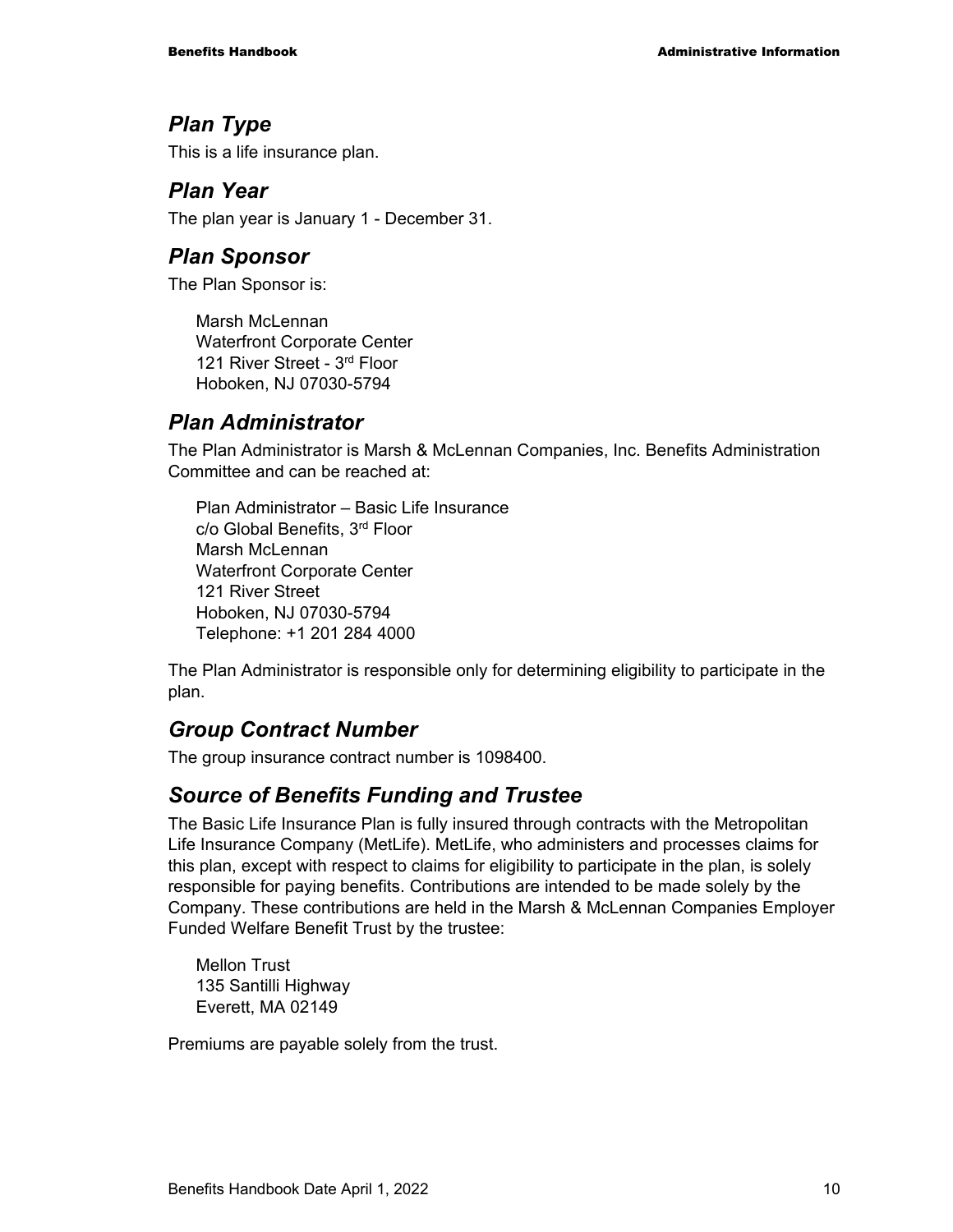## *Plan Type*

This is a life insurance plan.

## *Plan Year*

The plan year is January 1 - December 31.

## *Plan Sponsor*

The Plan Sponsor is:

Marsh McLennan  
Waterfront Corporate Center  
121 River Street - 3rd Floor  
Hoboken, NJ 07030-5794

## *Plan Administrator*

The Plan Administrator is Marsh & McLennan Companies, Inc. Benefits Administration Committee and can be reached at:

Plan Administrator – Basic Life Insurance  
c/o Global Benefits, 3rd Floor  
Marsh McLennan  
Waterfront Corporate Center  
121 River Street  
Hoboken, NJ 07030-5794  
Telephone: +1 201 284 4000

The Plan Administrator is responsible only for determining eligibility to participate in the plan.

## *Group Contract Number*

The group insurance contract number is 1098400.

## *Source of Benefits Funding and Trustee*

The Basic Life Insurance Plan is fully insured through contracts with the Metropolitan Life Insurance Company (MetLife). MetLife, who administers and processes claims for this plan, except with respect to claims for eligibility to participate in the plan, is solely responsible for paying benefits. Contributions are intended to be made solely by the Company. These contributions are held in the Marsh & McLennan Companies Employer Funded Welfare Benefit Trust by the trustee:

Mellon Trust  
135 Santilli Highway  
Everett, MA 02149

Premiums are payable solely from the trust.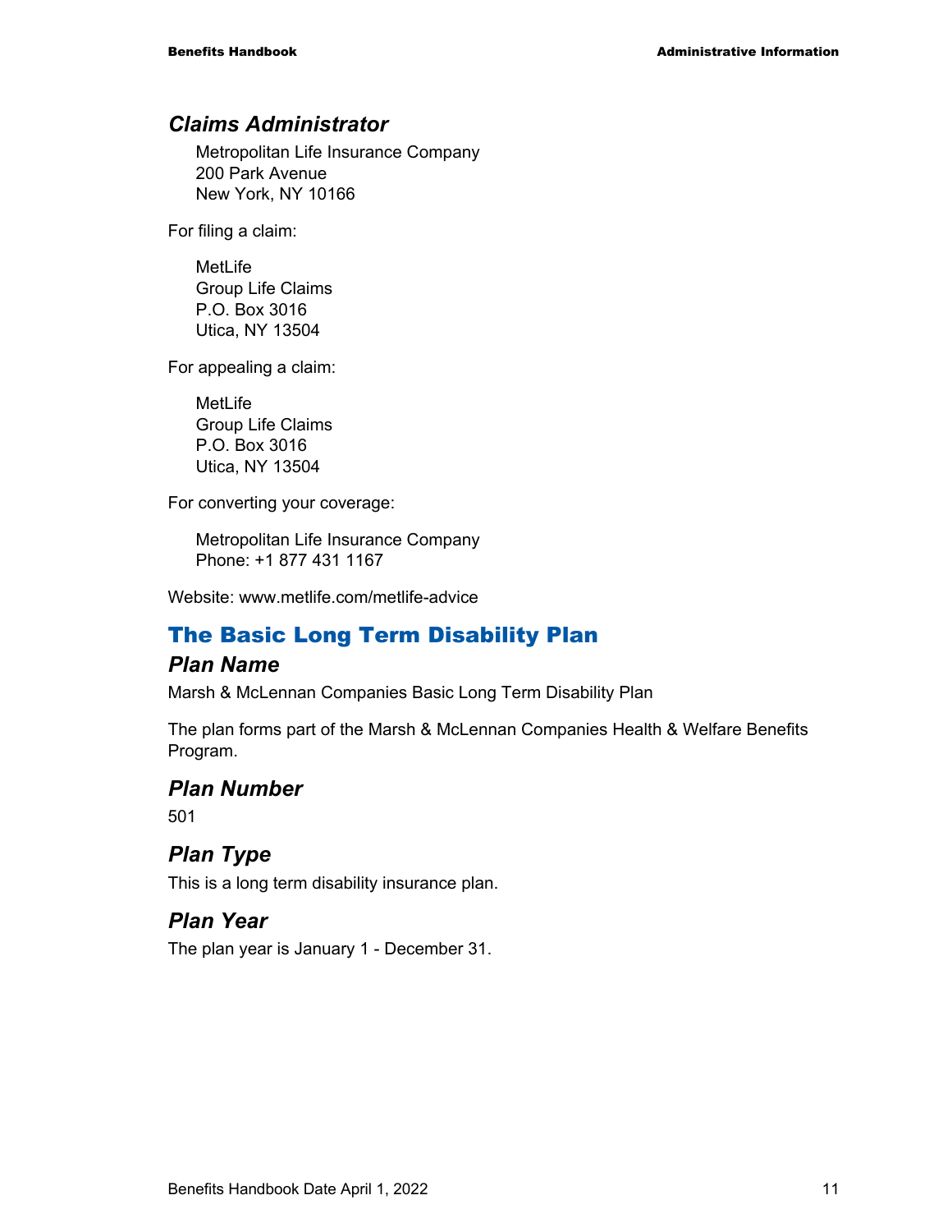### *Claims Administrator*

Metropolitan Life Insurance Company
200 Park Avenue
New York, NY 10166

For filing a claim:

MetLife
Group Life Claims
P.O. Box 3016
Utica, NY 13504

For appealing a claim:

MetLife
Group Life Claims
P.O. Box 3016
Utica, NY 13504

For converting your coverage:

Metropolitan Life Insurance Company
Phone: +1 877 431 1167

Website: www.metlife.com/metlife-advice

## The Basic Long Term Disability Plan

### *Plan Name*

Marsh & McLennan Companies Basic Long Term Disability Plan

The plan forms part of the Marsh & McLennan Companies Health & Welfare Benefits Program.

### *Plan Number*

501

### *Plan Type*

This is a long term disability insurance plan.

### *Plan Year*

The plan year is January 1 - December 31.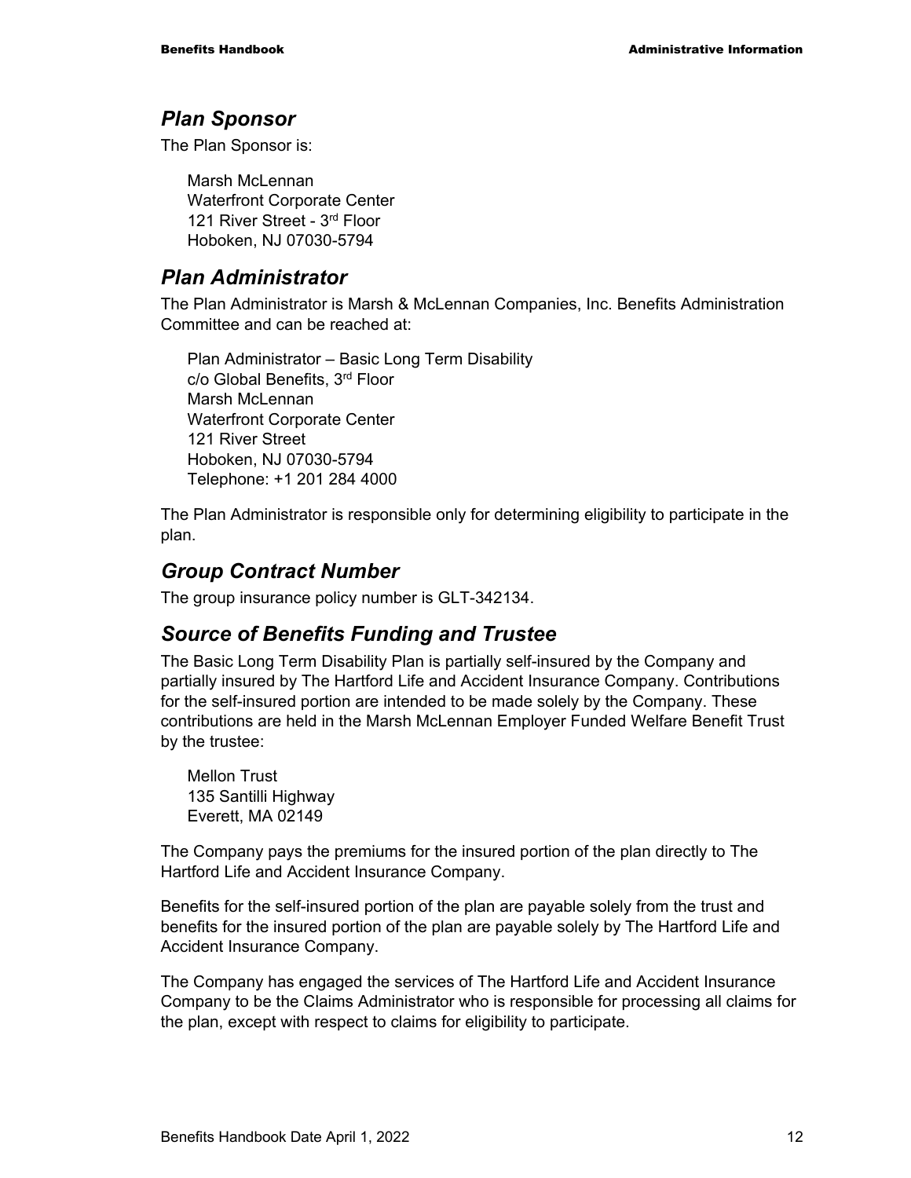## *Plan Sponsor*

The Plan Sponsor is:

Marsh McLennan
Waterfront Corporate Center
121 River Street - 3rd Floor
Hoboken, NJ 07030-5794

## *Plan Administrator*

The Plan Administrator is Marsh & McLennan Companies, Inc. Benefits Administration Committee and can be reached at:

Plan Administrator – Basic Long Term Disability
c/o Global Benefits, 3rd Floor
Marsh McLennan
Waterfront Corporate Center
121 River Street
Hoboken, NJ 07030-5794
Telephone: +1 201 284 4000

The Plan Administrator is responsible only for determining eligibility to participate in the plan.

## *Group Contract Number*

The group insurance policy number is GLT-342134.

## *Source of Benefits Funding and Trustee*

The Basic Long Term Disability Plan is partially self-insured by the Company and partially insured by The Hartford Life and Accident Insurance Company. Contributions for the self-insured portion are intended to be made solely by the Company. These contributions are held in the Marsh McLennan Employer Funded Welfare Benefit Trust by the trustee:

Mellon Trust
135 Santilli Highway
Everett, MA 02149

The Company pays the premiums for the insured portion of the plan directly to The Hartford Life and Accident Insurance Company.

Benefits for the self-insured portion of the plan are payable solely from the trust and benefits for the insured portion of the plan are payable solely by The Hartford Life and Accident Insurance Company.

The Company has engaged the services of The Hartford Life and Accident Insurance Company to be the Claims Administrator who is responsible for processing all claims for the plan, except with respect to claims for eligibility to participate.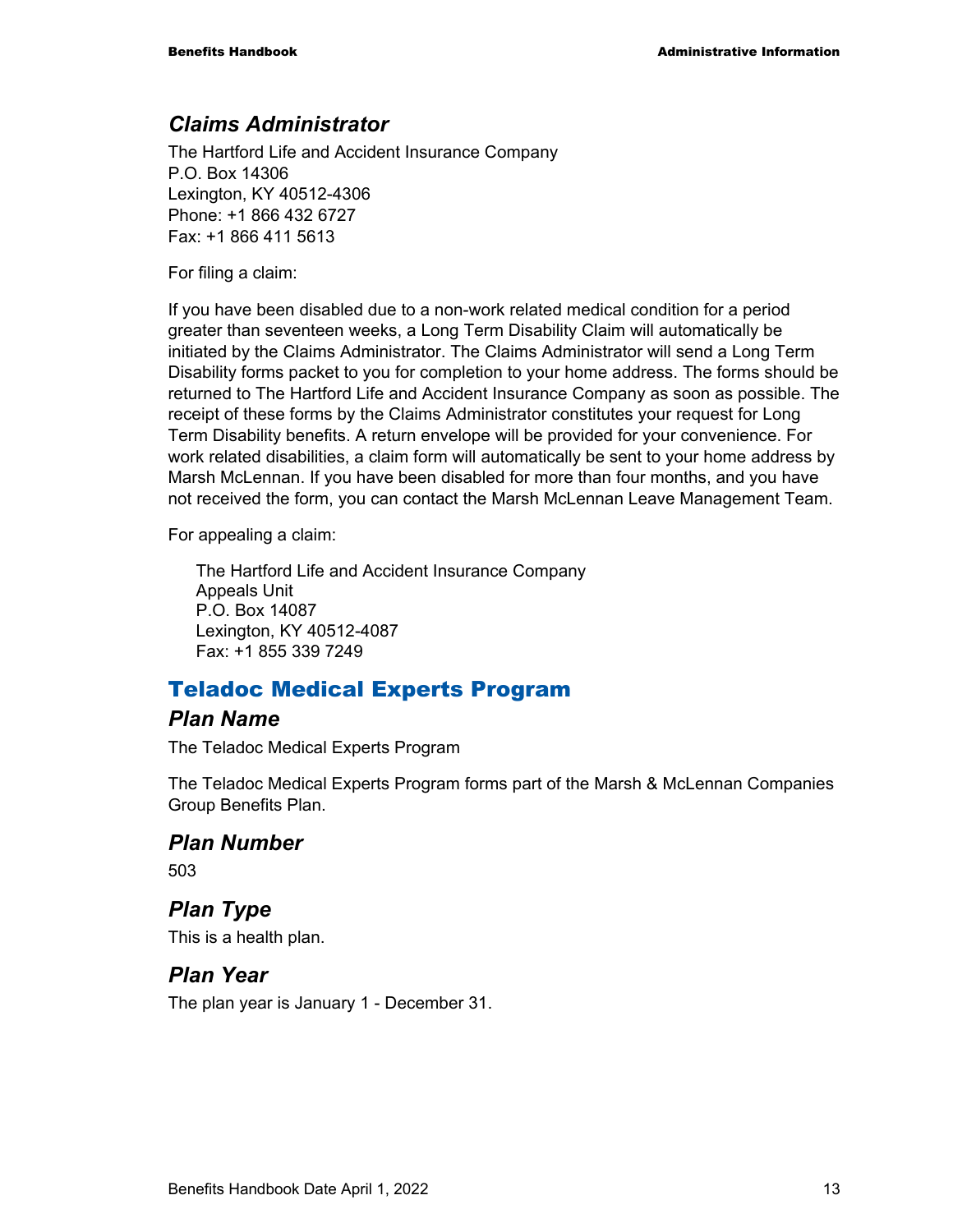### *Claims Administrator*

The Hartford Life and Accident Insurance Company
P.O. Box 14306
Lexington, KY 40512-4306
Phone: +1 866 432 6727
Fax: +1 866 411 5613

For filing a claim:

If you have been disabled due to a non-work related medical condition for a period greater than seventeen weeks, a Long Term Disability Claim will automatically be initiated by the Claims Administrator. The Claims Administrator will send a Long Term Disability forms packet to you for completion to your home address. The forms should be returned to The Hartford Life and Accident Insurance Company as soon as possible. The receipt of these forms by the Claims Administrator constitutes your request for Long Term Disability benefits. A return envelope will be provided for your convenience. For work related disabilities, a claim form will automatically be sent to your home address by Marsh McLennan. If you have been disabled for more than four months, and you have not received the form, you can contact the Marsh McLennan Leave Management Team.

For appealing a claim:

> The Hartford Life and Accident Insurance Company
> Appeals Unit
> P.O. Box 14087
> Lexington, KY 40512-4087
> Fax: +1 855 339 7249

## Teladoc Medical Experts Program

### *Plan Name*

The Teladoc Medical Experts Program

The Teladoc Medical Experts Program forms part of the Marsh & McLennan Companies Group Benefits Plan.

### *Plan Number*

503

### *Plan Type*

This is a health plan.

### *Plan Year*

The plan year is January 1 - December 31.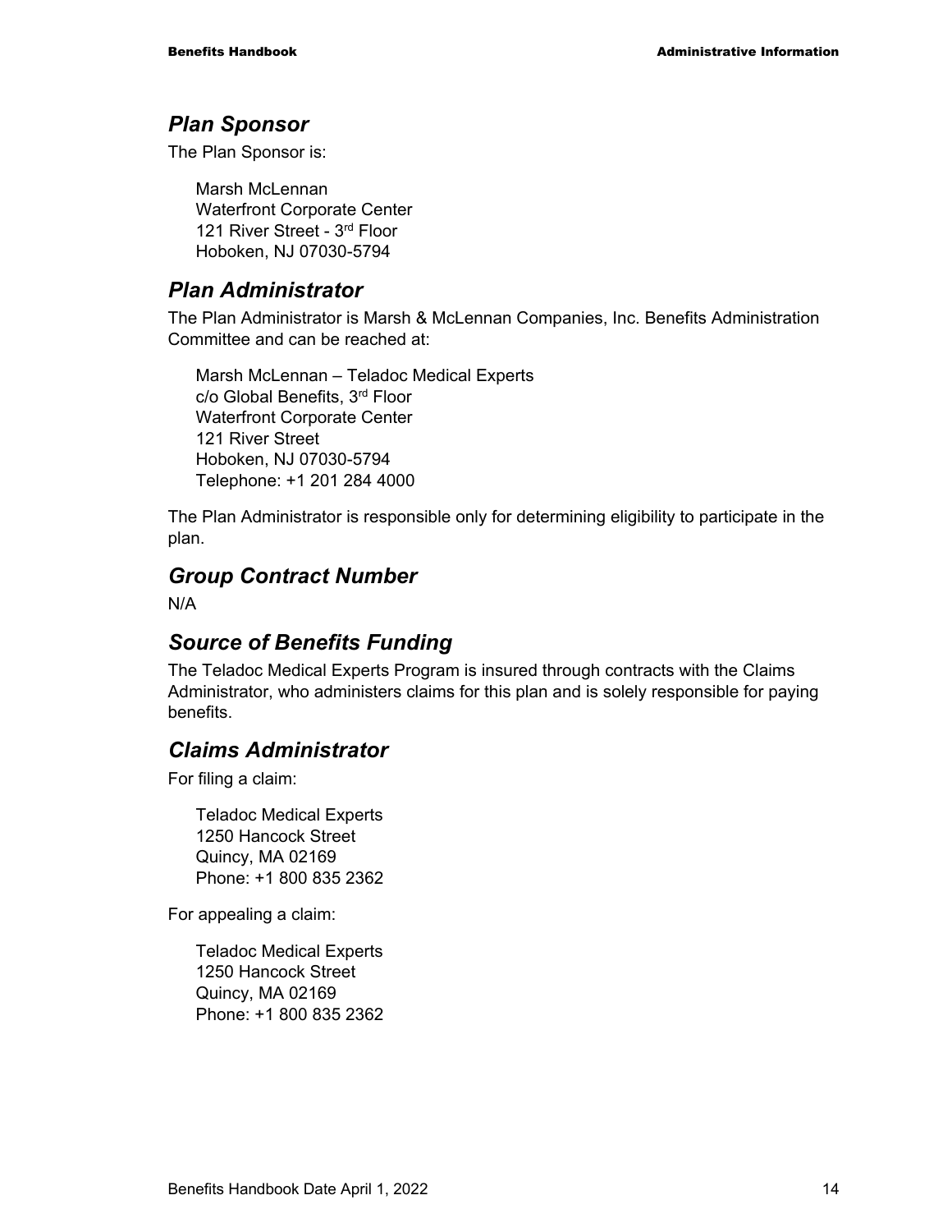## *Plan Sponsor*

The Plan Sponsor is:

Marsh McLennan
Waterfront Corporate Center
121 River Street - 3rd Floor
Hoboken, NJ 07030-5794

## *Plan Administrator*

The Plan Administrator is Marsh & McLennan Companies, Inc. Benefits Administration Committee and can be reached at:

Marsh McLennan – Teladoc Medical Experts
c/o Global Benefits, 3rd Floor
Waterfront Corporate Center
121 River Street
Hoboken, NJ 07030-5794
Telephone: +1 201 284 4000

The Plan Administrator is responsible only for determining eligibility to participate in the plan.

## *Group Contract Number*

N/A

## *Source of Benefits Funding*

The Teladoc Medical Experts Program is insured through contracts with the Claims Administrator, who administers claims for this plan and is solely responsible for paying benefits.

## *Claims Administrator*

For filing a claim:

Teladoc Medical Experts
1250 Hancock Street
Quincy, MA 02169
Phone: +1 800 835 2362

For appealing a claim:

Teladoc Medical Experts
1250 Hancock Street
Quincy, MA 02169
Phone: +1 800 835 2362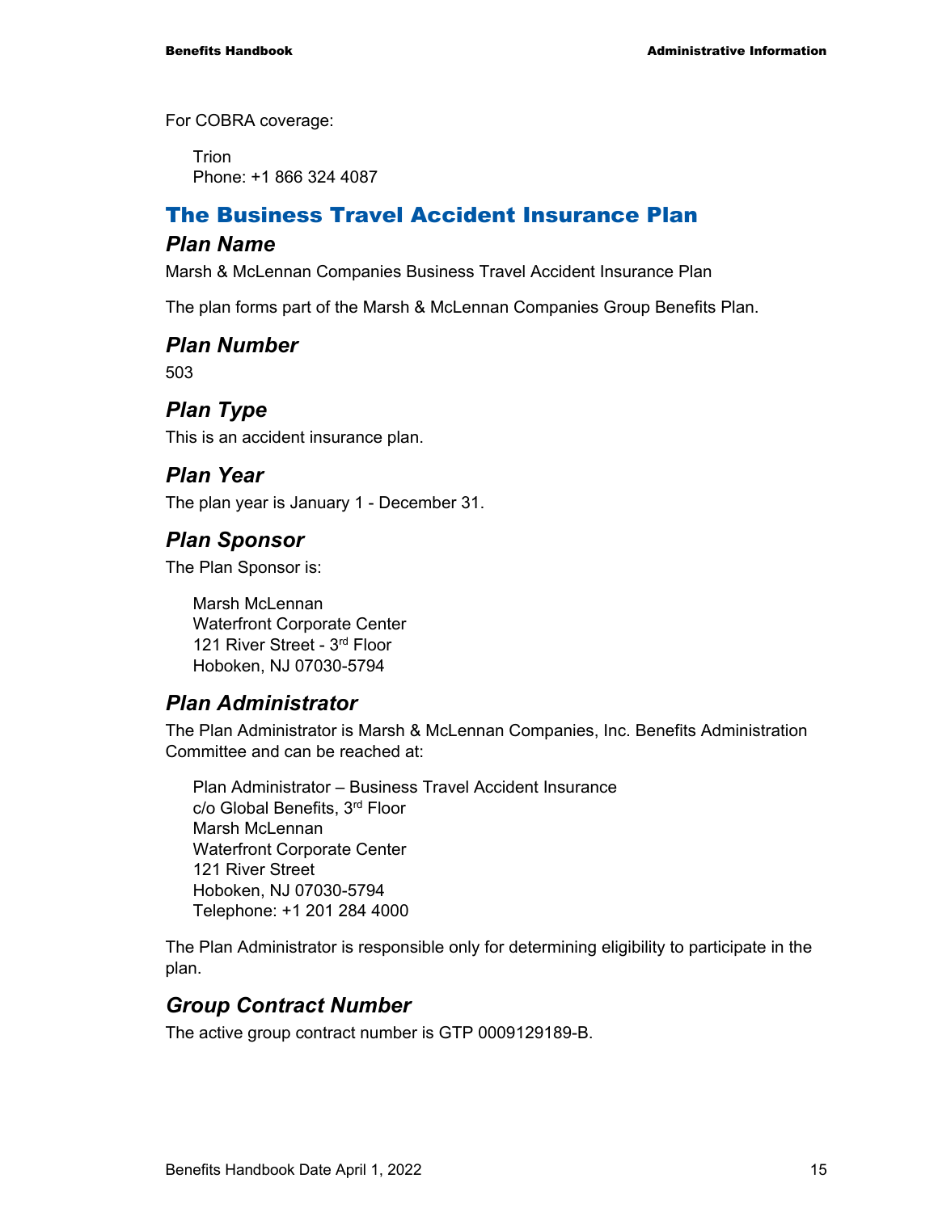For COBRA coverage:

Trion
Phone: +1 866 324 4087

## The Business Travel Accident Insurance Plan

### *Plan Name*

Marsh & McLennan Companies Business Travel Accident Insurance Plan

The plan forms part of the Marsh & McLennan Companies Group Benefits Plan.

### *Plan Number*

503

### *Plan Type*

This is an accident insurance plan.

### *Plan Year*

The plan year is January 1 - December 31.

### *Plan Sponsor*

The Plan Sponsor is:

Marsh McLennan
Waterfront Corporate Center
121 River Street - 3rd Floor
Hoboken, NJ 07030-5794

### *Plan Administrator*

The Plan Administrator is Marsh & McLennan Companies, Inc. Benefits Administration Committee and can be reached at:

Plan Administrator – Business Travel Accident Insurance
c/o Global Benefits, 3rd Floor
Marsh McLennan
Waterfront Corporate Center
121 River Street
Hoboken, NJ 07030-5794
Telephone: +1 201 284 4000

The Plan Administrator is responsible only for determining eligibility to participate in the plan.

### *Group Contract Number*

The active group contract number is GTP 0009129189-B.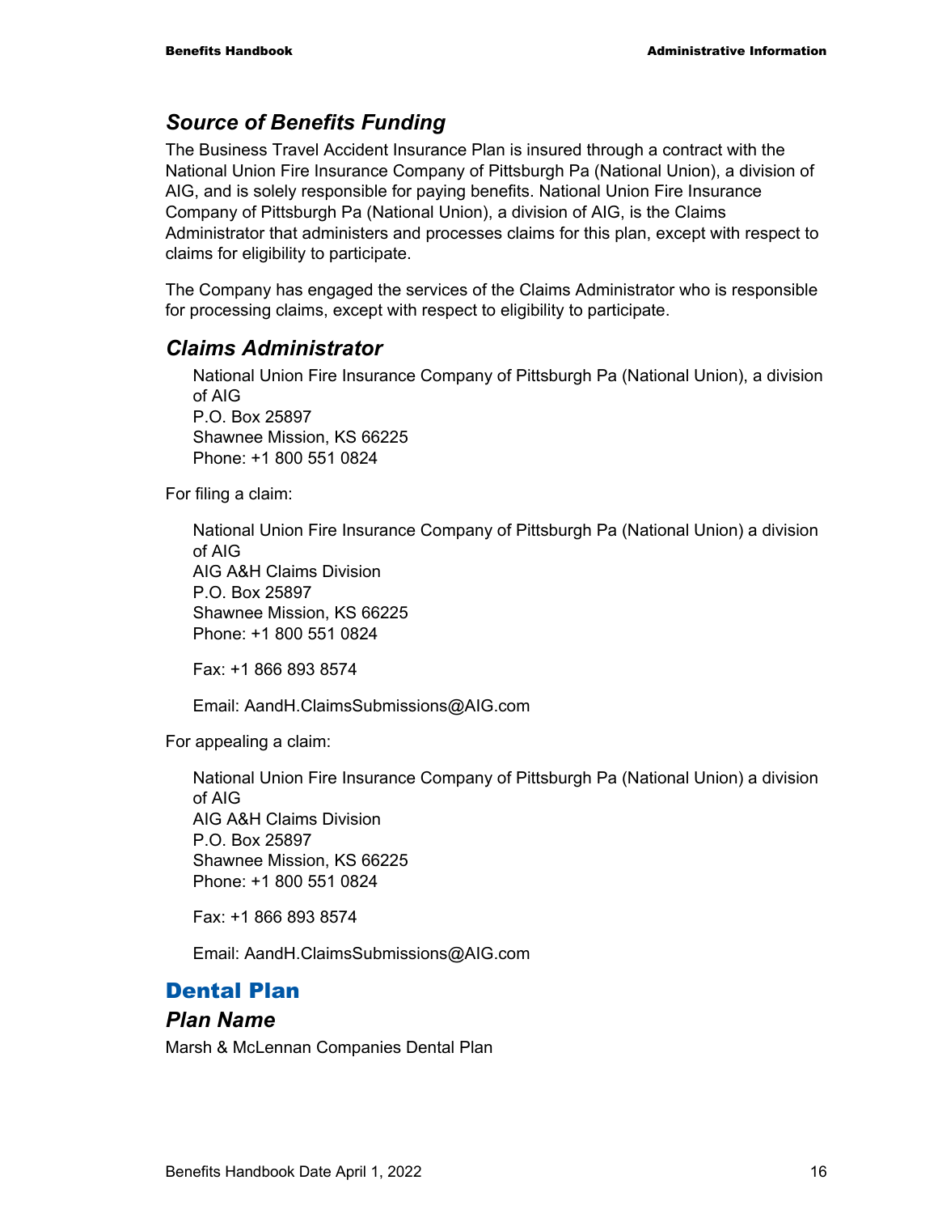### *Source of Benefits Funding*

The Business Travel Accident Insurance Plan is insured through a contract with the National Union Fire Insurance Company of Pittsburgh Pa (National Union), a division of AIG, and is solely responsible for paying benefits. National Union Fire Insurance Company of Pittsburgh Pa (National Union), a division of AIG, is the Claims Administrator that administers and processes claims for this plan, except with respect to claims for eligibility to participate.

The Company has engaged the services of the Claims Administrator who is responsible for processing claims, except with respect to eligibility to participate.

### *Claims Administrator*

National Union Fire Insurance Company of Pittsburgh Pa (National Union), a division of AIG
P.O. Box 25897
Shawnee Mission, KS 66225
Phone: +1 800 551 0824

For filing a claim:

National Union Fire Insurance Company of Pittsburgh Pa (National Union) a division of AIG
AIG A&H Claims Division
P.O. Box 25897
Shawnee Mission, KS 66225
Phone: +1 800 551 0824

Fax: +1 866 893 8574

Email: AandH.ClaimsSubmissions@AIG.com

For appealing a claim:

National Union Fire Insurance Company of Pittsburgh Pa (National Union) a division of AIG
AIG A&H Claims Division
P.O. Box 25897
Shawnee Mission, KS 66225
Phone: +1 800 551 0824

Fax: +1 866 893 8574

Email: AandH.ClaimsSubmissions@AIG.com

## Dental Plan

### *Plan Name*

Marsh & McLennan Companies Dental Plan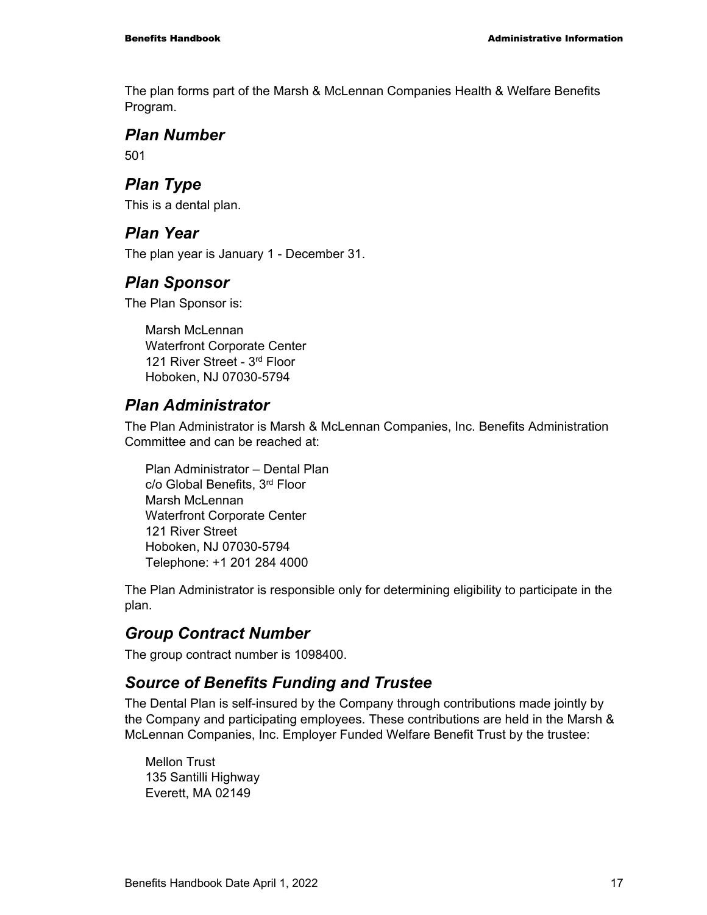The plan forms part of the Marsh & McLennan Companies Health & Welfare Benefits Program.

## *Plan Number*

501

## *Plan Type*

This is a dental plan.

## *Plan Year*

The plan year is January 1 - December 31.

## *Plan Sponsor*

The Plan Sponsor is:

Marsh McLennan
Waterfront Corporate Center
121 River Street - 3rd Floor
Hoboken, NJ 07030-5794

## *Plan Administrator*

The Plan Administrator is Marsh & McLennan Companies, Inc. Benefits Administration Committee and can be reached at:

Plan Administrator – Dental Plan
c/o Global Benefits, 3rd Floor
Marsh McLennan
Waterfront Corporate Center
121 River Street
Hoboken, NJ 07030-5794
Telephone: +1 201 284 4000

The Plan Administrator is responsible only for determining eligibility to participate in the plan.

## *Group Contract Number*

The group contract number is 1098400.

## *Source of Benefits Funding and Trustee*

The Dental Plan is self-insured by the Company through contributions made jointly by the Company and participating employees. These contributions are held in the Marsh & McLennan Companies, Inc. Employer Funded Welfare Benefit Trust by the trustee:

Mellon Trust
135 Santilli Highway
Everett, MA 02149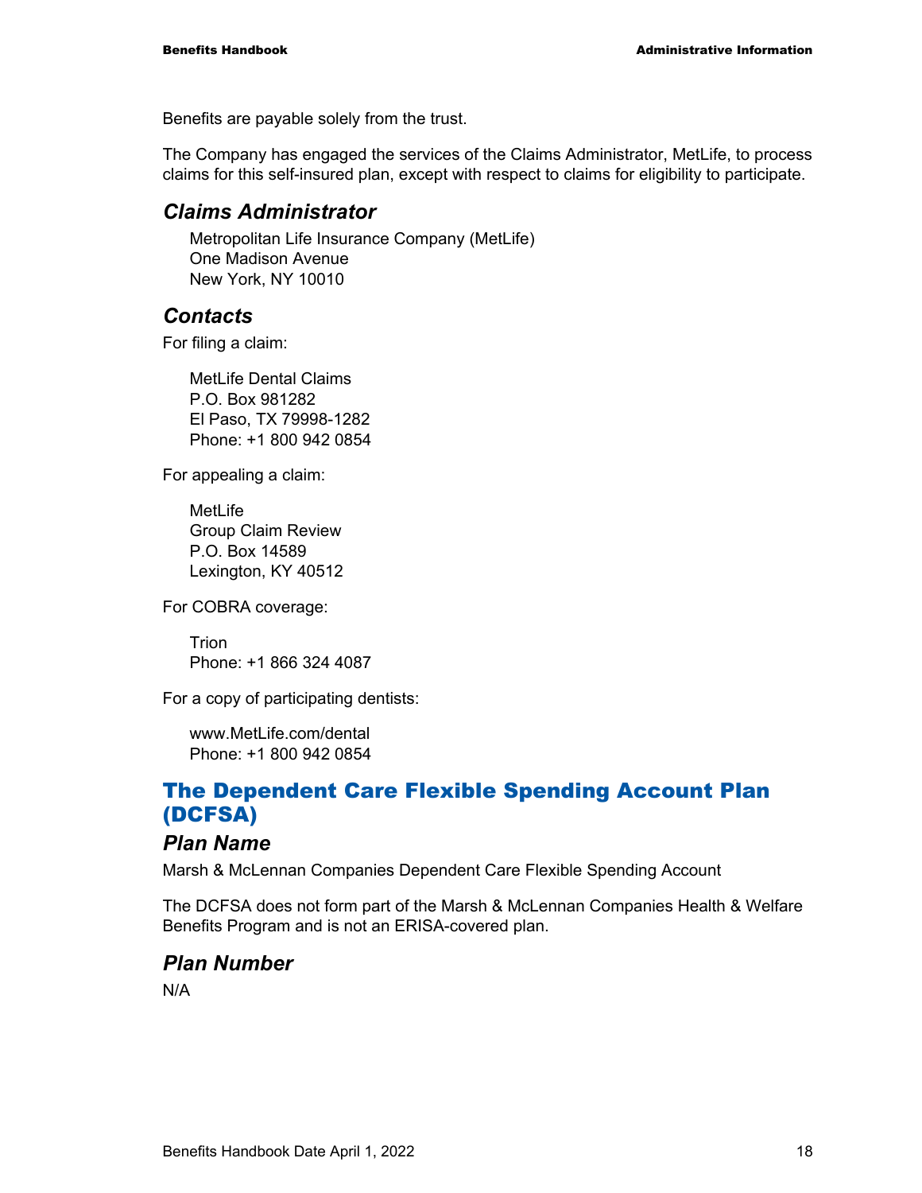Benefits are payable solely from the trust.

The Company has engaged the services of the Claims Administrator, MetLife, to process claims for this self-insured plan, except with respect to claims for eligibility to participate.

### *Claims Administrator*

Metropolitan Life Insurance Company (MetLife)
One Madison Avenue
New York, NY 10010

### *Contacts*

For filing a claim:

MetLife Dental Claims
P.O. Box 981282
El Paso, TX 79998-1282
Phone: +1 800 942 0854

For appealing a claim:

MetLife
Group Claim Review
P.O. Box 14589
Lexington, KY 40512

For COBRA coverage:

Trion
Phone: +1 866 324 4087

For a copy of participating dentists:

www.MetLife.com/dental
Phone: +1 800 942 0854

## The Dependent Care Flexible Spending Account Plan (DCFSA)

### *Plan Name*

Marsh & McLennan Companies Dependent Care Flexible Spending Account

The DCFSA does not form part of the Marsh & McLennan Companies Health & Welfare Benefits Program and is not an ERISA-covered plan.

### *Plan Number*

N/A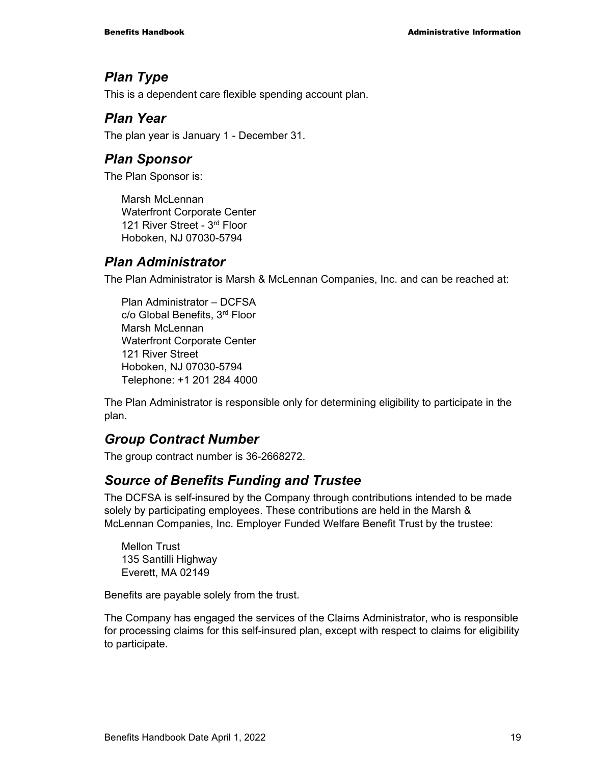## *Plan Type*

This is a dependent care flexible spending account plan.

## *Plan Year*

The plan year is January 1 - December 31.

## *Plan Sponsor*

The Plan Sponsor is:

Marsh McLennan
Waterfront Corporate Center
121 River Street - 3rd Floor
Hoboken, NJ 07030-5794

## *Plan Administrator*

The Plan Administrator is Marsh & McLennan Companies, Inc. and can be reached at:

Plan Administrator – DCFSA
c/o Global Benefits, 3rd Floor
Marsh McLennan
Waterfront Corporate Center
121 River Street
Hoboken, NJ 07030-5794
Telephone: +1 201 284 4000

The Plan Administrator is responsible only for determining eligibility to participate in the plan.

## *Group Contract Number*

The group contract number is 36-2668272.

## *Source of Benefits Funding and Trustee*

The DCFSA is self-insured by the Company through contributions intended to be made solely by participating employees. These contributions are held in the Marsh & McLennan Companies, Inc. Employer Funded Welfare Benefit Trust by the trustee:

Mellon Trust
135 Santilli Highway
Everett, MA 02149

Benefits are payable solely from the trust.

The Company has engaged the services of the Claims Administrator, who is responsible for processing claims for this self-insured plan, except with respect to claims for eligibility to participate.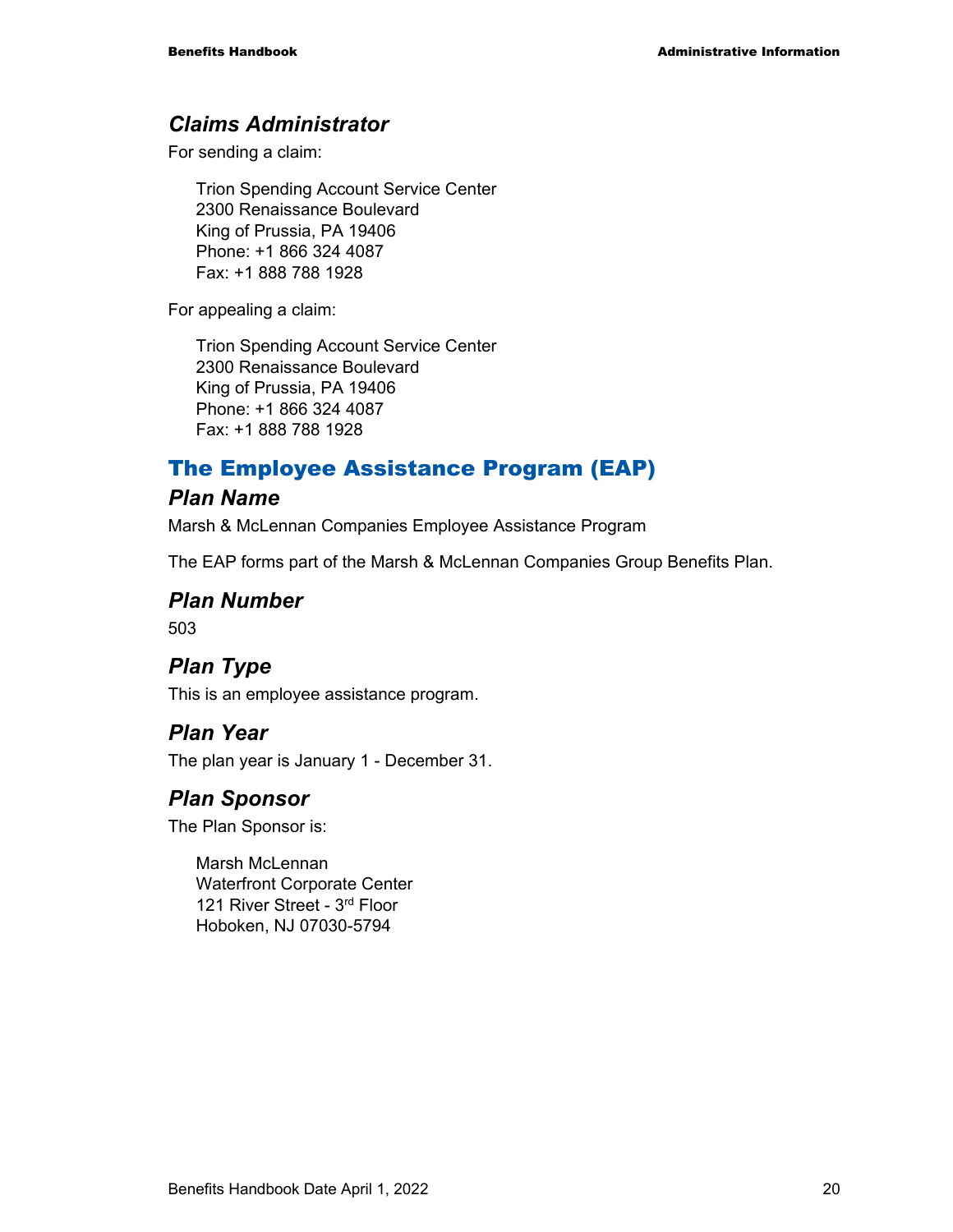### *Claims Administrator*

For sending a claim:

Trion Spending Account Service Center
2300 Renaissance Boulevard
King of Prussia, PA 19406
Phone: +1 866 324 4087
Fax: +1 888 788 1928

For appealing a claim:

Trion Spending Account Service Center
2300 Renaissance Boulevard
King of Prussia, PA 19406
Phone: +1 866 324 4087
Fax: +1 888 788 1928

## The Employee Assistance Program (EAP)

### *Plan Name*

Marsh & McLennan Companies Employee Assistance Program

The EAP forms part of the Marsh & McLennan Companies Group Benefits Plan.

### *Plan Number*

503

### *Plan Type*

This is an employee assistance program.

### *Plan Year*

The plan year is January 1 - December 31.

### *Plan Sponsor*

The Plan Sponsor is:

Marsh McLennan
Waterfront Corporate Center
121 River Street - 3rd Floor
Hoboken, NJ 07030-5794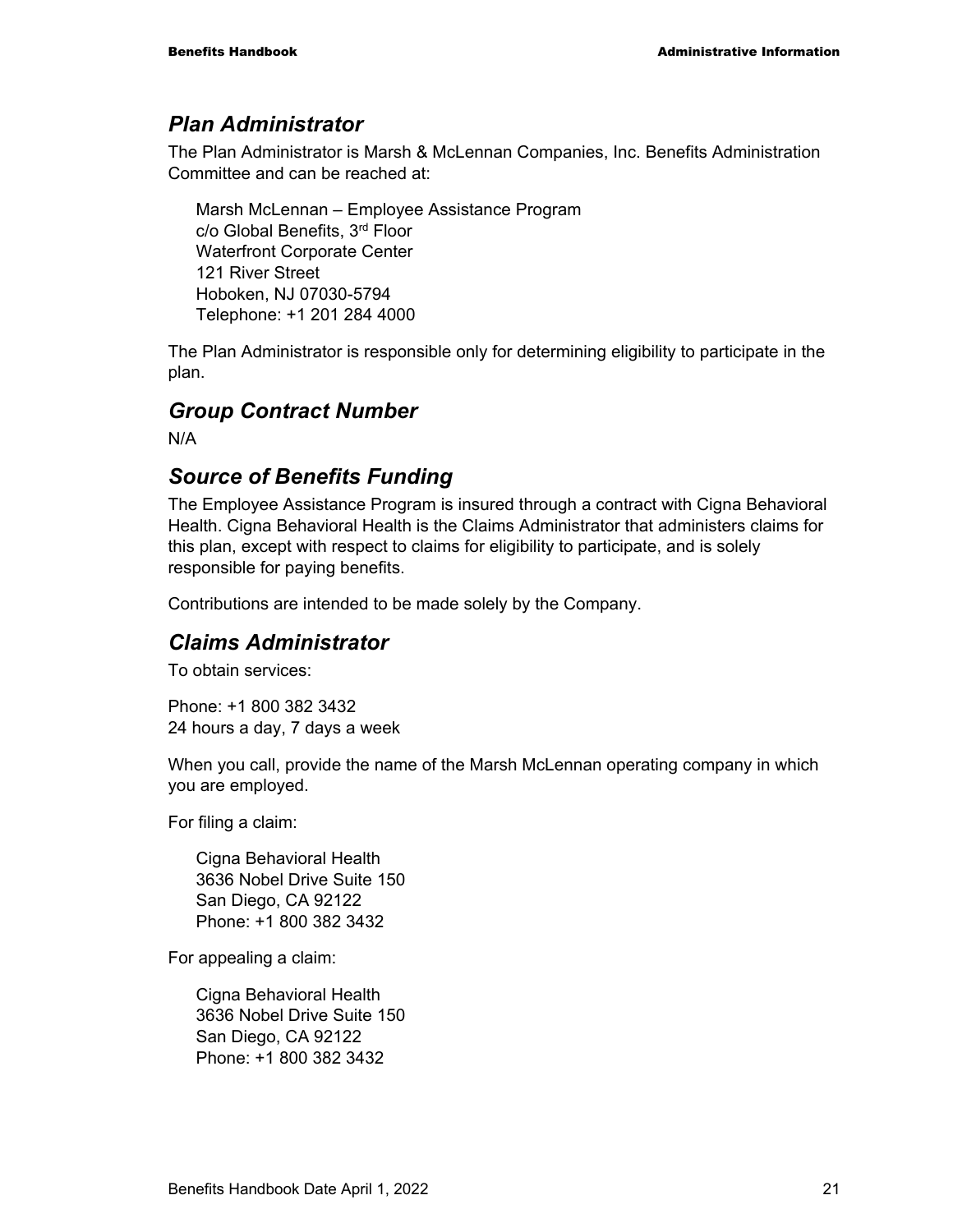## *Plan Administrator*

The Plan Administrator is Marsh & McLennan Companies, Inc. Benefits Administration Committee and can be reached at:

Marsh McLennan – Employee Assistance Program  
c/o Global Benefits, 3rd Floor  
Waterfront Corporate Center  
121 River Street  
Hoboken, NJ 07030-5794  
Telephone: +1 201 284 4000

The Plan Administrator is responsible only for determining eligibility to participate in the plan.

## *Group Contract Number*

N/A

## *Source of Benefits Funding*

The Employee Assistance Program is insured through a contract with Cigna Behavioral Health. Cigna Behavioral Health is the Claims Administrator that administers claims for this plan, except with respect to claims for eligibility to participate, and is solely responsible for paying benefits.

Contributions are intended to be made solely by the Company.

## *Claims Administrator*

To obtain services:

Phone: +1 800 382 3432  
24 hours a day, 7 days a week

When you call, provide the name of the Marsh McLennan operating company in which you are employed.

For filing a claim:

Cigna Behavioral Health  
3636 Nobel Drive Suite 150  
San Diego, CA 92122  
Phone: +1 800 382 3432

For appealing a claim:

Cigna Behavioral Health  
3636 Nobel Drive Suite 150  
San Diego, CA 92122  
Phone: +1 800 382 3432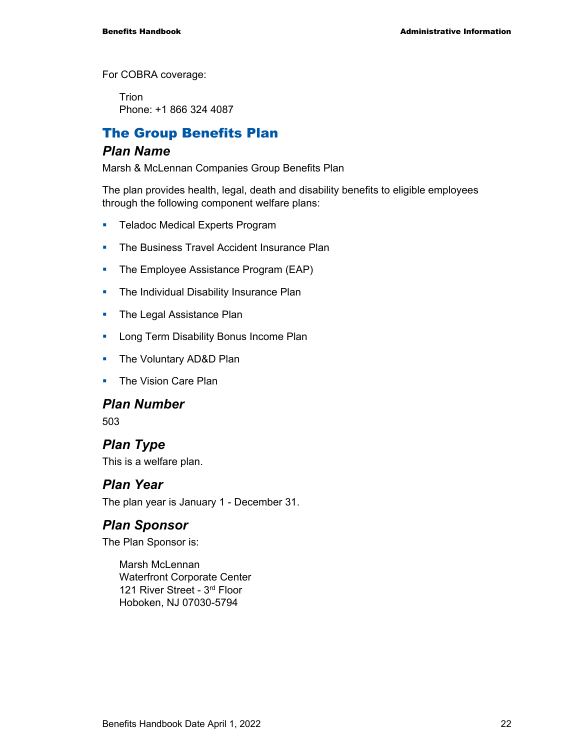For COBRA coverage:

Trion
Phone: +1 866 324 4087

## The Group Benefits Plan

### Plan Name

Marsh & McLennan Companies Group Benefits Plan

The plan provides health, legal, death and disability benefits to eligible employees through the following component welfare plans:

- Teladoc Medical Experts Program
- The Business Travel Accident Insurance Plan
- The Employee Assistance Program (EAP)
- The Individual Disability Insurance Plan
- The Legal Assistance Plan
- Long Term Disability Bonus Income Plan
- The Voluntary AD&D Plan
- The Vision Care Plan

### Plan Number

503

### Plan Type

This is a welfare plan.

### Plan Year

The plan year is January 1 - December 31.

### Plan Sponsor

The Plan Sponsor is:

Marsh McLennan
Waterfront Corporate Center
121 River Street - 3rd Floor
Hoboken, NJ 07030-5794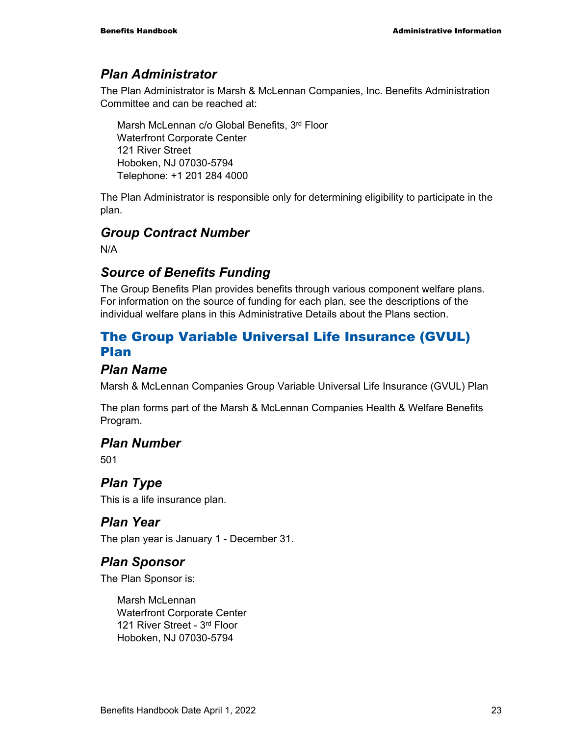### *Plan Administrator*

The Plan Administrator is Marsh & McLennan Companies, Inc. Benefits Administration Committee and can be reached at:

> Marsh McLennan c/o Global Benefits, 3rd Floor
> Waterfront Corporate Center
> 121 River Street
> Hoboken, NJ 07030-5794
> Telephone: +1 201 284 4000

The Plan Administrator is responsible only for determining eligibility to participate in the plan.

### *Group Contract Number*

N/A

### *Source of Benefits Funding*

The Group Benefits Plan provides benefits through various component welfare plans. For information on the source of funding for each plan, see the descriptions of the individual welfare plans in this Administrative Details about the Plans section.

## The Group Variable Universal Life Insurance (GVUL) Plan

### *Plan Name*

Marsh & McLennan Companies Group Variable Universal Life Insurance (GVUL) Plan

The plan forms part of the Marsh & McLennan Companies Health & Welfare Benefits Program.

### *Plan Number*

501

### *Plan Type*

This is a life insurance plan.

### *Plan Year*

The plan year is January 1 - December 31.

### *Plan Sponsor*

The Plan Sponsor is:

> Marsh McLennan
> Waterfront Corporate Center
> 121 River Street - 3rd Floor
> Hoboken, NJ 07030-5794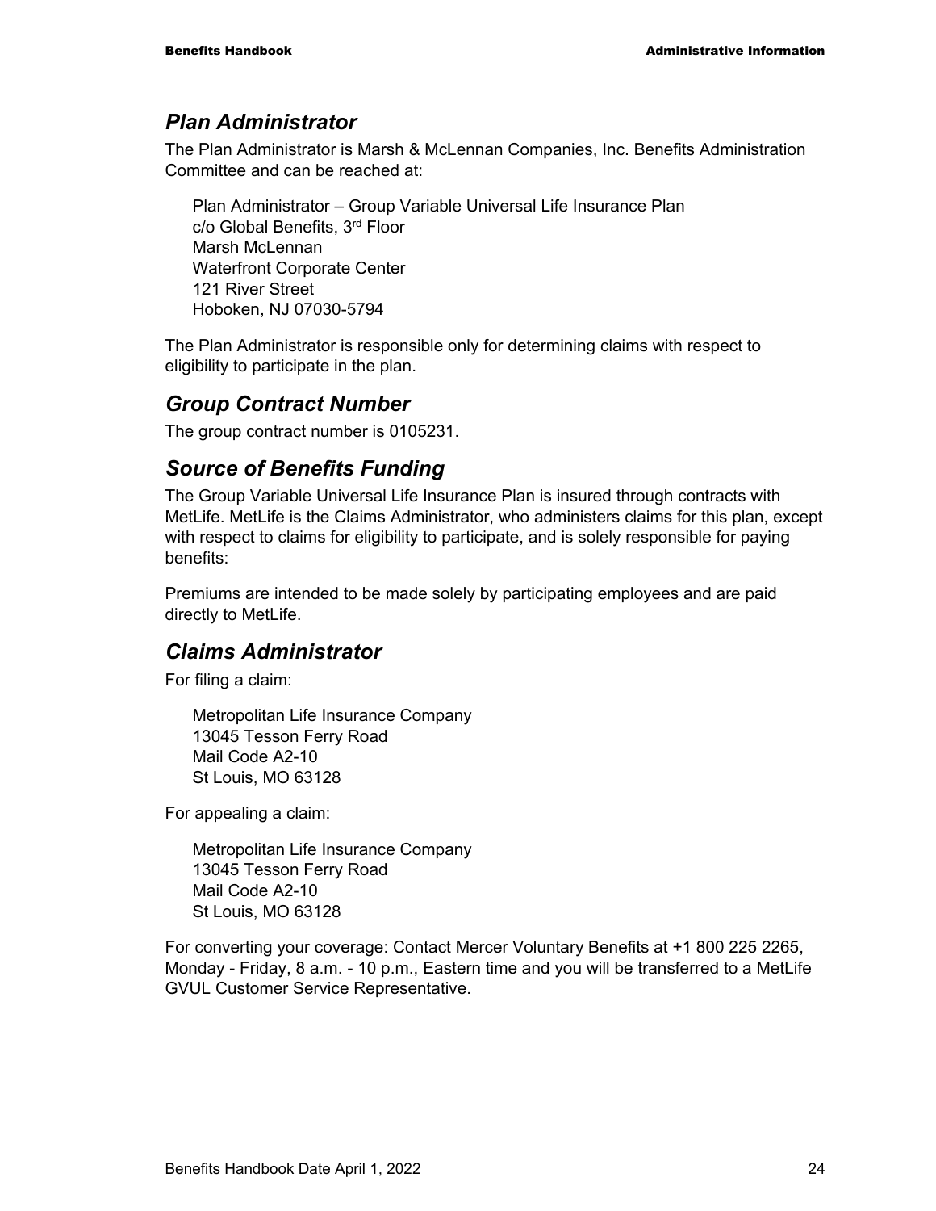## Plan Administrator

The Plan Administrator is Marsh & McLennan Companies, Inc. Benefits Administration Committee and can be reached at:

Plan Administrator – Group Variable Universal Life Insurance Plan
c/o Global Benefits, 3rd Floor
Marsh McLennan
Waterfront Corporate Center
121 River Street
Hoboken, NJ 07030-5794

The Plan Administrator is responsible only for determining claims with respect to eligibility to participate in the plan.

## Group Contract Number

The group contract number is 0105231.

## Source of Benefits Funding

The Group Variable Universal Life Insurance Plan is insured through contracts with MetLife. MetLife is the Claims Administrator, who administers claims for this plan, except with respect to claims for eligibility to participate, and is solely responsible for paying benefits:

Premiums are intended to be made solely by participating employees and are paid directly to MetLife.

## Claims Administrator

For filing a claim:

Metropolitan Life Insurance Company
13045 Tesson Ferry Road
Mail Code A2-10
St Louis, MO 63128

For appealing a claim:

Metropolitan Life Insurance Company
13045 Tesson Ferry Road
Mail Code A2-10
St Louis, MO 63128

For converting your coverage: Contact Mercer Voluntary Benefits at +1 800 225 2265, Monday - Friday, 8 a.m. - 10 p.m., Eastern time and you will be transferred to a MetLife GVUL Customer Service Representative.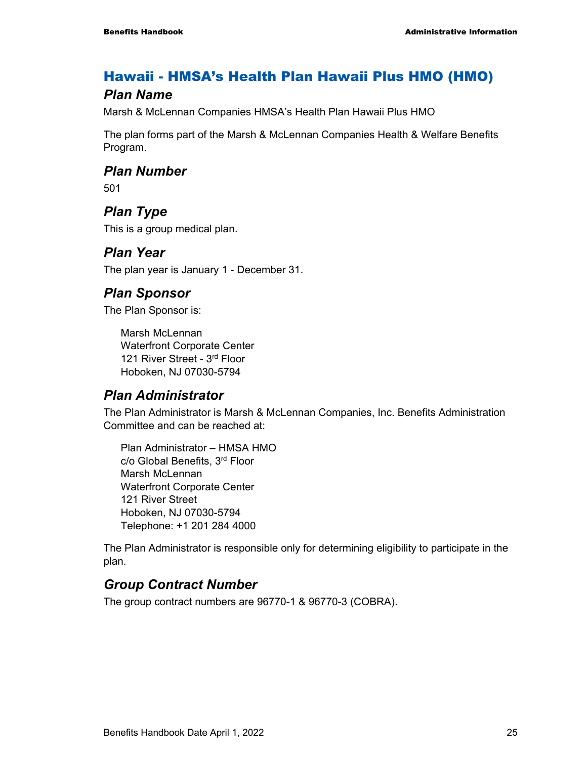## Hawaii - HMSA's Health Plan Hawaii Plus HMO (HMO)

### *Plan Name*

Marsh & McLennan Companies HMSA's Health Plan Hawaii Plus HMO

The plan forms part of the Marsh & McLennan Companies Health & Welfare Benefits Program.

### *Plan Number*

501

### *Plan Type*

This is a group medical plan.

### *Plan Year*

The plan year is January 1 - December 31.

### *Plan Sponsor*

The Plan Sponsor is:

Marsh McLennan  
Waterfront Corporate Center  
121 River Street - 3rd Floor  
Hoboken, NJ 07030-5794

### *Plan Administrator*

The Plan Administrator is Marsh & McLennan Companies, Inc. Benefits Administration Committee and can be reached at:

Plan Administrator – HMSA HMO  
c/o Global Benefits, 3rd Floor  
Marsh McLennan  
Waterfront Corporate Center  
121 River Street  
Hoboken, NJ 07030-5794  
Telephone: +1 201 284 4000

The Plan Administrator is responsible only for determining eligibility to participate in the plan.

### *Group Contract Number*

The group contract numbers are 96770-1 & 96770-3 (COBRA).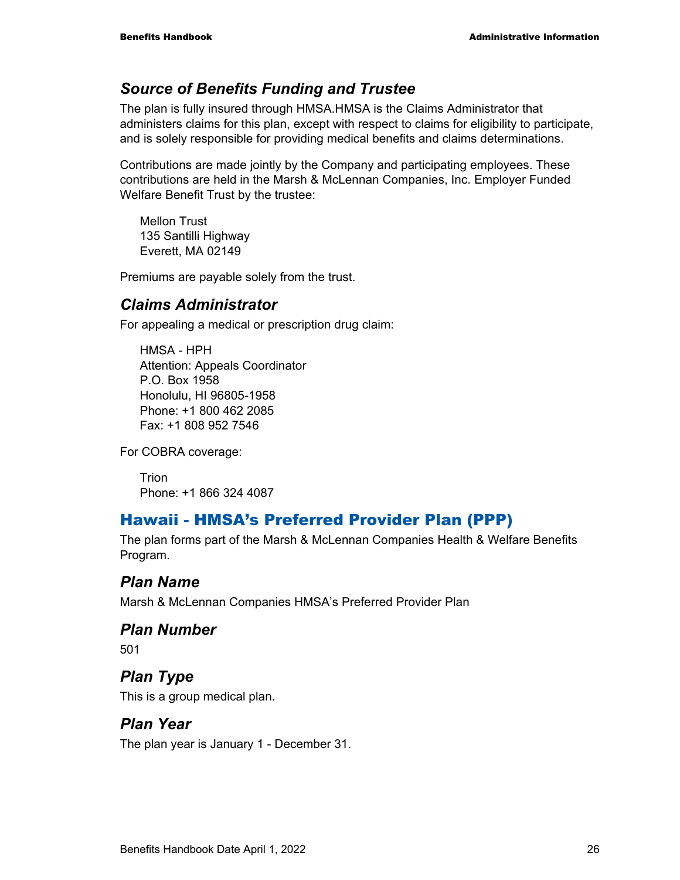### *Source of Benefits Funding and Trustee*

The plan is fully insured through HMSA.HMSA is the Claims Administrator that administers claims for this plan, except with respect to claims for eligibility to participate, and is solely responsible for providing medical benefits and claims determinations.

Contributions are made jointly by the Company and participating employees. These contributions are held in the Marsh & McLennan Companies, Inc. Employer Funded Welfare Benefit Trust by the trustee:

> Mellon Trust
> 135 Santilli Highway
> Everett, MA 02149

Premiums are payable solely from the trust.

### *Claims Administrator*

For appealing a medical or prescription drug claim:

> HMSA - HPH
> Attention: Appeals Coordinator
> P.O. Box 1958
> Honolulu, HI 96805-1958
> Phone: +1 800 462 2085
> Fax: +1 808 952 7546

For COBRA coverage:

> Trion
> Phone: +1 866 324 4087

## Hawaii - HMSA's Preferred Provider Plan (PPP)

The plan forms part of the Marsh & McLennan Companies Health & Welfare Benefits Program.

### *Plan Name*

Marsh & McLennan Companies HMSA's Preferred Provider Plan

### *Plan Number*

501

### *Plan Type*

This is a group medical plan.

### *Plan Year*

The plan year is January 1 - December 31.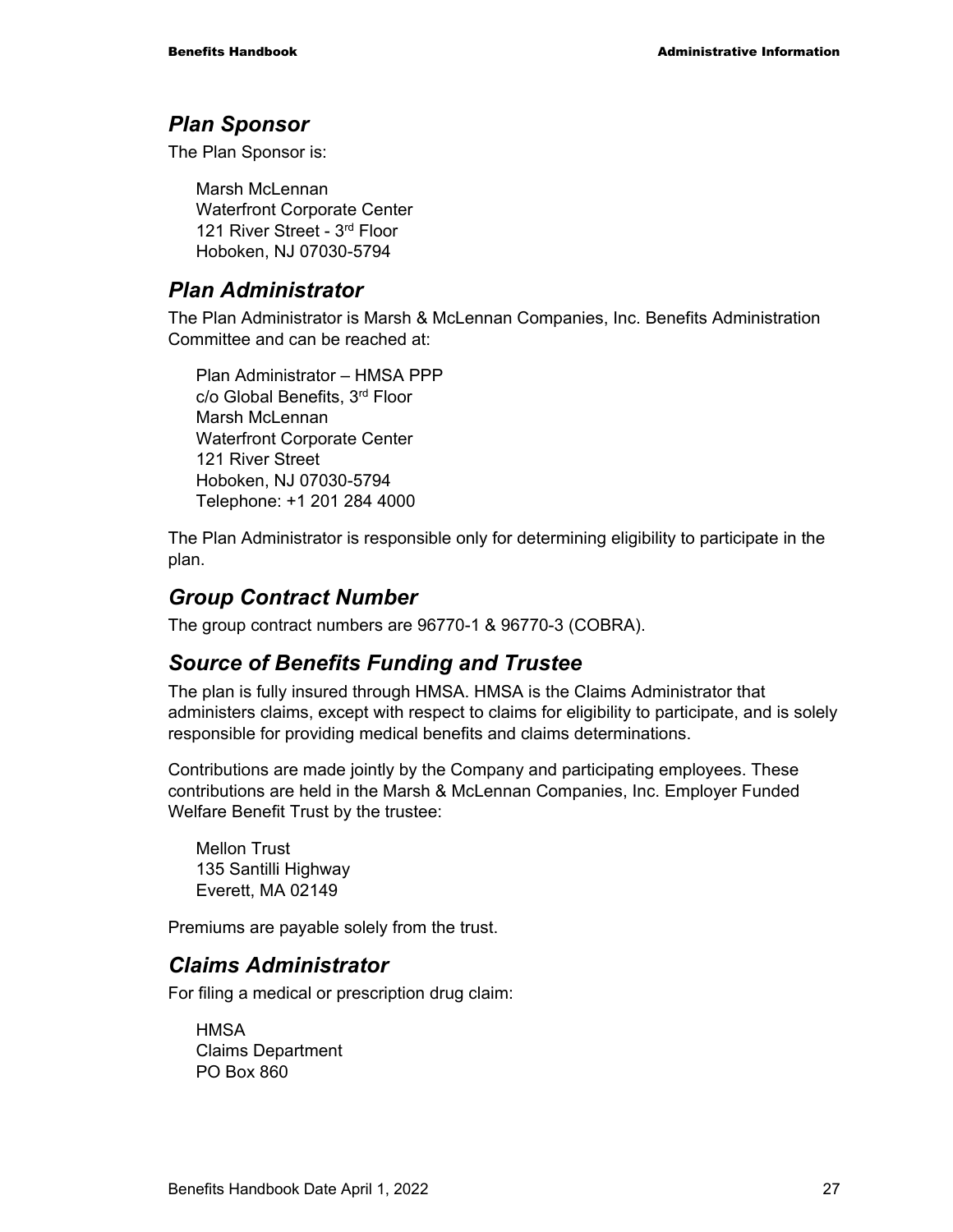## *Plan Sponsor*

The Plan Sponsor is:

Marsh McLennan
Waterfront Corporate Center
121 River Street - 3rd Floor
Hoboken, NJ 07030-5794

## *Plan Administrator*

The Plan Administrator is Marsh & McLennan Companies, Inc. Benefits Administration Committee and can be reached at:

Plan Administrator – HMSA PPP
c/o Global Benefits, 3rd Floor
Marsh McLennan
Waterfront Corporate Center
121 River Street
Hoboken, NJ 07030-5794
Telephone: +1 201 284 4000

The Plan Administrator is responsible only for determining eligibility to participate in the plan.

## *Group Contract Number*

The group contract numbers are 96770-1 & 96770-3 (COBRA).

## *Source of Benefits Funding and Trustee*

The plan is fully insured through HMSA. HMSA is the Claims Administrator that administers claims, except with respect to claims for eligibility to participate, and is solely responsible for providing medical benefits and claims determinations.

Contributions are made jointly by the Company and participating employees. These contributions are held in the Marsh & McLennan Companies, Inc. Employer Funded Welfare Benefit Trust by the trustee:

Mellon Trust
135 Santilli Highway
Everett, MA 02149

Premiums are payable solely from the trust.

## *Claims Administrator*

For filing a medical or prescription drug claim:

HMSA
Claims Department
PO Box 860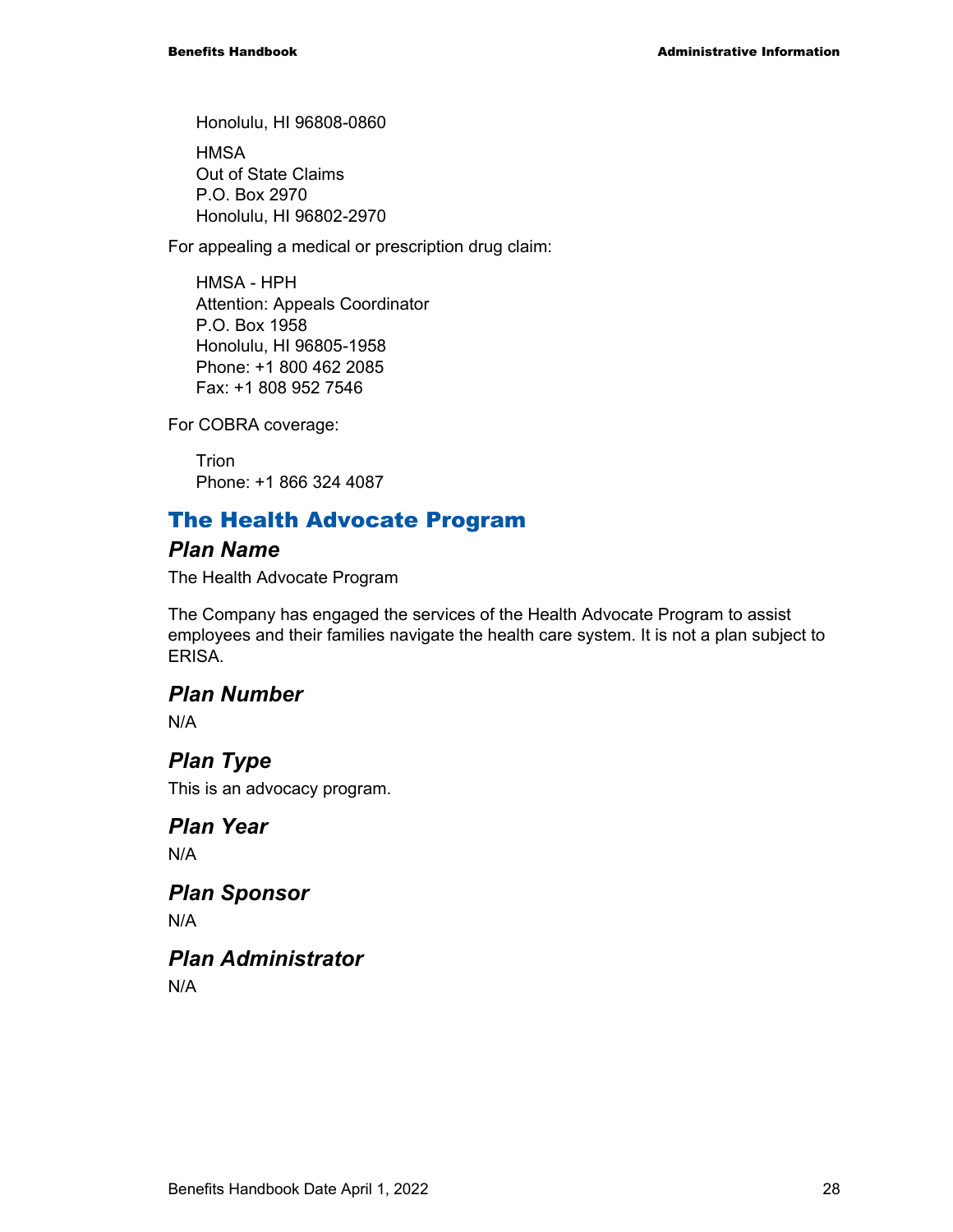Honolulu, HI 96808-0860

HMSA  
Out of State Claims  
P.O. Box 2970  
Honolulu, HI 96802-2970

For appealing a medical or prescription drug claim:

HMSA - HPH  
Attention: Appeals Coordinator  
P.O. Box 1958  
Honolulu, HI 96805-1958  
Phone: +1 800 462 2085  
Fax: +1 808 952 7546

For COBRA coverage:

Trion  
Phone: +1 866 324 4087

## The Health Advocate Program

### *Plan Name*

The Health Advocate Program

The Company has engaged the services of the Health Advocate Program to assist employees and their families navigate the health care system. It is not a plan subject to ERISA.

### *Plan Number*

N/A

### *Plan Type*

This is an advocacy program.

### *Plan Year*

N/A

### *Plan Sponsor*

N/A

### *Plan Administrator*

N/A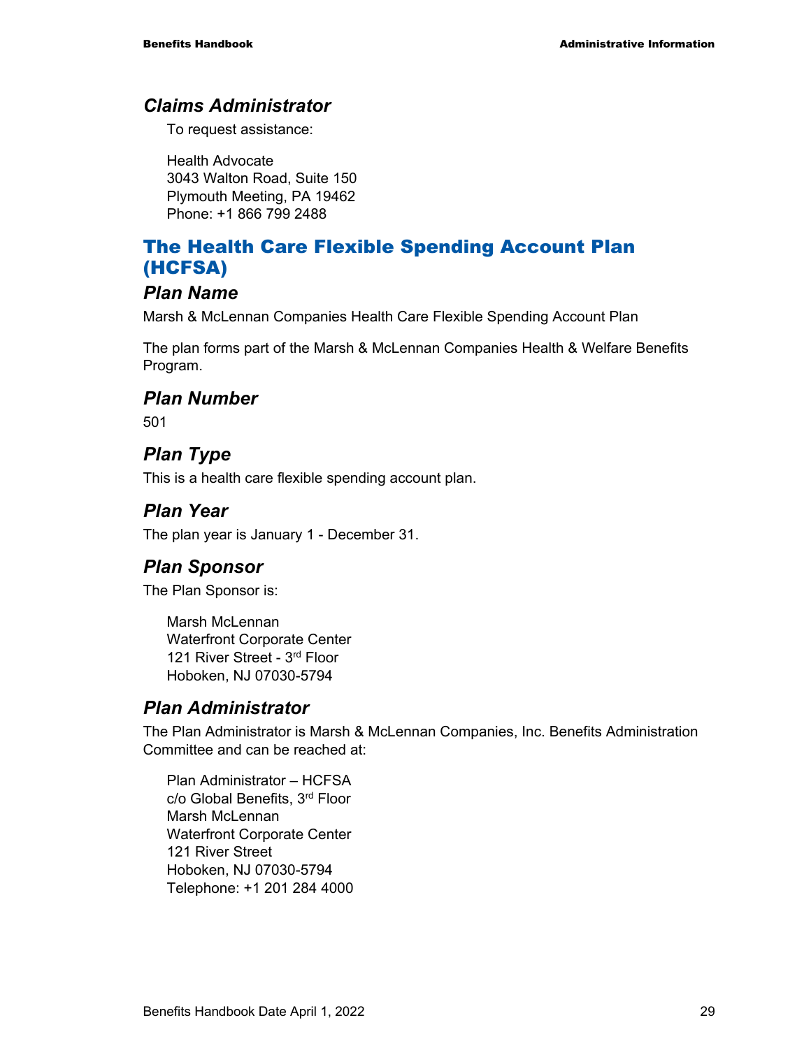### *Claims Administrator*

To request assistance:

Health Advocate
3043 Walton Road, Suite 150
Plymouth Meeting, PA 19462
Phone: +1 866 799 2488

## The Health Care Flexible Spending Account Plan (HCFSA)

### *Plan Name*

Marsh & McLennan Companies Health Care Flexible Spending Account Plan

The plan forms part of the Marsh & McLennan Companies Health & Welfare Benefits Program.

### *Plan Number*

501

### *Plan Type*

This is a health care flexible spending account plan.

### *Plan Year*

The plan year is January 1 - December 31.

### *Plan Sponsor*

The Plan Sponsor is:

Marsh McLennan
Waterfront Corporate Center
121 River Street - 3rd Floor
Hoboken, NJ 07030-5794

### *Plan Administrator*

The Plan Administrator is Marsh & McLennan Companies, Inc. Benefits Administration Committee and can be reached at:

Plan Administrator – HCFSA
c/o Global Benefits, 3rd Floor
Marsh McLennan
Waterfront Corporate Center
121 River Street
Hoboken, NJ 07030-5794
Telephone: +1 201 284 4000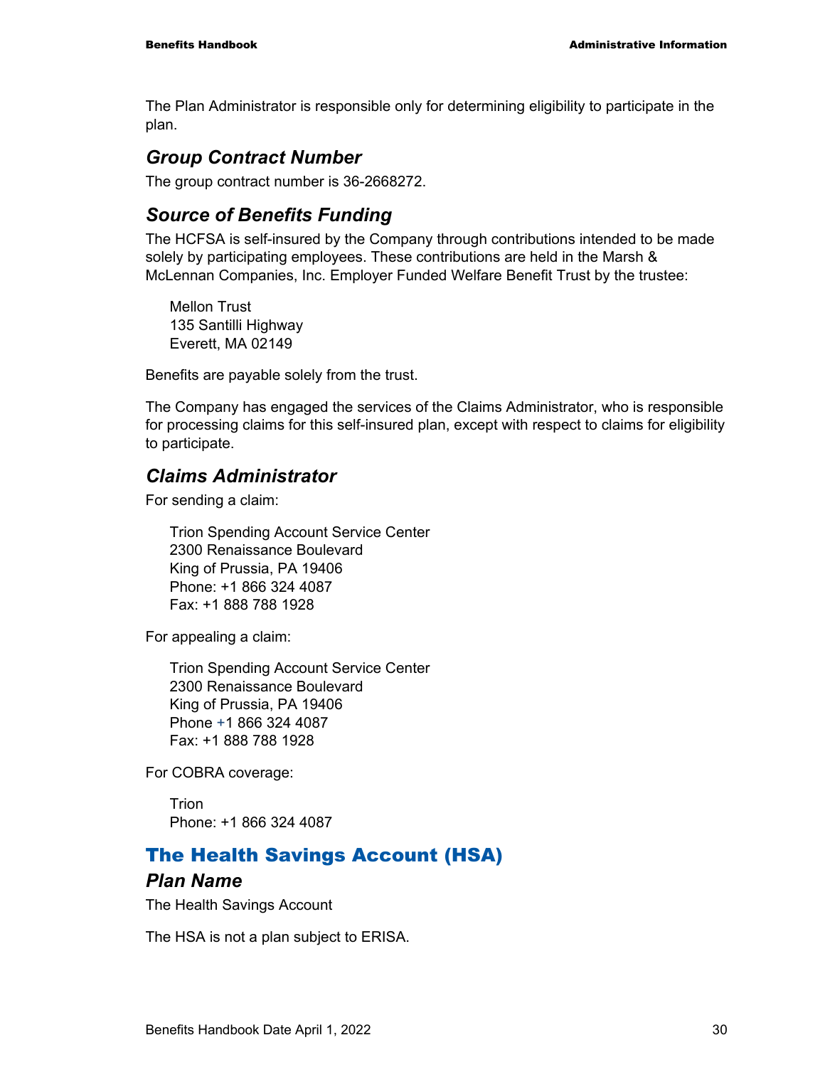The Plan Administrator is responsible only for determining eligibility to participate in the plan.

### *Group Contract Number*

The group contract number is 36-2668272.

### *Source of Benefits Funding*

The HCFSA is self-insured by the Company through contributions intended to be made solely by participating employees. These contributions are held in the Marsh & McLennan Companies, Inc. Employer Funded Welfare Benefit Trust by the trustee:

Mellon Trust
135 Santilli Highway
Everett, MA 02149

Benefits are payable solely from the trust.

The Company has engaged the services of the Claims Administrator, who is responsible for processing claims for this self-insured plan, except with respect to claims for eligibility to participate.

### *Claims Administrator*

For sending a claim:

Trion Spending Account Service Center
2300 Renaissance Boulevard
King of Prussia, PA 19406
Phone: +1 866 324 4087
Fax: +1 888 788 1928

For appealing a claim:

Trion Spending Account Service Center
2300 Renaissance Boulevard
King of Prussia, PA 19406
Phone +1 866 324 4087
Fax: +1 888 788 1928

For COBRA coverage:

Trion
Phone: +1 866 324 4087

## The Health Savings Account (HSA)

### *Plan Name*

The Health Savings Account

The HSA is not a plan subject to ERISA.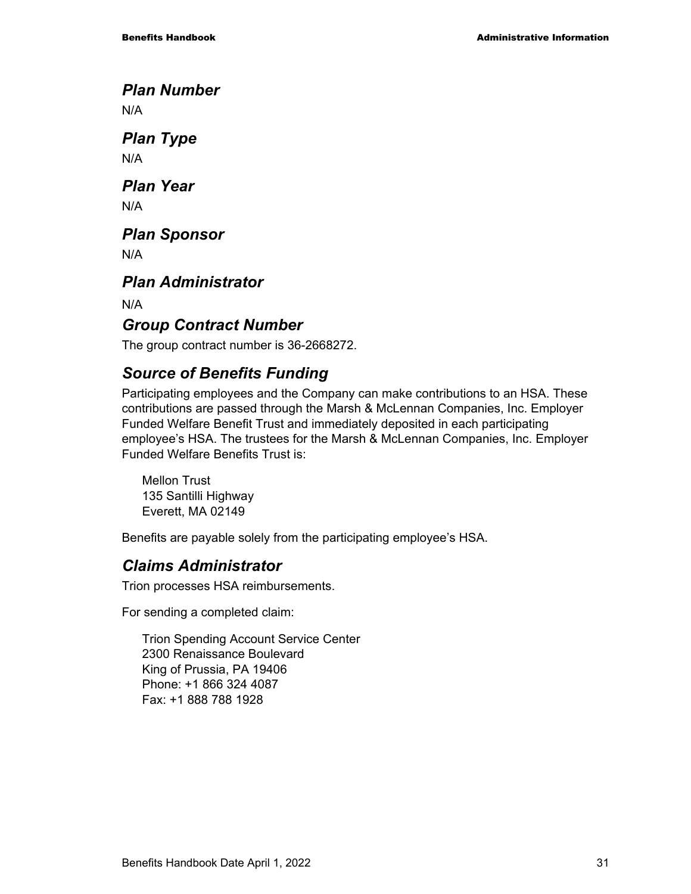### *Plan Number*

N/A

### *Plan Type*

N/A

### *Plan Year*

N/A

### *Plan Sponsor*

N/A

### *Plan Administrator*

N/A

### *Group Contract Number*

The group contract number is 36-2668272.

### *Source of Benefits Funding*

Participating employees and the Company can make contributions to an HSA. These contributions are passed through the Marsh & McLennan Companies, Inc. Employer Funded Welfare Benefit Trust and immediately deposited in each participating employee's HSA. The trustees for the Marsh & McLennan Companies, Inc. Employer Funded Welfare Benefits Trust is:

Mellon Trust
135 Santilli Highway
Everett, MA 02149

Benefits are payable solely from the participating employee's HSA.

### *Claims Administrator*

Trion processes HSA reimbursements.

For sending a completed claim:

Trion Spending Account Service Center
2300 Renaissance Boulevard
King of Prussia, PA 19406
Phone: +1 866 324 4087
Fax: +1 888 788 1928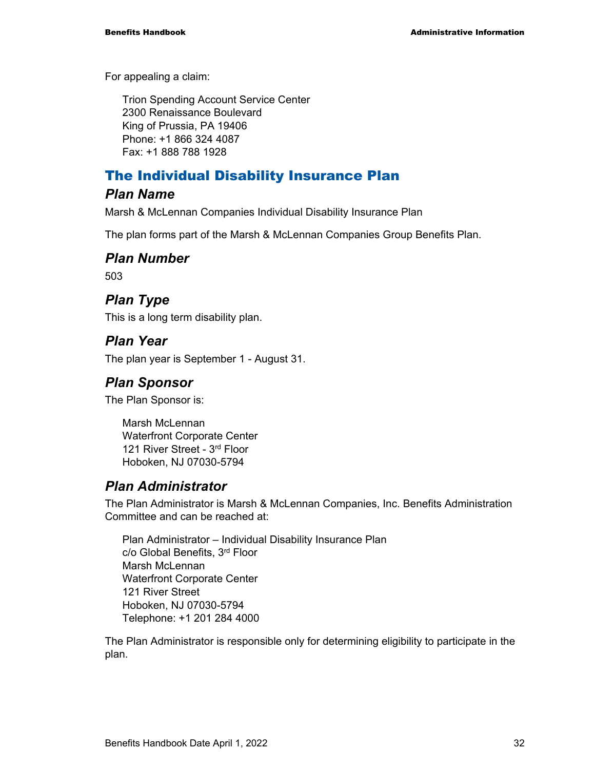For appealing a claim:

Trion Spending Account Service Center
2300 Renaissance Boulevard
King of Prussia, PA 19406
Phone: +1 866 324 4087
Fax: +1 888 788 1928

## The Individual Disability Insurance Plan

### Plan Name

Marsh & McLennan Companies Individual Disability Insurance Plan

The plan forms part of the Marsh & McLennan Companies Group Benefits Plan.

### Plan Number

503

### Plan Type

This is a long term disability plan.

### Plan Year

The plan year is September 1 - August 31.

### Plan Sponsor

The Plan Sponsor is:

Marsh McLennan
Waterfront Corporate Center
121 River Street - 3rd Floor
Hoboken, NJ 07030-5794

### Plan Administrator

The Plan Administrator is Marsh & McLennan Companies, Inc. Benefits Administration Committee and can be reached at:

Plan Administrator – Individual Disability Insurance Plan
c/o Global Benefits, 3rd Floor
Marsh McLennan
Waterfront Corporate Center
121 River Street
Hoboken, NJ 07030-5794
Telephone: +1 201 284 4000

The Plan Administrator is responsible only for determining eligibility to participate in the plan.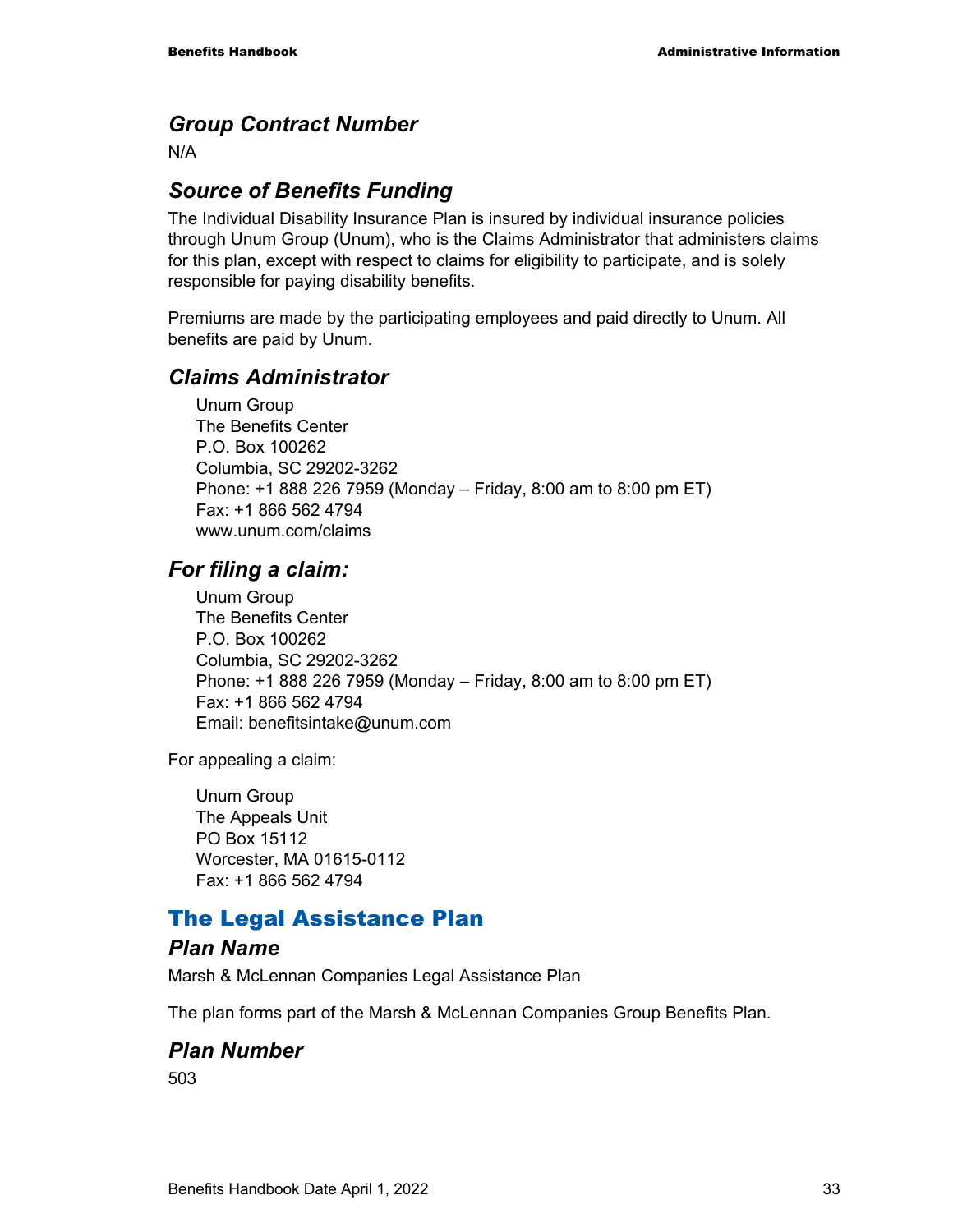### *Group Contract Number*

N/A

### *Source of Benefits Funding*

The Individual Disability Insurance Plan is insured by individual insurance policies through Unum Group (Unum), who is the Claims Administrator that administers claims for this plan, except with respect to claims for eligibility to participate, and is solely responsible for paying disability benefits.

Premiums are made by the participating employees and paid directly to Unum. All benefits are paid by Unum.

### *Claims Administrator*

Unum Group
The Benefits Center
P.O. Box 100262
Columbia, SC 29202-3262
Phone: +1 888 226 7959 (Monday – Friday, 8:00 am to 8:00 pm ET)
Fax: +1 866 562 4794
www.unum.com/claims

### *For filing a claim:*

Unum Group
The Benefits Center
P.O. Box 100262
Columbia, SC 29202-3262
Phone: +1 888 226 7959 (Monday – Friday, 8:00 am to 8:00 pm ET)
Fax: +1 866 562 4794
Email: benefitsintake@unum.com

For appealing a claim:

Unum Group
The Appeals Unit
PO Box 15112
Worcester, MA 01615-0112
Fax: +1 866 562 4794

## The Legal Assistance Plan

### *Plan Name*

Marsh & McLennan Companies Legal Assistance Plan

The plan forms part of the Marsh & McLennan Companies Group Benefits Plan.

### *Plan Number*

503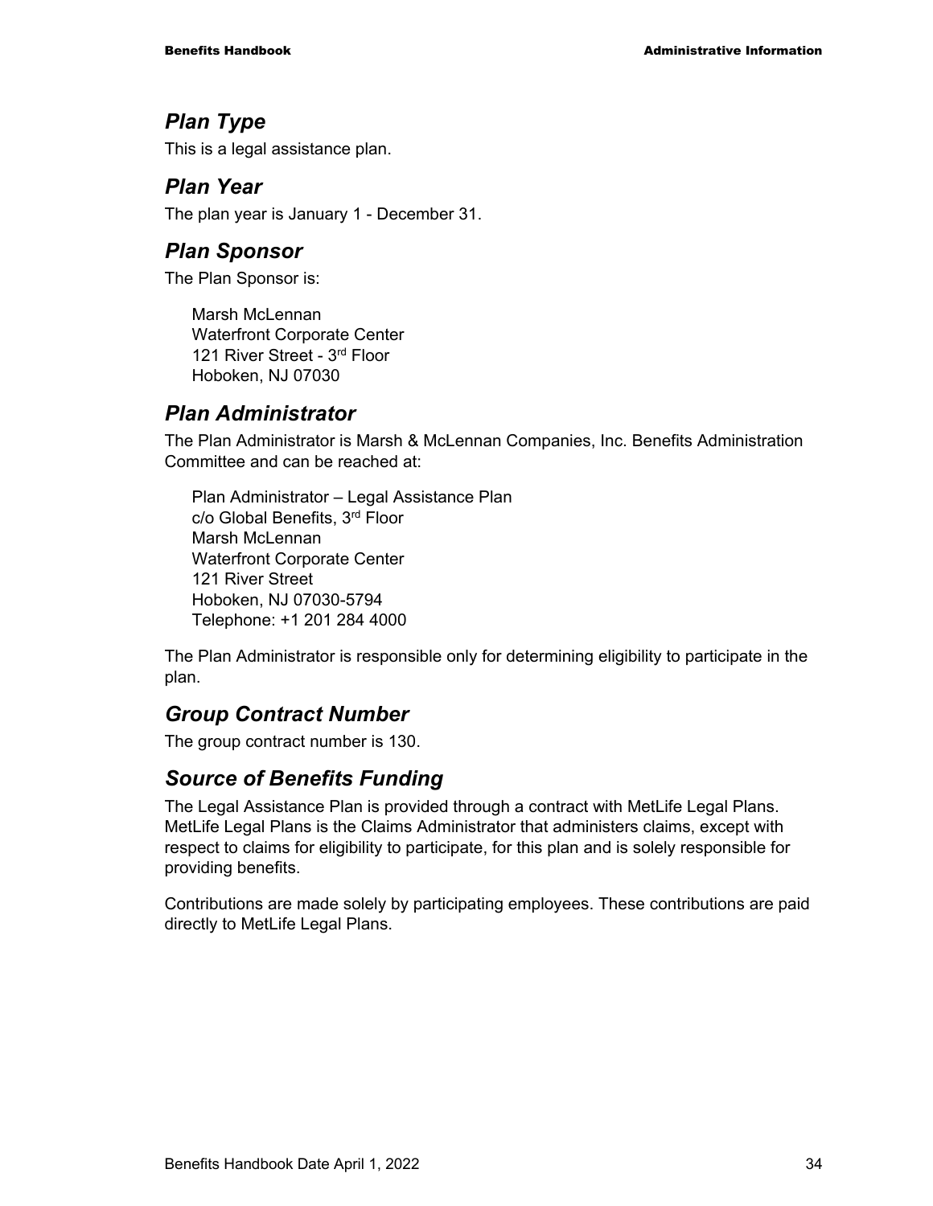## *Plan Type*

This is a legal assistance plan.

## *Plan Year*

The plan year is January 1 - December 31.

## *Plan Sponsor*

The Plan Sponsor is:

Marsh McLennan  
Waterfront Corporate Center  
121 River Street - 3rd Floor  
Hoboken, NJ 07030

## *Plan Administrator*

The Plan Administrator is Marsh & McLennan Companies, Inc. Benefits Administration Committee and can be reached at:

Plan Administrator – Legal Assistance Plan  
c/o Global Benefits, 3rd Floor  
Marsh McLennan  
Waterfront Corporate Center  
121 River Street  
Hoboken, NJ 07030-5794  
Telephone: +1 201 284 4000

The Plan Administrator is responsible only for determining eligibility to participate in the plan.

## *Group Contract Number*

The group contract number is 130.

## *Source of Benefits Funding*

The Legal Assistance Plan is provided through a contract with MetLife Legal Plans. MetLife Legal Plans is the Claims Administrator that administers claims, except with respect to claims for eligibility to participate, for this plan and is solely responsible for providing benefits.

Contributions are made solely by participating employees. These contributions are paid directly to MetLife Legal Plans.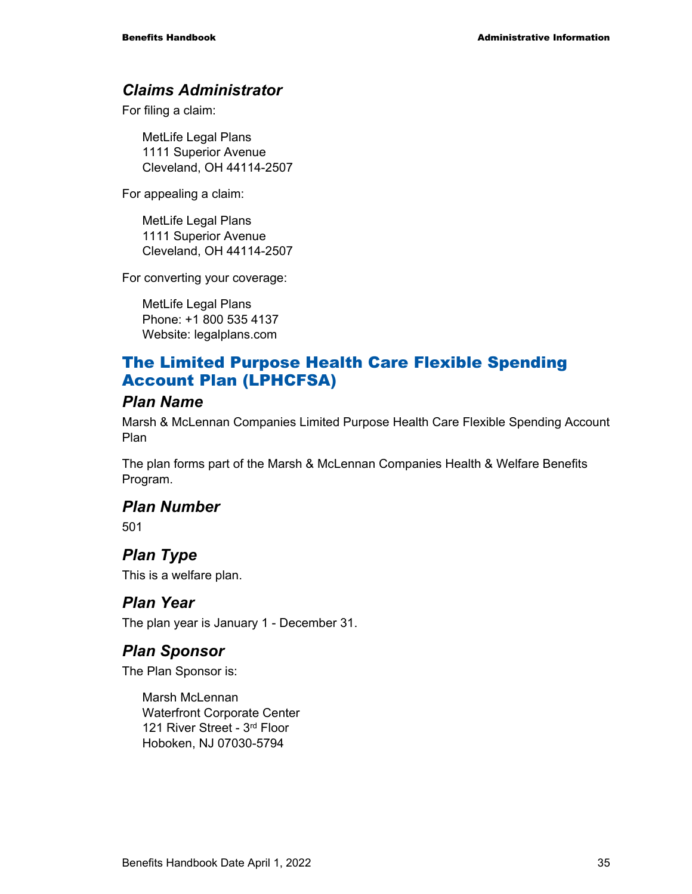### *Claims Administrator*

For filing a claim:

MetLife Legal Plans
1111 Superior Avenue
Cleveland, OH 44114-2507

For appealing a claim:

MetLife Legal Plans
1111 Superior Avenue
Cleveland, OH 44114-2507

For converting your coverage:

MetLife Legal Plans
Phone: +1 800 535 4137
Website: legalplans.com

## The Limited Purpose Health Care Flexible Spending Account Plan (LPHCFSA)

### *Plan Name*

Marsh & McLennan Companies Limited Purpose Health Care Flexible Spending Account Plan

The plan forms part of the Marsh & McLennan Companies Health & Welfare Benefits Program.

### *Plan Number*

501

### *Plan Type*

This is a welfare plan.

### *Plan Year*

The plan year is January 1 - December 31.

### *Plan Sponsor*

The Plan Sponsor is:

Marsh McLennan
Waterfront Corporate Center
121 River Street - 3rd Floor
Hoboken, NJ 07030-5794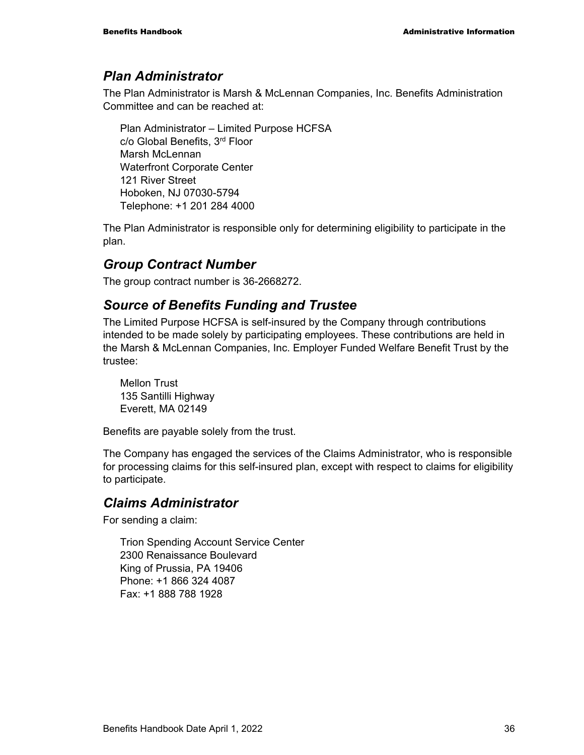## *Plan Administrator*

The Plan Administrator is Marsh & McLennan Companies, Inc. Benefits Administration Committee and can be reached at:

Plan Administrator – Limited Purpose HCFSA
c/o Global Benefits, 3rd Floor
Marsh McLennan
Waterfront Corporate Center
121 River Street
Hoboken, NJ 07030-5794
Telephone: +1 201 284 4000

The Plan Administrator is responsible only for determining eligibility to participate in the plan.

## *Group Contract Number*

The group contract number is 36-2668272.

## *Source of Benefits Funding and Trustee*

The Limited Purpose HCFSA is self-insured by the Company through contributions intended to be made solely by participating employees. These contributions are held in the Marsh & McLennan Companies, Inc. Employer Funded Welfare Benefit Trust by the trustee:

Mellon Trust
135 Santilli Highway
Everett, MA 02149

Benefits are payable solely from the trust.

The Company has engaged the services of the Claims Administrator, who is responsible for processing claims for this self-insured plan, except with respect to claims for eligibility to participate.

## *Claims Administrator*

For sending a claim:

Trion Spending Account Service Center
2300 Renaissance Boulevard
King of Prussia, PA 19406
Phone: +1 866 324 4087
Fax: +1 888 788 1928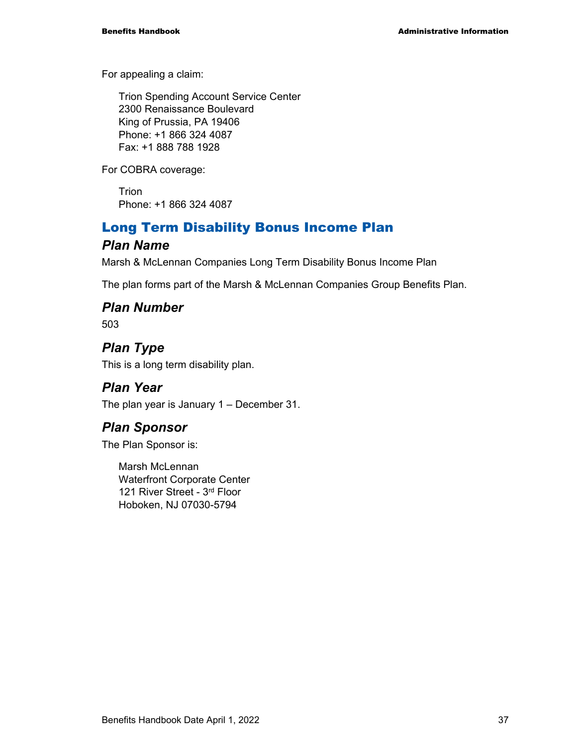For appealing a claim:

Trion Spending Account Service Center
2300 Renaissance Boulevard
King of Prussia, PA 19406
Phone: +1 866 324 4087
Fax: +1 888 788 1928

For COBRA coverage:

Trion
Phone: +1 866 324 4087

## Long Term Disability Bonus Income Plan

### *Plan Name*

Marsh & McLennan Companies Long Term Disability Bonus Income Plan

The plan forms part of the Marsh & McLennan Companies Group Benefits Plan.

### *Plan Number*

503

### *Plan Type*

This is a long term disability plan.

### *Plan Year*

The plan year is January 1 – December 31.

### *Plan Sponsor*

The Plan Sponsor is:

Marsh McLennan
Waterfront Corporate Center
121 River Street - 3rd Floor
Hoboken, NJ 07030-5794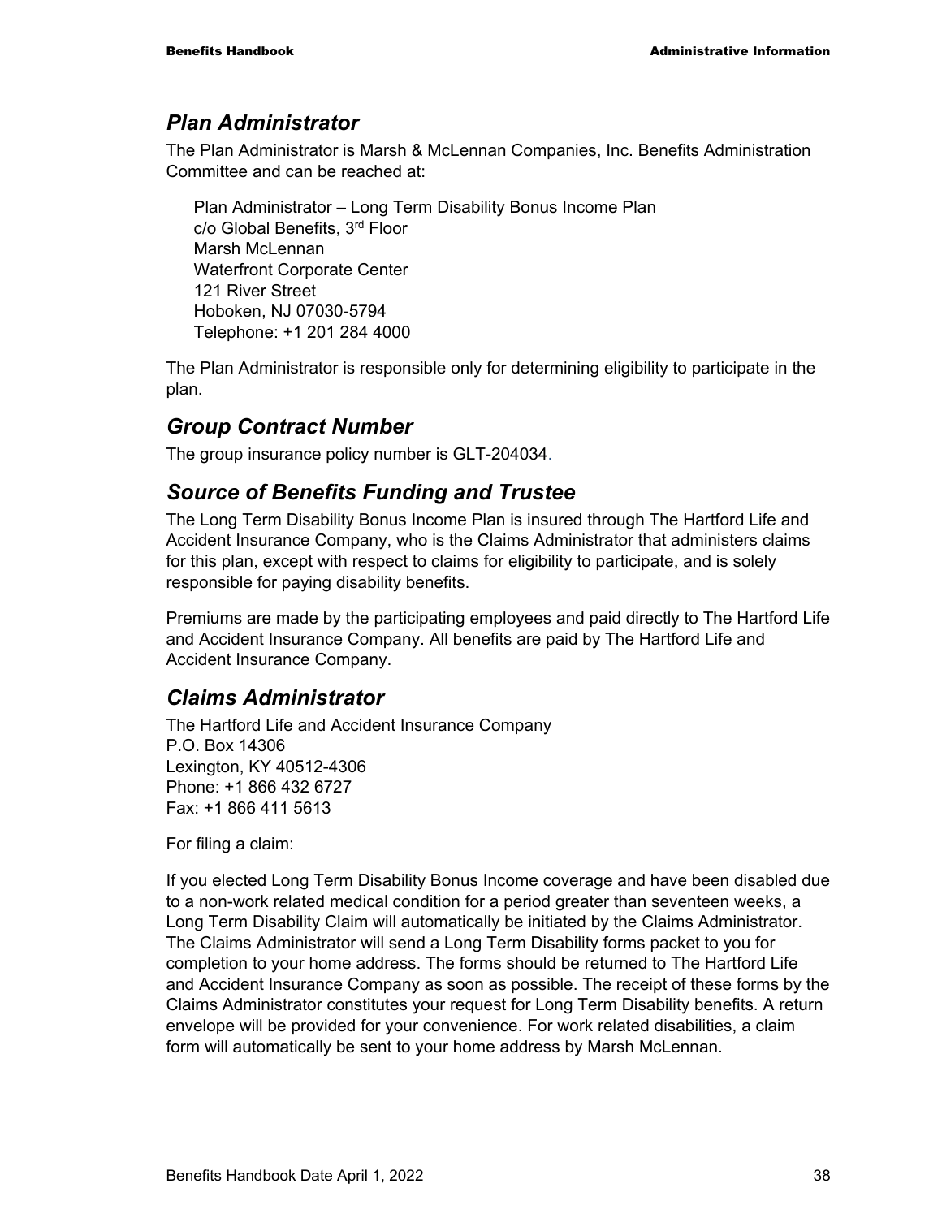## *Plan Administrator*

The Plan Administrator is Marsh & McLennan Companies, Inc. Benefits Administration Committee and can be reached at:

Plan Administrator – Long Term Disability Bonus Income Plan
c/o Global Benefits, 3rd Floor
Marsh McLennan
Waterfront Corporate Center
121 River Street
Hoboken, NJ 07030-5794
Telephone: +1 201 284 4000

The Plan Administrator is responsible only for determining eligibility to participate in the plan.

## *Group Contract Number*

The group insurance policy number is GLT-204034.

## *Source of Benefits Funding and Trustee*

The Long Term Disability Bonus Income Plan is insured through The Hartford Life and Accident Insurance Company, who is the Claims Administrator that administers claims for this plan, except with respect to claims for eligibility to participate, and is solely responsible for paying disability benefits.

Premiums are made by the participating employees and paid directly to The Hartford Life and Accident Insurance Company. All benefits are paid by The Hartford Life and Accident Insurance Company.

## *Claims Administrator*

The Hartford Life and Accident Insurance Company
P.O. Box 14306
Lexington, KY 40512-4306
Phone: +1 866 432 6727
Fax: +1 866 411 5613

For filing a claim:

If you elected Long Term Disability Bonus Income coverage and have been disabled due to a non-work related medical condition for a period greater than seventeen weeks, a Long Term Disability Claim will automatically be initiated by the Claims Administrator. The Claims Administrator will send a Long Term Disability forms packet to you for completion to your home address. The forms should be returned to The Hartford Life and Accident Insurance Company as soon as possible. The receipt of these forms by the Claims Administrator constitutes your request for Long Term Disability benefits. A return envelope will be provided for your convenience. For work related disabilities, a claim form will automatically be sent to your home address by Marsh McLennan.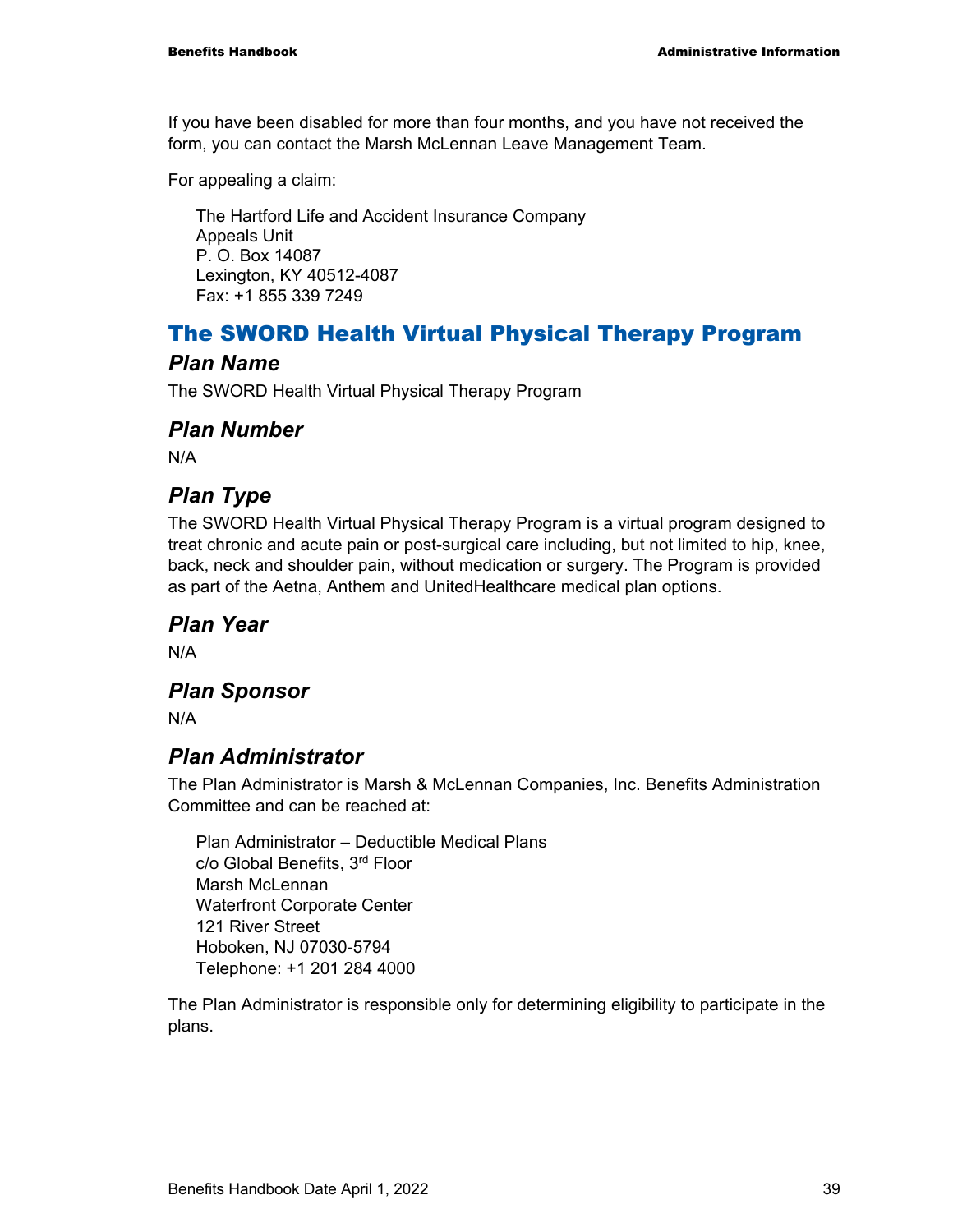If you have been disabled for more than four months, and you have not received the form, you can contact the Marsh McLennan Leave Management Team.

For appealing a claim:

> The Hartford Life and Accident Insurance Company
> Appeals Unit
> P. O. Box 14087
> Lexington, KY 40512-4087
> Fax: +1 855 339 7249

## The SWORD Health Virtual Physical Therapy Program

### *Plan Name*

The SWORD Health Virtual Physical Therapy Program

### *Plan Number*

N/A

### *Plan Type*

The SWORD Health Virtual Physical Therapy Program is a virtual program designed to treat chronic and acute pain or post-surgical care including, but not limited to hip, knee, back, neck and shoulder pain, without medication or surgery. The Program is provided as part of the Aetna, Anthem and UnitedHealthcare medical plan options.

### *Plan Year*

N/A

### *Plan Sponsor*

N/A

### *Plan Administrator*

The Plan Administrator is Marsh & McLennan Companies, Inc. Benefits Administration Committee and can be reached at:

> Plan Administrator – Deductible Medical Plans
> c/o Global Benefits, 3rd Floor
> Marsh McLennan
> Waterfront Corporate Center
> 121 River Street
> Hoboken, NJ 07030-5794
> Telephone: +1 201 284 4000

The Plan Administrator is responsible only for determining eligibility to participate in the plans.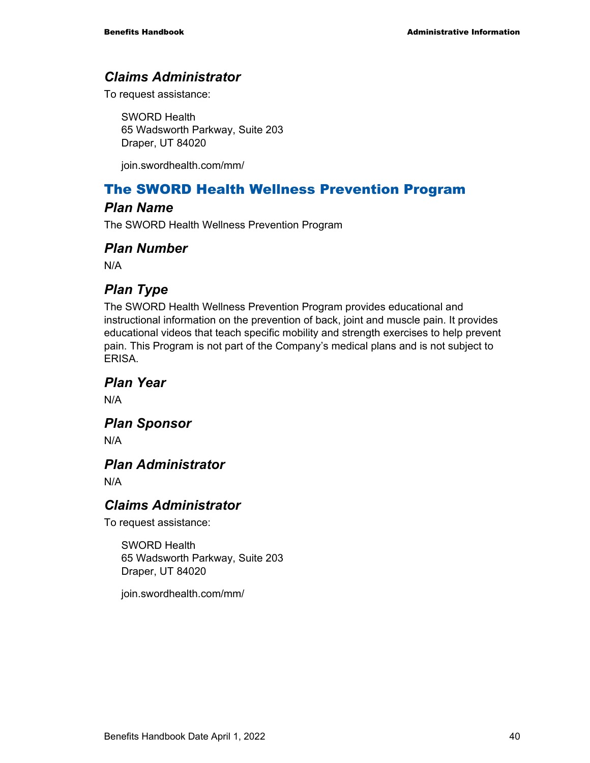### *Claims Administrator*

To request assistance:

SWORD Health
65 Wadsworth Parkway, Suite 203
Draper, UT 84020

join.swordhealth.com/mm/

## The SWORD Health Wellness Prevention Program

### *Plan Name*

The SWORD Health Wellness Prevention Program

### *Plan Number*

N/A

### *Plan Type*

The SWORD Health Wellness Prevention Program provides educational and instructional information on the prevention of back, joint and muscle pain. It provides educational videos that teach specific mobility and strength exercises to help prevent pain. This Program is not part of the Company's medical plans and is not subject to ERISA.

### *Plan Year*

N/A

### *Plan Sponsor*

N/A

### *Plan Administrator*

N/A

### *Claims Administrator*

To request assistance:

SWORD Health
65 Wadsworth Parkway, Suite 203
Draper, UT 84020

join.swordhealth.com/mm/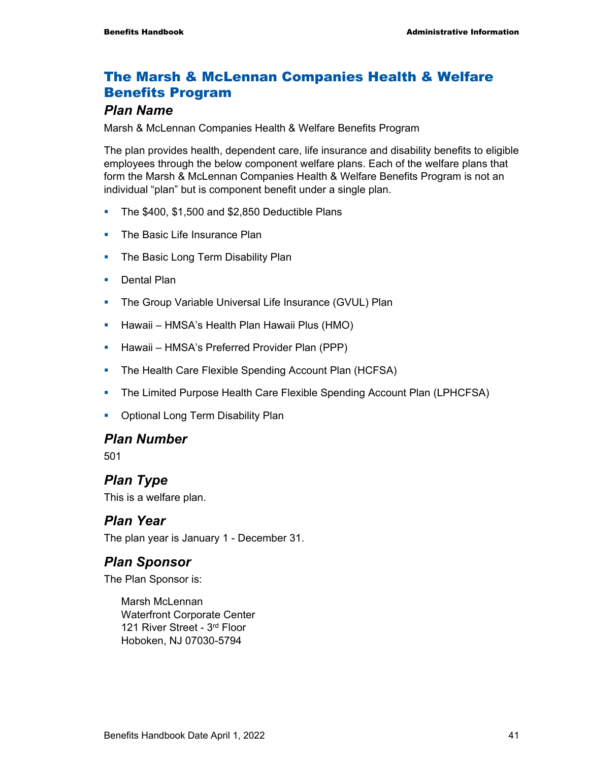## The Marsh & McLennan Companies Health & Welfare Benefits Program

### Plan Name

Marsh & McLennan Companies Health & Welfare Benefits Program

The plan provides health, dependent care, life insurance and disability benefits to eligible employees through the below component welfare plans. Each of the welfare plans that form the Marsh & McLennan Companies Health & Welfare Benefits Program is not an individual "plan" but is component benefit under a single plan.

- The $400, $1,500 and $2,850 Deductible Plans
- The Basic Life Insurance Plan
- The Basic Long Term Disability Plan
- Dental Plan
- The Group Variable Universal Life Insurance (GVUL) Plan
- Hawaii – HMSA's Health Plan Hawaii Plus (HMO)
- Hawaii – HMSA's Preferred Provider Plan (PPP)
- The Health Care Flexible Spending Account Plan (HCFSA)
- The Limited Purpose Health Care Flexible Spending Account Plan (LPHCFSA)
- Optional Long Term Disability Plan

### Plan Number

501

### Plan Type

This is a welfare plan.

### Plan Year

The plan year is January 1 - December 31.

### Plan Sponsor

The Plan Sponsor is:

Marsh McLennan
Waterfront Corporate Center
121 River Street - 3rd Floor
Hoboken, NJ 07030-5794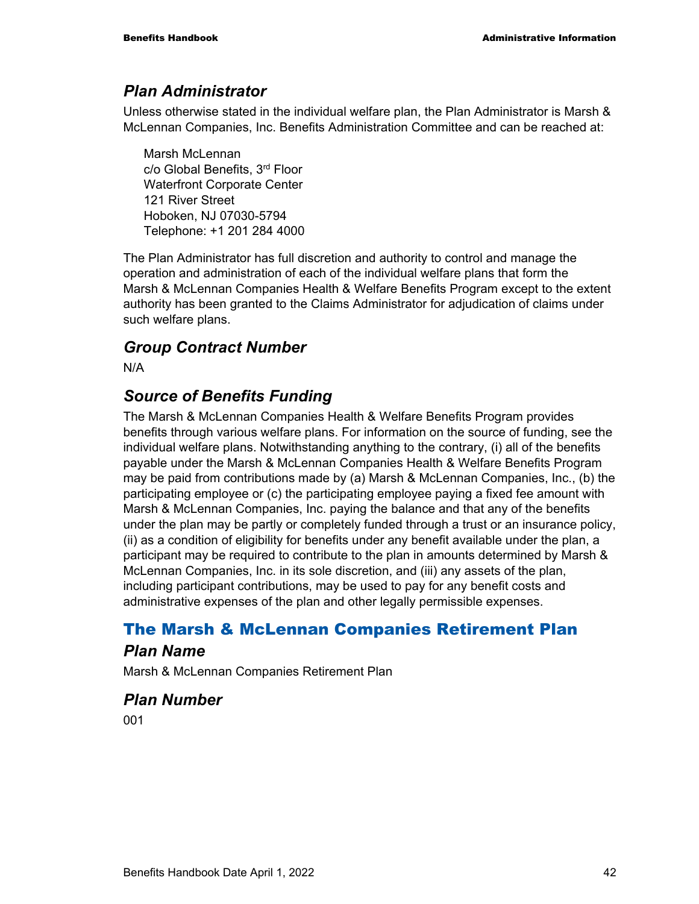### *Plan Administrator*

Unless otherwise stated in the individual welfare plan, the Plan Administrator is Marsh & McLennan Companies, Inc. Benefits Administration Committee and can be reached at:

Marsh McLennan
c/o Global Benefits, 3rd Floor
Waterfront Corporate Center
121 River Street
Hoboken, NJ 07030-5794
Telephone: +1 201 284 4000

The Plan Administrator has full discretion and authority to control and manage the operation and administration of each of the individual welfare plans that form the Marsh & McLennan Companies Health & Welfare Benefits Program except to the extent authority has been granted to the Claims Administrator for adjudication of claims under such welfare plans.

### *Group Contract Number*

N/A

### *Source of Benefits Funding*

The Marsh & McLennan Companies Health & Welfare Benefits Program provides benefits through various welfare plans. For information on the source of funding, see the individual welfare plans. Notwithstanding anything to the contrary, (i) all of the benefits payable under the Marsh & McLennan Companies Health & Welfare Benefits Program may be paid from contributions made by (a) Marsh & McLennan Companies, Inc., (b) the participating employee or (c) the participating employee paying a fixed fee amount with Marsh & McLennan Companies, Inc. paying the balance and that any of the benefits under the plan may be partly or completely funded through a trust or an insurance policy, (ii) as a condition of eligibility for benefits under any benefit available under the plan, a participant may be required to contribute to the plan in amounts determined by Marsh & McLennan Companies, Inc. in its sole discretion, and (iii) any assets of the plan, including participant contributions, may be used to pay for any benefit costs and administrative expenses of the plan and other legally permissible expenses.

## The Marsh & McLennan Companies Retirement Plan

### *Plan Name*

Marsh & McLennan Companies Retirement Plan

### *Plan Number*

001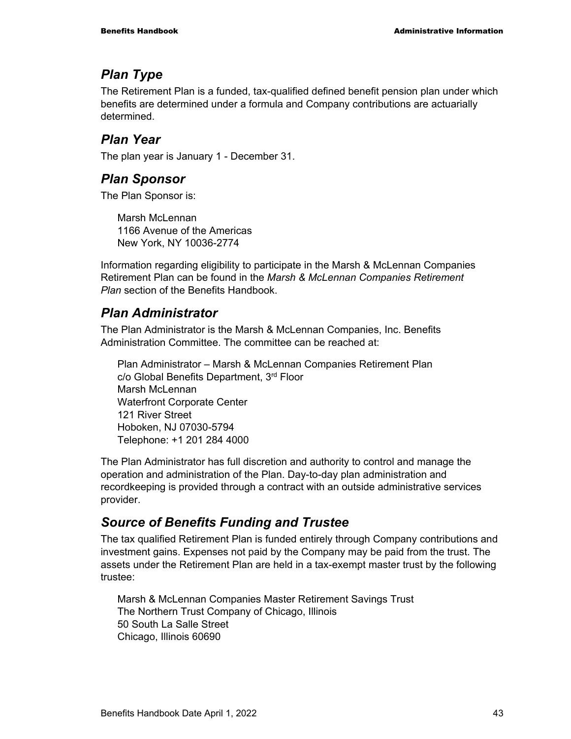## *Plan Type*

The Retirement Plan is a funded, tax-qualified defined benefit pension plan under which benefits are determined under a formula and Company contributions are actuarially determined.

## *Plan Year*

The plan year is January 1 - December 31.

## *Plan Sponsor*

The Plan Sponsor is:

Marsh McLennan
1166 Avenue of the Americas
New York, NY 10036-2774

Information regarding eligibility to participate in the Marsh & McLennan Companies Retirement Plan can be found in the *Marsh & McLennan Companies Retirement Plan* section of the Benefits Handbook.

## *Plan Administrator*

The Plan Administrator is the Marsh & McLennan Companies, Inc. Benefits Administration Committee. The committee can be reached at:

Plan Administrator – Marsh & McLennan Companies Retirement Plan
c/o Global Benefits Department, 3rd Floor
Marsh McLennan
Waterfront Corporate Center
121 River Street
Hoboken, NJ 07030-5794
Telephone: +1 201 284 4000

The Plan Administrator has full discretion and authority to control and manage the operation and administration of the Plan. Day-to-day plan administration and recordkeeping is provided through a contract with an outside administrative services provider.

## *Source of Benefits Funding and Trustee*

The tax qualified Retirement Plan is funded entirely through Company contributions and investment gains. Expenses not paid by the Company may be paid from the trust. The assets under the Retirement Plan are held in a tax-exempt master trust by the following trustee:

Marsh & McLennan Companies Master Retirement Savings Trust
The Northern Trust Company of Chicago, Illinois
50 South La Salle Street
Chicago, Illinois 60690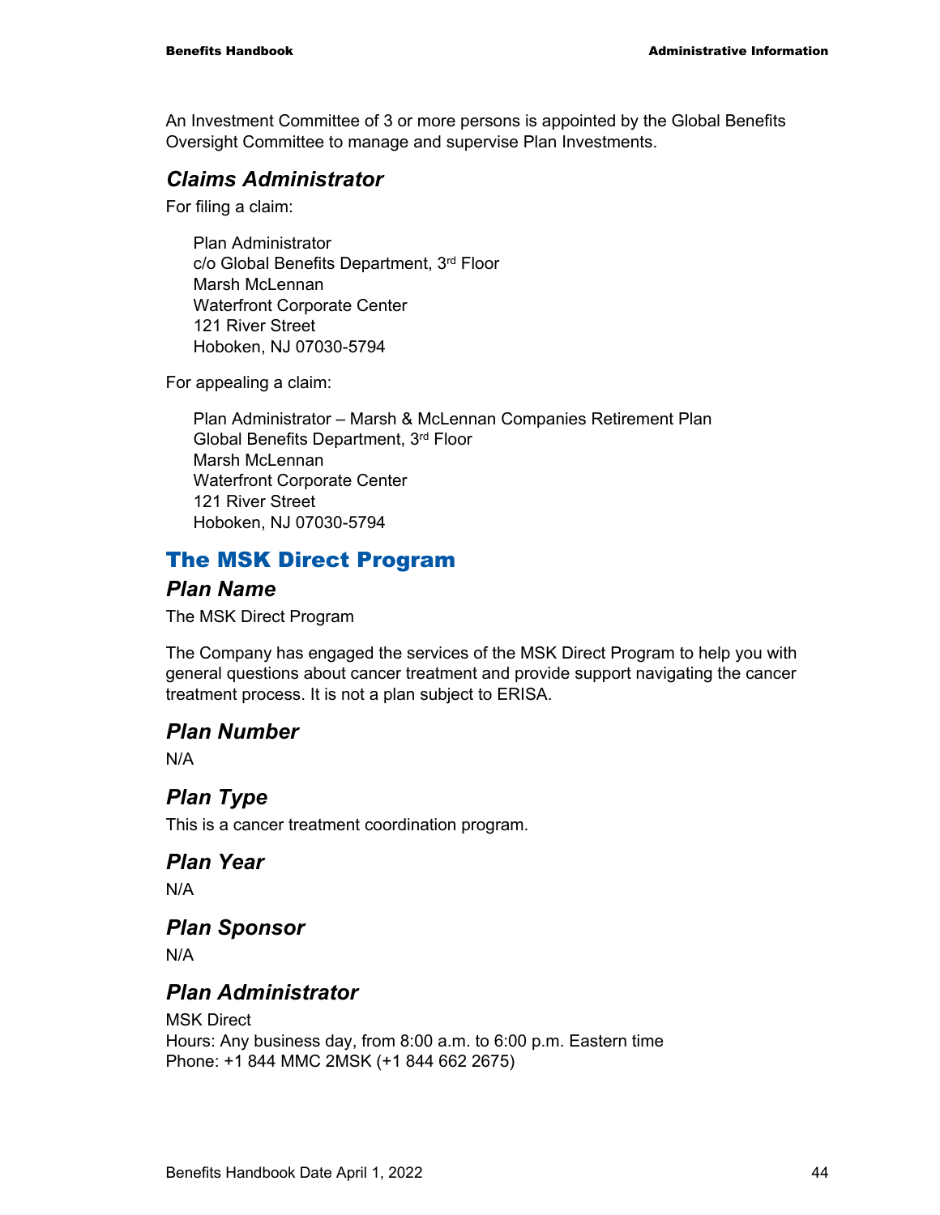An Investment Committee of 3 or more persons is appointed by the Global Benefits Oversight Committee to manage and supervise Plan Investments.

### *Claims Administrator*

For filing a claim:

> Plan Administrator
> c/o Global Benefits Department, 3rd Floor
> Marsh McLennan
> Waterfront Corporate Center
> 121 River Street
> Hoboken, NJ 07030-5794

For appealing a claim:

> Plan Administrator – Marsh & McLennan Companies Retirement Plan
> Global Benefits Department, 3rd Floor
> Marsh McLennan
> Waterfront Corporate Center
> 121 River Street
> Hoboken, NJ 07030-5794

## The MSK Direct Program

### *Plan Name*

The MSK Direct Program

The Company has engaged the services of the MSK Direct Program to help you with general questions about cancer treatment and provide support navigating the cancer treatment process. It is not a plan subject to ERISA.

### *Plan Number*

N/A

### *Plan Type*

This is a cancer treatment coordination program.

### *Plan Year*

N/A

### *Plan Sponsor*

N/A

### *Plan Administrator*

MSK Direct
Hours: Any business day, from 8:00 a.m. to 6:00 p.m. Eastern time
Phone: +1 844 MMC 2MSK (+1 844 662 2675)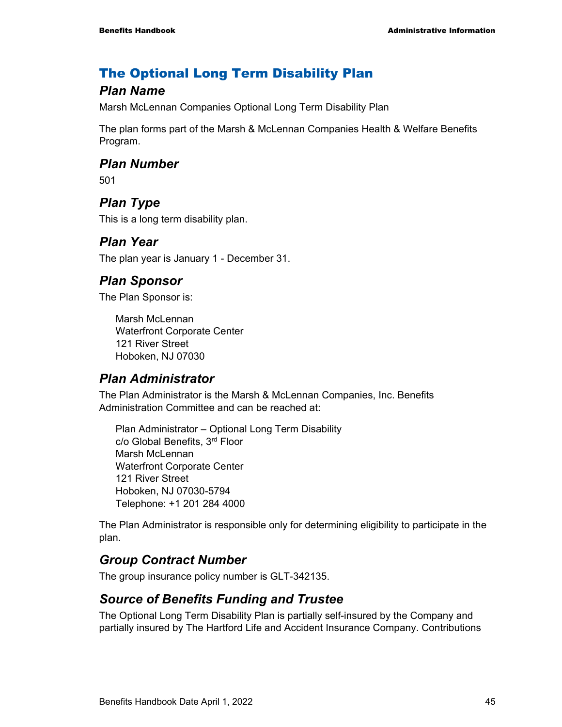## The Optional Long Term Disability Plan

### *Plan Name*

Marsh McLennan Companies Optional Long Term Disability Plan

The plan forms part of the Marsh & McLennan Companies Health & Welfare Benefits Program.

### *Plan Number*

501

### *Plan Type*

This is a long term disability plan.

### *Plan Year*

The plan year is January 1 - December 31.

### *Plan Sponsor*

The Plan Sponsor is:

Marsh McLennan
Waterfront Corporate Center
121 River Street
Hoboken, NJ 07030

### *Plan Administrator*

The Plan Administrator is the Marsh & McLennan Companies, Inc. Benefits Administration Committee and can be reached at:

Plan Administrator – Optional Long Term Disability
c/o Global Benefits, 3rd Floor
Marsh McLennan
Waterfront Corporate Center
121 River Street
Hoboken, NJ 07030-5794
Telephone: +1 201 284 4000

The Plan Administrator is responsible only for determining eligibility to participate in the plan.

### *Group Contract Number*

The group insurance policy number is GLT-342135.

### *Source of Benefits Funding and Trustee*

The Optional Long Term Disability Plan is partially self-insured by the Company and partially insured by The Hartford Life and Accident Insurance Company. Contributions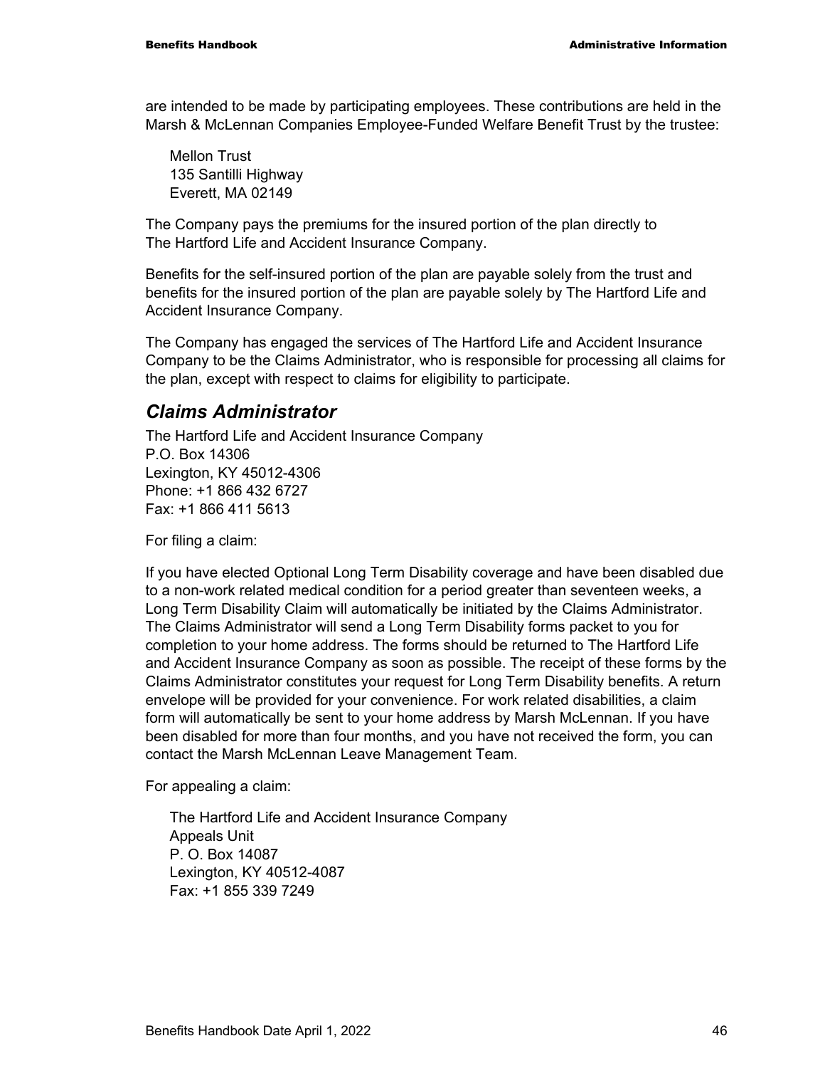are intended to be made by participating employees. These contributions are held in the Marsh & McLennan Companies Employee-Funded Welfare Benefit Trust by the trustee:

Mellon Trust
135 Santilli Highway
Everett, MA 02149

The Company pays the premiums for the insured portion of the plan directly to The Hartford Life and Accident Insurance Company.

Benefits for the self-insured portion of the plan are payable solely from the trust and benefits for the insured portion of the plan are payable solely by The Hartford Life and Accident Insurance Company.

The Company has engaged the services of The Hartford Life and Accident Insurance Company to be the Claims Administrator, who is responsible for processing all claims for the plan, except with respect to claims for eligibility to participate.

## *Claims Administrator*

The Hartford Life and Accident Insurance Company
P.O. Box 14306
Lexington, KY 45012-4306
Phone: +1 866 432 6727
Fax: +1 866 411 5613

For filing a claim:

If you have elected Optional Long Term Disability coverage and have been disabled due to a non-work related medical condition for a period greater than seventeen weeks, a Long Term Disability Claim will automatically be initiated by the Claims Administrator. The Claims Administrator will send a Long Term Disability forms packet to you for completion to your home address. The forms should be returned to The Hartford Life and Accident Insurance Company as soon as possible. The receipt of these forms by the Claims Administrator constitutes your request for Long Term Disability benefits. A return envelope will be provided for your convenience. For work related disabilities, a claim form will automatically be sent to your home address by Marsh McLennan. If you have been disabled for more than four months, and you have not received the form, you can contact the Marsh McLennan Leave Management Team.

For appealing a claim:

The Hartford Life and Accident Insurance Company
Appeals Unit
P. O. Box 14087
Lexington, KY 40512-4087
Fax: +1 855 339 7249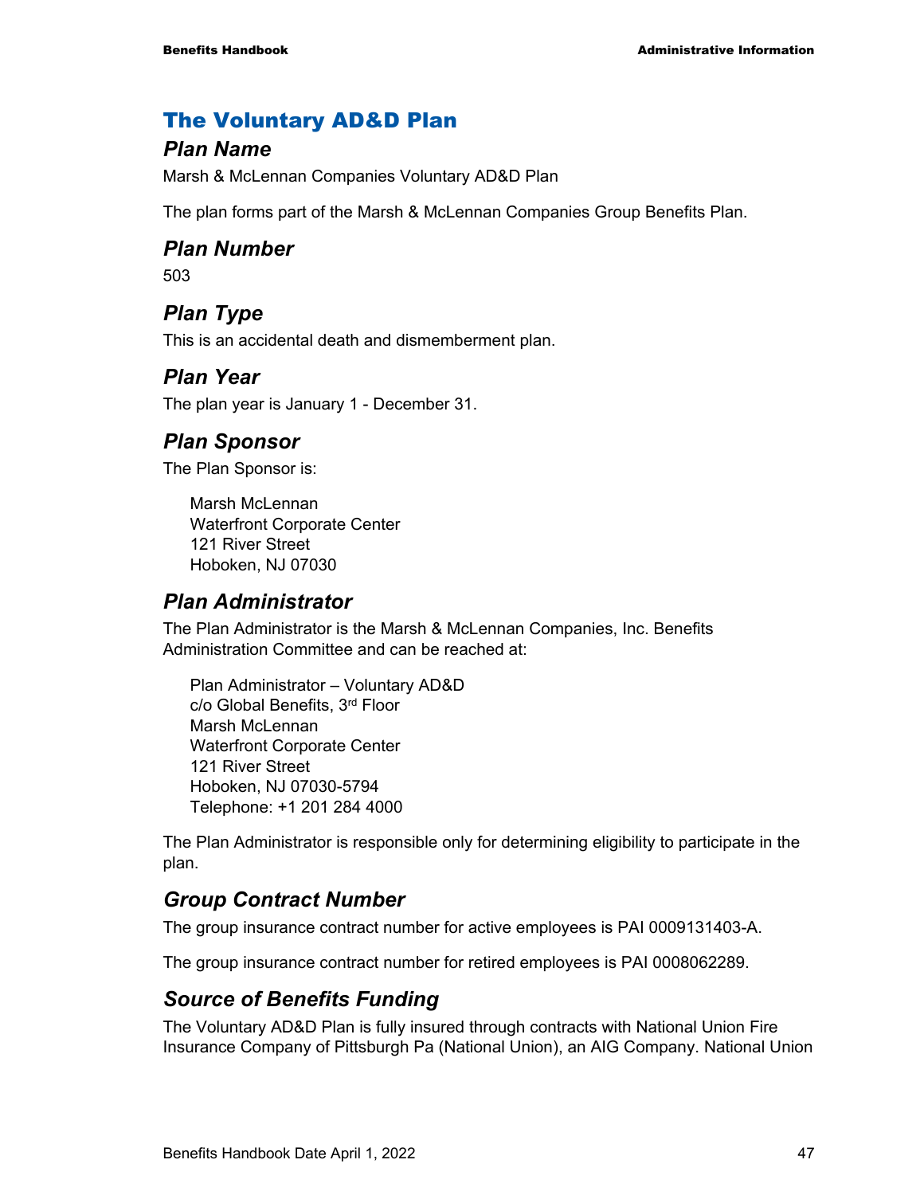## The Voluntary AD&D Plan

### Plan Name

Marsh & McLennan Companies Voluntary AD&D Plan

The plan forms part of the Marsh & McLennan Companies Group Benefits Plan.

### Plan Number

503

### Plan Type

This is an accidental death and dismemberment plan.

### Plan Year

The plan year is January 1 - December 31.

### Plan Sponsor

The Plan Sponsor is:

Marsh McLennan
Waterfront Corporate Center
121 River Street
Hoboken, NJ 07030

### Plan Administrator

The Plan Administrator is the Marsh & McLennan Companies, Inc. Benefits Administration Committee and can be reached at:

Plan Administrator – Voluntary AD&D
c/o Global Benefits, 3rd Floor
Marsh McLennan
Waterfront Corporate Center
121 River Street
Hoboken, NJ 07030-5794
Telephone: +1 201 284 4000

The Plan Administrator is responsible only for determining eligibility to participate in the plan.

### Group Contract Number

The group insurance contract number for active employees is PAI 0009131403-A.

The group insurance contract number for retired employees is PAI 0008062289.

### Source of Benefits Funding

The Voluntary AD&D Plan is fully insured through contracts with National Union Fire Insurance Company of Pittsburgh Pa (National Union), an AIG Company. National Union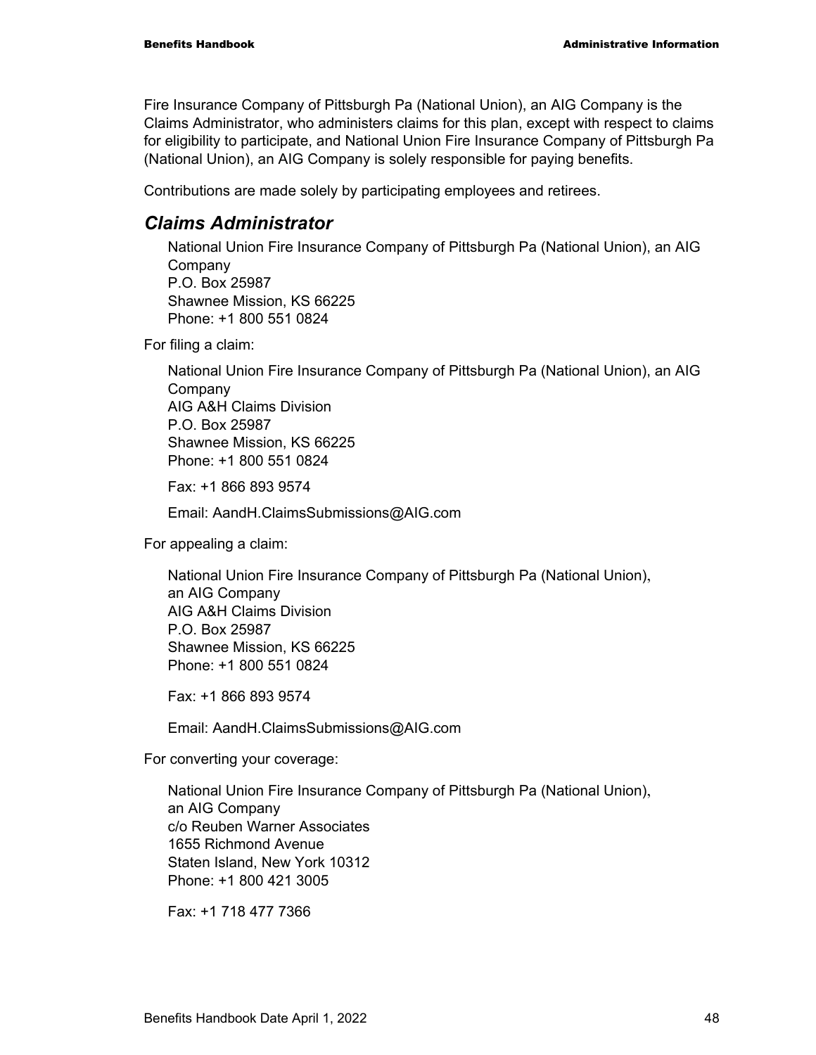Fire Insurance Company of Pittsburgh Pa (National Union), an AIG Company is the Claims Administrator, who administers claims for this plan, except with respect to claims for eligibility to participate, and National Union Fire Insurance Company of Pittsburgh Pa (National Union), an AIG Company is solely responsible for paying benefits.

Contributions are made solely by participating employees and retirees.

### *Claims Administrator*

National Union Fire Insurance Company of Pittsburgh Pa (National Union), an AIG Company
P.O. Box 25987
Shawnee Mission, KS 66225
Phone: +1 800 551 0824

For filing a claim:

National Union Fire Insurance Company of Pittsburgh Pa (National Union), an AIG Company
AIG A&H Claims Division
P.O. Box 25987
Shawnee Mission, KS 66225
Phone: +1 800 551 0824

Fax: +1 866 893 9574

Email: AandH.ClaimsSubmissions@AIG.com

For appealing a claim:

National Union Fire Insurance Company of Pittsburgh Pa (National Union), an AIG Company
AIG A&H Claims Division
P.O. Box 25987
Shawnee Mission, KS 66225
Phone: +1 800 551 0824

Fax: +1 866 893 9574

Email: AandH.ClaimsSubmissions@AIG.com

For converting your coverage:

National Union Fire Insurance Company of Pittsburgh Pa (National Union), an AIG Company
c/o Reuben Warner Associates
1655 Richmond Avenue
Staten Island, New York 10312
Phone: +1 800 421 3005

Fax: +1 718 477 7366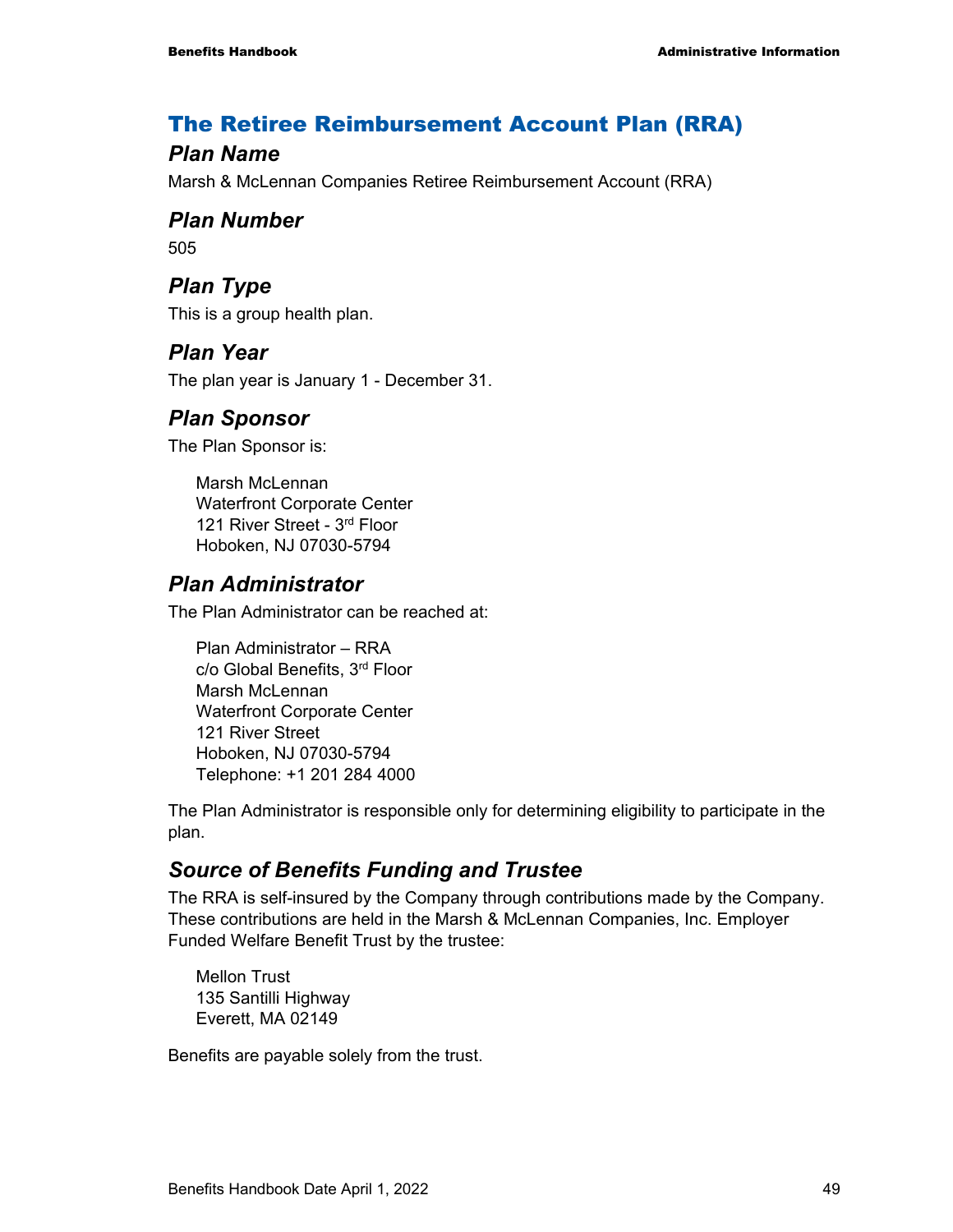## The Retiree Reimbursement Account Plan (RRA)

### *Plan Name*

Marsh & McLennan Companies Retiree Reimbursement Account (RRA)

### *Plan Number*

505

### *Plan Type*

This is a group health plan.

### *Plan Year*

The plan year is January 1 - December 31.

### *Plan Sponsor*

The Plan Sponsor is:

Marsh McLennan
Waterfront Corporate Center
121 River Street - 3rd Floor
Hoboken, NJ 07030-5794

### *Plan Administrator*

The Plan Administrator can be reached at:

Plan Administrator – RRA
c/o Global Benefits, 3rd Floor
Marsh McLennan
Waterfront Corporate Center
121 River Street
Hoboken, NJ 07030-5794
Telephone: +1 201 284 4000

The Plan Administrator is responsible only for determining eligibility to participate in the plan.

### *Source of Benefits Funding and Trustee*

The RRA is self-insured by the Company through contributions made by the Company. These contributions are held in the Marsh & McLennan Companies, Inc. Employer Funded Welfare Benefit Trust by the trustee:

Mellon Trust
135 Santilli Highway
Everett, MA 02149

Benefits are payable solely from the trust.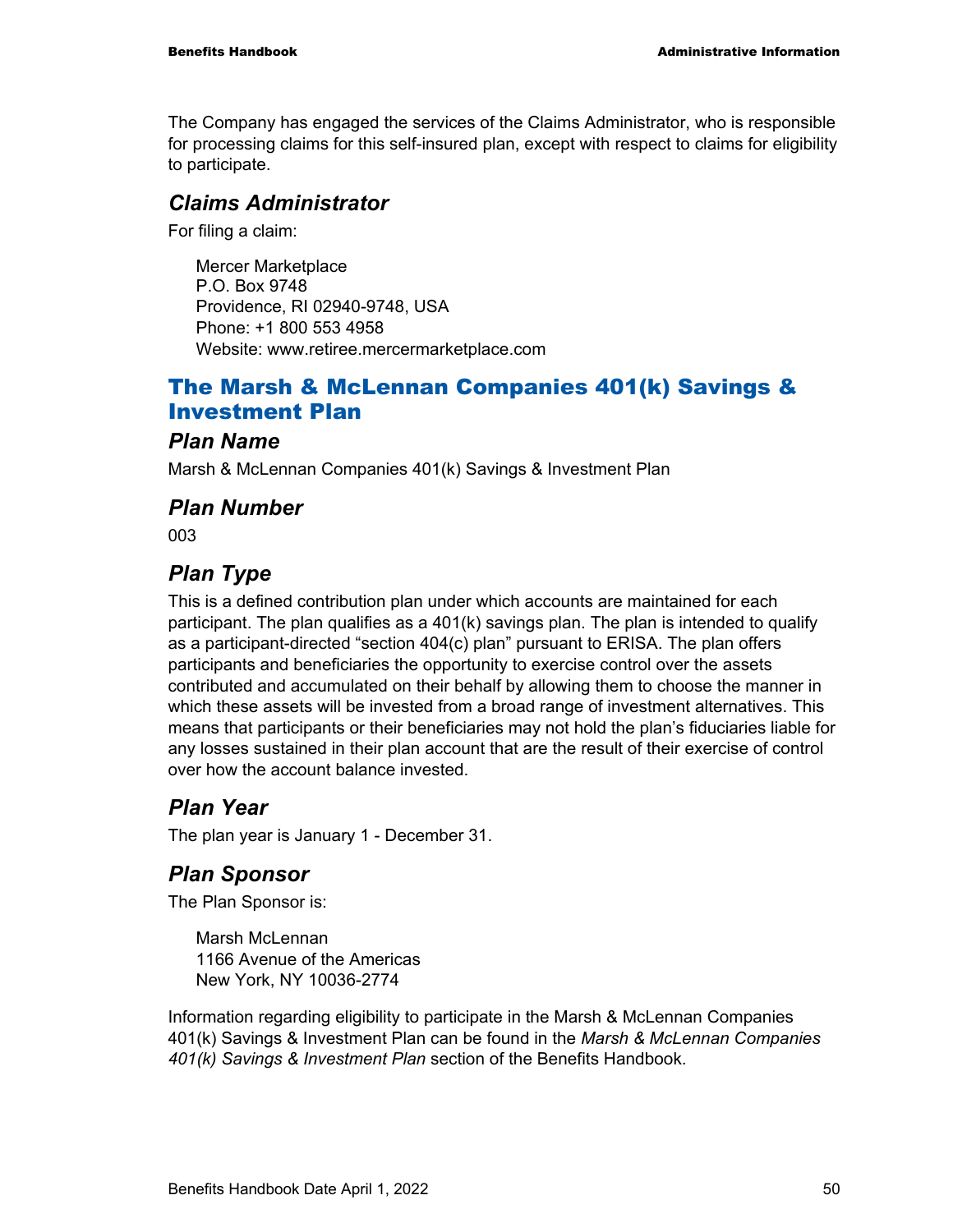The Company has engaged the services of the Claims Administrator, who is responsible for processing claims for this self-insured plan, except with respect to claims for eligibility to participate.

### *Claims Administrator*

For filing a claim:

Mercer Marketplace
P.O. Box 9748
Providence, RI 02940-9748, USA
Phone: +1 800 553 4958
Website: www.retiree.mercermarketplace.com

## The Marsh & McLennan Companies 401(k) Savings & Investment Plan

### *Plan Name*

Marsh & McLennan Companies 401(k) Savings & Investment Plan

### *Plan Number*

003

### *Plan Type*

This is a defined contribution plan under which accounts are maintained for each participant. The plan qualifies as a 401(k) savings plan. The plan is intended to qualify as a participant-directed "section 404(c) plan" pursuant to ERISA. The plan offers participants and beneficiaries the opportunity to exercise control over the assets contributed and accumulated on their behalf by allowing them to choose the manner in which these assets will be invested from a broad range of investment alternatives. This means that participants or their beneficiaries may not hold the plan's fiduciaries liable for any losses sustained in their plan account that are the result of their exercise of control over how the account balance invested.

### *Plan Year*

The plan year is January 1 - December 31.

### *Plan Sponsor*

The Plan Sponsor is:

Marsh McLennan
1166 Avenue of the Americas
New York, NY 10036-2774

Information regarding eligibility to participate in the Marsh & McLennan Companies 401(k) Savings & Investment Plan can be found in the *Marsh & McLennan Companies 401(k) Savings & Investment Plan* section of the Benefits Handbook.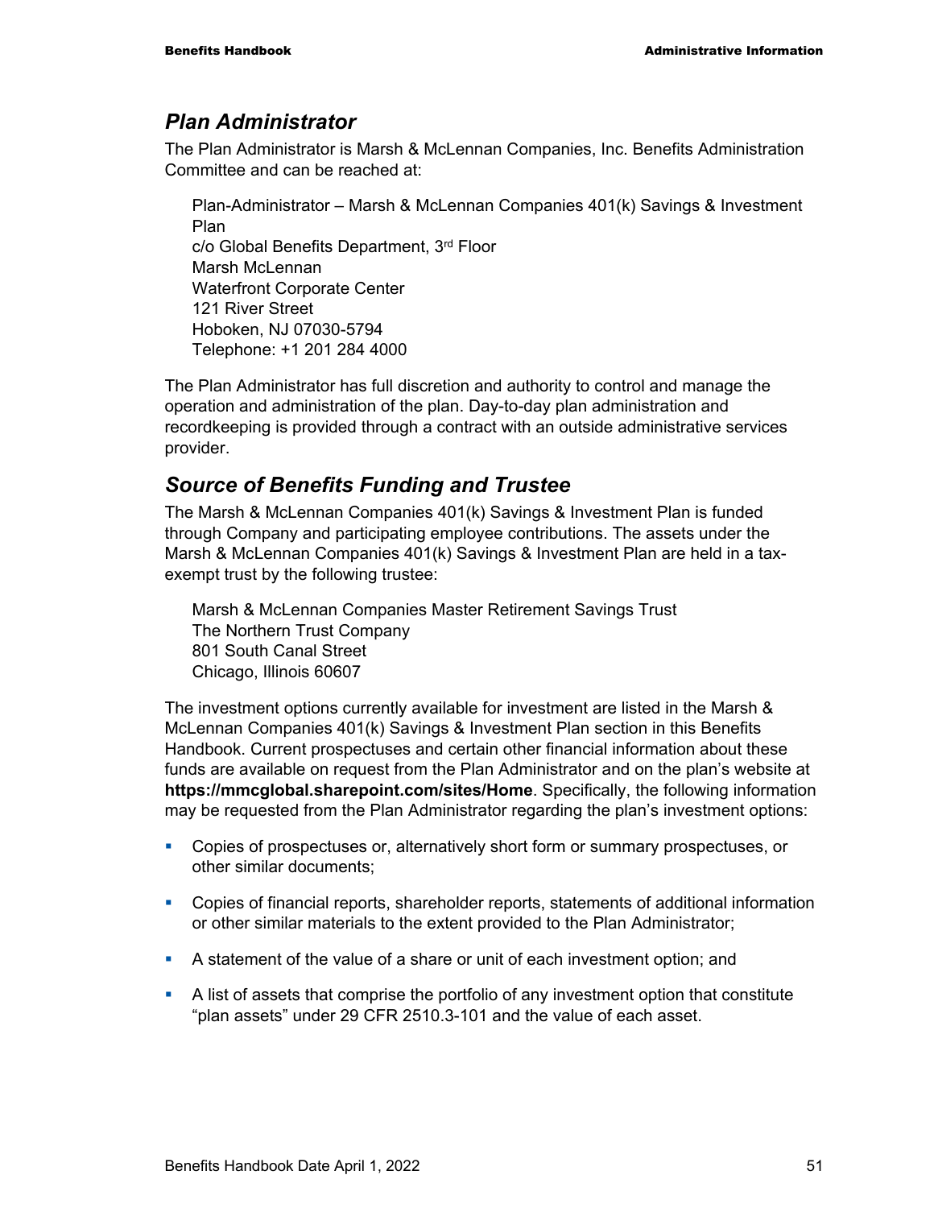## *Plan Administrator*

The Plan Administrator is Marsh & McLennan Companies, Inc. Benefits Administration Committee and can be reached at:

> Plan-Administrator – Marsh & McLennan Companies 401(k) Savings & Investment Plan
> c/o Global Benefits Department, 3rd Floor
> Marsh McLennan
> Waterfront Corporate Center
> 121 River Street
> Hoboken, NJ 07030-5794
> Telephone: +1 201 284 4000

The Plan Administrator has full discretion and authority to control and manage the operation and administration of the plan. Day-to-day plan administration and recordkeeping is provided through a contract with an outside administrative services provider.

## *Source of Benefits Funding and Trustee*

The Marsh & McLennan Companies 401(k) Savings & Investment Plan is funded through Company and participating employee contributions. The assets under the Marsh & McLennan Companies 401(k) Savings & Investment Plan are held in a tax-exempt trust by the following trustee:

> Marsh & McLennan Companies Master Retirement Savings Trust
> The Northern Trust Company
> 801 South Canal Street
> Chicago, Illinois 60607

The investment options currently available for investment are listed in the Marsh & McLennan Companies 401(k) Savings & Investment Plan section in this Benefits Handbook. Current prospectuses and certain other financial information about these funds are available on request from the Plan Administrator and on the plan's website at **https://mmcglobal.sharepoint.com/sites/Home**. Specifically, the following information may be requested from the Plan Administrator regarding the plan's investment options:

- Copies of prospectuses or, alternatively short form or summary prospectuses, or other similar documents;
- Copies of financial reports, shareholder reports, statements of additional information or other similar materials to the extent provided to the Plan Administrator;
- A statement of the value of a share or unit of each investment option; and
- A list of assets that comprise the portfolio of any investment option that constitute "plan assets" under 29 CFR 2510.3-101 and the value of each asset.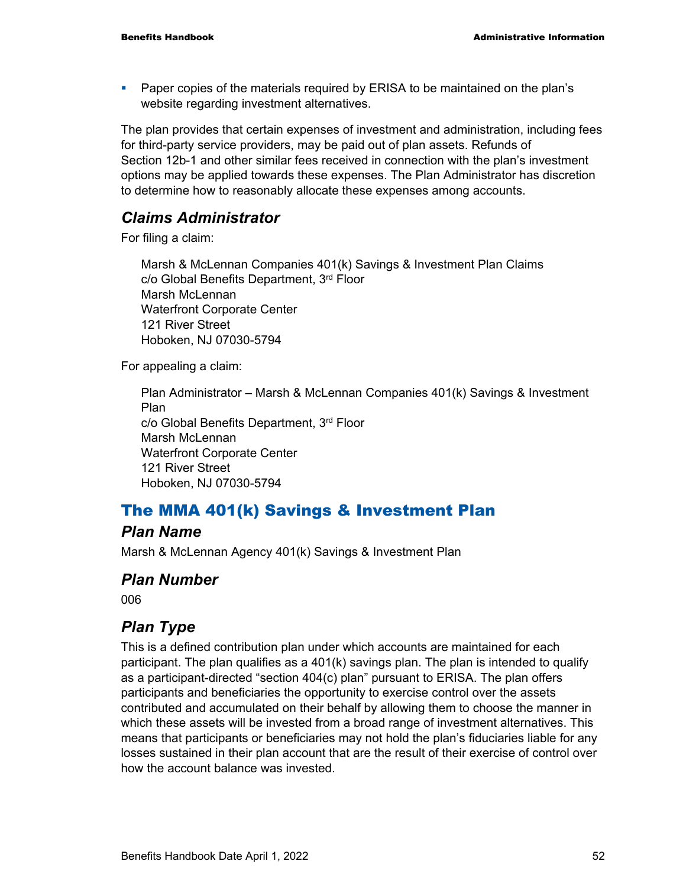- Paper copies of the materials required by ERISA to be maintained on the plan's website regarding investment alternatives.

The plan provides that certain expenses of investment and administration, including fees for third-party service providers, may be paid out of plan assets. Refunds of Section 12b-1 and other similar fees received in connection with the plan's investment options may be applied towards these expenses. The Plan Administrator has discretion to determine how to reasonably allocate these expenses among accounts.

### *Claims Administrator*

For filing a claim:

> Marsh & McLennan Companies 401(k) Savings & Investment Plan Claims
> c/o Global Benefits Department, 3rd Floor
> Marsh McLennan
> Waterfront Corporate Center
> 121 River Street
> Hoboken, NJ 07030-5794

For appealing a claim:

> Plan Administrator – Marsh & McLennan Companies 401(k) Savings & Investment Plan
> c/o Global Benefits Department, 3rd Floor
> Marsh McLennan
> Waterfront Corporate Center
> 121 River Street
> Hoboken, NJ 07030-5794

## The MMA 401(k) Savings & Investment Plan

### *Plan Name*

Marsh & McLennan Agency 401(k) Savings & Investment Plan

### *Plan Number*

006

### *Plan Type*

This is a defined contribution plan under which accounts are maintained for each participant. The plan qualifies as a 401(k) savings plan. The plan is intended to qualify as a participant-directed "section 404(c) plan" pursuant to ERISA. The plan offers participants and beneficiaries the opportunity to exercise control over the assets contributed and accumulated on their behalf by allowing them to choose the manner in which these assets will be invested from a broad range of investment alternatives. This means that participants or beneficiaries may not hold the plan's fiduciaries liable for any losses sustained in their plan account that are the result of their exercise of control over how the account balance was invested.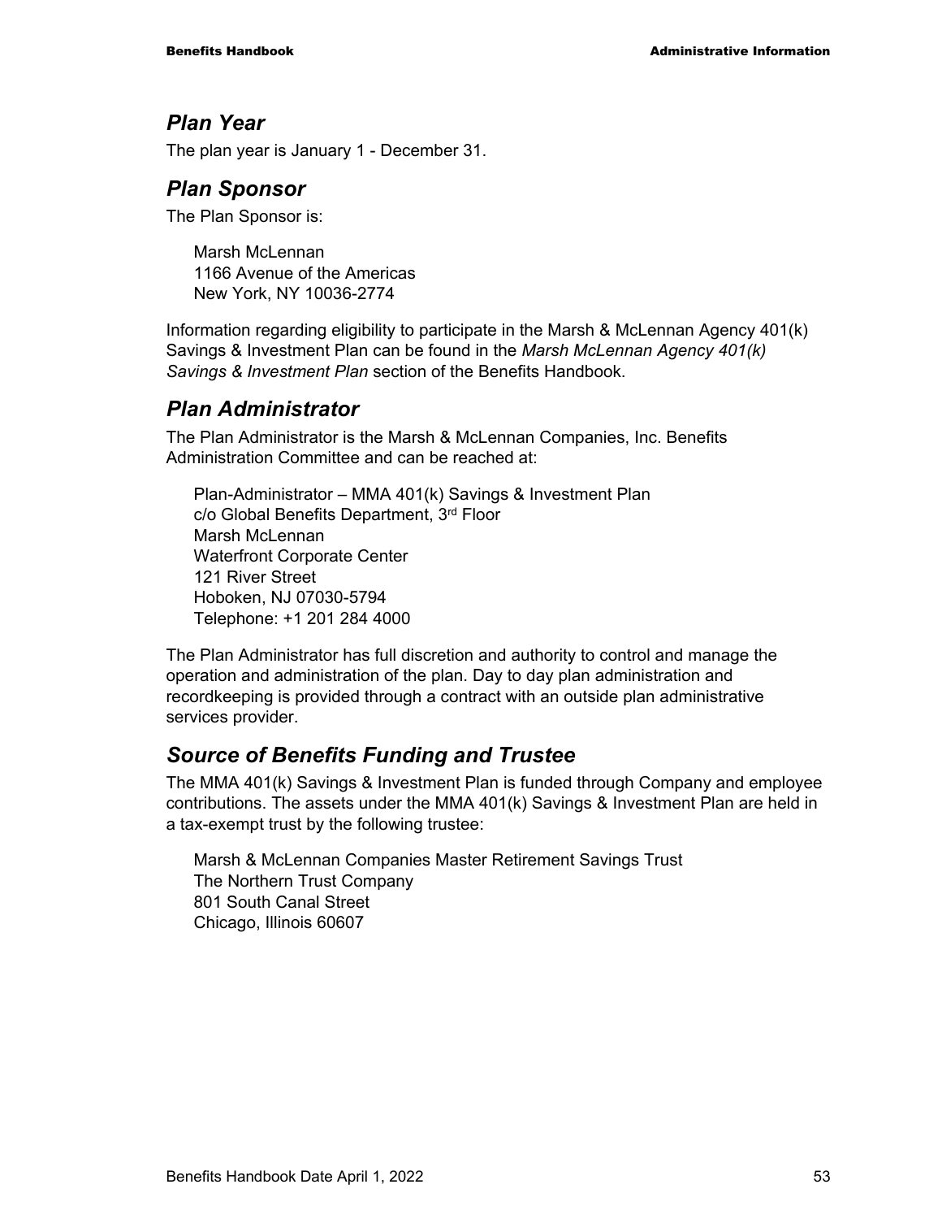## *Plan Year*

The plan year is January 1 - December 31.

## *Plan Sponsor*

The Plan Sponsor is:

Marsh McLennan
1166 Avenue of the Americas
New York, NY 10036-2774

Information regarding eligibility to participate in the Marsh & McLennan Agency 401(k) Savings & Investment Plan can be found in the *Marsh McLennan Agency 401(k) Savings & Investment Plan* section of the Benefits Handbook.

## *Plan Administrator*

The Plan Administrator is the Marsh & McLennan Companies, Inc. Benefits Administration Committee and can be reached at:

Plan-Administrator – MMA 401(k) Savings & Investment Plan
c/o Global Benefits Department, 3rd Floor
Marsh McLennan
Waterfront Corporate Center
121 River Street
Hoboken, NJ 07030-5794
Telephone: +1 201 284 4000

The Plan Administrator has full discretion and authority to control and manage the operation and administration of the plan. Day to day plan administration and recordkeeping is provided through a contract with an outside plan administrative services provider.

## *Source of Benefits Funding and Trustee*

The MMA 401(k) Savings & Investment Plan is funded through Company and employee contributions. The assets under the MMA 401(k) Savings & Investment Plan are held in a tax-exempt trust by the following trustee:

Marsh & McLennan Companies Master Retirement Savings Trust
The Northern Trust Company
801 South Canal Street
Chicago, Illinois 60607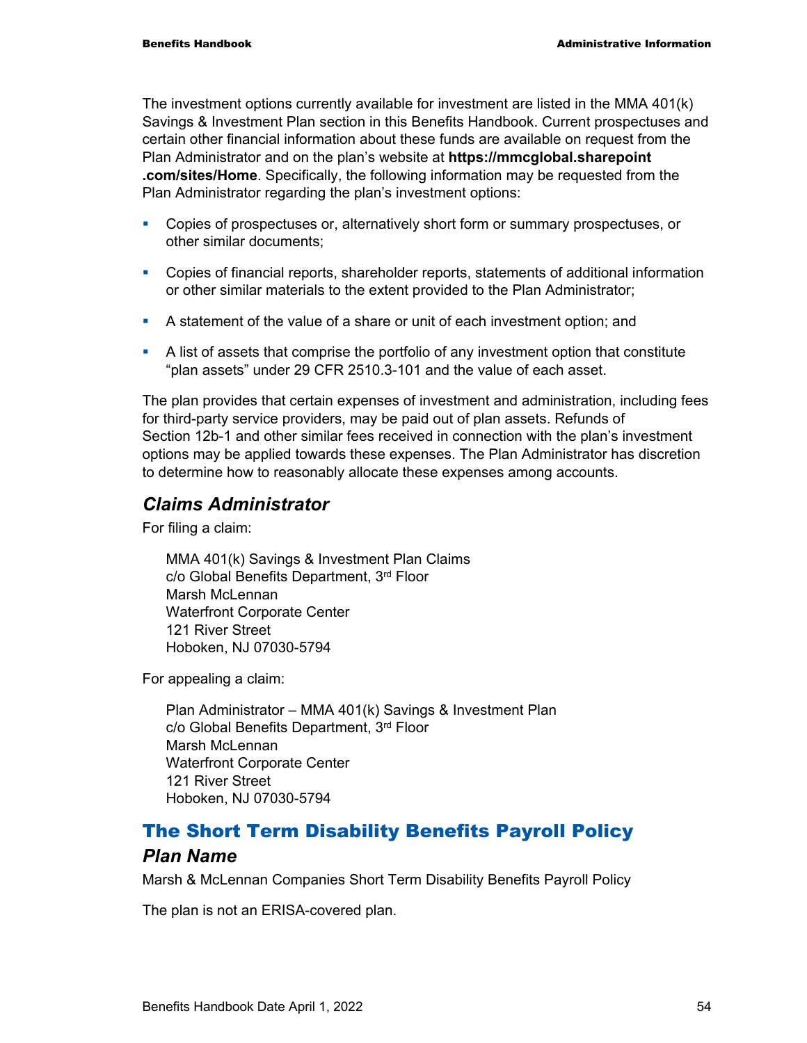The investment options currently available for investment are listed in the MMA 401(k) Savings & Investment Plan section in this Benefits Handbook. Current prospectuses and certain other financial information about these funds are available on request from the Plan Administrator and on the plan's website at **https://mmcglobal.sharepoint .com/sites/Home**. Specifically, the following information may be requested from the Plan Administrator regarding the plan's investment options:

- Copies of prospectuses or, alternatively short form or summary prospectuses, or other similar documents;
- Copies of financial reports, shareholder reports, statements of additional information or other similar materials to the extent provided to the Plan Administrator;
- A statement of the value of a share or unit of each investment option; and
- A list of assets that comprise the portfolio of any investment option that constitute "plan assets" under 29 CFR 2510.3-101 and the value of each asset.

The plan provides that certain expenses of investment and administration, including fees for third-party service providers, may be paid out of plan assets. Refunds of Section 12b-1 and other similar fees received in connection with the plan's investment options may be applied towards these expenses. The Plan Administrator has discretion to determine how to reasonably allocate these expenses among accounts.

### *Claims Administrator*

For filing a claim:

MMA 401(k) Savings & Investment Plan Claims
c/o Global Benefits Department, 3rd Floor
Marsh McLennan
Waterfront Corporate Center
121 River Street
Hoboken, NJ 07030-5794

For appealing a claim:

Plan Administrator – MMA 401(k) Savings & Investment Plan
c/o Global Benefits Department, 3rd Floor
Marsh McLennan
Waterfront Corporate Center
121 River Street
Hoboken, NJ 07030-5794

## The Short Term Disability Benefits Payroll Policy

### *Plan Name*

Marsh & McLennan Companies Short Term Disability Benefits Payroll Policy

The plan is not an ERISA-covered plan.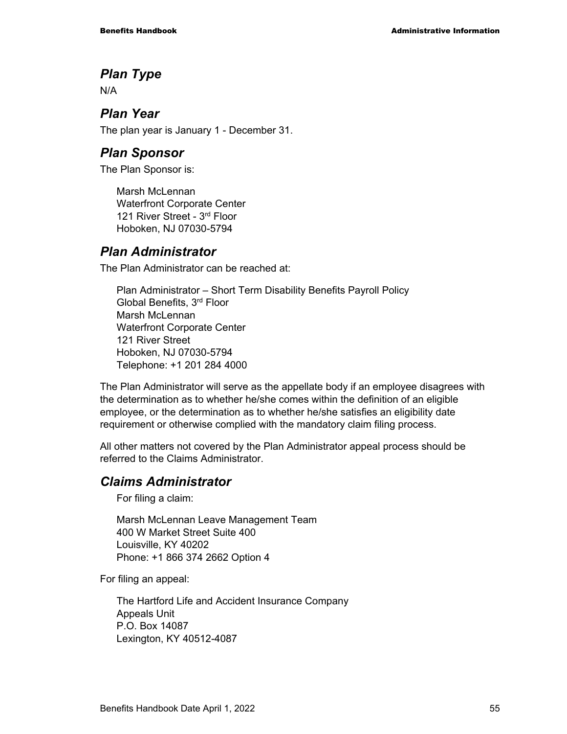## *Plan Type*

N/A

## *Plan Year*

The plan year is January 1 - December 31.

## *Plan Sponsor*

The Plan Sponsor is:

Marsh McLennan  
Waterfront Corporate Center  
121 River Street - 3rd Floor  
Hoboken, NJ 07030-5794

## *Plan Administrator*

The Plan Administrator can be reached at:

Plan Administrator – Short Term Disability Benefits Payroll Policy  
Global Benefits, 3rd Floor  
Marsh McLennan  
Waterfront Corporate Center  
121 River Street  
Hoboken, NJ 07030-5794  
Telephone: +1 201 284 4000

The Plan Administrator will serve as the appellate body if an employee disagrees with the determination as to whether he/she comes within the definition of an eligible employee, or the determination as to whether he/she satisfies an eligibility date requirement or otherwise complied with the mandatory claim filing process.

All other matters not covered by the Plan Administrator appeal process should be referred to the Claims Administrator.

## *Claims Administrator*

For filing a claim:

Marsh McLennan Leave Management Team  
400 W Market Street Suite 400  
Louisville, KY 40202  
Phone: +1 866 374 2662 Option 4

For filing an appeal:

The Hartford Life and Accident Insurance Company  
Appeals Unit  
P.O. Box 14087  
Lexington, KY 40512-4087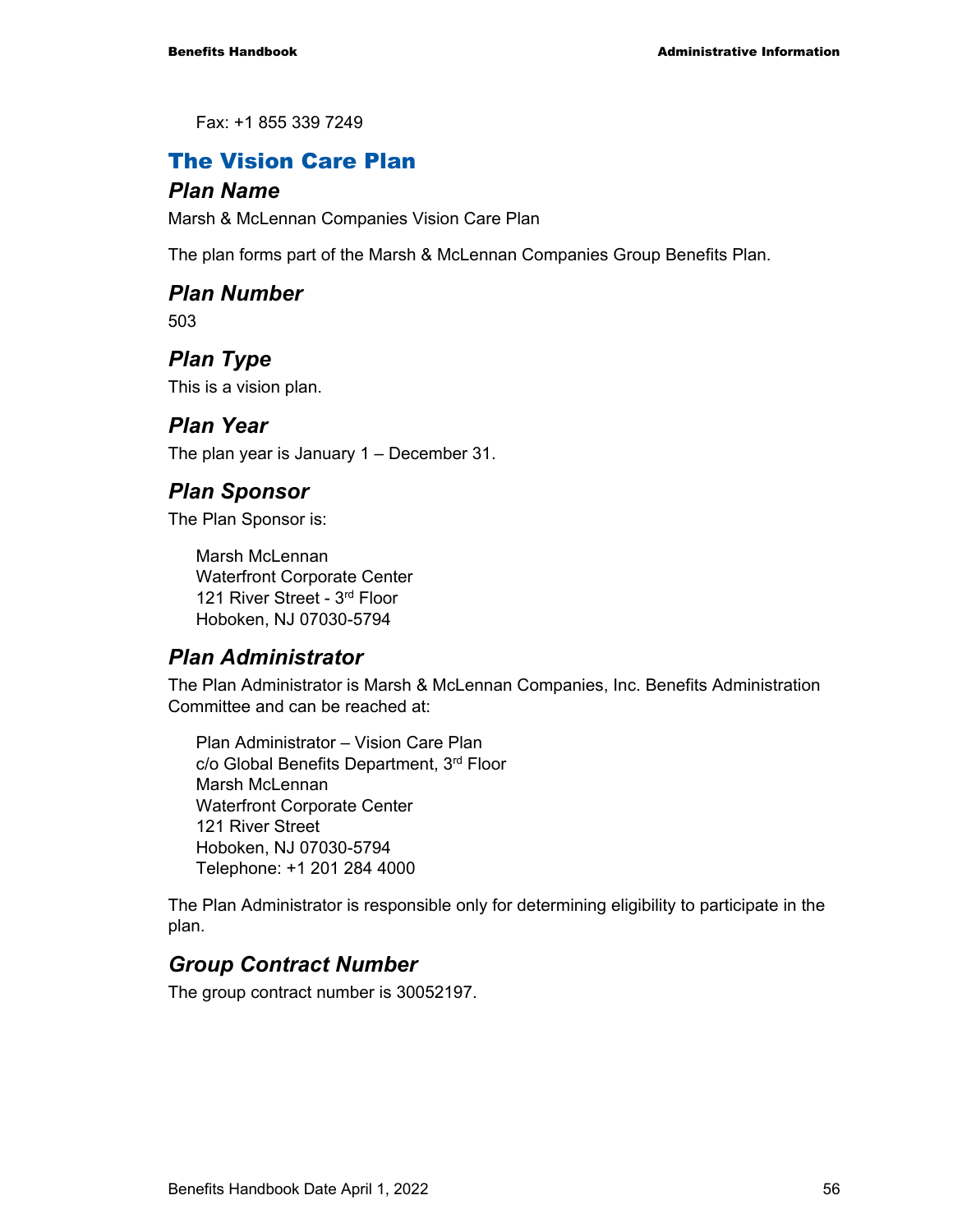Fax: +1 855 339 7249

## The Vision Care Plan

### Plan Name

Marsh & McLennan Companies Vision Care Plan

The plan forms part of the Marsh & McLennan Companies Group Benefits Plan.

### Plan Number

503

### Plan Type

This is a vision plan.

### Plan Year

The plan year is January 1 – December 31.

### Plan Sponsor

The Plan Sponsor is:

Marsh McLennan
Waterfront Corporate Center
121 River Street - 3rd Floor
Hoboken, NJ 07030-5794

### Plan Administrator

The Plan Administrator is Marsh & McLennan Companies, Inc. Benefits Administration Committee and can be reached at:

Plan Administrator – Vision Care Plan
c/o Global Benefits Department, 3rd Floor
Marsh McLennan
Waterfront Corporate Center
121 River Street
Hoboken, NJ 07030-5794
Telephone: +1 201 284 4000

The Plan Administrator is responsible only for determining eligibility to participate in the plan.

### Group Contract Number

The group contract number is 30052197.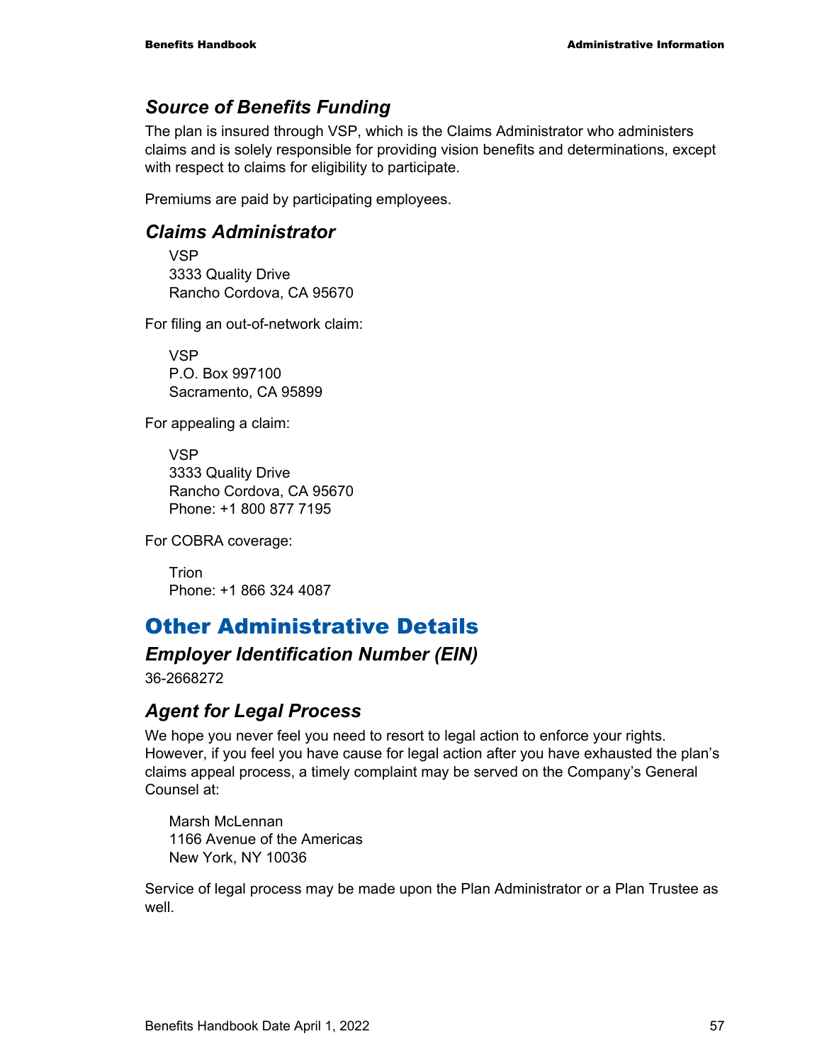### *Source of Benefits Funding*

The plan is insured through VSP, which is the Claims Administrator who administers claims and is solely responsible for providing vision benefits and determinations, except with respect to claims for eligibility to participate.

Premiums are paid by participating employees.

### *Claims Administrator*

VSP
3333 Quality Drive
Rancho Cordova, CA 95670

For filing an out-of-network claim:

VSP
P.O. Box 997100
Sacramento, CA 95899

For appealing a claim:

VSP
3333 Quality Drive
Rancho Cordova, CA 95670
Phone: +1 800 877 7195

For COBRA coverage:

Trion
Phone: +1 866 324 4087

## Other Administrative Details

### *Employer Identification Number (EIN)*

36-2668272

### *Agent for Legal Process*

We hope you never feel you need to resort to legal action to enforce your rights. However, if you feel you have cause for legal action after you have exhausted the plan's claims appeal process, a timely complaint may be served on the Company's General Counsel at:

Marsh McLennan
1166 Avenue of the Americas
New York, NY 10036

Service of legal process may be made upon the Plan Administrator or a Plan Trustee as well.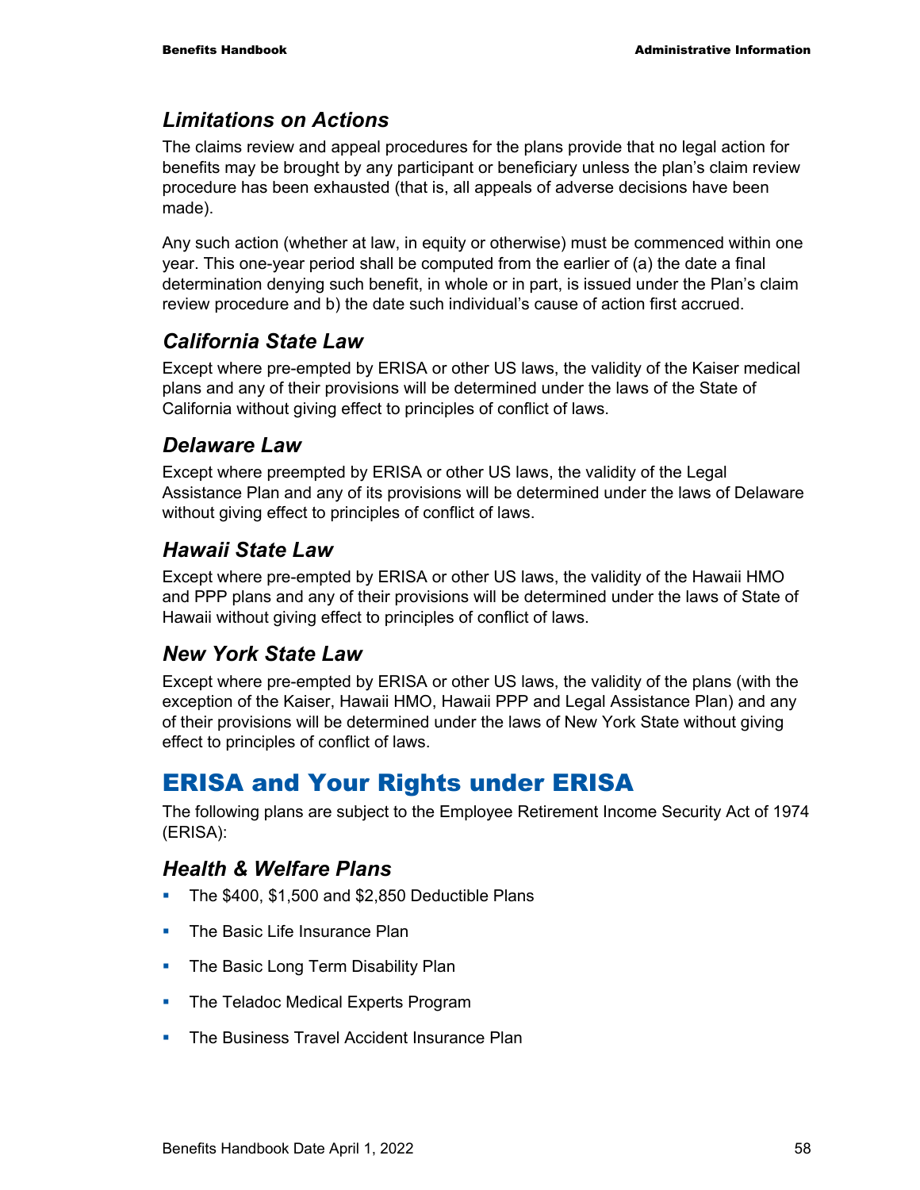### *Limitations on Actions*

The claims review and appeal procedures for the plans provide that no legal action for benefits may be brought by any participant or beneficiary unless the plan's claim review procedure has been exhausted (that is, all appeals of adverse decisions have been made).

Any such action (whether at law, in equity or otherwise) must be commenced within one year. This one-year period shall be computed from the earlier of (a) the date a final determination denying such benefit, in whole or in part, is issued under the Plan's claim review procedure and b) the date such individual's cause of action first accrued.

### *California State Law*

Except where pre-empted by ERISA or other US laws, the validity of the Kaiser medical plans and any of their provisions will be determined under the laws of the State of California without giving effect to principles of conflict of laws.

### *Delaware Law*

Except where preempted by ERISA or other US laws, the validity of the Legal Assistance Plan and any of its provisions will be determined under the laws of Delaware without giving effect to principles of conflict of laws.

### *Hawaii State Law*

Except where pre-empted by ERISA or other US laws, the validity of the Hawaii HMO and PPP plans and any of their provisions will be determined under the laws of State of Hawaii without giving effect to principles of conflict of laws.

### *New York State Law*

Except where pre-empted by ERISA or other US laws, the validity of the plans (with the exception of the Kaiser, Hawaii HMO, Hawaii PPP and Legal Assistance Plan) and any of their provisions will be determined under the laws of New York State without giving effect to principles of conflict of laws.

## ERISA and Your Rights under ERISA

The following plans are subject to the Employee Retirement Income Security Act of 1974 (ERISA):

### *Health & Welfare Plans*

- The $400, $1,500 and $2,850 Deductible Plans
- The Basic Life Insurance Plan
- The Basic Long Term Disability Plan
- The Teladoc Medical Experts Program
- The Business Travel Accident Insurance Plan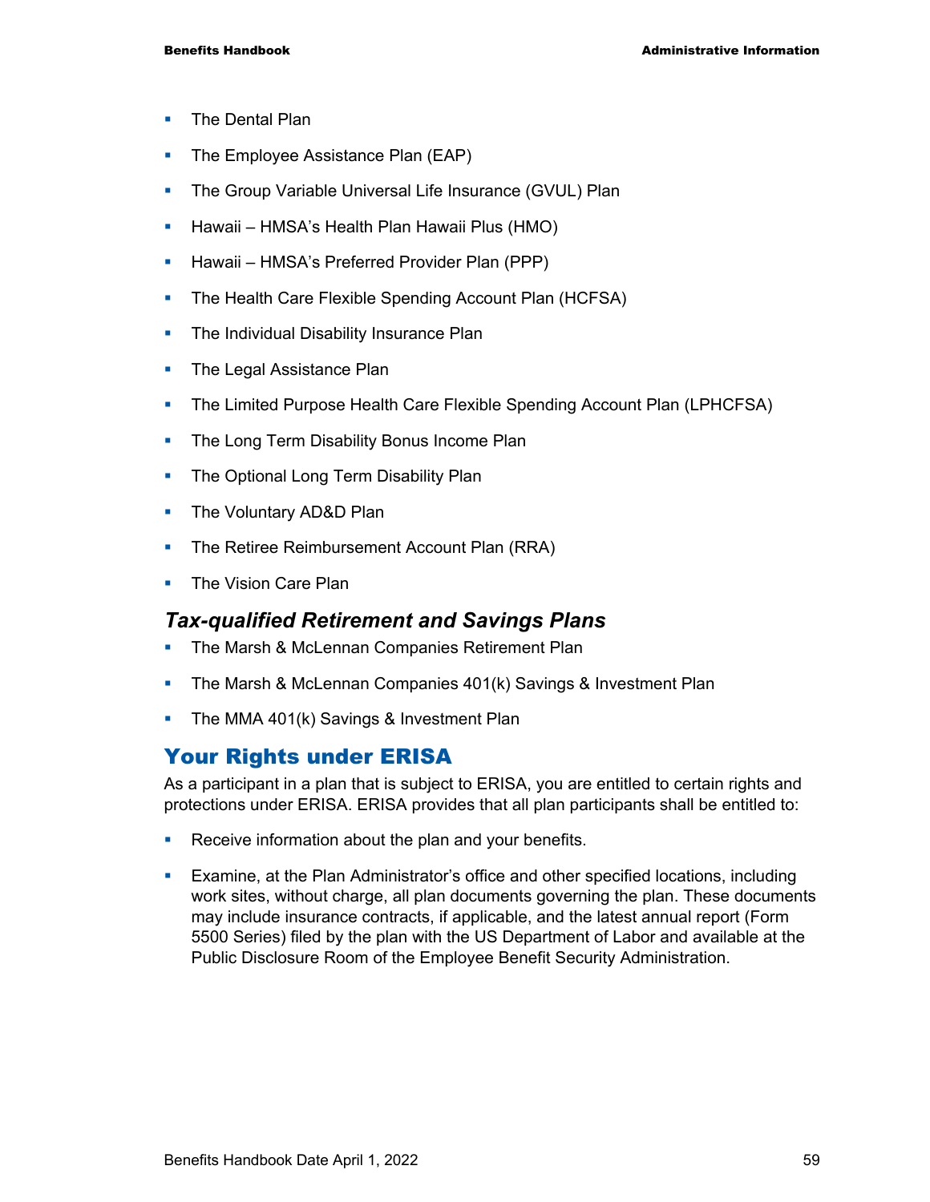- The Dental Plan
- The Employee Assistance Plan (EAP)
- The Group Variable Universal Life Insurance (GVUL) Plan
- Hawaii – HMSA's Health Plan Hawaii Plus (HMO)
- Hawaii – HMSA's Preferred Provider Plan (PPP)
- The Health Care Flexible Spending Account Plan (HCFSA)
- The Individual Disability Insurance Plan
- The Legal Assistance Plan
- The Limited Purpose Health Care Flexible Spending Account Plan (LPHCFSA)
- The Long Term Disability Bonus Income Plan
- The Optional Long Term Disability Plan
- The Voluntary AD&D Plan
- The Retiree Reimbursement Account Plan (RRA)
- The Vision Care Plan

### *Tax-qualified Retirement and Savings Plans*

- The Marsh & McLennan Companies Retirement Plan
- The Marsh & McLennan Companies 401(k) Savings & Investment Plan
- The MMA 401(k) Savings & Investment Plan

## Your Rights under ERISA

As a participant in a plan that is subject to ERISA, you are entitled to certain rights and protections under ERISA. ERISA provides that all plan participants shall be entitled to:

- Receive information about the plan and your benefits.
- Examine, at the Plan Administrator's office and other specified locations, including work sites, without charge, all plan documents governing the plan. These documents may include insurance contracts, if applicable, and the latest annual report (Form 5500 Series) filed by the plan with the US Department of Labor and available at the Public Disclosure Room of the Employee Benefit Security Administration.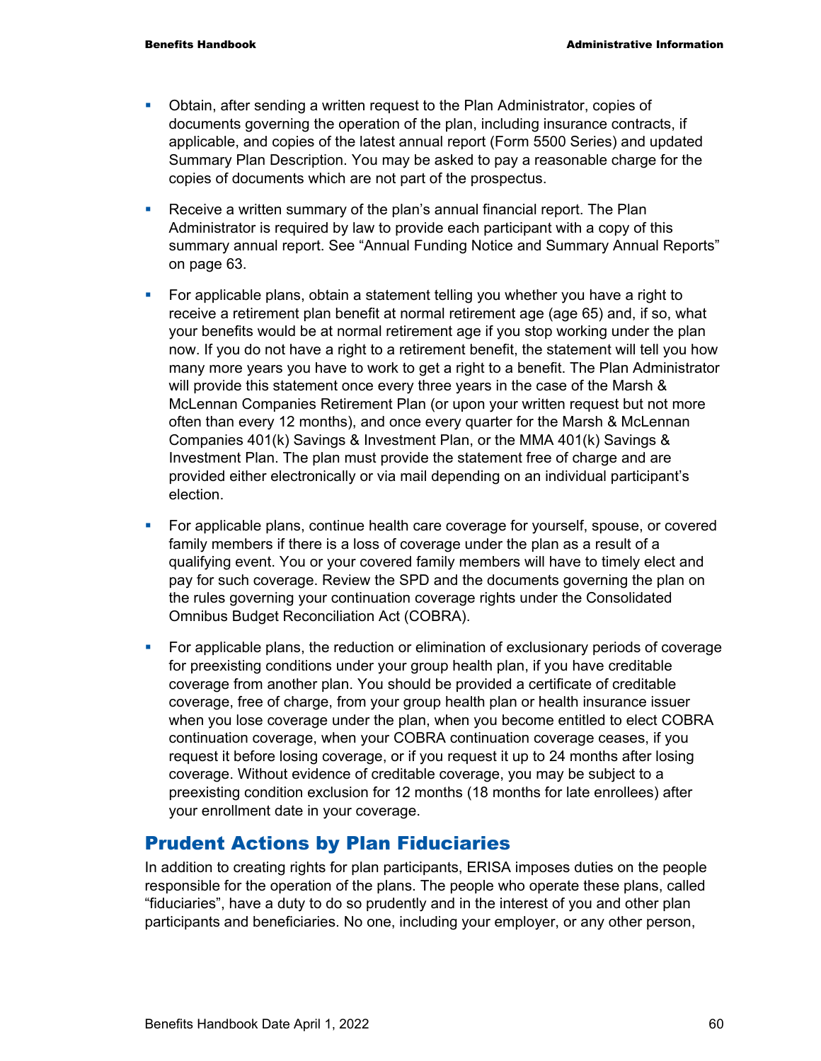- Obtain, after sending a written request to the Plan Administrator, copies of documents governing the operation of the plan, including insurance contracts, if applicable, and copies of the latest annual report (Form 5500 Series) and updated Summary Plan Description. You may be asked to pay a reasonable charge for the copies of documents which are not part of the prospectus.

- Receive a written summary of the plan's annual financial report. The Plan Administrator is required by law to provide each participant with a copy of this summary annual report. See "Annual Funding Notice and Summary Annual Reports" on page 63.

- For applicable plans, obtain a statement telling you whether you have a right to receive a retirement plan benefit at normal retirement age (age 65) and, if so, what your benefits would be at normal retirement age if you stop working under the plan now. If you do not have a right to a retirement benefit, the statement will tell you how many more years you have to work to get a right to a benefit. The Plan Administrator will provide this statement once every three years in the case of the Marsh & McLennan Companies Retirement Plan (or upon your written request but not more often than every 12 months), and once every quarter for the Marsh & McLennan Companies 401(k) Savings & Investment Plan, or the MMA 401(k) Savings & Investment Plan. The plan must provide the statement free of charge and are provided either electronically or via mail depending on an individual participant's election.

- For applicable plans, continue health care coverage for yourself, spouse, or covered family members if there is a loss of coverage under the plan as a result of a qualifying event. You or your covered family members will have to timely elect and pay for such coverage. Review the SPD and the documents governing the plan on the rules governing your continuation coverage rights under the Consolidated Omnibus Budget Reconciliation Act (COBRA).

- For applicable plans, the reduction or elimination of exclusionary periods of coverage for preexisting conditions under your group health plan, if you have creditable coverage from another plan. You should be provided a certificate of creditable coverage, free of charge, from your group health plan or health insurance issuer when you lose coverage under the plan, when you become entitled to elect COBRA continuation coverage, when your COBRA continuation coverage ceases, if you request it before losing coverage, or if you request it up to 24 months after losing coverage. Without evidence of creditable coverage, you may be subject to a preexisting condition exclusion for 12 months (18 months for late enrollees) after your enrollment date in your coverage.

## Prudent Actions by Plan Fiduciaries

In addition to creating rights for plan participants, ERISA imposes duties on the people responsible for the operation of the plans. The people who operate these plans, called "fiduciaries", have a duty to do so prudently and in the interest of you and other plan participants and beneficiaries. No one, including your employer, or any other person,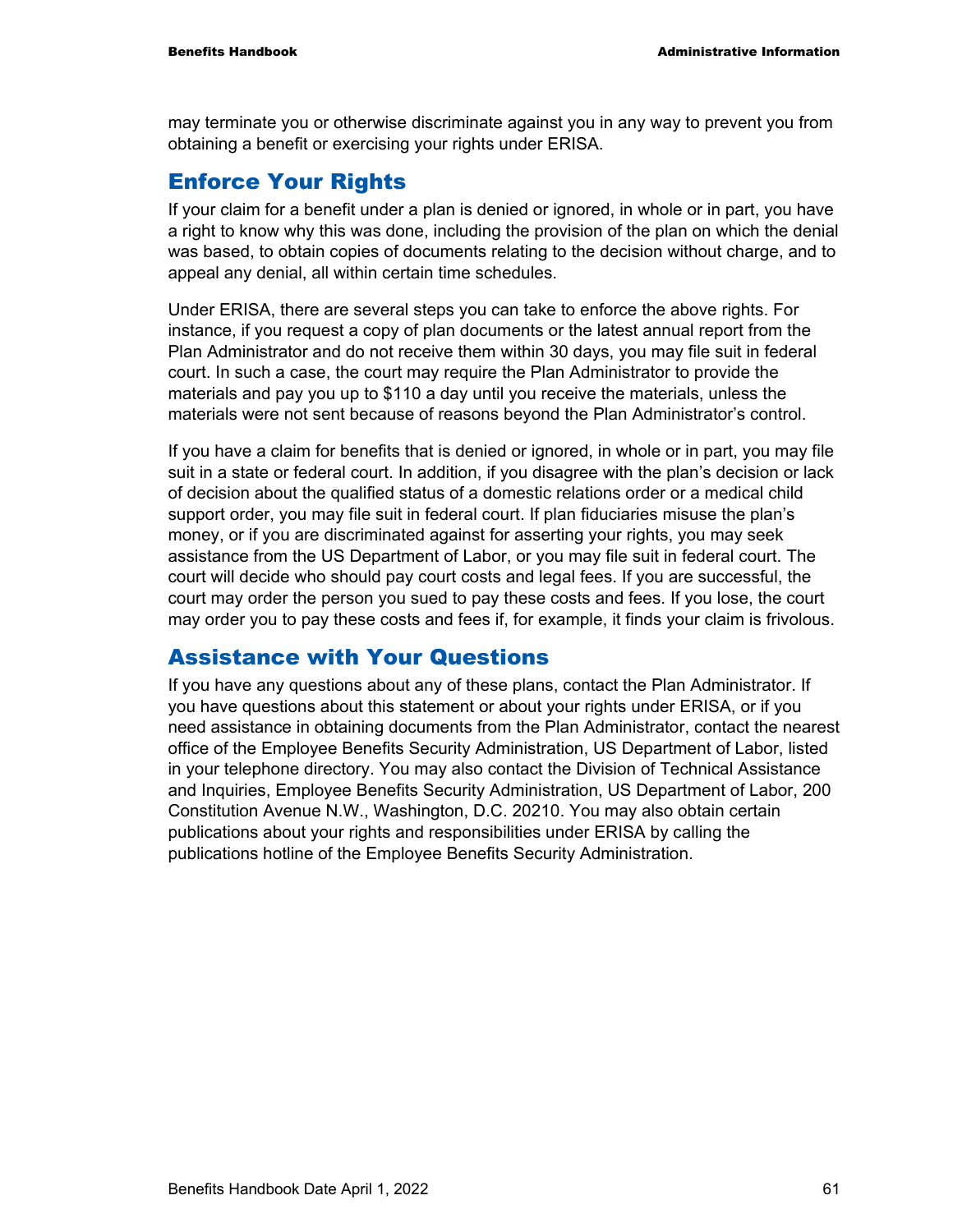may terminate you or otherwise discriminate against you in any way to prevent you from obtaining a benefit or exercising your rights under ERISA.

## Enforce Your Rights

If your claim for a benefit under a plan is denied or ignored, in whole or in part, you have a right to know why this was done, including the provision of the plan on which the denial was based, to obtain copies of documents relating to the decision without charge, and to appeal any denial, all within certain time schedules.

Under ERISA, there are several steps you can take to enforce the above rights. For instance, if you request a copy of plan documents or the latest annual report from the Plan Administrator and do not receive them within 30 days, you may file suit in federal court. In such a case, the court may require the Plan Administrator to provide the materials and pay you up to $110 a day until you receive the materials, unless the materials were not sent because of reasons beyond the Plan Administrator's control.

If you have a claim for benefits that is denied or ignored, in whole or in part, you may file suit in a state or federal court. In addition, if you disagree with the plan's decision or lack of decision about the qualified status of a domestic relations order or a medical child support order, you may file suit in federal court. If plan fiduciaries misuse the plan's money, or if you are discriminated against for asserting your rights, you may seek assistance from the US Department of Labor, or you may file suit in federal court. The court will decide who should pay court costs and legal fees. If you are successful, the court may order the person you sued to pay these costs and fees. If you lose, the court may order you to pay these costs and fees if, for example, it finds your claim is frivolous.

## Assistance with Your Questions

If you have any questions about any of these plans, contact the Plan Administrator. If you have questions about this statement or about your rights under ERISA, or if you need assistance in obtaining documents from the Plan Administrator, contact the nearest office of the Employee Benefits Security Administration, US Department of Labor, listed in your telephone directory. You may also contact the Division of Technical Assistance and Inquiries, Employee Benefits Security Administration, US Department of Labor, 200 Constitution Avenue N.W., Washington, D.C. 20210. You may also obtain certain publications about your rights and responsibilities under ERISA by calling the publications hotline of the Employee Benefits Security Administration.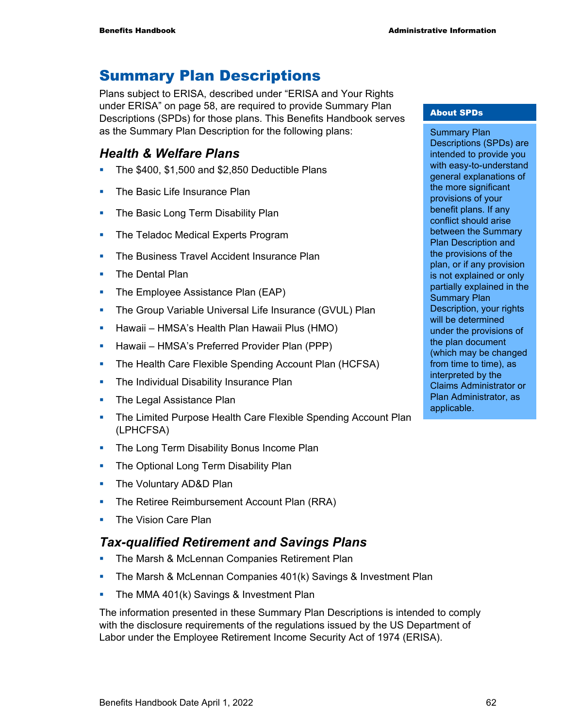# Summary Plan Descriptions

Plans subject to ERISA, described under "ERISA and Your Rights under ERISA" on page 58, are required to provide Summary Plan Descriptions (SPDs) for those plans. This Benefits Handbook serves as the Summary Plan Description for the following plans:

## *Health & Welfare Plans*

- The $400, $1,500 and $2,850 Deductible Plans
- The Basic Life Insurance Plan
- The Basic Long Term Disability Plan
- The Teladoc Medical Experts Program
- The Business Travel Accident Insurance Plan
- The Dental Plan
- The Employee Assistance Plan (EAP)
- The Group Variable Universal Life Insurance (GVUL) Plan
- Hawaii – HMSA's Health Plan Hawaii Plus (HMO)
- Hawaii – HMSA's Preferred Provider Plan (PPP)
- The Health Care Flexible Spending Account Plan (HCFSA)
- The Individual Disability Insurance Plan
- The Legal Assistance Plan
- The Limited Purpose Health Care Flexible Spending Account Plan (LPHCFSA)
- The Long Term Disability Bonus Income Plan
- The Optional Long Term Disability Plan
- The Voluntary AD&D Plan
- The Retiree Reimbursement Account Plan (RRA)
- The Vision Care Plan

## *Tax-qualified Retirement and Savings Plans*

- The Marsh & McLennan Companies Retirement Plan
- The Marsh & McLennan Companies 401(k) Savings & Investment Plan
- The MMA 401(k) Savings & Investment Plan

The information presented in these Summary Plan Descriptions is intended to comply with the disclosure requirements of the regulations issued by the US Department of Labor under the Employee Retirement Income Security Act of 1974 (ERISA).

**About SPDs**

Summary Plan Descriptions (SPDs) are intended to provide you with easy-to-understand general explanations of the more significant provisions of your benefit plans. If any conflict should arise between the Summary Plan Description and the provisions of the plan, or if any provision is not explained or only partially explained in the Summary Plan Description, your rights will be determined under the provisions of the plan document (which may be changed from time to time), as interpreted by the Claims Administrator or Plan Administrator, as applicable.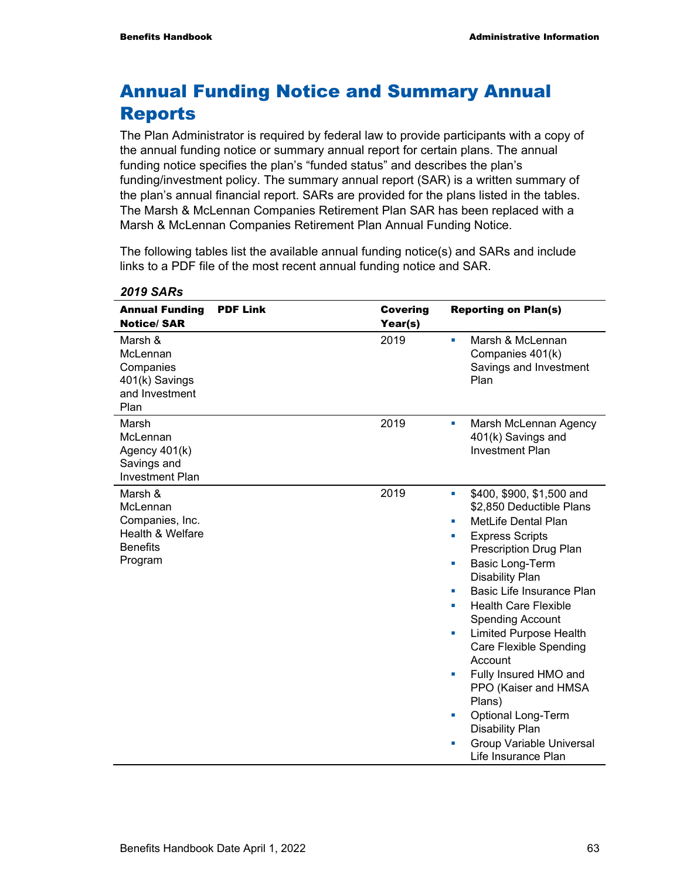# Annual Funding Notice and Summary Annual Reports

The Plan Administrator is required by federal law to provide participants with a copy of the annual funding notice or summary annual report for certain plans. The annual funding notice specifies the plan's "funded status" and describes the plan's funding/investment policy. The summary annual report (SAR) is a written summary of the plan's annual financial report. SARs are provided for the plans listed in the tables. The Marsh & McLennan Companies Retirement Plan SAR has been replaced with a Marsh & McLennan Companies Retirement Plan Annual Funding Notice.

The following tables list the available annual funding notice(s) and SARs and include links to a PDF file of the most recent annual funding notice and SAR.

*2019 SARs*

| Annual Funding Notice/ SAR | PDF Link | Covering Year(s) | Reporting on Plan(s) |
|---|---|---|---|
| Marsh & McLennan Companies 401(k) Savings and Investment Plan | | 2019 | ▪ Marsh & McLennan Companies 401(k) Savings and Investment Plan |
| Marsh McLennan Agency 401(k) Savings and Investment Plan | | 2019 | ▪ Marsh McLennan Agency 401(k) Savings and Investment Plan |
| Marsh & McLennan Companies, Inc. Health & Welfare Benefits Program | | 2019 | ▪ $400, $900, $1,500 and $2,850 Deductible Plans<br>▪ MetLife Dental Plan<br>▪ Express Scripts Prescription Drug Plan<br>▪ Basic Long-Term Disability Plan<br>▪ Basic Life Insurance Plan<br>▪ Health Care Flexible Spending Account<br>▪ Limited Purpose Health Care Flexible Spending Account<br>▪ Fully Insured HMO and PPO (Kaiser and HMSA Plans)<br>▪ Optional Long-Term Disability Plan<br>▪ Group Variable Universal Life Insurance Plan |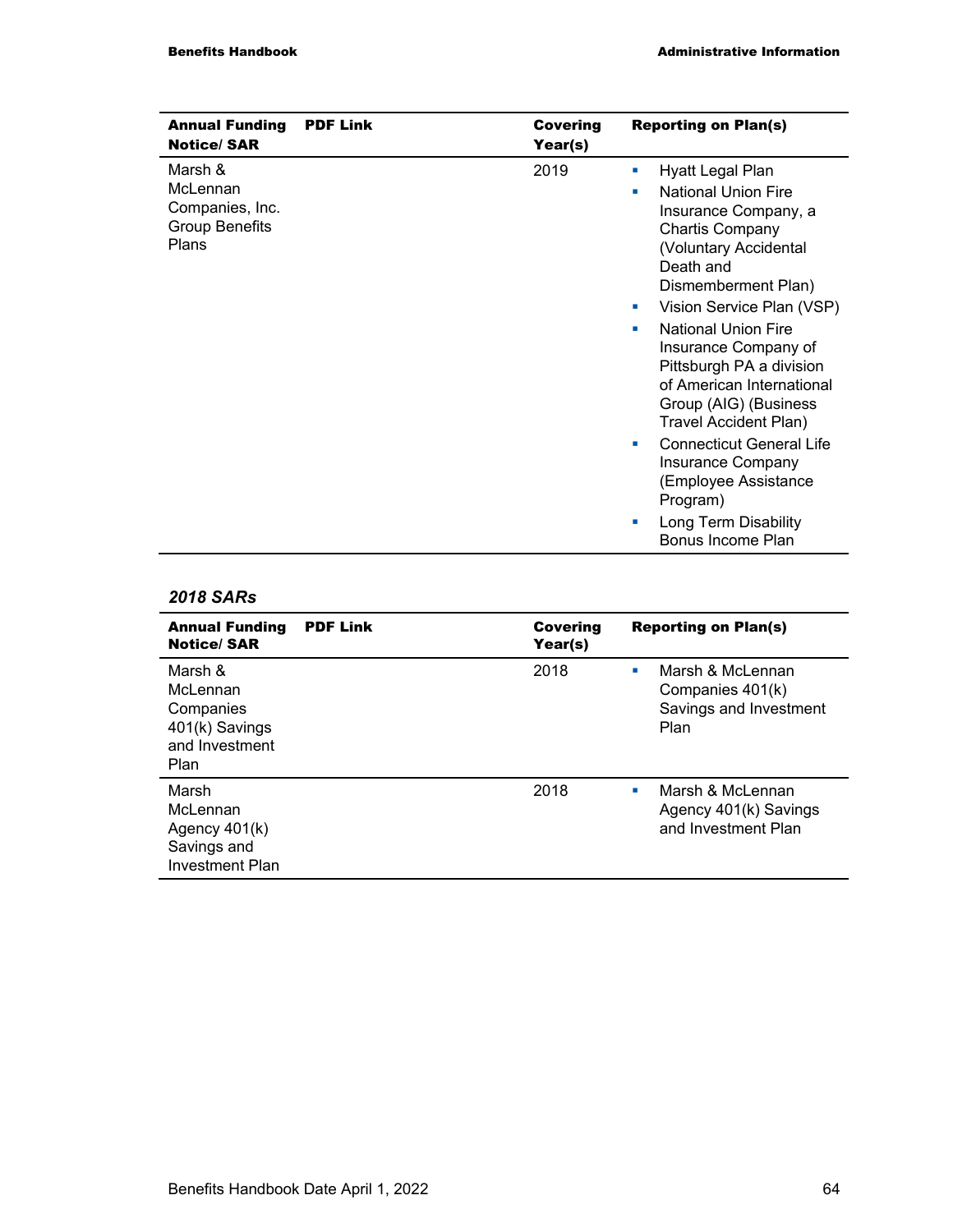| Annual Funding Notice/ SAR | PDF Link | Covering Year(s) | Reporting on Plan(s) |
|---|---|---|---|
| Marsh & McLennan Companies, Inc. Group Benefits Plans | | 2019 | ▪ Hyatt Legal Plan<br>▪ National Union Fire Insurance Company, a Chartis Company (Voluntary Accidental Death and Dismemberment Plan)<br>▪ Vision Service Plan (VSP)<br>▪ National Union Fire Insurance Company of Pittsburgh PA a division of American International Group (AIG) (Business Travel Accident Plan)<br>▪ Connecticut General Life Insurance Company (Employee Assistance Program)<br>▪ Long Term Disability Bonus Income Plan |

### *2018 SARs*

| Annual Funding Notice/ SAR | PDF Link | Covering Year(s) | Reporting on Plan(s) |
|---|---|---|---|
| Marsh & McLennan Companies 401(k) Savings and Investment Plan | | 2018 | ▪ Marsh & McLennan Companies 401(k) Savings and Investment Plan |
| Marsh McLennan Agency 401(k) Savings and Investment Plan | | 2018 | ▪ Marsh & McLennan Agency 401(k) Savings and Investment Plan |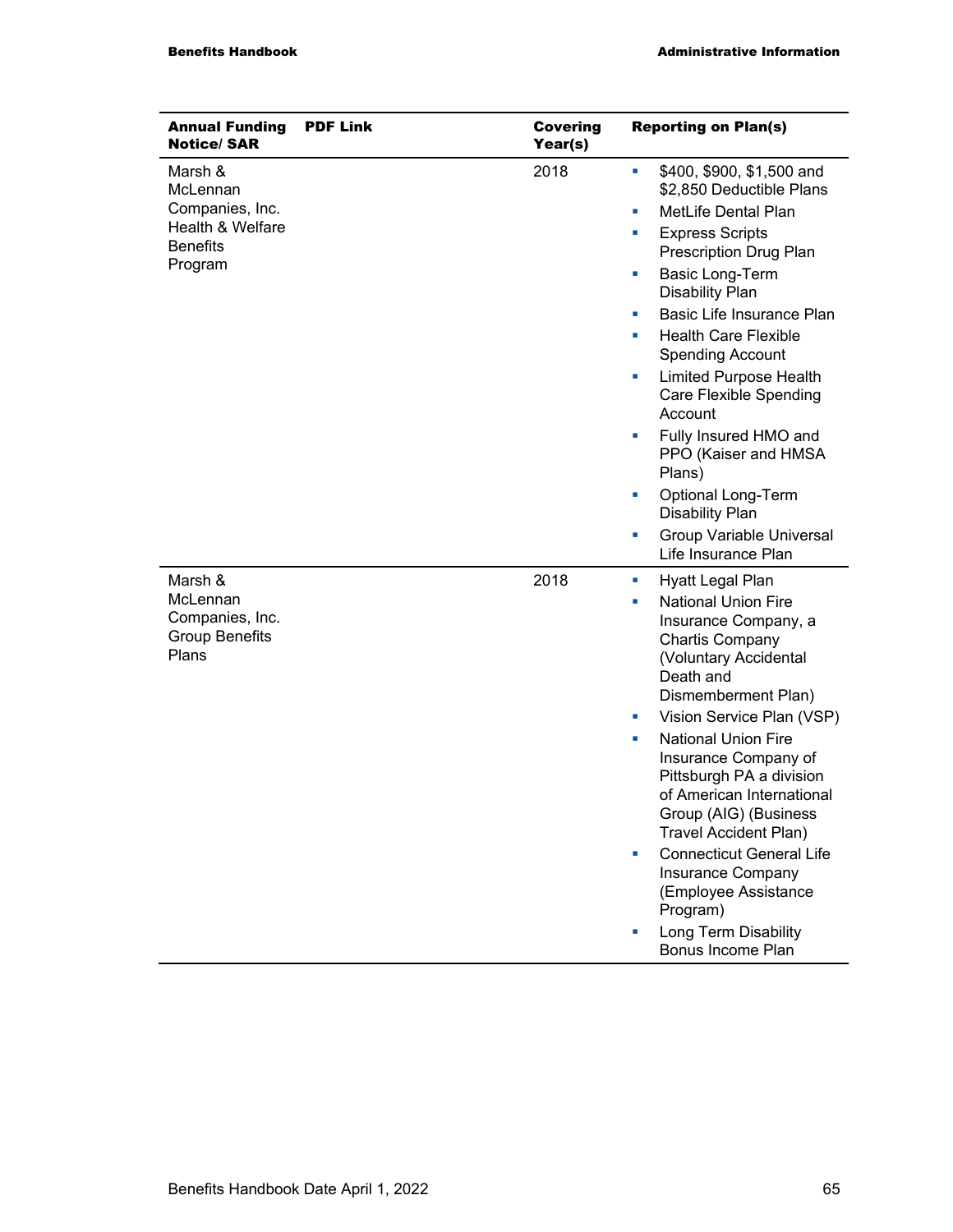| Annual Funding Notice/ SAR | PDF Link | Covering Year(s) | Reporting on Plan(s) |
|---|---|---|---|
| Marsh & McLennan Companies, Inc. Health & Welfare Benefits Program | | 2018 | ▪ $400, $900, $1,500 and $2,850 Deductible Plans<br>▪ MetLife Dental Plan<br>▪ Express Scripts Prescription Drug Plan<br>▪ Basic Long-Term Disability Plan<br>▪ Basic Life Insurance Plan<br>▪ Health Care Flexible Spending Account<br>▪ Limited Purpose Health Care Flexible Spending Account<br>▪ Fully Insured HMO and PPO (Kaiser and HMSA Plans)<br>▪ Optional Long-Term Disability Plan<br>▪ Group Variable Universal Life Insurance Plan |
| Marsh & McLennan Companies, Inc. Group Benefits Plans | | 2018 | ▪ Hyatt Legal Plan<br>▪ National Union Fire Insurance Company, a Chartis Company (Voluntary Accidental Death and Dismemberment Plan)<br>▪ Vision Service Plan (VSP)<br>▪ National Union Fire Insurance Company of Pittsburgh PA a division of American International Group (AIG) (Business Travel Accident Plan)<br>▪ Connecticut General Life Insurance Company (Employee Assistance Program)<br>▪ Long Term Disability Bonus Income Plan |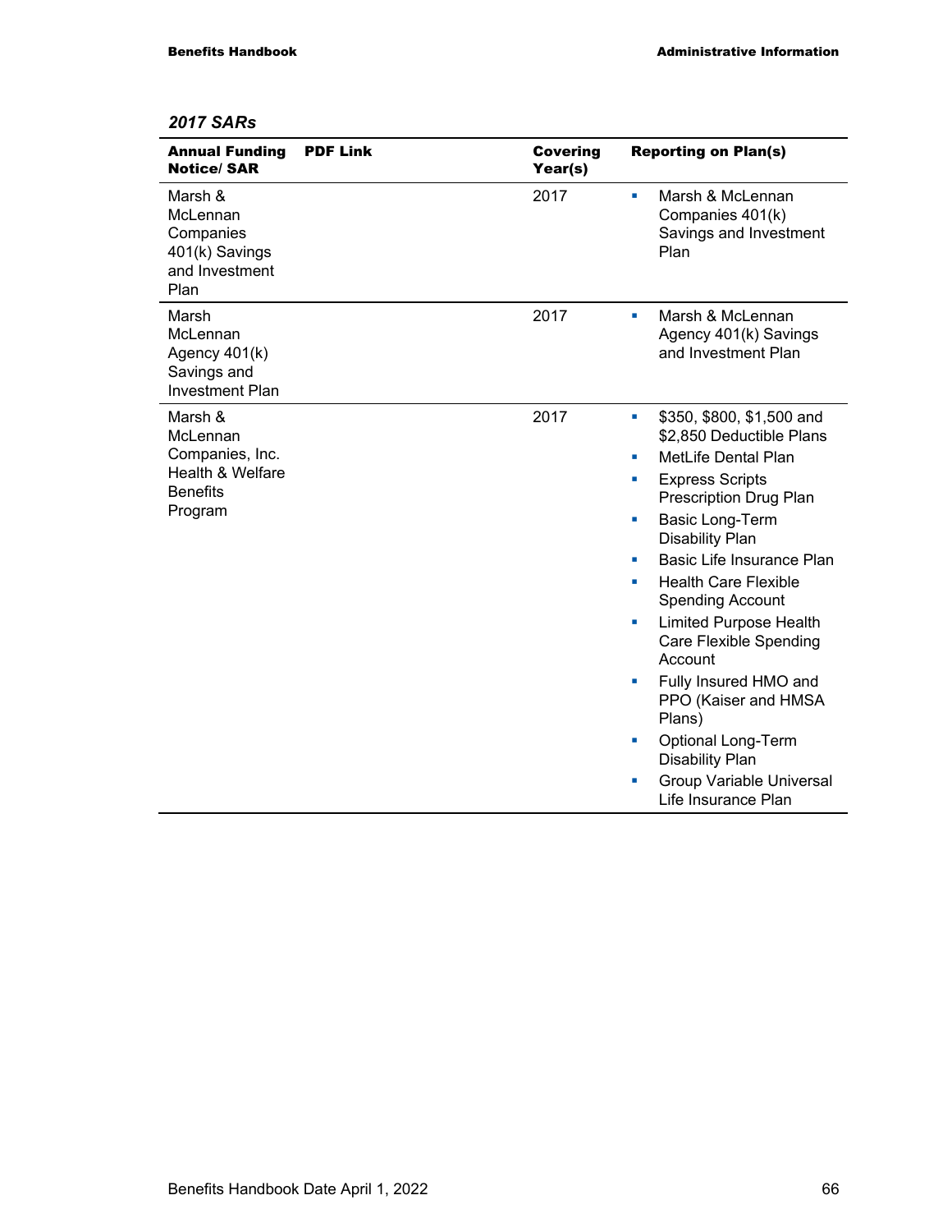*2017 SARs*

| Annual Funding Notice/ SAR | PDF Link | Covering Year(s) | Reporting on Plan(s) |
|---|---|---|---|
| Marsh & McLennan Companies 401(k) Savings and Investment Plan | | 2017 | - Marsh & McLennan Companies 401(k) Savings and Investment Plan |
| Marsh McLennan Agency 401(k) Savings and Investment Plan | | 2017 | - Marsh & McLennan Agency 401(k) Savings and Investment Plan |
| Marsh & McLennan Companies, Inc. Health & Welfare Benefits Program | | 2017 | - $350, $800, $1,500 and $2,850 Deductible Plans<br>- MetLife Dental Plan<br>- Express Scripts Prescription Drug Plan<br>- Basic Long-Term Disability Plan<br>- Basic Life Insurance Plan<br>- Health Care Flexible Spending Account<br>- Limited Purpose Health Care Flexible Spending Account<br>- Fully Insured HMO and PPO (Kaiser and HMSA Plans)<br>- Optional Long-Term Disability Plan<br>- Group Variable Universal Life Insurance Plan |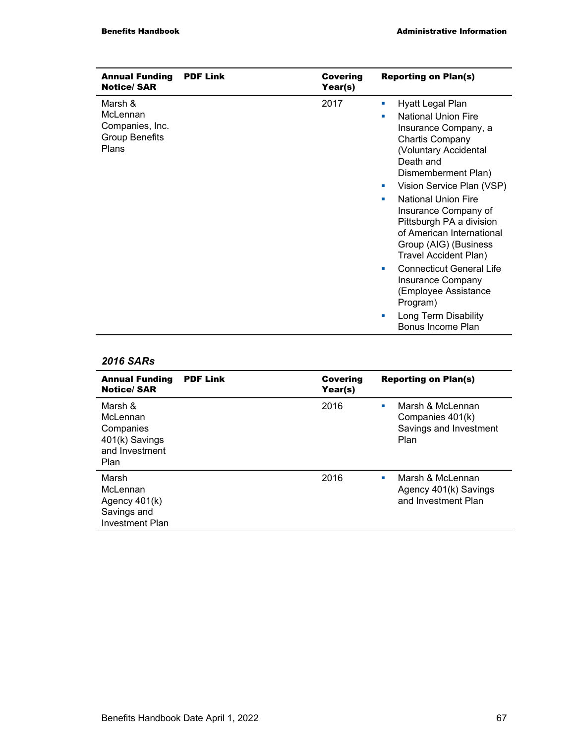| Annual Funding Notice/ SAR | PDF Link | Covering Year(s) | Reporting on Plan(s) |
|---|---|---|---|
| Marsh & McLennan Companies, Inc. Group Benefits Plans | | 2017 | ▪ Hyatt Legal Plan<br>▪ National Union Fire Insurance Company, a Chartis Company (Voluntary Accidental Death and Dismemberment Plan)<br>▪ Vision Service Plan (VSP)<br>▪ National Union Fire Insurance Company of Pittsburgh PA a division of American International Group (AIG) (Business Travel Accident Plan)<br>▪ Connecticut General Life Insurance Company (Employee Assistance Program)<br>▪ Long Term Disability Bonus Income Plan |

### *2016 SARs*

| Annual Funding Notice/ SAR | PDF Link | Covering Year(s) | Reporting on Plan(s) |
|---|---|---|---|
| Marsh & McLennan Companies 401(k) Savings and Investment Plan | | 2016 | ▪ Marsh & McLennan Companies 401(k) Savings and Investment Plan |
| Marsh McLennan Agency 401(k) Savings and Investment Plan | | 2016 | ▪ Marsh & McLennan Agency 401(k) Savings and Investment Plan |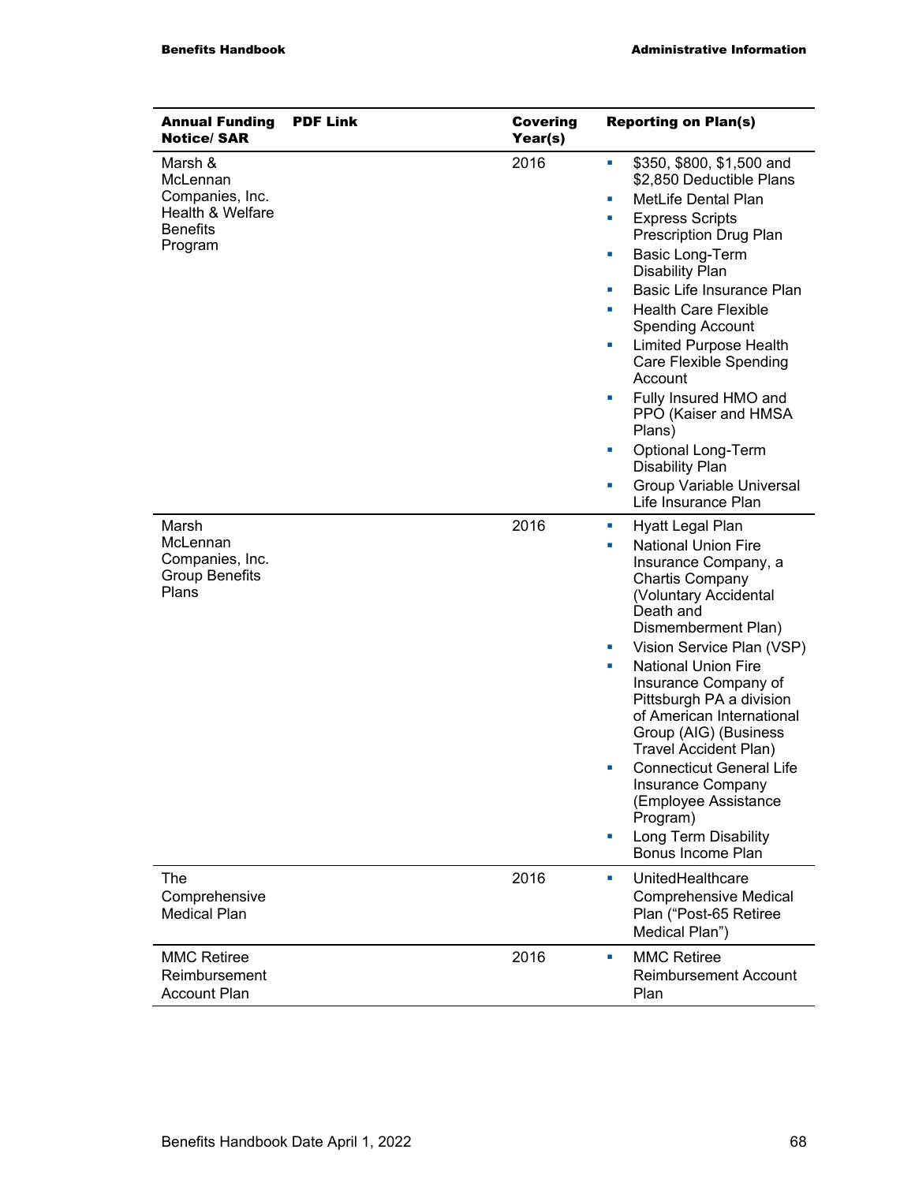| Annual Funding Notice/ SAR | PDF Link | Covering Year(s) | Reporting on Plan(s) |
|---|---|---|---|
| Marsh & McLennan Companies, Inc. Health & Welfare Benefits Program | | 2016 | ▪ $350, $800, $1,500 and $2,850 Deductible Plans<br>▪ MetLife Dental Plan<br>▪ Express Scripts Prescription Drug Plan<br>▪ Basic Long-Term Disability Plan<br>▪ Basic Life Insurance Plan<br>▪ Health Care Flexible Spending Account<br>▪ Limited Purpose Health Care Flexible Spending Account<br>▪ Fully Insured HMO and PPO (Kaiser and HMSA Plans)<br>▪ Optional Long-Term Disability Plan<br>▪ Group Variable Universal Life Insurance Plan |
| Marsh McLennan Companies, Inc. Group Benefits Plans | | 2016 | ▪ Hyatt Legal Plan<br>▪ National Union Fire Insurance Company, a Chartis Company (Voluntary Accidental Death and Dismemberment Plan)<br>▪ Vision Service Plan (VSP)<br>▪ National Union Fire Insurance Company of Pittsburgh PA a division of American International Group (AIG) (Business Travel Accident Plan)<br>▪ Connecticut General Life Insurance Company (Employee Assistance Program)<br>▪ Long Term Disability Bonus Income Plan |
| The Comprehensive Medical Plan | | 2016 | ▪ UnitedHealthcare Comprehensive Medical Plan ("Post-65 Retiree Medical Plan") |
| MMC Retiree Reimbursement Account Plan | | 2016 | ▪ MMC Retiree Reimbursement Account Plan |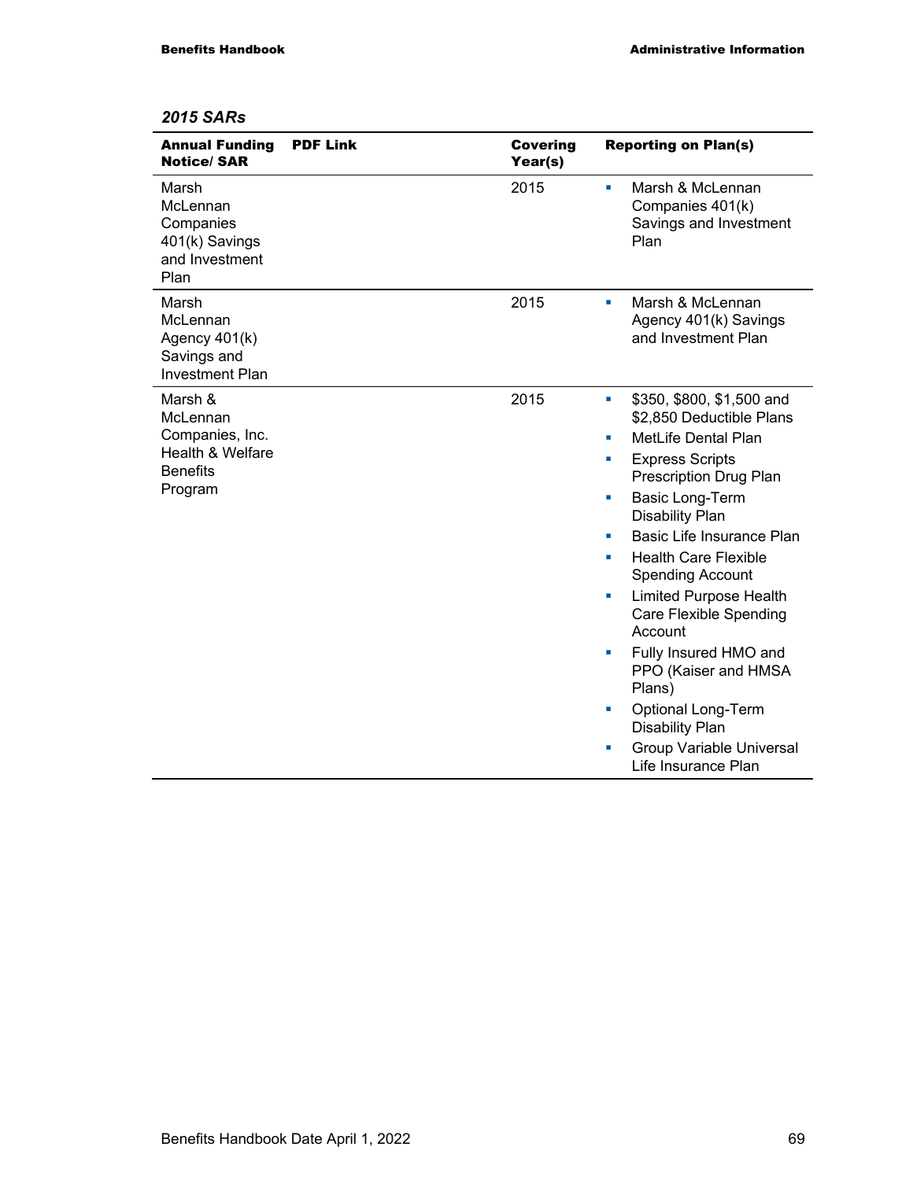*2015 SARs*

| Annual Funding Notice/ SAR | PDF Link | Covering Year(s) | Reporting on Plan(s) |
|---|---|---|---|
| Marsh McLennan Companies 401(k) Savings and Investment Plan | | 2015 | • Marsh & McLennan Companies 401(k) Savings and Investment Plan |
| Marsh McLennan Agency 401(k) Savings and Investment Plan | | 2015 | • Marsh & McLennan Agency 401(k) Savings and Investment Plan |
| Marsh & McLennan Companies, Inc. Health & Welfare Benefits Program | | 2015 | • $350, $800, $1,500 and $2,850 Deductible Plans<br>• MetLife Dental Plan<br>• Express Scripts Prescription Drug Plan<br>• Basic Long-Term Disability Plan<br>• Basic Life Insurance Plan<br>• Health Care Flexible Spending Account<br>• Limited Purpose Health Care Flexible Spending Account<br>• Fully Insured HMO and PPO (Kaiser and HMSA Plans)<br>• Optional Long-Term Disability Plan<br>• Group Variable Universal Life Insurance Plan |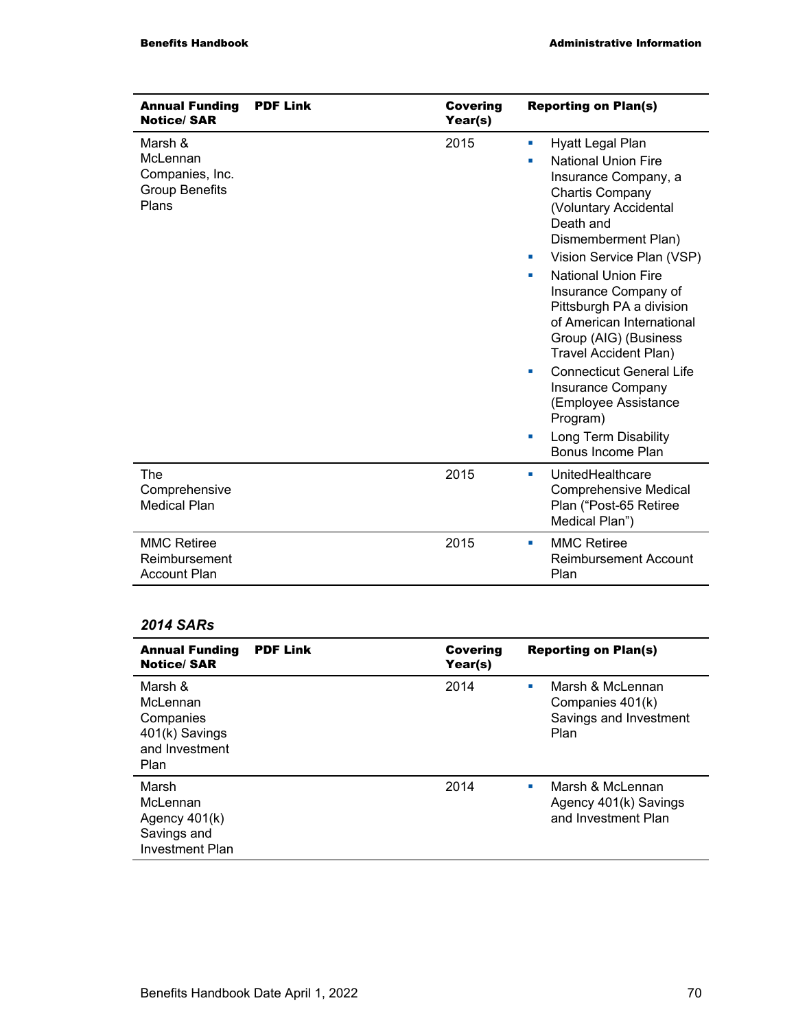| Annual Funding Notice/ SAR | PDF Link | Covering Year(s) | Reporting on Plan(s) |
|---|---|---|---|
| Marsh & McLennan Companies, Inc. Group Benefits Plans | | 2015 | ▪ Hyatt Legal Plan<br>▪ National Union Fire Insurance Company, a Chartis Company (Voluntary Accidental Death and Dismemberment Plan)<br>▪ Vision Service Plan (VSP)<br>▪ National Union Fire Insurance Company of Pittsburgh PA a division of American International Group (AIG) (Business Travel Accident Plan)<br>▪ Connecticut General Life Insurance Company (Employee Assistance Program)<br>▪ Long Term Disability Bonus Income Plan |
| The Comprehensive Medical Plan | | 2015 | ▪ UnitedHealthcare Comprehensive Medical Plan ("Post-65 Retiree Medical Plan") |
| MMC Retiree Reimbursement Account Plan | | 2015 | ▪ MMC Retiree Reimbursement Account Plan |

### *2014 SARs*

| Annual Funding Notice/ SAR | PDF Link | Covering Year(s) | Reporting on Plan(s) |
|---|---|---|---|
| Marsh & McLennan Companies 401(k) Savings and Investment Plan | | 2014 | ▪ Marsh & McLennan Companies 401(k) Savings and Investment Plan |
| Marsh McLennan Agency 401(k) Savings and Investment Plan | | 2014 | ▪ Marsh & McLennan Agency 401(k) Savings and Investment Plan |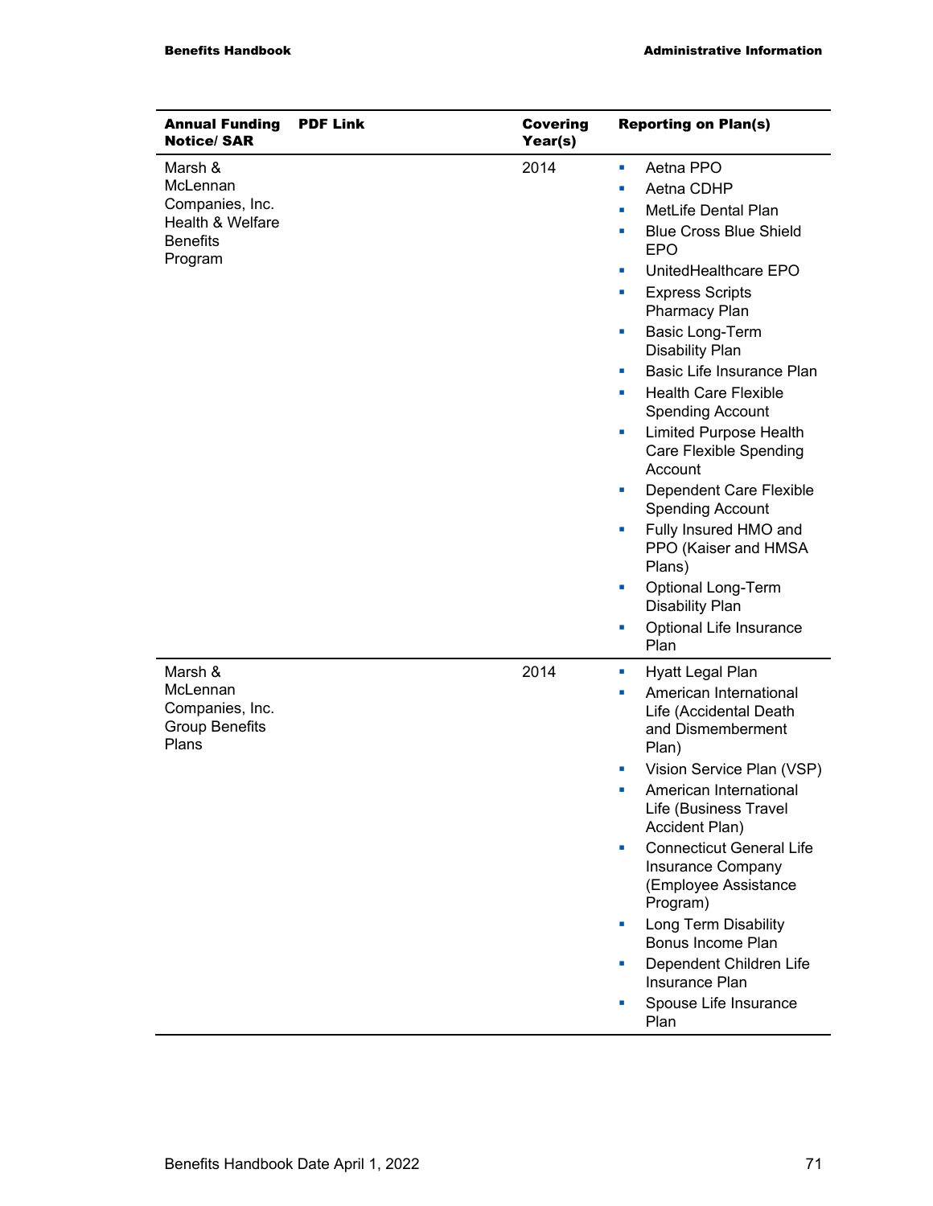| Annual Funding Notice/ SAR | PDF Link | Covering Year(s) | Reporting on Plan(s) |
|---|---|---|---|
| Marsh & McLennan Companies, Inc. Health & Welfare Benefits Program | | 2014 | ▪ Aetna PPO<br>▪ Aetna CDHP<br>▪ MetLife Dental Plan<br>▪ Blue Cross Blue Shield EPO<br>▪ UnitedHealthcare EPO<br>▪ Express Scripts Pharmacy Plan<br>▪ Basic Long-Term Disability Plan<br>▪ Basic Life Insurance Plan<br>▪ Health Care Flexible Spending Account<br>▪ Limited Purpose Health Care Flexible Spending Account<br>▪ Dependent Care Flexible Spending Account<br>▪ Fully Insured HMO and PPO (Kaiser and HMSA Plans)<br>▪ Optional Long-Term Disability Plan<br>▪ Optional Life Insurance Plan |
| Marsh & McLennan Companies, Inc. Group Benefits Plans | | 2014 | ▪ Hyatt Legal Plan<br>▪ American International Life (Accidental Death and Dismemberment Plan)<br>▪ Vision Service Plan (VSP)<br>▪ American International Life (Business Travel Accident Plan)<br>▪ Connecticut General Life Insurance Company (Employee Assistance Program)<br>▪ Long Term Disability Bonus Income Plan<br>▪ Dependent Children Life Insurance Plan<br>▪ Spouse Life Insurance Plan |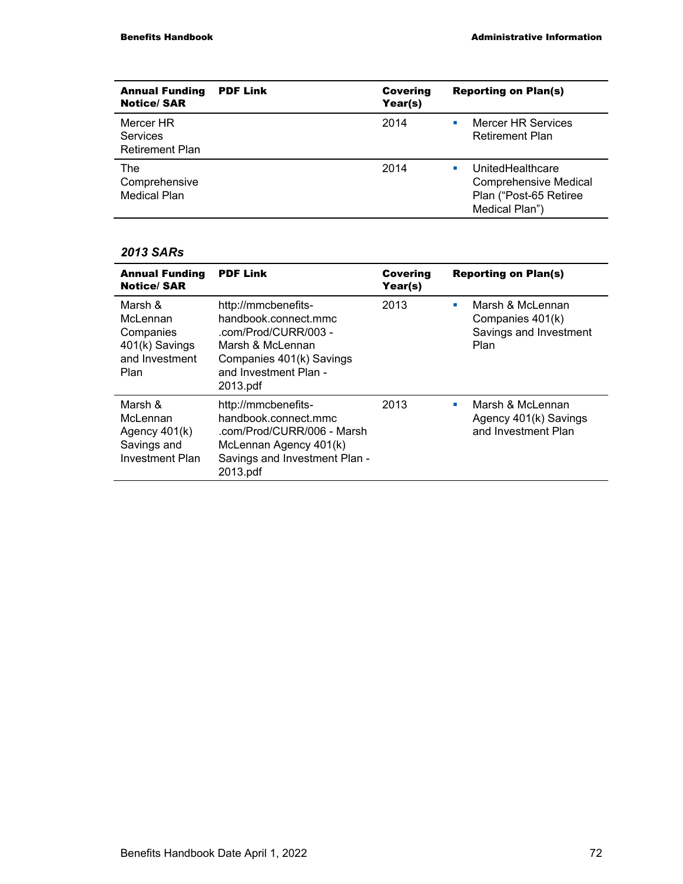| Annual Funding Notice/ SAR | PDF Link | Covering Year(s) | Reporting on Plan(s) |
|---|---|---|---|
| Mercer HR Services Retirement Plan | | 2014 | - Mercer HR Services Retirement Plan |
| The Comprehensive Medical Plan | | 2014 | - UnitedHealthcare Comprehensive Medical Plan ("Post-65 Retiree Medical Plan") |

***2013 SARs***

| Annual Funding Notice/ SAR | PDF Link | Covering Year(s) | Reporting on Plan(s) |
|---|---|---|---|
| Marsh & McLennan Companies 401(k) Savings and Investment Plan | http://mmcbenefits-handbook.connect.mmc.com/Prod/CURR/003 - Marsh & McLennan Companies 401(k) Savings and Investment Plan - 2013.pdf | 2013 | - Marsh & McLennan Companies 401(k) Savings and Investment Plan |
| Marsh & McLennan Agency 401(k) Savings and Investment Plan | http://mmcbenefits-handbook.connect.mmc.com/Prod/CURR/006 - Marsh McLennan Agency 401(k) Savings and Investment Plan - 2013.pdf | 2013 | - Marsh & McLennan Agency 401(k) Savings and Investment Plan |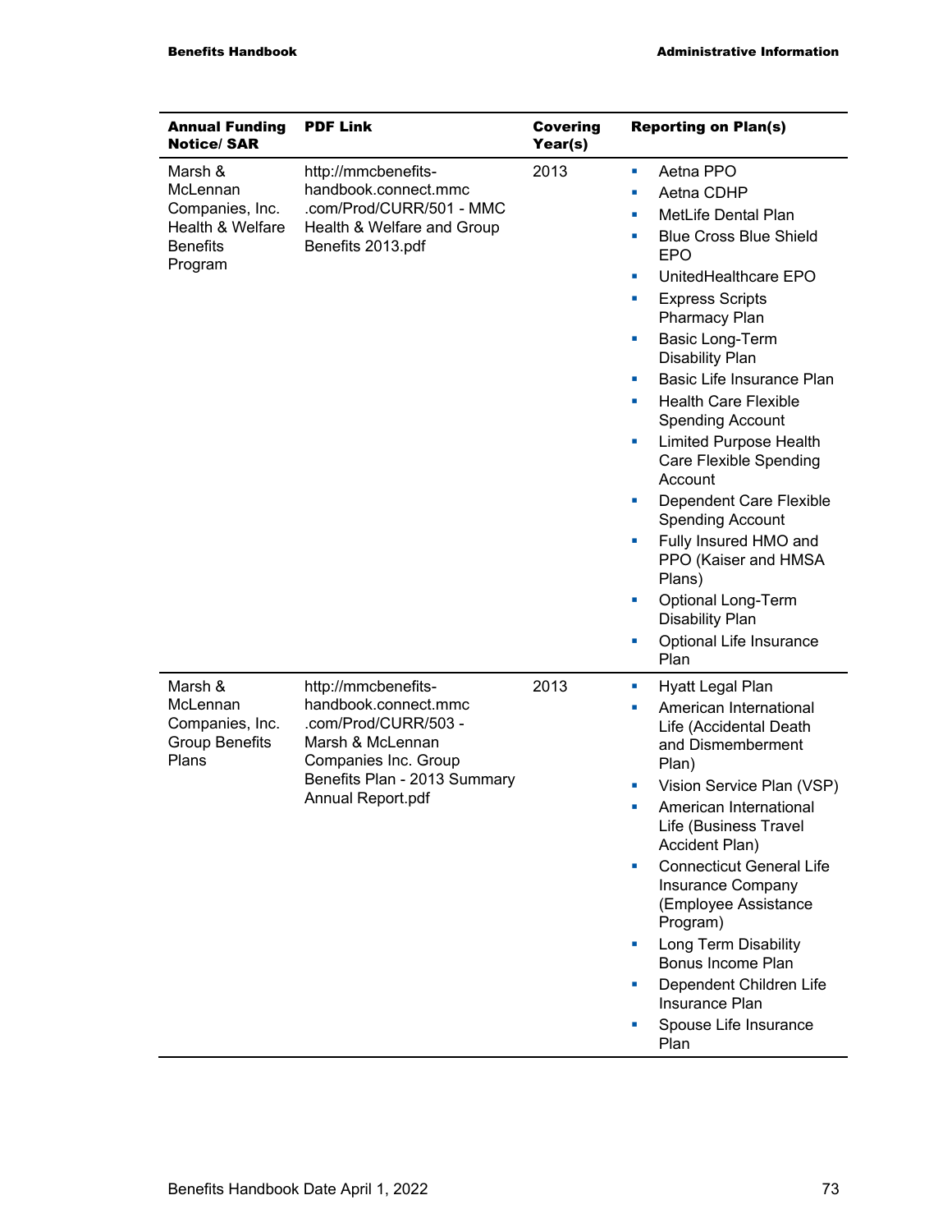| Annual Funding Notice/ SAR | PDF Link | Covering Year(s) | Reporting on Plan(s) |
|---|---|---|---|
| Marsh & McLennan Companies, Inc. Health & Welfare Benefits Program | http://mmcbenefits-handbook.connect.mmc.com/Prod/CURR/501 - MMC Health & Welfare and Group Benefits 2013.pdf | 2013 | ▪ Aetna PPO<br>▪ Aetna CDHP<br>▪ MetLife Dental Plan<br>▪ Blue Cross Blue Shield EPO<br>▪ UnitedHealthcare EPO<br>▪ Express Scripts Pharmacy Plan<br>▪ Basic Long-Term Disability Plan<br>▪ Basic Life Insurance Plan<br>▪ Health Care Flexible Spending Account<br>▪ Limited Purpose Health Care Flexible Spending Account<br>▪ Dependent Care Flexible Spending Account<br>▪ Fully Insured HMO and PPO (Kaiser and HMSA Plans)<br>▪ Optional Long-Term Disability Plan<br>▪ Optional Life Insurance Plan |
| Marsh & McLennan Companies, Inc. Group Benefits Plans | http://mmcbenefits-handbook.connect.mmc.com/Prod/CURR/503 - Marsh & McLennan Companies Inc. Group Benefits Plan - 2013 Summary Annual Report.pdf | 2013 | ▪ Hyatt Legal Plan<br>▪ American International Life (Accidental Death and Dismemberment Plan)<br>▪ Vision Service Plan (VSP)<br>▪ American International Life (Business Travel Accident Plan)<br>▪ Connecticut General Life Insurance Company (Employee Assistance Program)<br>▪ Long Term Disability Bonus Income Plan<br>▪ Dependent Children Life Insurance Plan<br>▪ Spouse Life Insurance Plan |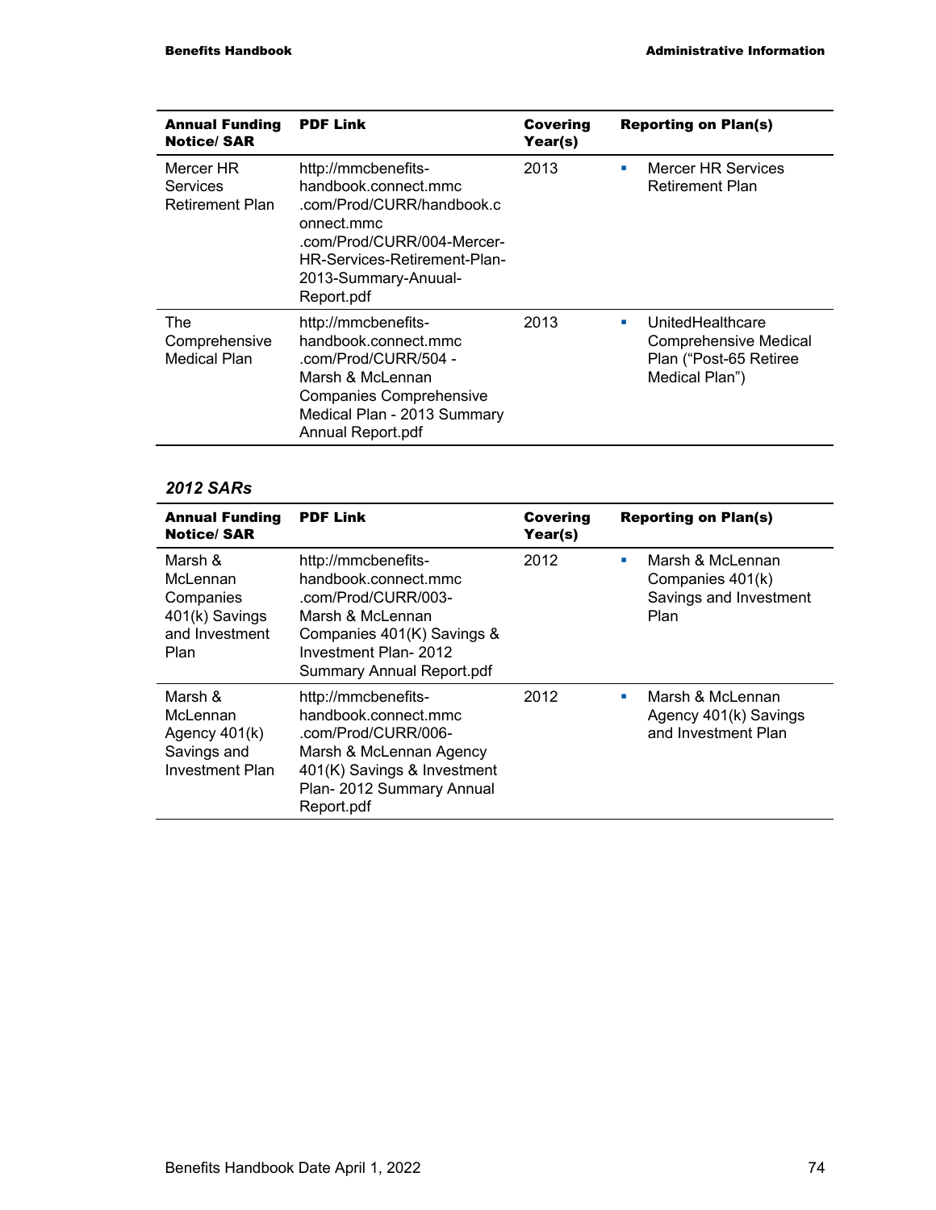| Annual Funding Notice/ SAR | PDF Link | Covering Year(s) | Reporting on Plan(s) |
|---|---|---|---|
| Mercer HR Services Retirement Plan | http://mmcbenefits-handbook.connect.mmc.com/Prod/CURR/handbook.connect.mmc.com/Prod/CURR/004-Mercer-HR-Services-Retirement-Plan-2013-Summary-Anuual-Report.pdf | 2013 | ▪ Mercer HR Services Retirement Plan |
| The Comprehensive Medical Plan | http://mmcbenefits-handbook.connect.mmc.com/Prod/CURR/504 - Marsh & McLennan Companies Comprehensive Medical Plan - 2013 Summary Annual Report.pdf | 2013 | ▪ UnitedHealthcare Comprehensive Medical Plan ("Post-65 Retiree Medical Plan") |

### *2012 SARs*

| Annual Funding Notice/ SAR | PDF Link | Covering Year(s) | Reporting on Plan(s) |
|---|---|---|---|
| Marsh & McLennan Companies 401(k) Savings and Investment Plan | http://mmcbenefits-handbook.connect.mmc.com/Prod/CURR/003-Marsh & McLennan Companies 401(K) Savings & Investment Plan- 2012 Summary Annual Report.pdf | 2012 | ▪ Marsh & McLennan Companies 401(k) Savings and Investment Plan |
| Marsh & McLennan Agency 401(k) Savings and Investment Plan | http://mmcbenefits-handbook.connect.mmc.com/Prod/CURR/006-Marsh & McLennan Agency 401(K) Savings & Investment Plan- 2012 Summary Annual Report.pdf | 2012 | ▪ Marsh & McLennan Agency 401(k) Savings and Investment Plan |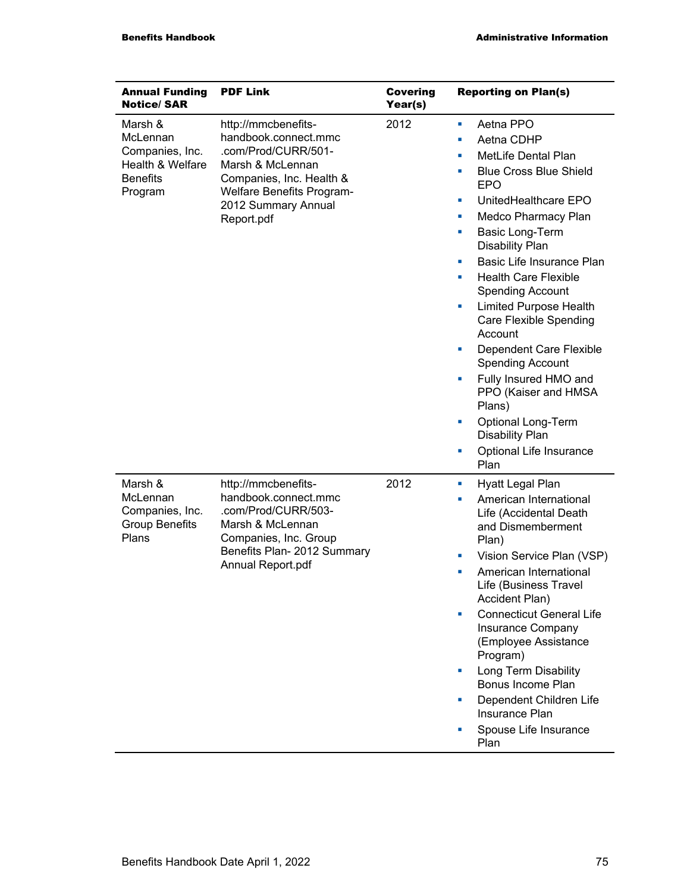| Annual Funding Notice/ SAR | PDF Link | Covering Year(s) | Reporting on Plan(s) |
|---|---|---|---|
| Marsh & McLennan Companies, Inc. Health & Welfare Benefits Program | http://mmcbenefits-handbook.connect.mmc.com/Prod/CURR/501-Marsh & McLennan Companies, Inc. Health & Welfare Benefits Program-2012 Summary Annual Report.pdf | 2012 | ▪ Aetna PPO<br>▪ Aetna CDHP<br>▪ MetLife Dental Plan<br>▪ Blue Cross Blue Shield EPO<br>▪ UnitedHealthcare EPO<br>▪ Medco Pharmacy Plan<br>▪ Basic Long-Term Disability Plan<br>▪ Basic Life Insurance Plan<br>▪ Health Care Flexible Spending Account<br>▪ Limited Purpose Health Care Flexible Spending Account<br>▪ Dependent Care Flexible Spending Account<br>▪ Fully Insured HMO and PPO (Kaiser and HMSA Plans)<br>▪ Optional Long-Term Disability Plan<br>▪ Optional Life Insurance Plan |
| Marsh & McLennan Companies, Inc. Group Benefits Plans | http://mmcbenefits-handbook.connect.mmc.com/Prod/CURR/503-Marsh & McLennan Companies, Inc. Group Benefits Plan- 2012 Summary Annual Report.pdf | 2012 | ▪ Hyatt Legal Plan<br>▪ American International Life (Accidental Death and Dismemberment Plan)<br>▪ Vision Service Plan (VSP)<br>▪ American International Life (Business Travel Accident Plan)<br>▪ Connecticut General Life Insurance Company (Employee Assistance Program)<br>▪ Long Term Disability Bonus Income Plan<br>▪ Dependent Children Life Insurance Plan<br>▪ Spouse Life Insurance Plan |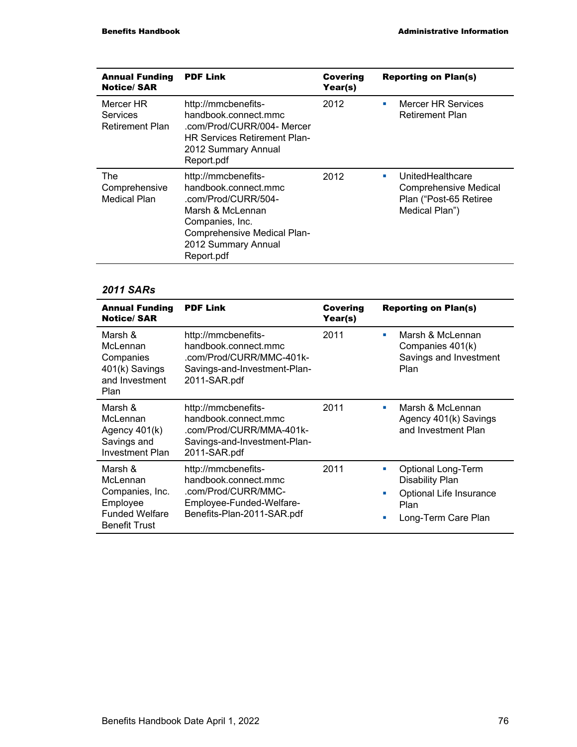| Annual Funding Notice/ SAR | PDF Link | Covering Year(s) | Reporting on Plan(s) |
|---|---|---|---|
| Mercer HR Services Retirement Plan | http://mmcbenefits-handbook.connect.mmc.com/Prod/CURR/004- Mercer HR Services Retirement Plan-2012 Summary Annual Report.pdf | 2012 | ▪ Mercer HR Services Retirement Plan |
| The Comprehensive Medical Plan | http://mmcbenefits-handbook.connect.mmc.com/Prod/CURR/504-Marsh & McLennan Companies, Inc. Comprehensive Medical Plan-2012 Summary Annual Report.pdf | 2012 | ▪ UnitedHealthcare Comprehensive Medical Plan ("Post-65 Retiree Medical Plan") |

### *2011 SARs*

| Annual Funding Notice/ SAR | PDF Link | Covering Year(s) | Reporting on Plan(s) |
|---|---|---|---|
| Marsh & McLennan Companies 401(k) Savings and Investment Plan | http://mmcbenefits-handbook.connect.mmc.com/Prod/CURR/MMC-401k-Savings-and-Investment-Plan-2011-SAR.pdf | 2011 | ▪ Marsh & McLennan Companies 401(k) Savings and Investment Plan |
| Marsh & McLennan Agency 401(k) Savings and Investment Plan | http://mmcbenefits-handbook.connect.mmc.com/Prod/CURR/MMA-401k-Savings-and-Investment-Plan-2011-SAR.pdf | 2011 | ▪ Marsh & McLennan Agency 401(k) Savings and Investment Plan |
| Marsh & McLennan Companies, Inc. Employee Funded Welfare Benefit Trust | http://mmcbenefits-handbook.connect.mmc.com/Prod/CURR/MMC-Employee-Funded-Welfare-Benefits-Plan-2011-SAR.pdf | 2011 | ▪ Optional Long-Term Disability Plan<br>▪ Optional Life Insurance Plan<br>▪ Long-Term Care Plan |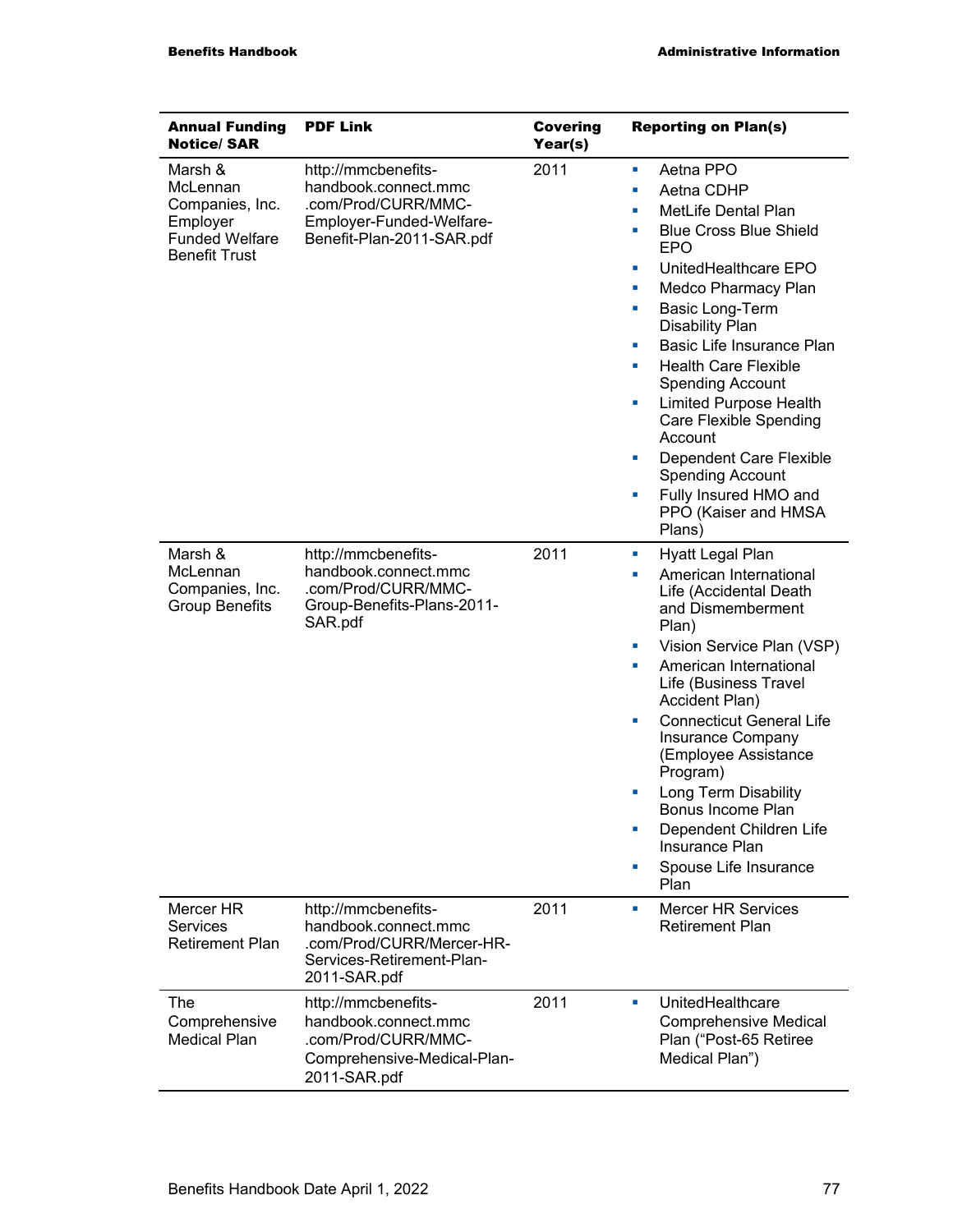| Annual Funding Notice/ SAR | PDF Link | Covering Year(s) | Reporting on Plan(s) |
|---|---|---|---|
| Marsh & McLennan Companies, Inc. Employer Funded Welfare Benefit Trust | http://mmcbenefits-handbook.connect.mmc.com/Prod/CURR/MMC-Employer-Funded-Welfare-Benefit-Plan-2011-SAR.pdf | 2011 | ▪ Aetna PPO<br>▪ Aetna CDHP<br>▪ MetLife Dental Plan<br>▪ Blue Cross Blue Shield EPO<br>▪ UnitedHealthcare EPO<br>▪ Medco Pharmacy Plan<br>▪ Basic Long-Term Disability Plan<br>▪ Basic Life Insurance Plan<br>▪ Health Care Flexible Spending Account<br>▪ Limited Purpose Health Care Flexible Spending Account<br>▪ Dependent Care Flexible Spending Account<br>▪ Fully Insured HMO and PPO (Kaiser and HMSA Plans) |
| Marsh & McLennan Companies, Inc. Group Benefits | http://mmcbenefits-handbook.connect.mmc.com/Prod/CURR/MMC-Group-Benefits-Plans-2011-SAR.pdf | 2011 | ▪ Hyatt Legal Plan<br>▪ American International Life (Accidental Death and Dismemberment Plan)<br>▪ Vision Service Plan (VSP)<br>▪ American International Life (Business Travel Accident Plan)<br>▪ Connecticut General Life Insurance Company (Employee Assistance Program)<br>▪ Long Term Disability Bonus Income Plan<br>▪ Dependent Children Life Insurance Plan<br>▪ Spouse Life Insurance Plan |
| Mercer HR Services Retirement Plan | http://mmcbenefits-handbook.connect.mmc.com/Prod/CURR/Mercer-HR-Services-Retirement-Plan-2011-SAR.pdf | 2011 | ▪ Mercer HR Services Retirement Plan |
| The Comprehensive Medical Plan | http://mmcbenefits-handbook.connect.mmc.com/Prod/CURR/MMC-Comprehensive-Medical-Plan-2011-SAR.pdf | 2011 | ▪ UnitedHealthcare Comprehensive Medical Plan ("Post-65 Retiree Medical Plan") |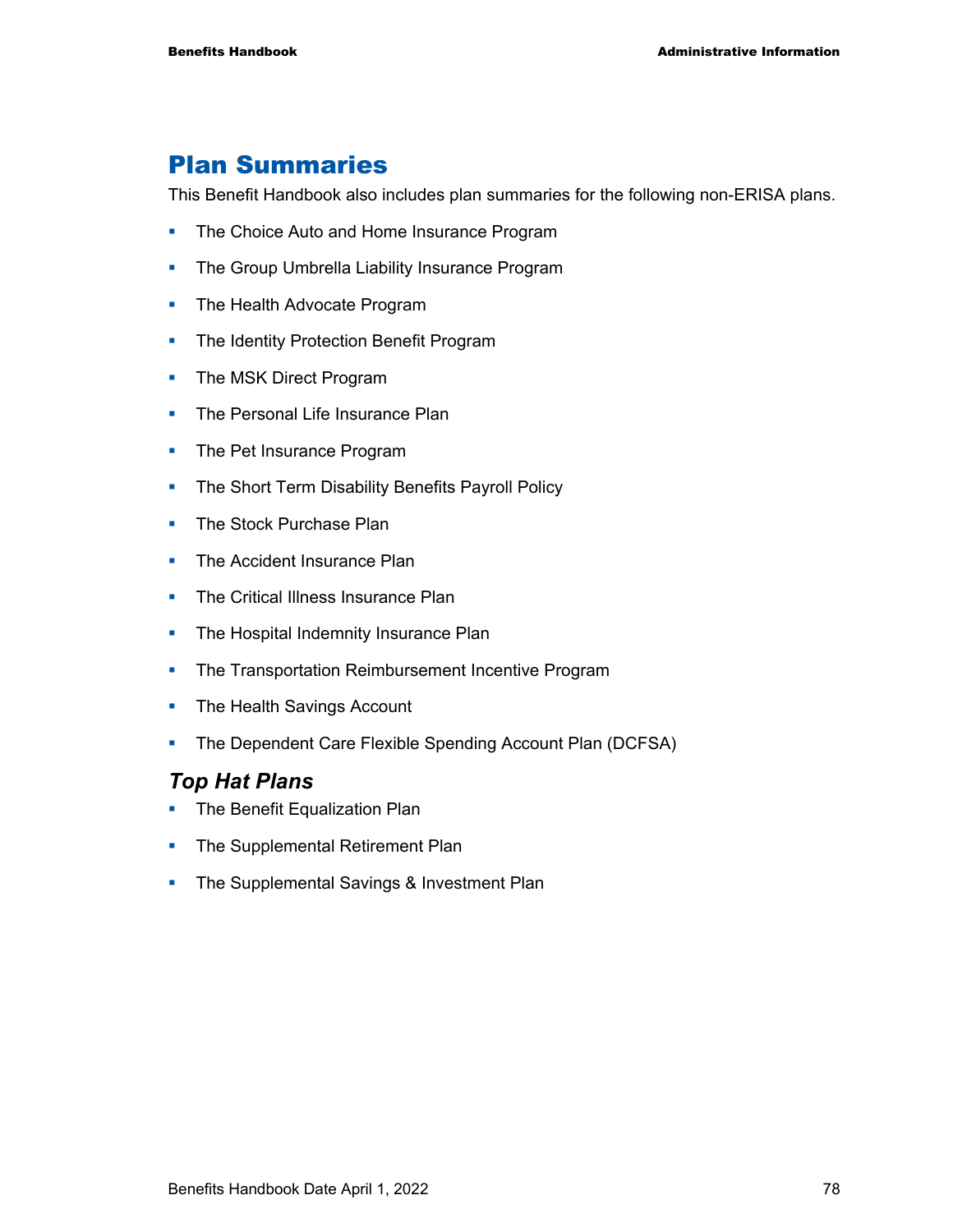## Plan Summaries

This Benefit Handbook also includes plan summaries for the following non-ERISA plans.

- The Choice Auto and Home Insurance Program
- The Group Umbrella Liability Insurance Program
- The Health Advocate Program
- The Identity Protection Benefit Program
- The MSK Direct Program
- The Personal Life Insurance Plan
- The Pet Insurance Program
- The Short Term Disability Benefits Payroll Policy
- The Stock Purchase Plan
- The Accident Insurance Plan
- The Critical Illness Insurance Plan
- The Hospital Indemnity Insurance Plan
- The Transportation Reimbursement Incentive Program
- The Health Savings Account
- The Dependent Care Flexible Spending Account Plan (DCFSA)

### *Top Hat Plans*

- The Benefit Equalization Plan
- The Supplemental Retirement Plan
- The Supplemental Savings & Investment Plan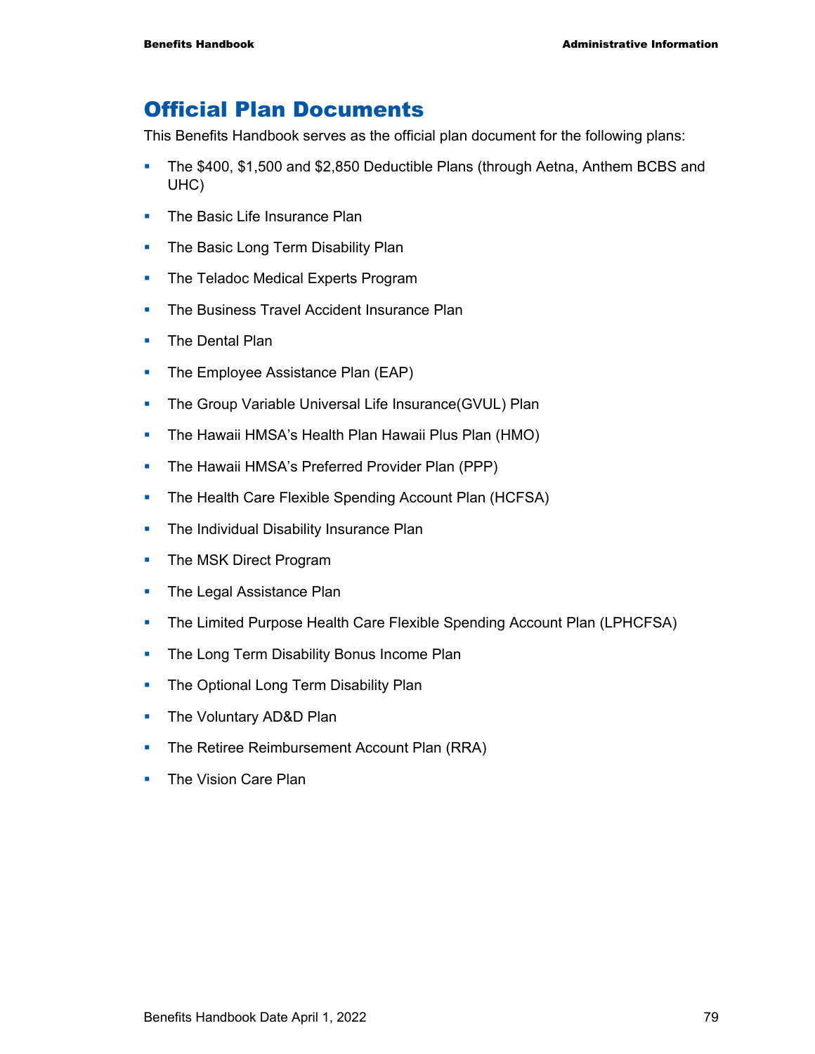## Official Plan Documents

This Benefits Handbook serves as the official plan document for the following plans:

- The $400, $1,500 and $2,850 Deductible Plans (through Aetna, Anthem BCBS and UHC)
- The Basic Life Insurance Plan
- The Basic Long Term Disability Plan
- The Teladoc Medical Experts Program
- The Business Travel Accident Insurance Plan
- The Dental Plan
- The Employee Assistance Plan (EAP)
- The Group Variable Universal Life Insurance(GVUL) Plan
- The Hawaii HMSA's Health Plan Hawaii Plus Plan (HMO)
- The Hawaii HMSA's Preferred Provider Plan (PPP)
- The Health Care Flexible Spending Account Plan (HCFSA)
- The Individual Disability Insurance Plan
- The MSK Direct Program
- The Legal Assistance Plan
- The Limited Purpose Health Care Flexible Spending Account Plan (LPHCFSA)
- The Long Term Disability Bonus Income Plan
- The Optional Long Term Disability Plan
- The Voluntary AD&D Plan
- The Retiree Reimbursement Account Plan (RRA)
- The Vision Care Plan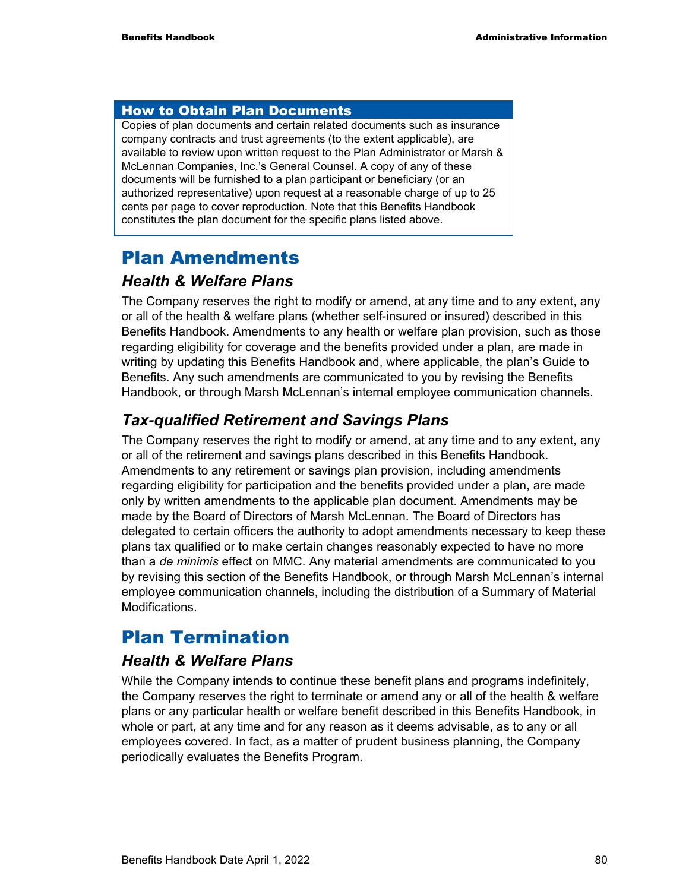### How to Obtain Plan Documents

Copies of plan documents and certain related documents such as insurance company contracts and trust agreements (to the extent applicable), are available to review upon written request to the Plan Administrator or Marsh & McLennan Companies, Inc.'s General Counsel. A copy of any of these documents will be furnished to a plan participant or beneficiary (or an authorized representative) upon request at a reasonable charge of up to 25 cents per page to cover reproduction. Note that this Benefits Handbook constitutes the plan document for the specific plans listed above.

# Plan Amendments

## *Health & Welfare Plans*

The Company reserves the right to modify or amend, at any time and to any extent, any or all of the health & welfare plans (whether self-insured or insured) described in this Benefits Handbook. Amendments to any health or welfare plan provision, such as those regarding eligibility for coverage and the benefits provided under a plan, are made in writing by updating this Benefits Handbook and, where applicable, the plan's Guide to Benefits. Any such amendments are communicated to you by revising the Benefits Handbook, or through Marsh McLennan's internal employee communication channels.

## *Tax-qualified Retirement and Savings Plans*

The Company reserves the right to modify or amend, at any time and to any extent, any or all of the retirement and savings plans described in this Benefits Handbook. Amendments to any retirement or savings plan provision, including amendments regarding eligibility for participation and the benefits provided under a plan, are made only by written amendments to the applicable plan document. Amendments may be made by the Board of Directors of Marsh McLennan. The Board of Directors has delegated to certain officers the authority to adopt amendments necessary to keep these plans tax qualified or to make certain changes reasonably expected to have no more than a *de minimis* effect on MMC. Any material amendments are communicated to you by revising this section of the Benefits Handbook, or through Marsh McLennan's internal employee communication channels, including the distribution of a Summary of Material Modifications.

# Plan Termination

## *Health & Welfare Plans*

While the Company intends to continue these benefit plans and programs indefinitely, the Company reserves the right to terminate or amend any or all of the health & welfare plans or any particular health or welfare benefit described in this Benefits Handbook, in whole or part, at any time and for any reason as it deems advisable, as to any or all employees covered. In fact, as a matter of prudent business planning, the Company periodically evaluates the Benefits Program.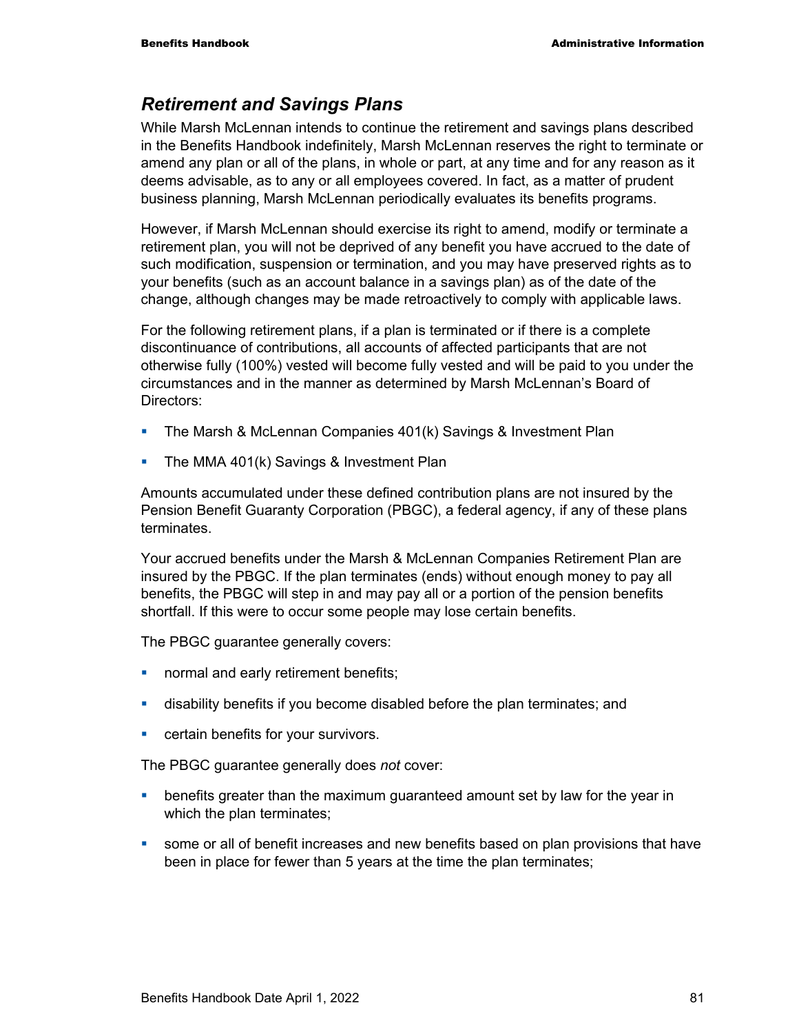## *Retirement and Savings Plans*

While Marsh McLennan intends to continue the retirement and savings plans described in the Benefits Handbook indefinitely, Marsh McLennan reserves the right to terminate or amend any plan or all of the plans, in whole or part, at any time and for any reason as it deems advisable, as to any or all employees covered. In fact, as a matter of prudent business planning, Marsh McLennan periodically evaluates its benefits programs.

However, if Marsh McLennan should exercise its right to amend, modify or terminate a retirement plan, you will not be deprived of any benefit you have accrued to the date of such modification, suspension or termination, and you may have preserved rights as to your benefits (such as an account balance in a savings plan) as of the date of the change, although changes may be made retroactively to comply with applicable laws.

For the following retirement plans, if a plan is terminated or if there is a complete discontinuance of contributions, all accounts of affected participants that are not otherwise fully (100%) vested will become fully vested and will be paid to you under the circumstances and in the manner as determined by Marsh McLennan's Board of Directors:

- The Marsh & McLennan Companies 401(k) Savings & Investment Plan
- The MMA 401(k) Savings & Investment Plan

Amounts accumulated under these defined contribution plans are not insured by the Pension Benefit Guaranty Corporation (PBGC), a federal agency, if any of these plans terminates.

Your accrued benefits under the Marsh & McLennan Companies Retirement Plan are insured by the PBGC. If the plan terminates (ends) without enough money to pay all benefits, the PBGC will step in and may pay all or a portion of the pension benefits shortfall. If this were to occur some people may lose certain benefits.

The PBGC guarantee generally covers:

- normal and early retirement benefits;
- disability benefits if you become disabled before the plan terminates; and
- certain benefits for your survivors.

The PBGC guarantee generally does *not* cover:

- benefits greater than the maximum guaranteed amount set by law for the year in which the plan terminates;
- some or all of benefit increases and new benefits based on plan provisions that have been in place for fewer than 5 years at the time the plan terminates;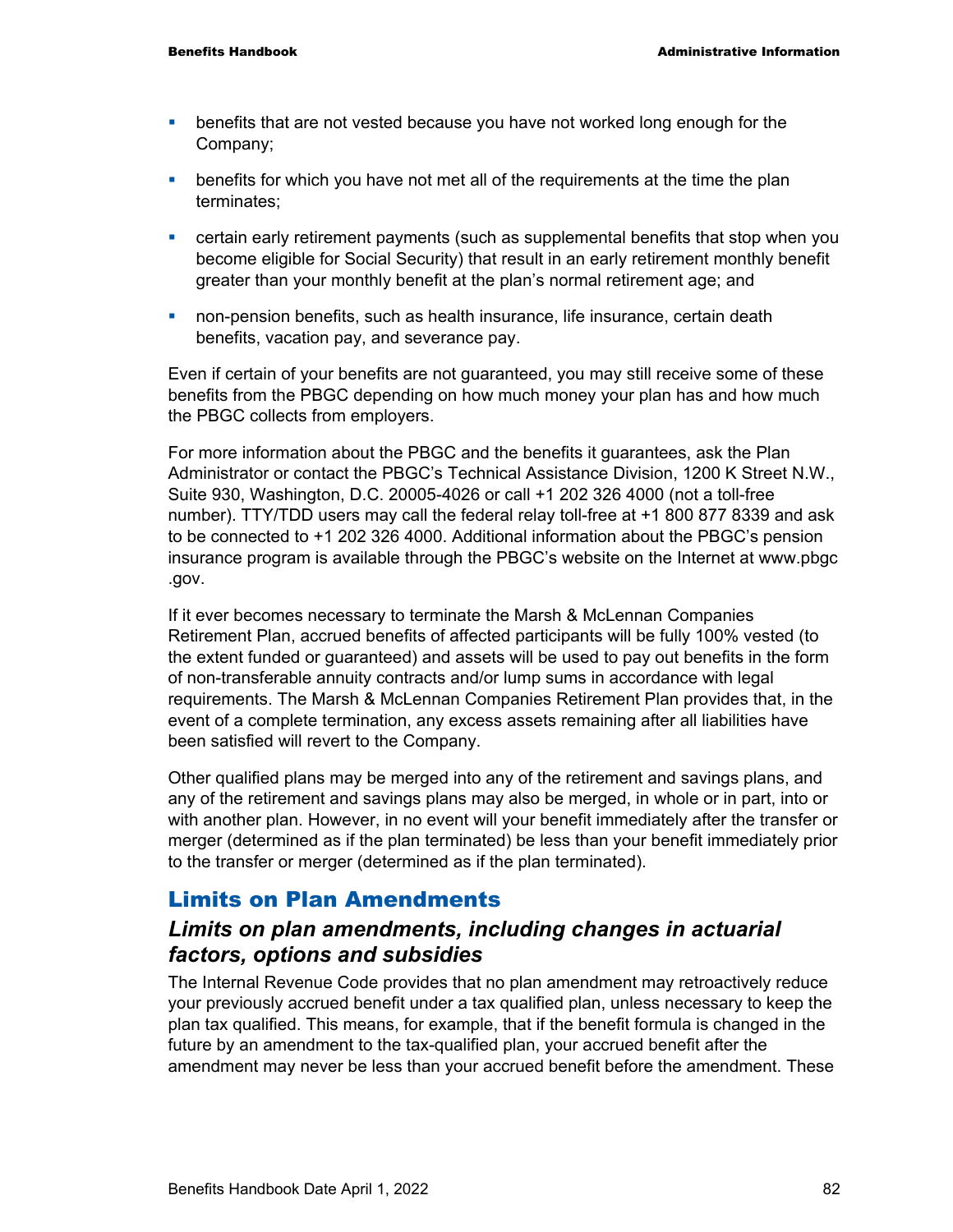- benefits that are not vested because you have not worked long enough for the Company;
- benefits for which you have not met all of the requirements at the time the plan terminates;
- certain early retirement payments (such as supplemental benefits that stop when you become eligible for Social Security) that result in an early retirement monthly benefit greater than your monthly benefit at the plan's normal retirement age; and
- non-pension benefits, such as health insurance, life insurance, certain death benefits, vacation pay, and severance pay.

Even if certain of your benefits are not guaranteed, you may still receive some of these benefits from the PBGC depending on how much money your plan has and how much the PBGC collects from employers.

For more information about the PBGC and the benefits it guarantees, ask the Plan Administrator or contact the PBGC's Technical Assistance Division, 1200 K Street N.W., Suite 930, Washington, D.C. 20005-4026 or call +1 202 326 4000 (not a toll-free number). TTY/TDD users may call the federal relay toll-free at +1 800 877 8339 and ask to be connected to +1 202 326 4000. Additional information about the PBGC's pension insurance program is available through the PBGC's website on the Internet at www.pbgc.gov.

If it ever becomes necessary to terminate the Marsh & McLennan Companies Retirement Plan, accrued benefits of affected participants will be fully 100% vested (to the extent funded or guaranteed) and assets will be used to pay out benefits in the form of non-transferable annuity contracts and/or lump sums in accordance with legal requirements. The Marsh & McLennan Companies Retirement Plan provides that, in the event of a complete termination, any excess assets remaining after all liabilities have been satisfied will revert to the Company.

Other qualified plans may be merged into any of the retirement and savings plans, and any of the retirement and savings plans may also be merged, in whole or in part, into or with another plan. However, in no event will your benefit immediately after the transfer or merger (determined as if the plan terminated) be less than your benefit immediately prior to the transfer or merger (determined as if the plan terminated).

## Limits on Plan Amendments

### *Limits on plan amendments, including changes in actuarial factors, options and subsidies*

The Internal Revenue Code provides that no plan amendment may retroactively reduce your previously accrued benefit under a tax qualified plan, unless necessary to keep the plan tax qualified. This means, for example, that if the benefit formula is changed in the future by an amendment to the tax-qualified plan, your accrued benefit after the amendment may never be less than your accrued benefit before the amendment. These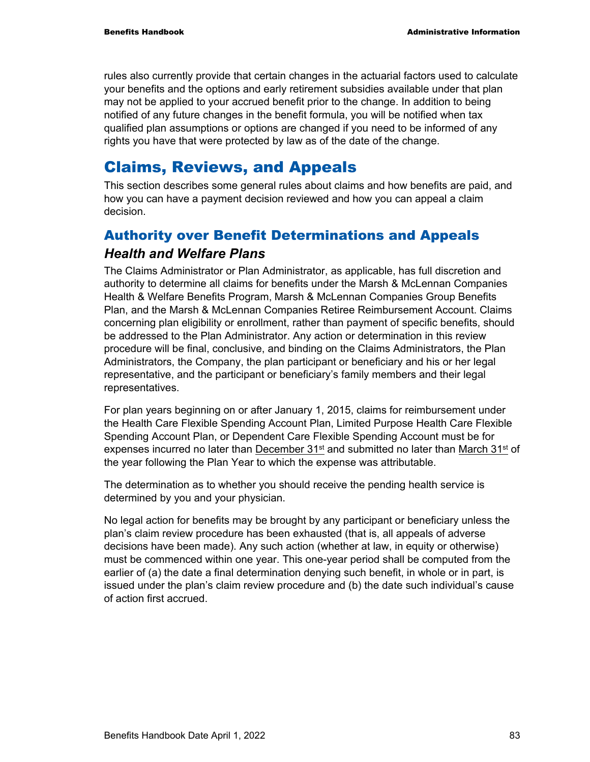rules also currently provide that certain changes in the actuarial factors used to calculate your benefits and the options and early retirement subsidies available under that plan may not be applied to your accrued benefit prior to the change. In addition to being notified of any future changes in the benefit formula, you will be notified when tax qualified plan assumptions or options are changed if you need to be informed of any rights you have that were protected by law as of the date of the change.

# Claims, Reviews, and Appeals

This section describes some general rules about claims and how benefits are paid, and how you can have a payment decision reviewed and how you can appeal a claim decision.

## Authority over Benefit Determinations and Appeals

### *Health and Welfare Plans*

The Claims Administrator or Plan Administrator, as applicable, has full discretion and authority to determine all claims for benefits under the Marsh & McLennan Companies Health & Welfare Benefits Program, Marsh & McLennan Companies Group Benefits Plan, and the Marsh & McLennan Companies Retiree Reimbursement Account. Claims concerning plan eligibility or enrollment, rather than payment of specific benefits, should be addressed to the Plan Administrator. Any action or determination in this review procedure will be final, conclusive, and binding on the Claims Administrators, the Plan Administrators, the Company, the plan participant or beneficiary and his or her legal representative, and the participant or beneficiary's family members and their legal representatives.

For plan years beginning on or after January 1, 2015, claims for reimbursement under the Health Care Flexible Spending Account Plan, Limited Purpose Health Care Flexible Spending Account Plan, or Dependent Care Flexible Spending Account must be for expenses incurred no later than December 31st and submitted no later than March 31st of the year following the Plan Year to which the expense was attributable.

The determination as to whether you should receive the pending health service is determined by you and your physician.

No legal action for benefits may be brought by any participant or beneficiary unless the plan's claim review procedure has been exhausted (that is, all appeals of adverse decisions have been made). Any such action (whether at law, in equity or otherwise) must be commenced within one year. This one-year period shall be computed from the earlier of (a) the date a final determination denying such benefit, in whole or in part, is issued under the plan's claim review procedure and (b) the date such individual's cause of action first accrued.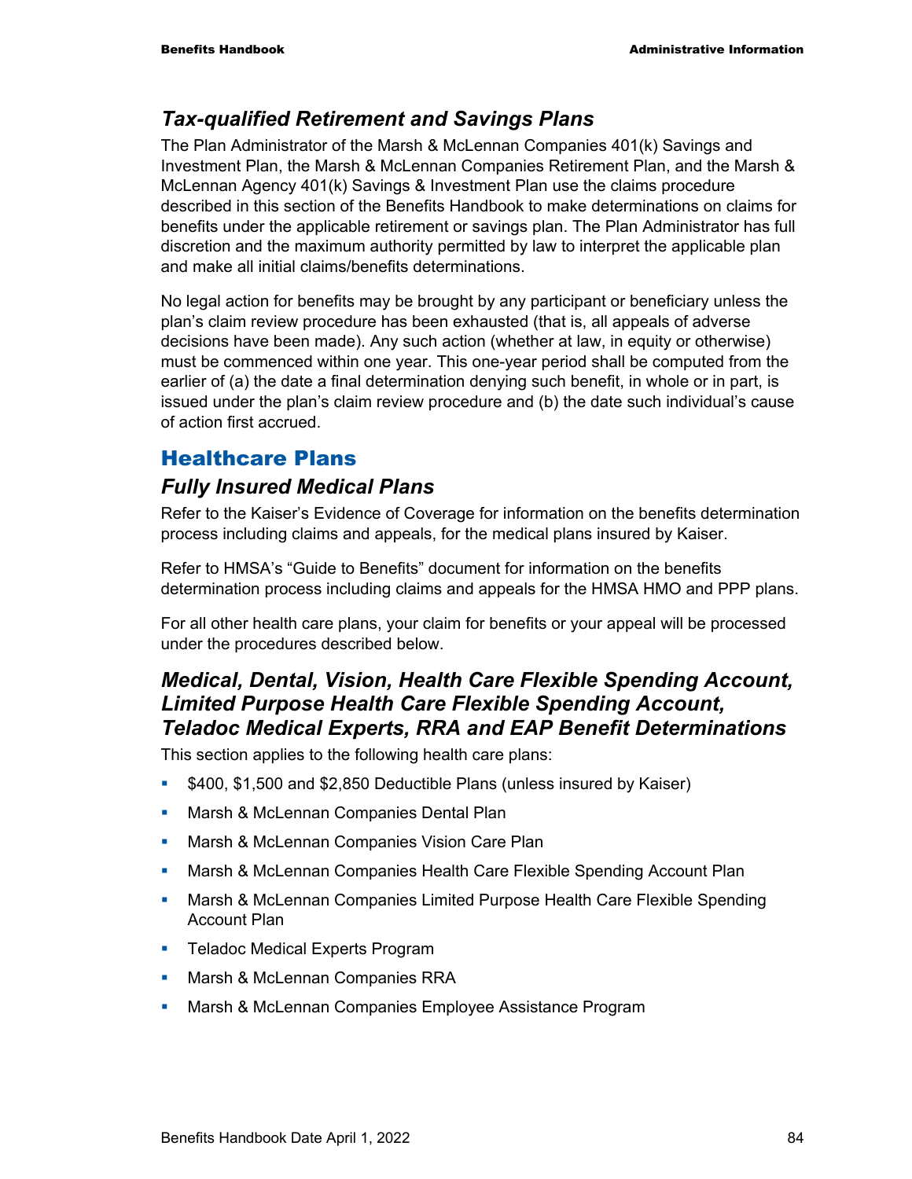### *Tax-qualified Retirement and Savings Plans*

The Plan Administrator of the Marsh & McLennan Companies 401(k) Savings and Investment Plan, the Marsh & McLennan Companies Retirement Plan, and the Marsh & McLennan Agency 401(k) Savings & Investment Plan use the claims procedure described in this section of the Benefits Handbook to make determinations on claims for benefits under the applicable retirement or savings plan. The Plan Administrator has full discretion and the maximum authority permitted by law to interpret the applicable plan and make all initial claims/benefits determinations.

No legal action for benefits may be brought by any participant or beneficiary unless the plan's claim review procedure has been exhausted (that is, all appeals of adverse decisions have been made). Any such action (whether at law, in equity or otherwise) must be commenced within one year. This one-year period shall be computed from the earlier of (a) the date a final determination denying such benefit, in whole or in part, is issued under the plan's claim review procedure and (b) the date such individual's cause of action first accrued.

## Healthcare Plans

### *Fully Insured Medical Plans*

Refer to the Kaiser's Evidence of Coverage for information on the benefits determination process including claims and appeals, for the medical plans insured by Kaiser.

Refer to HMSA's "Guide to Benefits" document for information on the benefits determination process including claims and appeals for the HMSA HMO and PPP plans.

For all other health care plans, your claim for benefits or your appeal will be processed under the procedures described below.

### *Medical, Dental, Vision, Health Care Flexible Spending Account, Limited Purpose Health Care Flexible Spending Account, Teladoc Medical Experts, RRA and EAP Benefit Determinations*

This section applies to the following health care plans:

- $400, $1,500 and $2,850 Deductible Plans (unless insured by Kaiser)
- Marsh & McLennan Companies Dental Plan
- Marsh & McLennan Companies Vision Care Plan
- Marsh & McLennan Companies Health Care Flexible Spending Account Plan
- Marsh & McLennan Companies Limited Purpose Health Care Flexible Spending Account Plan
- Teladoc Medical Experts Program
- Marsh & McLennan Companies RRA
- Marsh & McLennan Companies Employee Assistance Program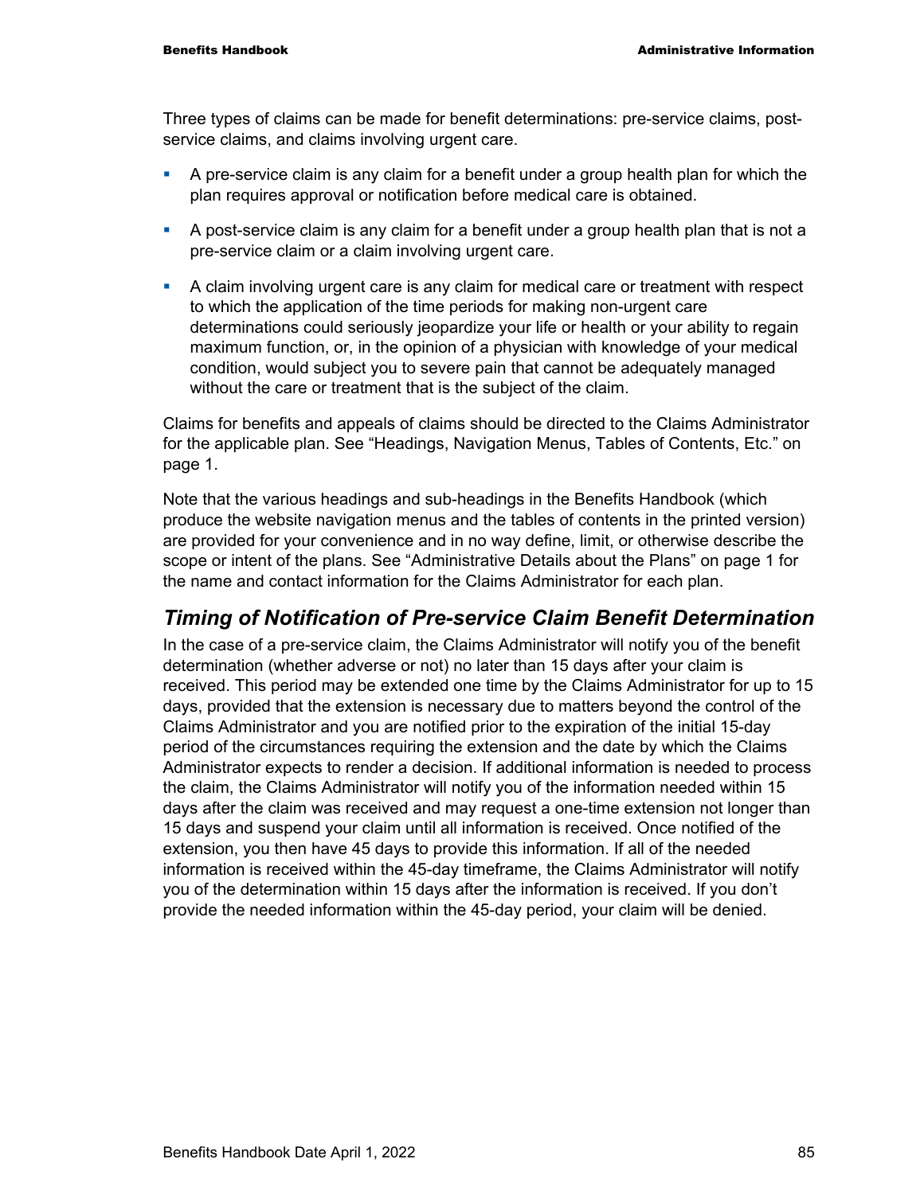Three types of claims can be made for benefit determinations: pre-service claims, post-service claims, and claims involving urgent care.

- A pre-service claim is any claim for a benefit under a group health plan for which the plan requires approval or notification before medical care is obtained.
- A post-service claim is any claim for a benefit under a group health plan that is not a pre-service claim or a claim involving urgent care.
- A claim involving urgent care is any claim for medical care or treatment with respect to which the application of the time periods for making non-urgent care determinations could seriously jeopardize your life or health or your ability to regain maximum function, or, in the opinion of a physician with knowledge of your medical condition, would subject you to severe pain that cannot be adequately managed without the care or treatment that is the subject of the claim.

Claims for benefits and appeals of claims should be directed to the Claims Administrator for the applicable plan. See "Headings, Navigation Menus, Tables of Contents, Etc." on page 1.

Note that the various headings and sub-headings in the Benefits Handbook (which produce the website navigation menus and the tables of contents in the printed version) are provided for your convenience and in no way define, limit, or otherwise describe the scope or intent of the plans. See "Administrative Details about the Plans" on page 1 for the name and contact information for the Claims Administrator for each plan.

## *Timing of Notification of Pre-service Claim Benefit Determination*

In the case of a pre-service claim, the Claims Administrator will notify you of the benefit determination (whether adverse or not) no later than 15 days after your claim is received. This period may be extended one time by the Claims Administrator for up to 15 days, provided that the extension is necessary due to matters beyond the control of the Claims Administrator and you are notified prior to the expiration of the initial 15-day period of the circumstances requiring the extension and the date by which the Claims Administrator expects to render a decision. If additional information is needed to process the claim, the Claims Administrator will notify you of the information needed within 15 days after the claim was received and may request a one-time extension not longer than 15 days and suspend your claim until all information is received. Once notified of the extension, you then have 45 days to provide this information. If all of the needed information is received within the 45-day timeframe, the Claims Administrator will notify you of the determination within 15 days after the information is received. If you don't provide the needed information within the 45-day period, your claim will be denied.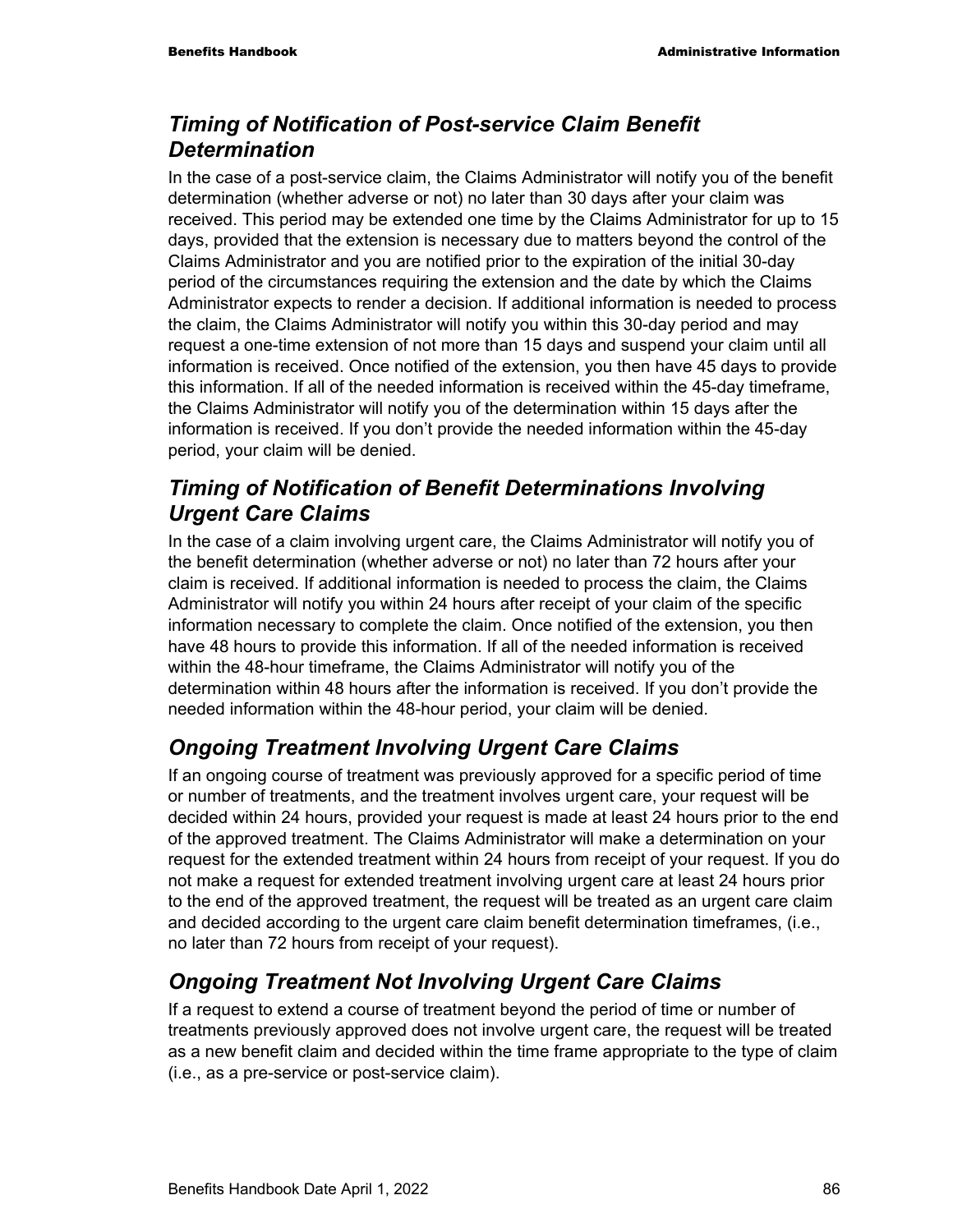## *Timing of Notification of Post-service Claim Benefit Determination*

In the case of a post-service claim, the Claims Administrator will notify you of the benefit determination (whether adverse or not) no later than 30 days after your claim was received. This period may be extended one time by the Claims Administrator for up to 15 days, provided that the extension is necessary due to matters beyond the control of the Claims Administrator and you are notified prior to the expiration of the initial 30-day period of the circumstances requiring the extension and the date by which the Claims Administrator expects to render a decision. If additional information is needed to process the claim, the Claims Administrator will notify you within this 30-day period and may request a one-time extension of not more than 15 days and suspend your claim until all information is received. Once notified of the extension, you then have 45 days to provide this information. If all of the needed information is received within the 45-day timeframe, the Claims Administrator will notify you of the determination within 15 days after the information is received. If you don't provide the needed information within the 45-day period, your claim will be denied.

## *Timing of Notification of Benefit Determinations Involving Urgent Care Claims*

In the case of a claim involving urgent care, the Claims Administrator will notify you of the benefit determination (whether adverse or not) no later than 72 hours after your claim is received. If additional information is needed to process the claim, the Claims Administrator will notify you within 24 hours after receipt of your claim of the specific information necessary to complete the claim. Once notified of the extension, you then have 48 hours to provide this information. If all of the needed information is received within the 48-hour timeframe, the Claims Administrator will notify you of the determination within 48 hours after the information is received. If you don't provide the needed information within the 48-hour period, your claim will be denied.

## *Ongoing Treatment Involving Urgent Care Claims*

If an ongoing course of treatment was previously approved for a specific period of time or number of treatments, and the treatment involves urgent care, your request will be decided within 24 hours, provided your request is made at least 24 hours prior to the end of the approved treatment. The Claims Administrator will make a determination on your request for the extended treatment within 24 hours from receipt of your request. If you do not make a request for extended treatment involving urgent care at least 24 hours prior to the end of the approved treatment, the request will be treated as an urgent care claim and decided according to the urgent care claim benefit determination timeframes, (i.e., no later than 72 hours from receipt of your request).

## *Ongoing Treatment Not Involving Urgent Care Claims*

If a request to extend a course of treatment beyond the period of time or number of treatments previously approved does not involve urgent care, the request will be treated as a new benefit claim and decided within the time frame appropriate to the type of claim (i.e., as a pre-service or post-service claim).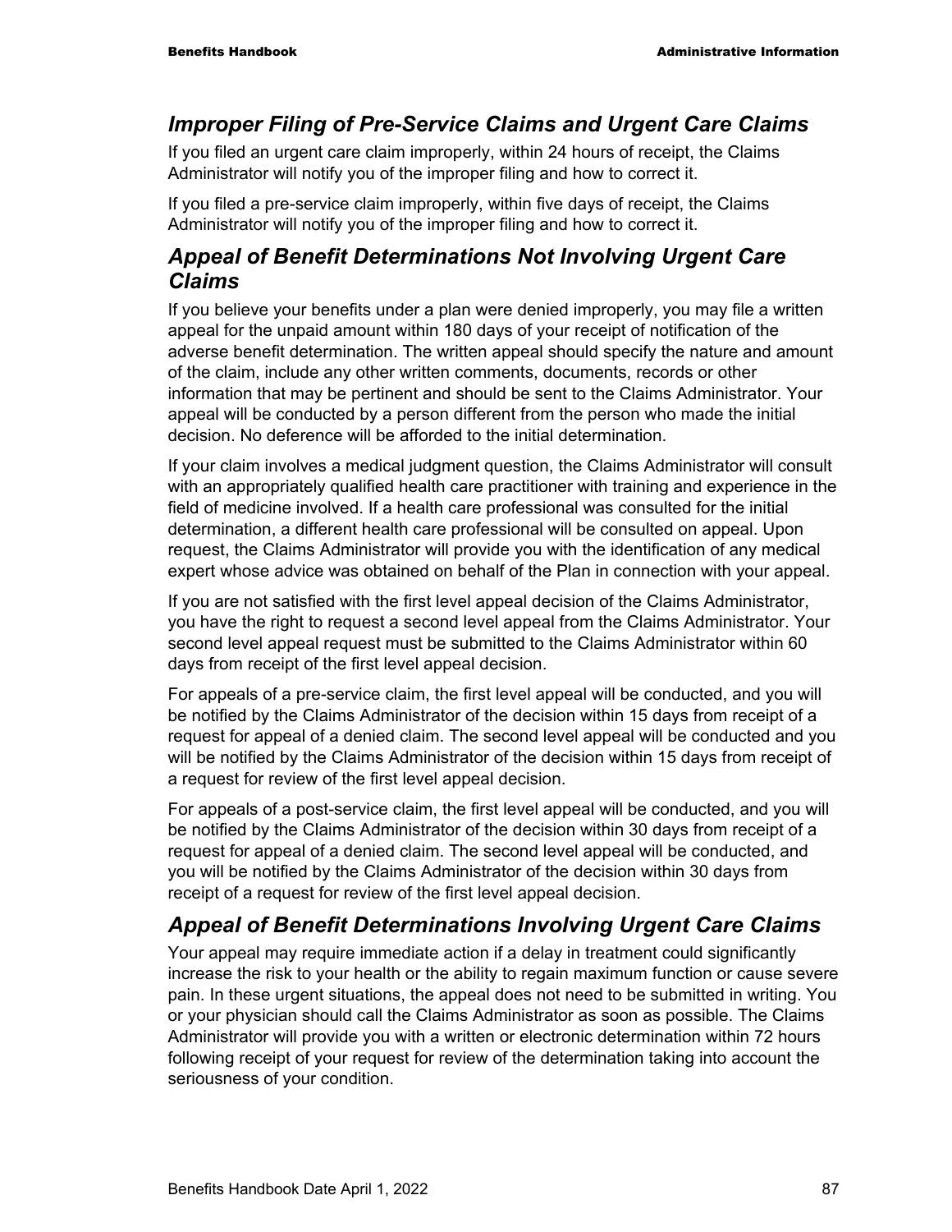## *Improper Filing of Pre-Service Claims and Urgent Care Claims*

If you filed an urgent care claim improperly, within 24 hours of receipt, the Claims Administrator will notify you of the improper filing and how to correct it.

If you filed a pre-service claim improperly, within five days of receipt, the Claims Administrator will notify you of the improper filing and how to correct it.

## *Appeal of Benefit Determinations Not Involving Urgent Care Claims*

If you believe your benefits under a plan were denied improperly, you may file a written appeal for the unpaid amount within 180 days of your receipt of notification of the adverse benefit determination. The written appeal should specify the nature and amount of the claim, include any other written comments, documents, records or other information that may be pertinent and should be sent to the Claims Administrator. Your appeal will be conducted by a person different from the person who made the initial decision. No deference will be afforded to the initial determination.

If your claim involves a medical judgment question, the Claims Administrator will consult with an appropriately qualified health care practitioner with training and experience in the field of medicine involved. If a health care professional was consulted for the initial determination, a different health care professional will be consulted on appeal. Upon request, the Claims Administrator will provide you with the identification of any medical expert whose advice was obtained on behalf of the Plan in connection with your appeal.

If you are not satisfied with the first level appeal decision of the Claims Administrator, you have the right to request a second level appeal from the Claims Administrator. Your second level appeal request must be submitted to the Claims Administrator within 60 days from receipt of the first level appeal decision.

For appeals of a pre-service claim, the first level appeal will be conducted, and you will be notified by the Claims Administrator of the decision within 15 days from receipt of a request for appeal of a denied claim. The second level appeal will be conducted and you will be notified by the Claims Administrator of the decision within 15 days from receipt of a request for review of the first level appeal decision.

For appeals of a post-service claim, the first level appeal will be conducted, and you will be notified by the Claims Administrator of the decision within 30 days from receipt of a request for appeal of a denied claim. The second level appeal will be conducted, and you will be notified by the Claims Administrator of the decision within 30 days from receipt of a request for review of the first level appeal decision.

## *Appeal of Benefit Determinations Involving Urgent Care Claims*

Your appeal may require immediate action if a delay in treatment could significantly increase the risk to your health or the ability to regain maximum function or cause severe pain. In these urgent situations, the appeal does not need to be submitted in writing. You or your physician should call the Claims Administrator as soon as possible. The Claims Administrator will provide you with a written or electronic determination within 72 hours following receipt of your request for review of the determination taking into account the seriousness of your condition.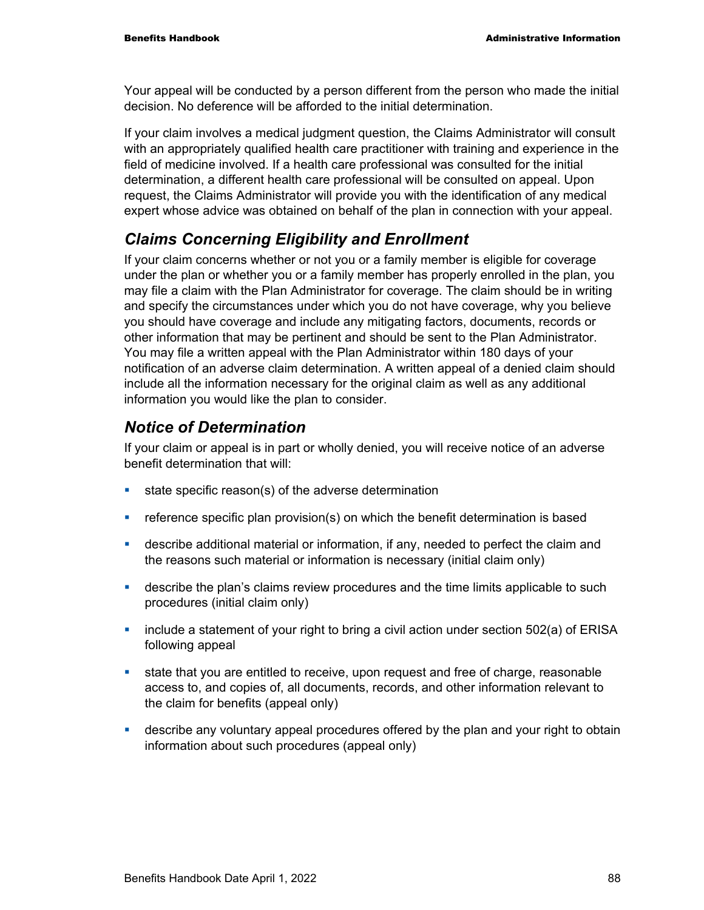Your appeal will be conducted by a person different from the person who made the initial decision. No deference will be afforded to the initial determination.

If your claim involves a medical judgment question, the Claims Administrator will consult with an appropriately qualified health care practitioner with training and experience in the field of medicine involved. If a health care professional was consulted for the initial determination, a different health care professional will be consulted on appeal. Upon request, the Claims Administrator will provide you with the identification of any medical expert whose advice was obtained on behalf of the plan in connection with your appeal.

### *Claims Concerning Eligibility and Enrollment*

If your claim concerns whether or not you or a family member is eligible for coverage under the plan or whether you or a family member has properly enrolled in the plan, you may file a claim with the Plan Administrator for coverage. The claim should be in writing and specify the circumstances under which you do not have coverage, why you believe you should have coverage and include any mitigating factors, documents, records or other information that may be pertinent and should be sent to the Plan Administrator. You may file a written appeal with the Plan Administrator within 180 days of your notification of an adverse claim determination. A written appeal of a denied claim should include all the information necessary for the original claim as well as any additional information you would like the plan to consider.

### *Notice of Determination*

If your claim or appeal is in part or wholly denied, you will receive notice of an adverse benefit determination that will:

- state specific reason(s) of the adverse determination
- reference specific plan provision(s) on which the benefit determination is based
- describe additional material or information, if any, needed to perfect the claim and the reasons such material or information is necessary (initial claim only)
- describe the plan's claims review procedures and the time limits applicable to such procedures (initial claim only)
- include a statement of your right to bring a civil action under section 502(a) of ERISA following appeal
- state that you are entitled to receive, upon request and free of charge, reasonable access to, and copies of, all documents, records, and other information relevant to the claim for benefits (appeal only)
- describe any voluntary appeal procedures offered by the plan and your right to obtain information about such procedures (appeal only)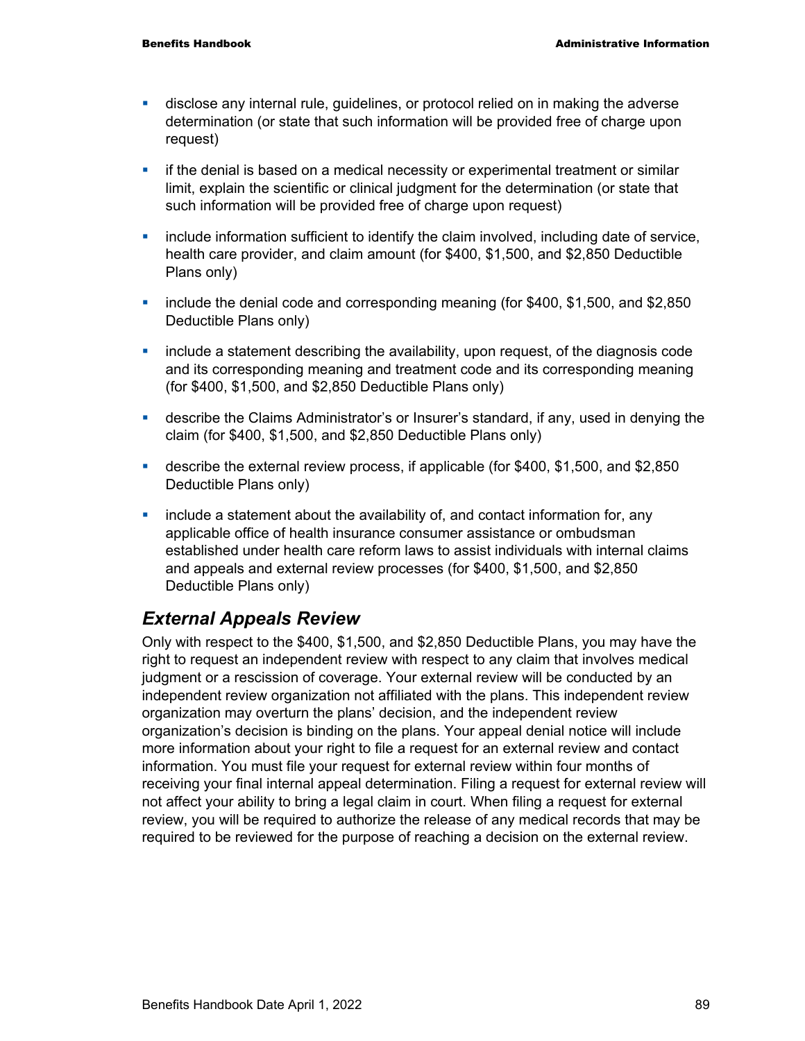- disclose any internal rule, guidelines, or protocol relied on in making the adverse determination (or state that such information will be provided free of charge upon request)
- if the denial is based on a medical necessity or experimental treatment or similar limit, explain the scientific or clinical judgment for the determination (or state that such information will be provided free of charge upon request)
- include information sufficient to identify the claim involved, including date of service, health care provider, and claim amount (for $400, $1,500, and $2,850 Deductible Plans only)
- include the denial code and corresponding meaning (for $400, $1,500, and $2,850 Deductible Plans only)
- include a statement describing the availability, upon request, of the diagnosis code and its corresponding meaning and treatment code and its corresponding meaning (for $400, $1,500, and $2,850 Deductible Plans only)
- describe the Claims Administrator's or Insurer's standard, if any, used in denying the claim (for $400, $1,500, and $2,850 Deductible Plans only)
- describe the external review process, if applicable (for $400, $1,500, and $2,850 Deductible Plans only)
- include a statement about the availability of, and contact information for, any applicable office of health insurance consumer assistance or ombudsman established under health care reform laws to assist individuals with internal claims and appeals and external review processes (for $400, $1,500, and $2,850 Deductible Plans only)

## *External Appeals Review*

Only with respect to the $400, $1,500, and $2,850 Deductible Plans, you may have the right to request an independent review with respect to any claim that involves medical judgment or a rescission of coverage. Your external review will be conducted by an independent review organization not affiliated with the plans. This independent review organization may overturn the plans' decision, and the independent review organization's decision is binding on the plans. Your appeal denial notice will include more information about your right to file a request for an external review and contact information. You must file your request for external review within four months of receiving your final internal appeal determination. Filing a request for external review will not affect your ability to bring a legal claim in court. When filing a request for external review, you will be required to authorize the release of any medical records that may be required to be reviewed for the purpose of reaching a decision on the external review.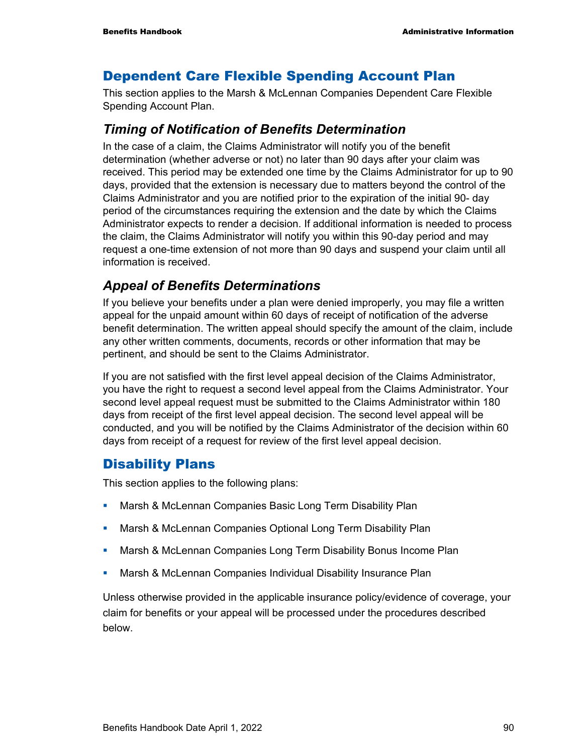## Dependent Care Flexible Spending Account Plan

This section applies to the Marsh & McLennan Companies Dependent Care Flexible Spending Account Plan.

### *Timing of Notification of Benefits Determination*

In the case of a claim, the Claims Administrator will notify you of the benefit determination (whether adverse or not) no later than 90 days after your claim was received. This period may be extended one time by the Claims Administrator for up to 90 days, provided that the extension is necessary due to matters beyond the control of the Claims Administrator and you are notified prior to the expiration of the initial 90- day period of the circumstances requiring the extension and the date by which the Claims Administrator expects to render a decision. If additional information is needed to process the claim, the Claims Administrator will notify you within this 90-day period and may request a one-time extension of not more than 90 days and suspend your claim until all information is received.

### *Appeal of Benefits Determinations*

If you believe your benefits under a plan were denied improperly, you may file a written appeal for the unpaid amount within 60 days of receipt of notification of the adverse benefit determination. The written appeal should specify the amount of the claim, include any other written comments, documents, records or other information that may be pertinent, and should be sent to the Claims Administrator.

If you are not satisfied with the first level appeal decision of the Claims Administrator, you have the right to request a second level appeal from the Claims Administrator. Your second level appeal request must be submitted to the Claims Administrator within 180 days from receipt of the first level appeal decision. The second level appeal will be conducted, and you will be notified by the Claims Administrator of the decision within 60 days from receipt of a request for review of the first level appeal decision.

## Disability Plans

This section applies to the following plans:

- Marsh & McLennan Companies Basic Long Term Disability Plan
- Marsh & McLennan Companies Optional Long Term Disability Plan
- Marsh & McLennan Companies Long Term Disability Bonus Income Plan
- Marsh & McLennan Companies Individual Disability Insurance Plan

Unless otherwise provided in the applicable insurance policy/evidence of coverage, your claim for benefits or your appeal will be processed under the procedures described below.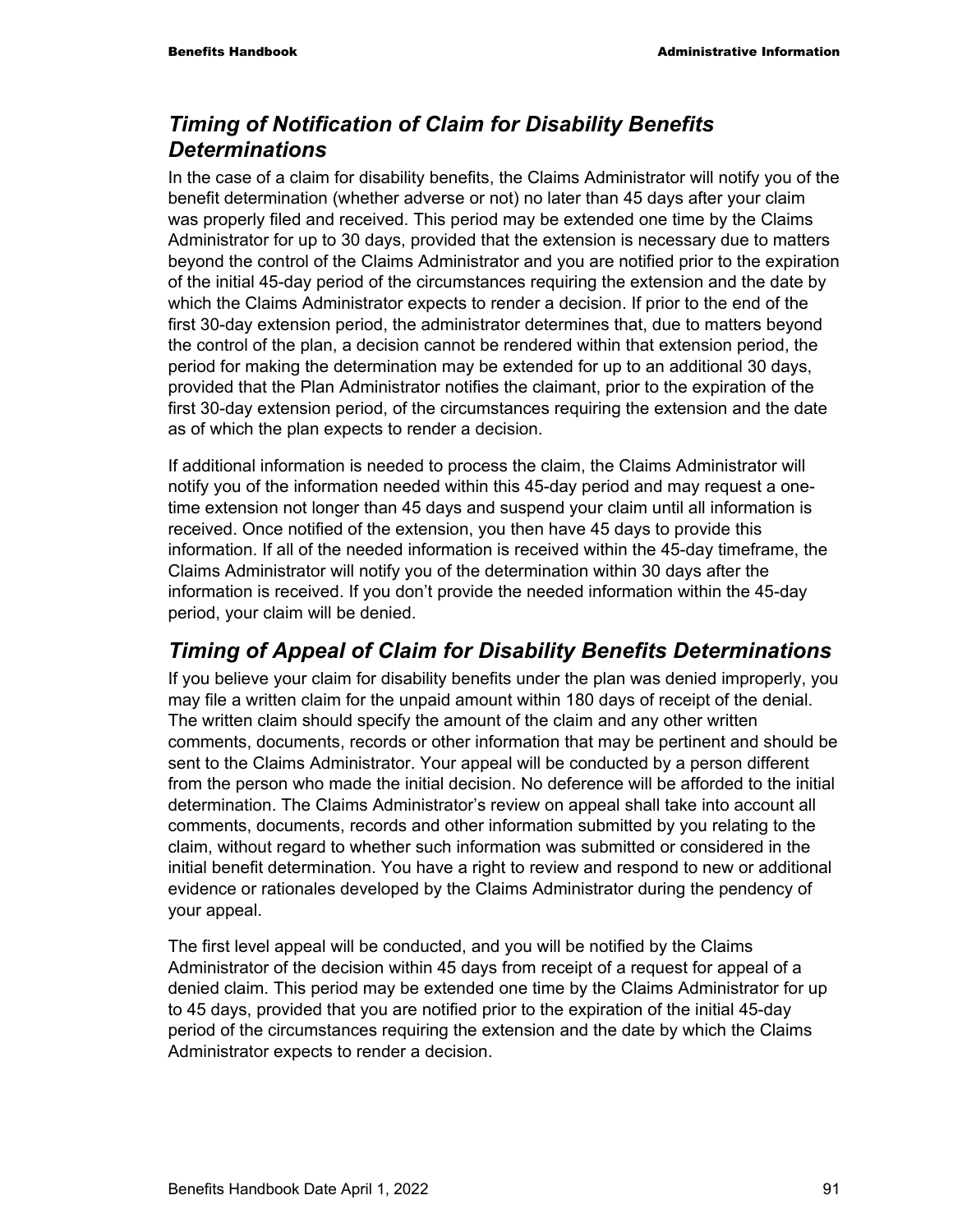## *Timing of Notification of Claim for Disability Benefits Determinations*

In the case of a claim for disability benefits, the Claims Administrator will notify you of the benefit determination (whether adverse or not) no later than 45 days after your claim was properly filed and received. This period may be extended one time by the Claims Administrator for up to 30 days, provided that the extension is necessary due to matters beyond the control of the Claims Administrator and you are notified prior to the expiration of the initial 45-day period of the circumstances requiring the extension and the date by which the Claims Administrator expects to render a decision. If prior to the end of the first 30-day extension period, the administrator determines that, due to matters beyond the control of the plan, a decision cannot be rendered within that extension period, the period for making the determination may be extended for up to an additional 30 days, provided that the Plan Administrator notifies the claimant, prior to the expiration of the first 30-day extension period, of the circumstances requiring the extension and the date as of which the plan expects to render a decision.

If additional information is needed to process the claim, the Claims Administrator will notify you of the information needed within this 45-day period and may request a one-time extension not longer than 45 days and suspend your claim until all information is received. Once notified of the extension, you then have 45 days to provide this information. If all of the needed information is received within the 45-day timeframe, the Claims Administrator will notify you of the determination within 30 days after the information is received. If you don't provide the needed information within the 45-day period, your claim will be denied.

## *Timing of Appeal of Claim for Disability Benefits Determinations*

If you believe your claim for disability benefits under the plan was denied improperly, you may file a written claim for the unpaid amount within 180 days of receipt of the denial. The written claim should specify the amount of the claim and any other written comments, documents, records or other information that may be pertinent and should be sent to the Claims Administrator. Your appeal will be conducted by a person different from the person who made the initial decision. No deference will be afforded to the initial determination. The Claims Administrator's review on appeal shall take into account all comments, documents, records and other information submitted by you relating to the claim, without regard to whether such information was submitted or considered in the initial benefit determination. You have a right to review and respond to new or additional evidence or rationales developed by the Claims Administrator during the pendency of your appeal.

The first level appeal will be conducted, and you will be notified by the Claims Administrator of the decision within 45 days from receipt of a request for appeal of a denied claim. This period may be extended one time by the Claims Administrator for up to 45 days, provided that you are notified prior to the expiration of the initial 45-day period of the circumstances requiring the extension and the date by which the Claims Administrator expects to render a decision.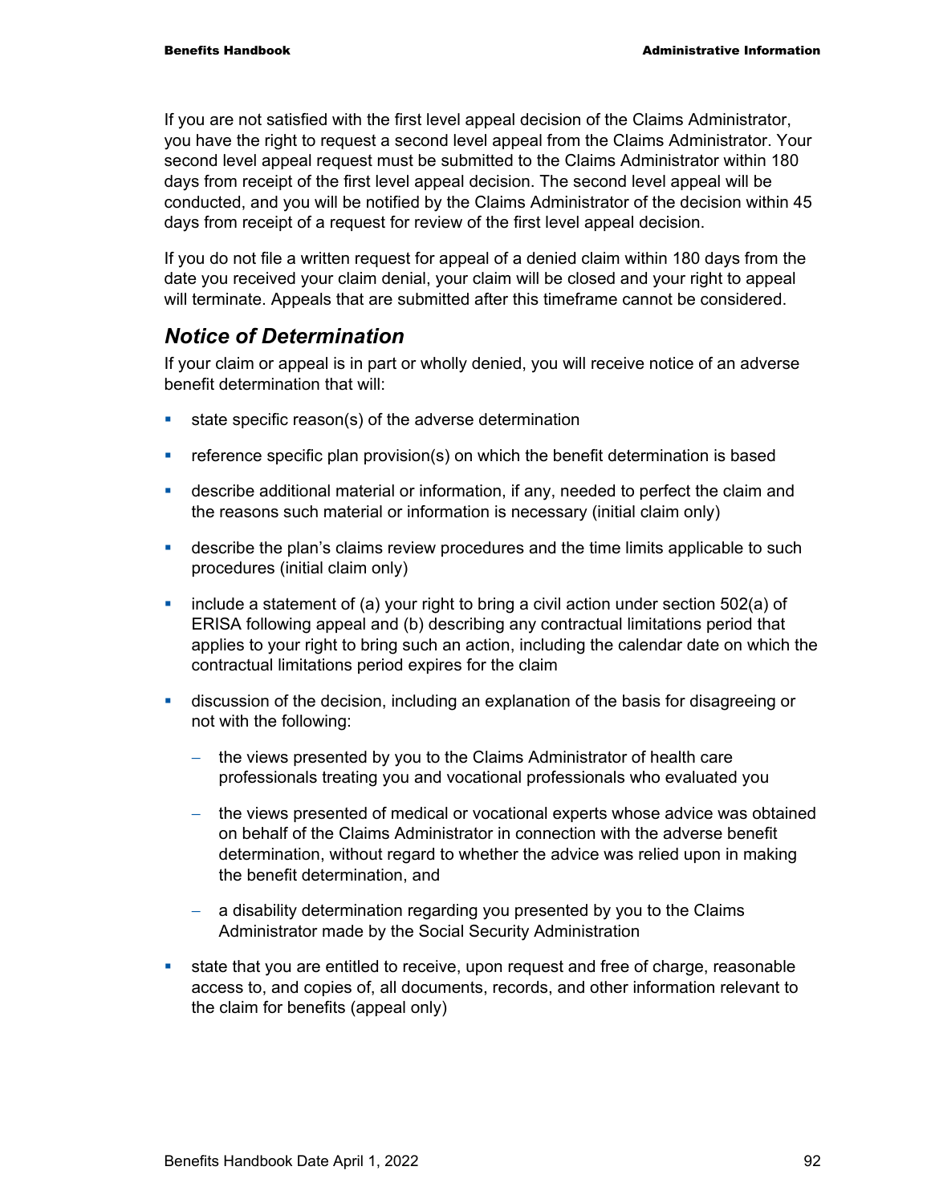If you are not satisfied with the first level appeal decision of the Claims Administrator, you have the right to request a second level appeal from the Claims Administrator. Your second level appeal request must be submitted to the Claims Administrator within 180 days from receipt of the first level appeal decision. The second level appeal will be conducted, and you will be notified by the Claims Administrator of the decision within 45 days from receipt of a request for review of the first level appeal decision.

If you do not file a written request for appeal of a denied claim within 180 days from the date you received your claim denial, your claim will be closed and your right to appeal will terminate. Appeals that are submitted after this timeframe cannot be considered.

## *Notice of Determination*

If your claim or appeal is in part or wholly denied, you will receive notice of an adverse benefit determination that will:

- state specific reason(s) of the adverse determination
- reference specific plan provision(s) on which the benefit determination is based
- describe additional material or information, if any, needed to perfect the claim and the reasons such material or information is necessary (initial claim only)
- describe the plan's claims review procedures and the time limits applicable to such procedures (initial claim only)
- include a statement of (a) your right to bring a civil action under section 502(a) of ERISA following appeal and (b) describing any contractual limitations period that applies to your right to bring such an action, including the calendar date on which the contractual limitations period expires for the claim
- discussion of the decision, including an explanation of the basis for disagreeing or not with the following:
  - the views presented by you to the Claims Administrator of health care professionals treating you and vocational professionals who evaluated you
  - the views presented of medical or vocational experts whose advice was obtained on behalf of the Claims Administrator in connection with the adverse benefit determination, without regard to whether the advice was relied upon in making the benefit determination, and
  - a disability determination regarding you presented by you to the Claims Administrator made by the Social Security Administration
- state that you are entitled to receive, upon request and free of charge, reasonable access to, and copies of, all documents, records, and other information relevant to the claim for benefits (appeal only)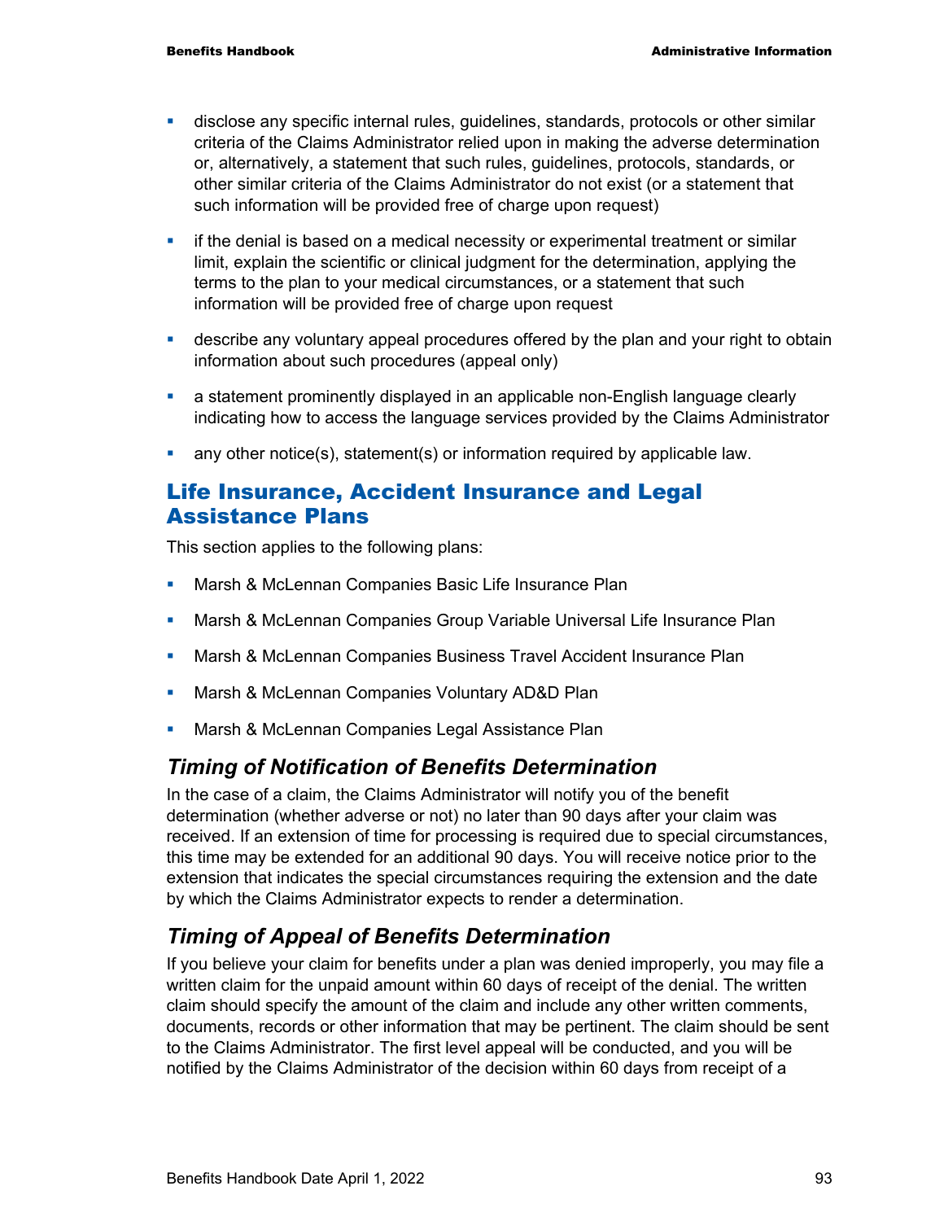- disclose any specific internal rules, guidelines, standards, protocols or other similar criteria of the Claims Administrator relied upon in making the adverse determination or, alternatively, a statement that such rules, guidelines, protocols, standards, or other similar criteria of the Claims Administrator do not exist (or a statement that such information will be provided free of charge upon request)
- if the denial is based on a medical necessity or experimental treatment or similar limit, explain the scientific or clinical judgment for the determination, applying the terms to the plan to your medical circumstances, or a statement that such information will be provided free of charge upon request
- describe any voluntary appeal procedures offered by the plan and your right to obtain information about such procedures (appeal only)
- a statement prominently displayed in an applicable non-English language clearly indicating how to access the language services provided by the Claims Administrator
- any other notice(s), statement(s) or information required by applicable law.

## Life Insurance, Accident Insurance and Legal Assistance Plans

This section applies to the following plans:

- Marsh & McLennan Companies Basic Life Insurance Plan
- Marsh & McLennan Companies Group Variable Universal Life Insurance Plan
- Marsh & McLennan Companies Business Travel Accident Insurance Plan
- Marsh & McLennan Companies Voluntary AD&D Plan
- Marsh & McLennan Companies Legal Assistance Plan

### *Timing of Notification of Benefits Determination*

In the case of a claim, the Claims Administrator will notify you of the benefit determination (whether adverse or not) no later than 90 days after your claim was received. If an extension of time for processing is required due to special circumstances, this time may be extended for an additional 90 days. You will receive notice prior to the extension that indicates the special circumstances requiring the extension and the date by which the Claims Administrator expects to render a determination.

### *Timing of Appeal of Benefits Determination*

If you believe your claim for benefits under a plan was denied improperly, you may file a written claim for the unpaid amount within 60 days of receipt of the denial. The written claim should specify the amount of the claim and include any other written comments, documents, records or other information that may be pertinent. The claim should be sent to the Claims Administrator. The first level appeal will be conducted, and you will be notified by the Claims Administrator of the decision within 60 days from receipt of a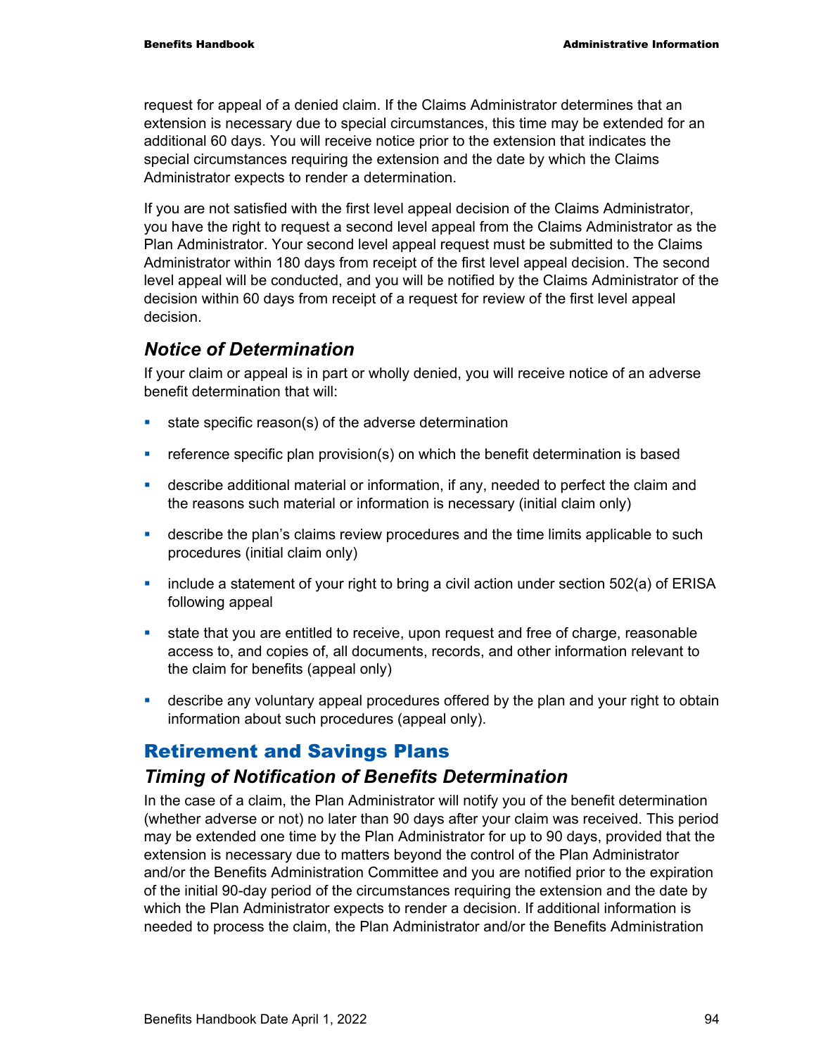request for appeal of a denied claim. If the Claims Administrator determines that an extension is necessary due to special circumstances, this time may be extended for an additional 60 days. You will receive notice prior to the extension that indicates the special circumstances requiring the extension and the date by which the Claims Administrator expects to render a determination.

If you are not satisfied with the first level appeal decision of the Claims Administrator, you have the right to request a second level appeal from the Claims Administrator as the Plan Administrator. Your second level appeal request must be submitted to the Claims Administrator within 180 days from receipt of the first level appeal decision. The second level appeal will be conducted, and you will be notified by the Claims Administrator of the decision within 60 days from receipt of a request for review of the first level appeal decision.

### *Notice of Determination*

If your claim or appeal is in part or wholly denied, you will receive notice of an adverse benefit determination that will:

- state specific reason(s) of the adverse determination
- reference specific plan provision(s) on which the benefit determination is based
- describe additional material or information, if any, needed to perfect the claim and the reasons such material or information is necessary (initial claim only)
- describe the plan's claims review procedures and the time limits applicable to such procedures (initial claim only)
- include a statement of your right to bring a civil action under section 502(a) of ERISA following appeal
- state that you are entitled to receive, upon request and free of charge, reasonable access to, and copies of, all documents, records, and other information relevant to the claim for benefits (appeal only)
- describe any voluntary appeal procedures offered by the plan and your right to obtain information about such procedures (appeal only).

## Retirement and Savings Plans

### *Timing of Notification of Benefits Determination*

In the case of a claim, the Plan Administrator will notify you of the benefit determination (whether adverse or not) no later than 90 days after your claim was received. This period may be extended one time by the Plan Administrator for up to 90 days, provided that the extension is necessary due to matters beyond the control of the Plan Administrator and/or the Benefits Administration Committee and you are notified prior to the expiration of the initial 90-day period of the circumstances requiring the extension and the date by which the Plan Administrator expects to render a decision. If additional information is needed to process the claim, the Plan Administrator and/or the Benefits Administration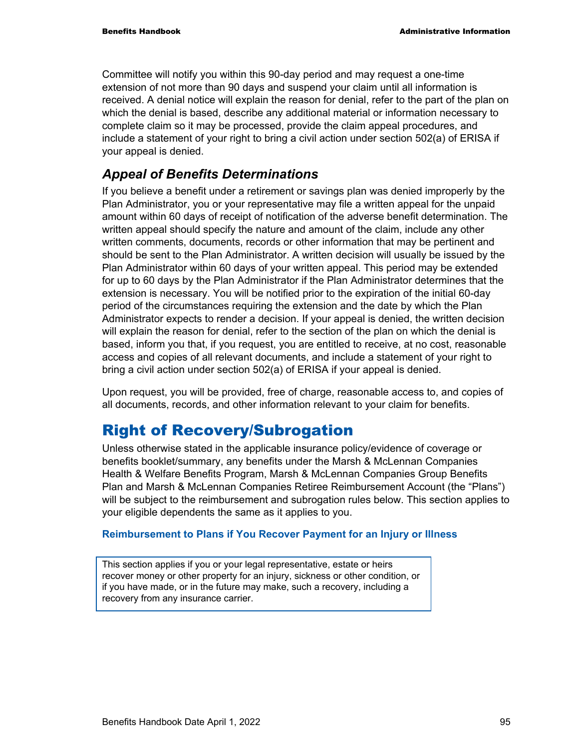Committee will notify you within this 90-day period and may request a one-time extension of not more than 90 days and suspend your claim until all information is received. A denial notice will explain the reason for denial, refer to the part of the plan on which the denial is based, describe any additional material or information necessary to complete claim so it may be processed, provide the claim appeal procedures, and include a statement of your right to bring a civil action under section 502(a) of ERISA if your appeal is denied.

### *Appeal of Benefits Determinations*

If you believe a benefit under a retirement or savings plan was denied improperly by the Plan Administrator, you or your representative may file a written appeal for the unpaid amount within 60 days of receipt of notification of the adverse benefit determination. The written appeal should specify the nature and amount of the claim, include any other written comments, documents, records or other information that may be pertinent and should be sent to the Plan Administrator. A written decision will usually be issued by the Plan Administrator within 60 days of your written appeal. This period may be extended for up to 60 days by the Plan Administrator if the Plan Administrator determines that the extension is necessary. You will be notified prior to the expiration of the initial 60-day period of the circumstances requiring the extension and the date by which the Plan Administrator expects to render a decision. If your appeal is denied, the written decision will explain the reason for denial, refer to the section of the plan on which the denial is based, inform you that, if you request, you are entitled to receive, at no cost, reasonable access and copies of all relevant documents, and include a statement of your right to bring a civil action under section 502(a) of ERISA if your appeal is denied.

Upon request, you will be provided, free of charge, reasonable access to, and copies of all documents, records, and other information relevant to your claim for benefits.

## Right of Recovery/Subrogation

Unless otherwise stated in the applicable insurance policy/evidence of coverage or benefits booklet/summary, any benefits under the Marsh & McLennan Companies Health & Welfare Benefits Program, Marsh & McLennan Companies Group Benefits Plan and Marsh & McLennan Companies Retiree Reimbursement Account (the "Plans") will be subject to the reimbursement and subrogation rules below. This section applies to your eligible dependents the same as it applies to you.

#### Reimbursement to Plans if You Recover Payment for an Injury or Illness

This section applies if you or your legal representative, estate or heirs recover money or other property for an injury, sickness or other condition, or if you have made, or in the future may make, such a recovery, including a recovery from any insurance carrier.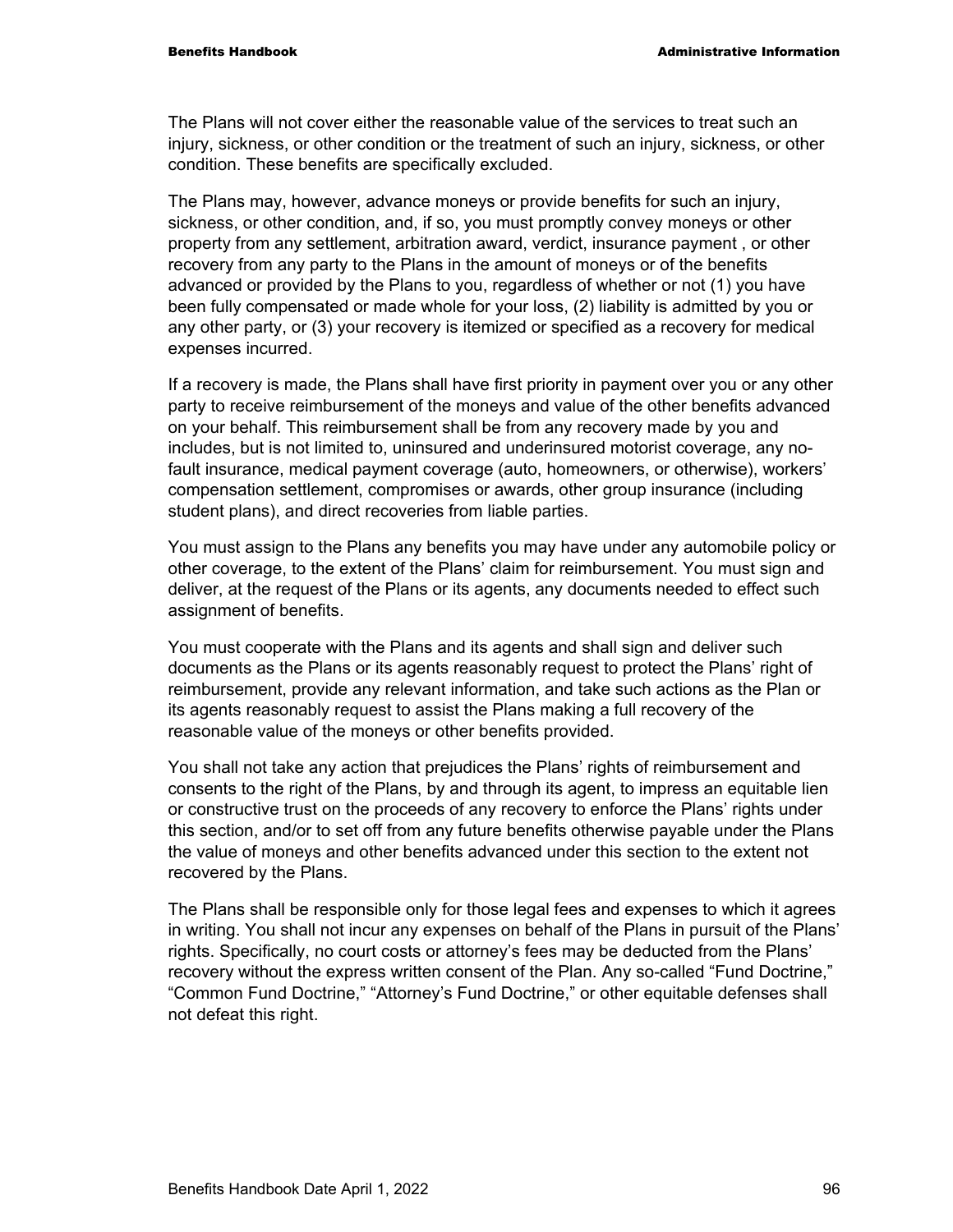The Plans will not cover either the reasonable value of the services to treat such an injury, sickness, or other condition or the treatment of such an injury, sickness, or other condition. These benefits are specifically excluded.

The Plans may, however, advance moneys or provide benefits for such an injury, sickness, or other condition, and, if so, you must promptly convey moneys or other property from any settlement, arbitration award, verdict, insurance payment , or other recovery from any party to the Plans in the amount of moneys or of the benefits advanced or provided by the Plans to you, regardless of whether or not (1) you have been fully compensated or made whole for your loss, (2) liability is admitted by you or any other party, or (3) your recovery is itemized or specified as a recovery for medical expenses incurred.

If a recovery is made, the Plans shall have first priority in payment over you or any other party to receive reimbursement of the moneys and value of the other benefits advanced on your behalf. This reimbursement shall be from any recovery made by you and includes, but is not limited to, uninsured and underinsured motorist coverage, any no-fault insurance, medical payment coverage (auto, homeowners, or otherwise), workers' compensation settlement, compromises or awards, other group insurance (including student plans), and direct recoveries from liable parties.

You must assign to the Plans any benefits you may have under any automobile policy or other coverage, to the extent of the Plans' claim for reimbursement. You must sign and deliver, at the request of the Plans or its agents, any documents needed to effect such assignment of benefits.

You must cooperate with the Plans and its agents and shall sign and deliver such documents as the Plans or its agents reasonably request to protect the Plans' right of reimbursement, provide any relevant information, and take such actions as the Plan or its agents reasonably request to assist the Plans making a full recovery of the reasonable value of the moneys or other benefits provided.

You shall not take any action that prejudices the Plans' rights of reimbursement and consents to the right of the Plans, by and through its agent, to impress an equitable lien or constructive trust on the proceeds of any recovery to enforce the Plans' rights under this section, and/or to set off from any future benefits otherwise payable under the Plans the value of moneys and other benefits advanced under this section to the extent not recovered by the Plans.

The Plans shall be responsible only for those legal fees and expenses to which it agrees in writing. You shall not incur any expenses on behalf of the Plans in pursuit of the Plans' rights. Specifically, no court costs or attorney's fees may be deducted from the Plans' recovery without the express written consent of the Plan. Any so-called "Fund Doctrine," "Common Fund Doctrine," "Attorney's Fund Doctrine," or other equitable defenses shall not defeat this right.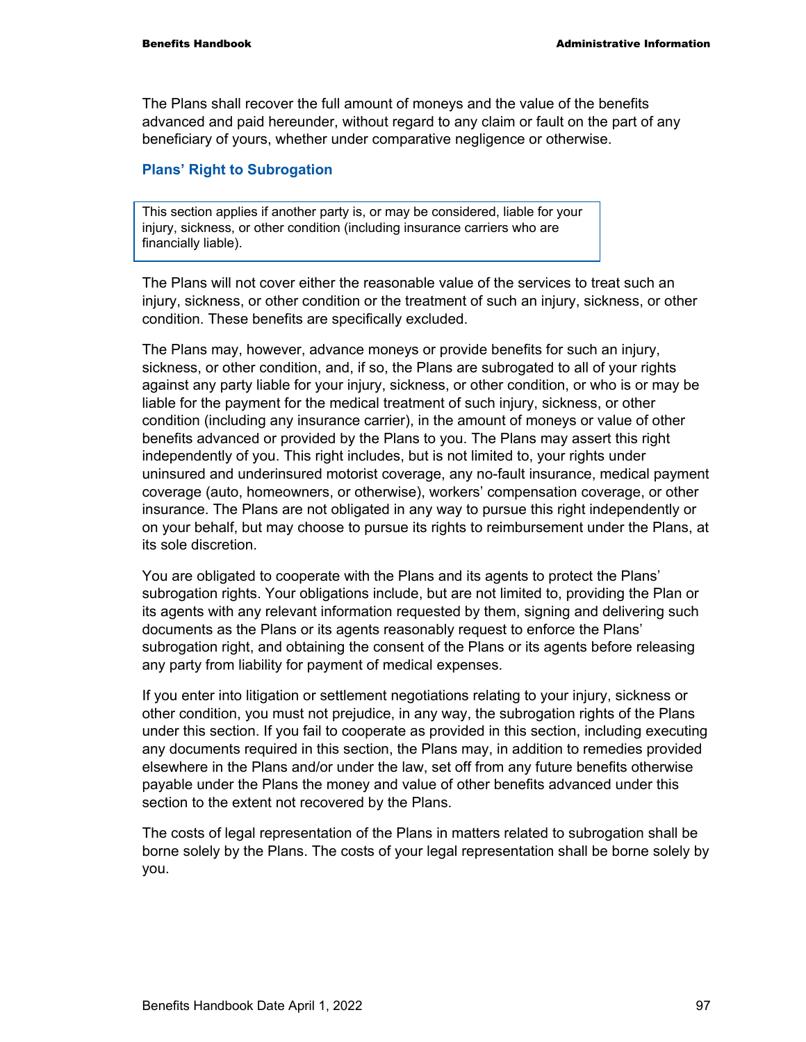The Plans shall recover the full amount of moneys and the value of the benefits advanced and paid hereunder, without regard to any claim or fault on the part of any beneficiary of yours, whether under comparative negligence or otherwise.

### Plans' Right to Subrogation

> This section applies if another party is, or may be considered, liable for your injury, sickness, or other condition (including insurance carriers who are financially liable).

The Plans will not cover either the reasonable value of the services to treat such an injury, sickness, or other condition or the treatment of such an injury, sickness, or other condition. These benefits are specifically excluded.

The Plans may, however, advance moneys or provide benefits for such an injury, sickness, or other condition, and, if so, the Plans are subrogated to all of your rights against any party liable for your injury, sickness, or other condition, or who is or may be liable for the payment for the medical treatment of such injury, sickness, or other condition (including any insurance carrier), in the amount of moneys or value of other benefits advanced or provided by the Plans to you. The Plans may assert this right independently of you. This right includes, but is not limited to, your rights under uninsured and underinsured motorist coverage, any no-fault insurance, medical payment coverage (auto, homeowners, or otherwise), workers' compensation coverage, or other insurance. The Plans are not obligated in any way to pursue this right independently or on your behalf, but may choose to pursue its rights to reimbursement under the Plans, at its sole discretion.

You are obligated to cooperate with the Plans and its agents to protect the Plans' subrogation rights. Your obligations include, but are not limited to, providing the Plan or its agents with any relevant information requested by them, signing and delivering such documents as the Plans or its agents reasonably request to enforce the Plans' subrogation right, and obtaining the consent of the Plans or its agents before releasing any party from liability for payment of medical expenses.

If you enter into litigation or settlement negotiations relating to your injury, sickness or other condition, you must not prejudice, in any way, the subrogation rights of the Plans under this section. If you fail to cooperate as provided in this section, including executing any documents required in this section, the Plans may, in addition to remedies provided elsewhere in the Plans and/or under the law, set off from any future benefits otherwise payable under the Plans the money and value of other benefits advanced under this section to the extent not recovered by the Plans.

The costs of legal representation of the Plans in matters related to subrogation shall be borne solely by the Plans. The costs of your legal representation shall be borne solely by you.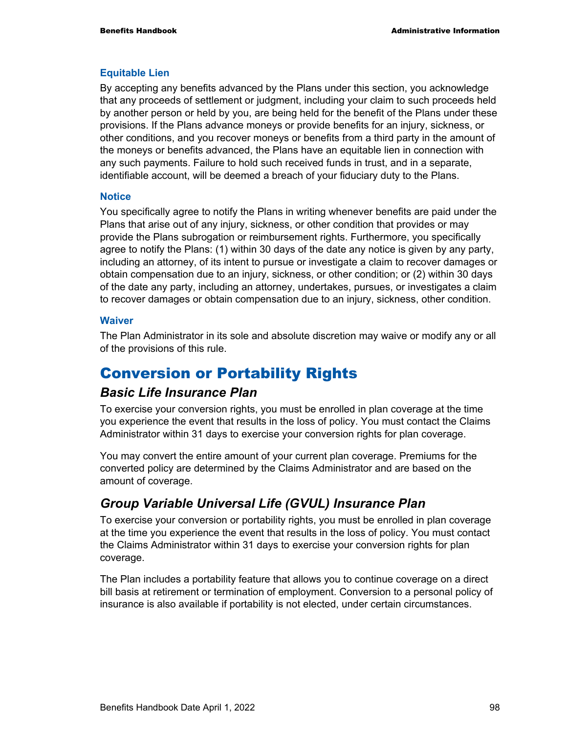### Equitable Lien

By accepting any benefits advanced by the Plans under this section, you acknowledge that any proceeds of settlement or judgment, including your claim to such proceeds held by another person or held by you, are being held for the benefit of the Plans under these provisions. If the Plans advance moneys or provide benefits for an injury, sickness, or other conditions, and you recover moneys or benefits from a third party in the amount of the moneys or benefits advanced, the Plans have an equitable lien in connection with any such payments. Failure to hold such received funds in trust, and in a separate, identifiable account, will be deemed a breach of your fiduciary duty to the Plans.

### Notice

You specifically agree to notify the Plans in writing whenever benefits are paid under the Plans that arise out of any injury, sickness, or other condition that provides or may provide the Plans subrogation or reimbursement rights. Furthermore, you specifically agree to notify the Plans: (1) within 30 days of the date any notice is given by any party, including an attorney, of its intent to pursue or investigate a claim to recover damages or obtain compensation due to an injury, sickness, or other condition; or (2) within 30 days of the date any party, including an attorney, undertakes, pursues, or investigates a claim to recover damages or obtain compensation due to an injury, sickness, other condition.

### Waiver

The Plan Administrator in its sole and absolute discretion may waive or modify any or all of the provisions of this rule.

# Conversion or Portability Rights

## *Basic Life Insurance Plan*

To exercise your conversion rights, you must be enrolled in plan coverage at the time you experience the event that results in the loss of policy. You must contact the Claims Administrator within 31 days to exercise your conversion rights for plan coverage.

You may convert the entire amount of your current plan coverage. Premiums for the converted policy are determined by the Claims Administrator and are based on the amount of coverage.

## *Group Variable Universal Life (GVUL) Insurance Plan*

To exercise your conversion or portability rights, you must be enrolled in plan coverage at the time you experience the event that results in the loss of policy. You must contact the Claims Administrator within 31 days to exercise your conversion rights for plan coverage.

The Plan includes a portability feature that allows you to continue coverage on a direct bill basis at retirement or termination of employment. Conversion to a personal policy of insurance is also available if portability is not elected, under certain circumstances.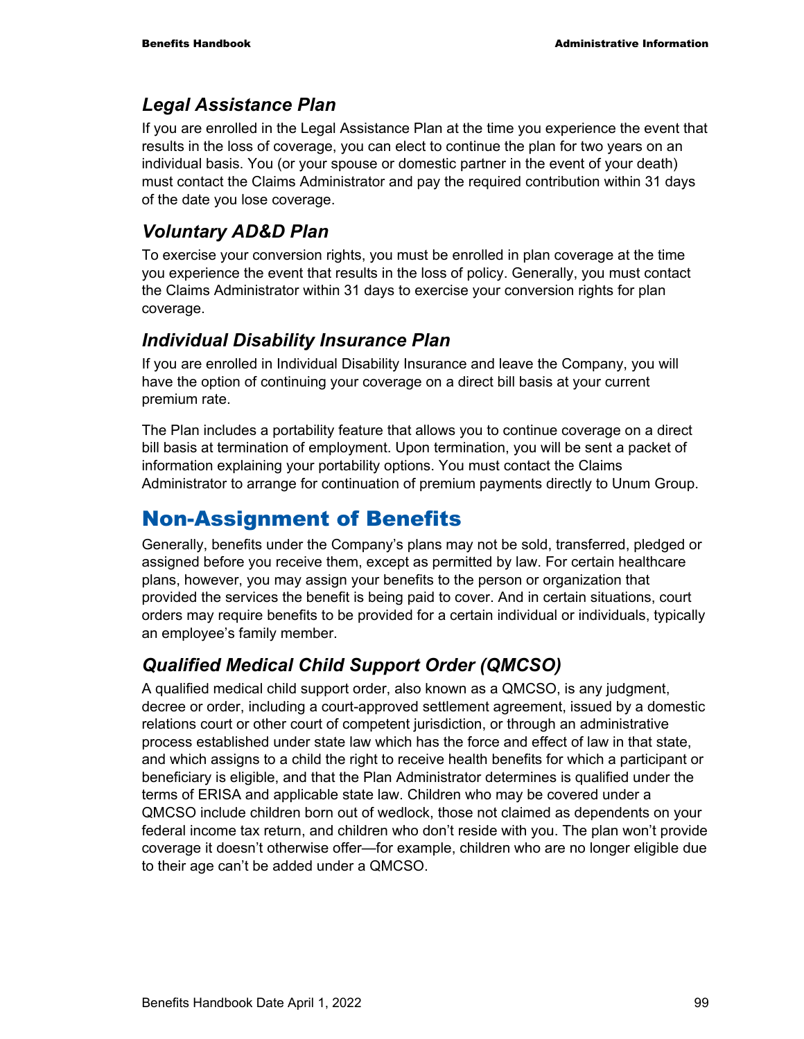### *Legal Assistance Plan*

If you are enrolled in the Legal Assistance Plan at the time you experience the event that results in the loss of coverage, you can elect to continue the plan for two years on an individual basis. You (or your spouse or domestic partner in the event of your death) must contact the Claims Administrator and pay the required contribution within 31 days of the date you lose coverage.

### *Voluntary AD&D Plan*

To exercise your conversion rights, you must be enrolled in plan coverage at the time you experience the event that results in the loss of policy. Generally, you must contact the Claims Administrator within 31 days to exercise your conversion rights for plan coverage.

### *Individual Disability Insurance Plan*

If you are enrolled in Individual Disability Insurance and leave the Company, you will have the option of continuing your coverage on a direct bill basis at your current premium rate.

The Plan includes a portability feature that allows you to continue coverage on a direct bill basis at termination of employment. Upon termination, you will be sent a packet of information explaining your portability options. You must contact the Claims Administrator to arrange for continuation of premium payments directly to Unum Group.

## Non-Assignment of Benefits

Generally, benefits under the Company's plans may not be sold, transferred, pledged or assigned before you receive them, except as permitted by law. For certain healthcare plans, however, you may assign your benefits to the person or organization that provided the services the benefit is being paid to cover. And in certain situations, court orders may require benefits to be provided for a certain individual or individuals, typically an employee's family member.

### *Qualified Medical Child Support Order (QMCSO)*

A qualified medical child support order, also known as a QMCSO, is any judgment, decree or order, including a court-approved settlement agreement, issued by a domestic relations court or other court of competent jurisdiction, or through an administrative process established under state law which has the force and effect of law in that state, and which assigns to a child the right to receive health benefits for which a participant or beneficiary is eligible, and that the Plan Administrator determines is qualified under the terms of ERISA and applicable state law. Children who may be covered under a QMCSO include children born out of wedlock, those not claimed as dependents on your federal income tax return, and children who don't reside with you. The plan won't provide coverage it doesn't otherwise offer—for example, children who are no longer eligible due to their age can't be added under a QMCSO.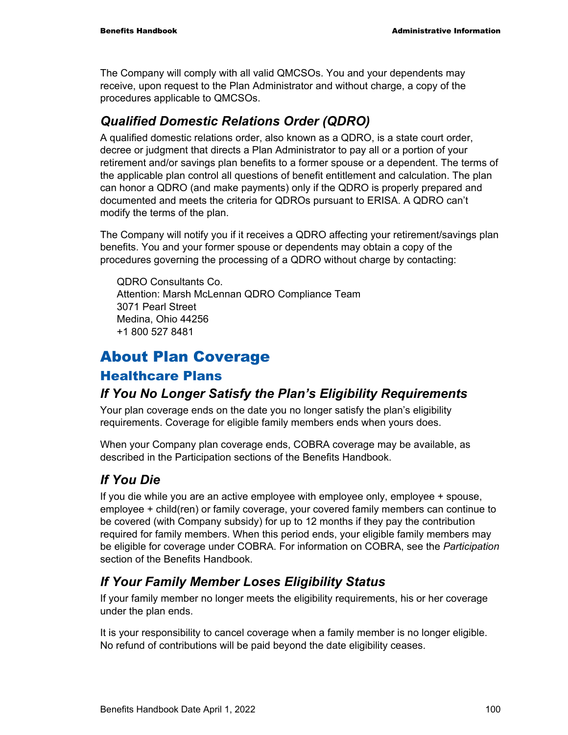The Company will comply with all valid QMCSOs. You and your dependents may receive, upon request to the Plan Administrator and without charge, a copy of the procedures applicable to QMCSOs.

### *Qualified Domestic Relations Order (QDRO)*

A qualified domestic relations order, also known as a QDRO, is a state court order, decree or judgment that directs a Plan Administrator to pay all or a portion of your retirement and/or savings plan benefits to a former spouse or a dependent. The terms of the applicable plan control all questions of benefit entitlement and calculation. The plan can honor a QDRO (and make payments) only if the QDRO is properly prepared and documented and meets the criteria for QDROs pursuant to ERISA. A QDRO can't modify the terms of the plan.

The Company will notify you if it receives a QDRO affecting your retirement/savings plan benefits. You and your former spouse or dependents may obtain a copy of the procedures governing the processing of a QDRO without charge by contacting:

QDRO Consultants Co.
Attention: Marsh McLennan QDRO Compliance Team
3071 Pearl Street
Medina, Ohio 44256
+1 800 527 8481

# About Plan Coverage

## Healthcare Plans

### *If You No Longer Satisfy the Plan's Eligibility Requirements*

Your plan coverage ends on the date you no longer satisfy the plan's eligibility requirements. Coverage for eligible family members ends when yours does.

When your Company plan coverage ends, COBRA coverage may be available, as described in the Participation sections of the Benefits Handbook.

### *If You Die*

If you die while you are an active employee with employee only, employee + spouse, employee + child(ren) or family coverage, your covered family members can continue to be covered (with Company subsidy) for up to 12 months if they pay the contribution required for family members. When this period ends, your eligible family members may be eligible for coverage under COBRA. For information on COBRA, see the *Participation* section of the Benefits Handbook.

### *If Your Family Member Loses Eligibility Status*

If your family member no longer meets the eligibility requirements, his or her coverage under the plan ends.

It is your responsibility to cancel coverage when a family member is no longer eligible. No refund of contributions will be paid beyond the date eligibility ceases.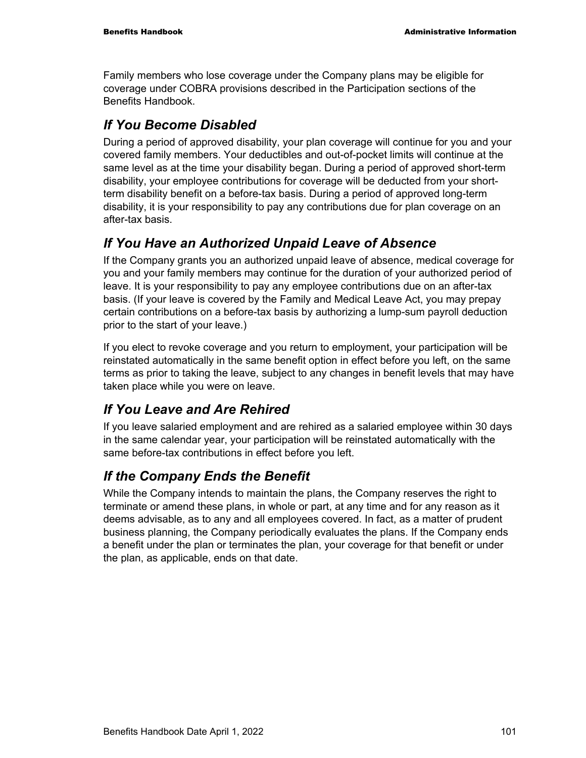Family members who lose coverage under the Company plans may be eligible for coverage under COBRA provisions described in the Participation sections of the Benefits Handbook.

## *If You Become Disabled*

During a period of approved disability, your plan coverage will continue for you and your covered family members. Your deductibles and out-of-pocket limits will continue at the same level as at the time your disability began. During a period of approved short-term disability, your employee contributions for coverage will be deducted from your short-term disability benefit on a before-tax basis. During a period of approved long-term disability, it is your responsibility to pay any contributions due for plan coverage on an after-tax basis.

## *If You Have an Authorized Unpaid Leave of Absence*

If the Company grants you an authorized unpaid leave of absence, medical coverage for you and your family members may continue for the duration of your authorized period of leave. It is your responsibility to pay any employee contributions due on an after-tax basis. (If your leave is covered by the Family and Medical Leave Act, you may prepay certain contributions on a before-tax basis by authorizing a lump-sum payroll deduction prior to the start of your leave.)

If you elect to revoke coverage and you return to employment, your participation will be reinstated automatically in the same benefit option in effect before you left, on the same terms as prior to taking the leave, subject to any changes in benefit levels that may have taken place while you were on leave.

## *If You Leave and Are Rehired*

If you leave salaried employment and are rehired as a salaried employee within 30 days in the same calendar year, your participation will be reinstated automatically with the same before-tax contributions in effect before you left.

## *If the Company Ends the Benefit*

While the Company intends to maintain the plans, the Company reserves the right to terminate or amend these plans, in whole or part, at any time and for any reason as it deems advisable, as to any and all employees covered. In fact, as a matter of prudent business planning, the Company periodically evaluates the plans. If the Company ends a benefit under the plan or terminates the plan, your coverage for that benefit or under the plan, as applicable, ends on that date.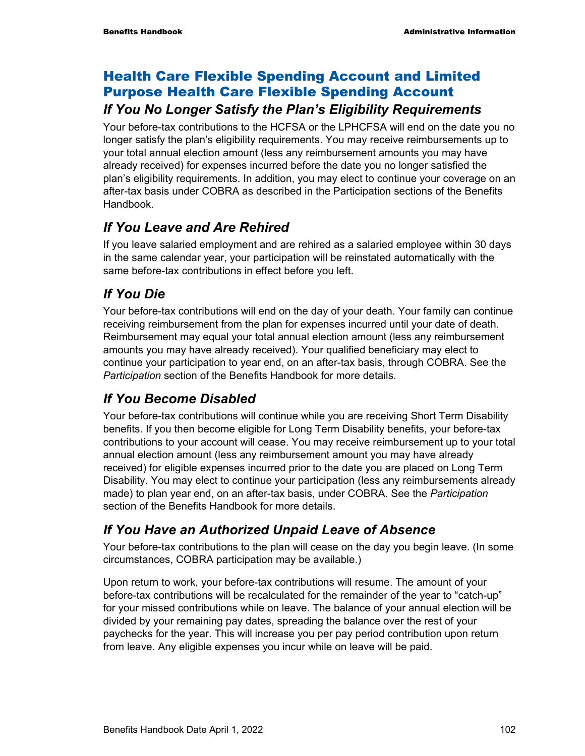## Health Care Flexible Spending Account and Limited Purpose Health Care Flexible Spending Account

### *If You No Longer Satisfy the Plan's Eligibility Requirements*

Your before-tax contributions to the HCFSA or the LPHCFSA will end on the date you no longer satisfy the plan's eligibility requirements. You may receive reimbursements up to your total annual election amount (less any reimbursement amounts you may have already received) for expenses incurred before the date you no longer satisfied the plan's eligibility requirements. In addition, you may elect to continue your coverage on an after-tax basis under COBRA as described in the Participation sections of the Benefits Handbook.

### *If You Leave and Are Rehired*

If you leave salaried employment and are rehired as a salaried employee within 30 days in the same calendar year, your participation will be reinstated automatically with the same before-tax contributions in effect before you left.

### *If You Die*

Your before-tax contributions will end on the day of your death. Your family can continue receiving reimbursement from the plan for expenses incurred until your date of death. Reimbursement may equal your total annual election amount (less any reimbursement amounts you may have already received). Your qualified beneficiary may elect to continue your participation to year end, on an after-tax basis, through COBRA. See the *Participation* section of the Benefits Handbook for more details.

### *If You Become Disabled*

Your before-tax contributions will continue while you are receiving Short Term Disability benefits. If you then become eligible for Long Term Disability benefits, your before-tax contributions to your account will cease. You may receive reimbursement up to your total annual election amount (less any reimbursement amount you may have already received) for eligible expenses incurred prior to the date you are placed on Long Term Disability. You may elect to continue your participation (less any reimbursements already made) to plan year end, on an after-tax basis, under COBRA. See the *Participation* section of the Benefits Handbook for more details.

### *If You Have an Authorized Unpaid Leave of Absence*

Your before-tax contributions to the plan will cease on the day you begin leave. (In some circumstances, COBRA participation may be available.)

Upon return to work, your before-tax contributions will resume. The amount of your before-tax contributions will be recalculated for the remainder of the year to "catch-up" for your missed contributions while on leave. The balance of your annual election will be divided by your remaining pay dates, spreading the balance over the rest of your paychecks for the year. This will increase you per pay period contribution upon return from leave. Any eligible expenses you incur while on leave will be paid.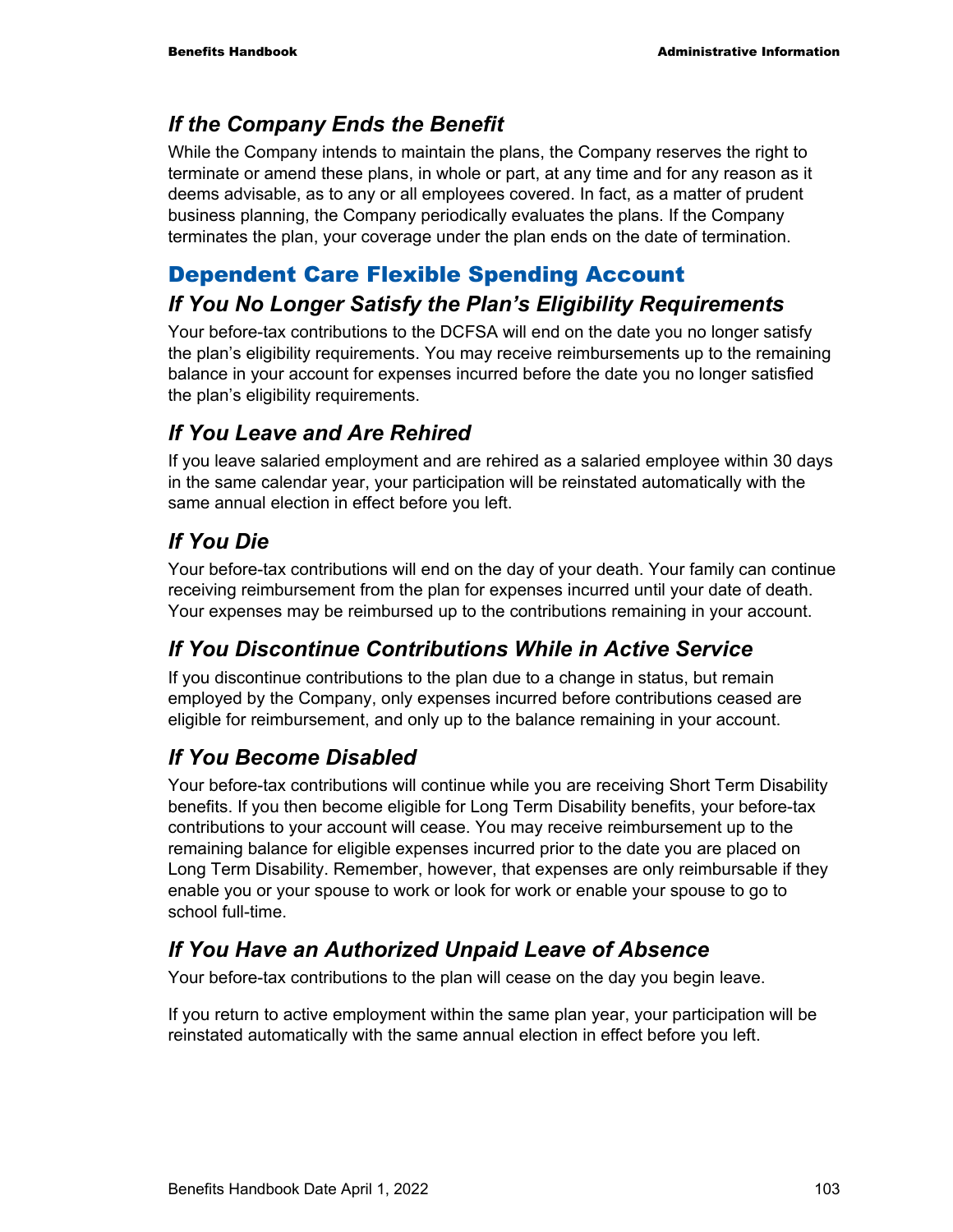### *If the Company Ends the Benefit*

While the Company intends to maintain the plans, the Company reserves the right to terminate or amend these plans, in whole or part, at any time and for any reason as it deems advisable, as to any or all employees covered. In fact, as a matter of prudent business planning, the Company periodically evaluates the plans. If the Company terminates the plan, your coverage under the plan ends on the date of termination.

## Dependent Care Flexible Spending Account

### *If You No Longer Satisfy the Plan's Eligibility Requirements*

Your before-tax contributions to the DCFSA will end on the date you no longer satisfy the plan's eligibility requirements. You may receive reimbursements up to the remaining balance in your account for expenses incurred before the date you no longer satisfied the plan's eligibility requirements.

### *If You Leave and Are Rehired*

If you leave salaried employment and are rehired as a salaried employee within 30 days in the same calendar year, your participation will be reinstated automatically with the same annual election in effect before you left.

### *If You Die*

Your before-tax contributions will end on the day of your death. Your family can continue receiving reimbursement from the plan for expenses incurred until your date of death. Your expenses may be reimbursed up to the contributions remaining in your account.

### *If You Discontinue Contributions While in Active Service*

If you discontinue contributions to the plan due to a change in status, but remain employed by the Company, only expenses incurred before contributions ceased are eligible for reimbursement, and only up to the balance remaining in your account.

### *If You Become Disabled*

Your before-tax contributions will continue while you are receiving Short Term Disability benefits. If you then become eligible for Long Term Disability benefits, your before-tax contributions to your account will cease. You may receive reimbursement up to the remaining balance for eligible expenses incurred prior to the date you are placed on Long Term Disability. Remember, however, that expenses are only reimbursable if they enable you or your spouse to work or look for work or enable your spouse to go to school full-time.

### *If You Have an Authorized Unpaid Leave of Absence*

Your before-tax contributions to the plan will cease on the day you begin leave.

If you return to active employment within the same plan year, your participation will be reinstated automatically with the same annual election in effect before you left.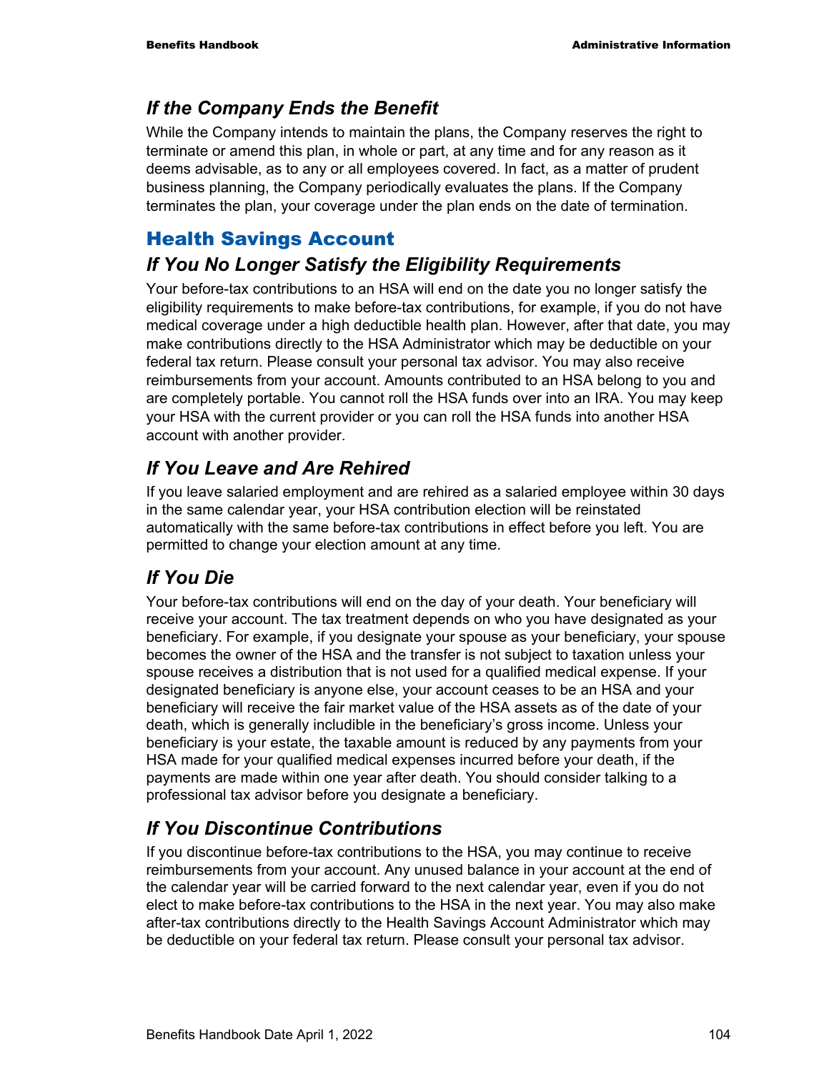### *If the Company Ends the Benefit*

While the Company intends to maintain the plans, the Company reserves the right to terminate or amend this plan, in whole or part, at any time and for any reason as it deems advisable, as to any or all employees covered. In fact, as a matter of prudent business planning, the Company periodically evaluates the plans. If the Company terminates the plan, your coverage under the plan ends on the date of termination.

## Health Savings Account

### *If You No Longer Satisfy the Eligibility Requirements*

Your before-tax contributions to an HSA will end on the date you no longer satisfy the eligibility requirements to make before-tax contributions, for example, if you do not have medical coverage under a high deductible health plan. However, after that date, you may make contributions directly to the HSA Administrator which may be deductible on your federal tax return. Please consult your personal tax advisor. You may also receive reimbursements from your account. Amounts contributed to an HSA belong to you and are completely portable. You cannot roll the HSA funds over into an IRA. You may keep your HSA with the current provider or you can roll the HSA funds into another HSA account with another provider.

### *If You Leave and Are Rehired*

If you leave salaried employment and are rehired as a salaried employee within 30 days in the same calendar year, your HSA contribution election will be reinstated automatically with the same before-tax contributions in effect before you left. You are permitted to change your election amount at any time.

### *If You Die*

Your before-tax contributions will end on the day of your death. Your beneficiary will receive your account. The tax treatment depends on who you have designated as your beneficiary. For example, if you designate your spouse as your beneficiary, your spouse becomes the owner of the HSA and the transfer is not subject to taxation unless your spouse receives a distribution that is not used for a qualified medical expense. If your designated beneficiary is anyone else, your account ceases to be an HSA and your beneficiary will receive the fair market value of the HSA assets as of the date of your death, which is generally includible in the beneficiary's gross income. Unless your beneficiary is your estate, the taxable amount is reduced by any payments from your HSA made for your qualified medical expenses incurred before your death, if the payments are made within one year after death. You should consider talking to a professional tax advisor before you designate a beneficiary.

### *If You Discontinue Contributions*

If you discontinue before-tax contributions to the HSA, you may continue to receive reimbursements from your account. Any unused balance in your account at the end of the calendar year will be carried forward to the next calendar year, even if you do not elect to make before-tax contributions to the HSA in the next year. You may also make after-tax contributions directly to the Health Savings Account Administrator which may be deductible on your federal tax return. Please consult your personal tax advisor.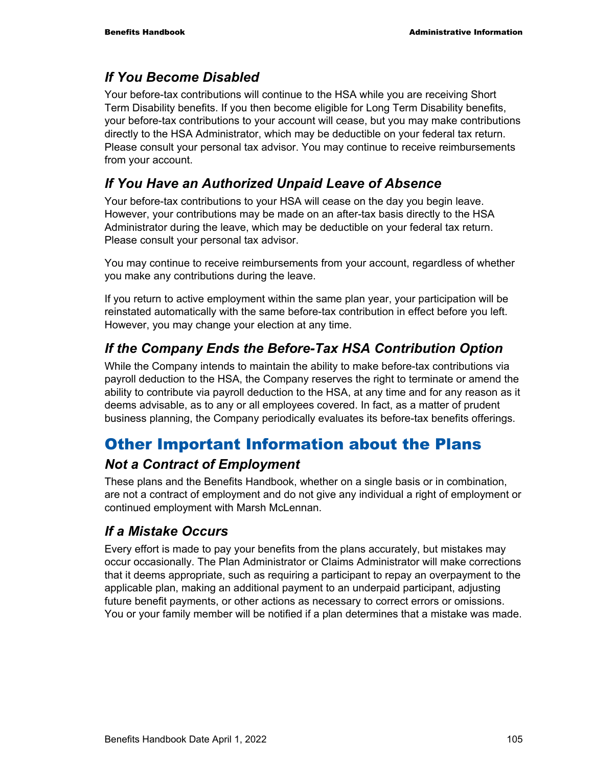### *If You Become Disabled*

Your before-tax contributions will continue to the HSA while you are receiving Short Term Disability benefits. If you then become eligible for Long Term Disability benefits, your before-tax contributions to your account will cease, but you may make contributions directly to the HSA Administrator, which may be deductible on your federal tax return. Please consult your personal tax advisor. You may continue to receive reimbursements from your account.

### *If You Have an Authorized Unpaid Leave of Absence*

Your before-tax contributions to your HSA will cease on the day you begin leave. However, your contributions may be made on an after-tax basis directly to the HSA Administrator during the leave, which may be deductible on your federal tax return. Please consult your personal tax advisor.

You may continue to receive reimbursements from your account, regardless of whether you make any contributions during the leave.

If you return to active employment within the same plan year, your participation will be reinstated automatically with the same before-tax contribution in effect before you left. However, you may change your election at any time.

### *If the Company Ends the Before-Tax HSA Contribution Option*

While the Company intends to maintain the ability to make before-tax contributions via payroll deduction to the HSA, the Company reserves the right to terminate or amend the ability to contribute via payroll deduction to the HSA, at any time and for any reason as it deems advisable, as to any or all employees covered. In fact, as a matter of prudent business planning, the Company periodically evaluates its before-tax benefits offerings.

## Other Important Information about the Plans

### *Not a Contract of Employment*

These plans and the Benefits Handbook, whether on a single basis or in combination, are not a contract of employment and do not give any individual a right of employment or continued employment with Marsh McLennan.

### *If a Mistake Occurs*

Every effort is made to pay your benefits from the plans accurately, but mistakes may occur occasionally. The Plan Administrator or Claims Administrator will make corrections that it deems appropriate, such as requiring a participant to repay an overpayment to the applicable plan, making an additional payment to an underpaid participant, adjusting future benefit payments, or other actions as necessary to correct errors or omissions. You or your family member will be notified if a plan determines that a mistake was made.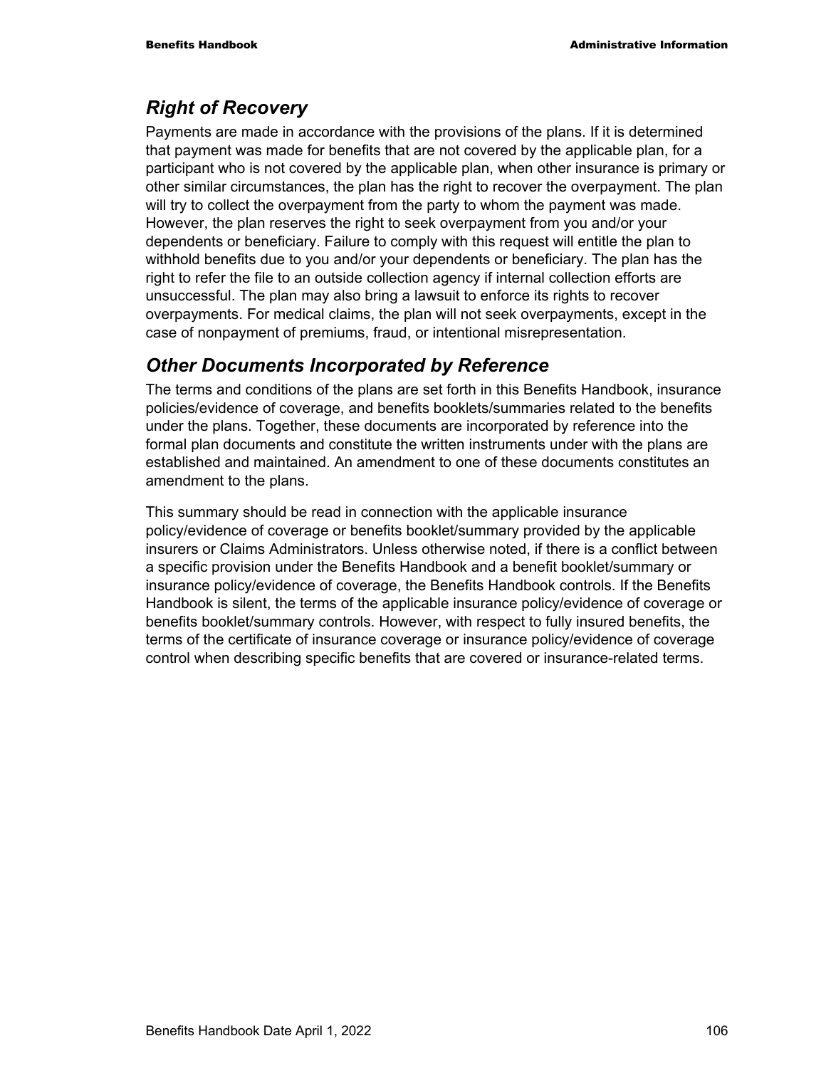## Right of Recovery

Payments are made in accordance with the provisions of the plans. If it is determined that payment was made for benefits that are not covered by the applicable plan, for a participant who is not covered by the applicable plan, when other insurance is primary or other similar circumstances, the plan has the right to recover the overpayment. The plan will try to collect the overpayment from the party to whom the payment was made. However, the plan reserves the right to seek overpayment from you and/or your dependents or beneficiary. Failure to comply with this request will entitle the plan to withhold benefits due to you and/or your dependents or beneficiary. The plan has the right to refer the file to an outside collection agency if internal collection efforts are unsuccessful. The plan may also bring a lawsuit to enforce its rights to recover overpayments. For medical claims, the plan will not seek overpayments, except in the case of nonpayment of premiums, fraud, or intentional misrepresentation.

## Other Documents Incorporated by Reference

The terms and conditions of the plans are set forth in this Benefits Handbook, insurance policies/evidence of coverage, and benefits booklets/summaries related to the benefits under the plans. Together, these documents are incorporated by reference into the formal plan documents and constitute the written instruments under with the plans are established and maintained. An amendment to one of these documents constitutes an amendment to the plans.

This summary should be read in connection with the applicable insurance policy/evidence of coverage or benefits booklet/summary provided by the applicable insurers or Claims Administrators. Unless otherwise noted, if there is a conflict between a specific provision under the Benefits Handbook and a benefit booklet/summary or insurance policy/evidence of coverage, the Benefits Handbook controls. If the Benefits Handbook is silent, the terms of the applicable insurance policy/evidence of coverage or benefits booklet/summary controls. However, with respect to fully insured benefits, the terms of the certificate of insurance coverage or insurance policy/evidence of coverage control when describing specific benefits that are covered or insurance-related terms.